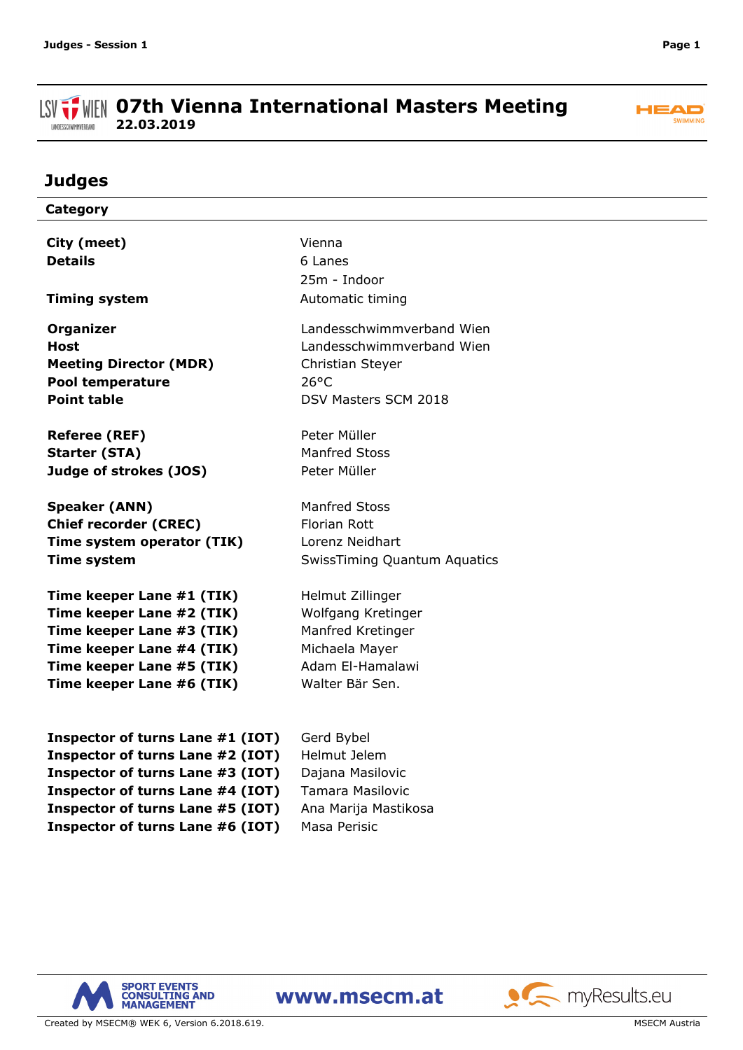# 07th Vienna International Masters Meeting

**22.03.2019**

## Judges

| Category | |
|---|---|
| **City (meet)** | Vienna |
| **Details** | 6 Lanes |
| | 25m - Indoor |
| **Timing system** | Automatic timing |
| **Organizer** | Landesschwimmverband Wien |
| **Host** | Landesschwimmverband Wien |
| **Meeting Director (MDR)** | Christian Steyer |
| **Pool temperature** | 26°C |
| **Point table** | DSV Masters SCM 2018 |
| **Referee (REF)** | Peter Müller |
| **Starter (STA)** | Manfred Stoss |
| **Judge of strokes (JOS)** | Peter Müller |
| **Speaker (ANN)** | Manfred Stoss |
| **Chief recorder (CREC)** | Florian Rott |
| **Time system operator (TIK)** | Lorenz Neidhart |
| **Time system** | SwissTiming Quantum Aquatics |
| **Time keeper Lane #1 (TIK)** | Helmut Zillinger |
| **Time keeper Lane #2 (TIK)** | Wolfgang Kretinger |
| **Time keeper Lane #3 (TIK)** | Manfred Kretinger |
| **Time keeper Lane #4 (TIK)** | Michaela Mayer |
| **Time keeper Lane #5 (TIK)** | Adam El-Hamalawi |
| **Time keeper Lane #6 (TIK)** | Walter Bär Sen. |
| **Inspector of turns Lane #1 (IOT)** | Gerd Bybel |
| **Inspector of turns Lane #2 (IOT)** | Helmut Jelem |
| **Inspector of turns Lane #3 (IOT)** | Dajana Masilovic |
| **Inspector of turns Lane #4 (IOT)** | Tamara Masilovic |
| **Inspector of turns Lane #5 (IOT)** | Ana Marija Mastikosa |
| **Inspector of turns Lane #6 (IOT)** | Masa Perisic |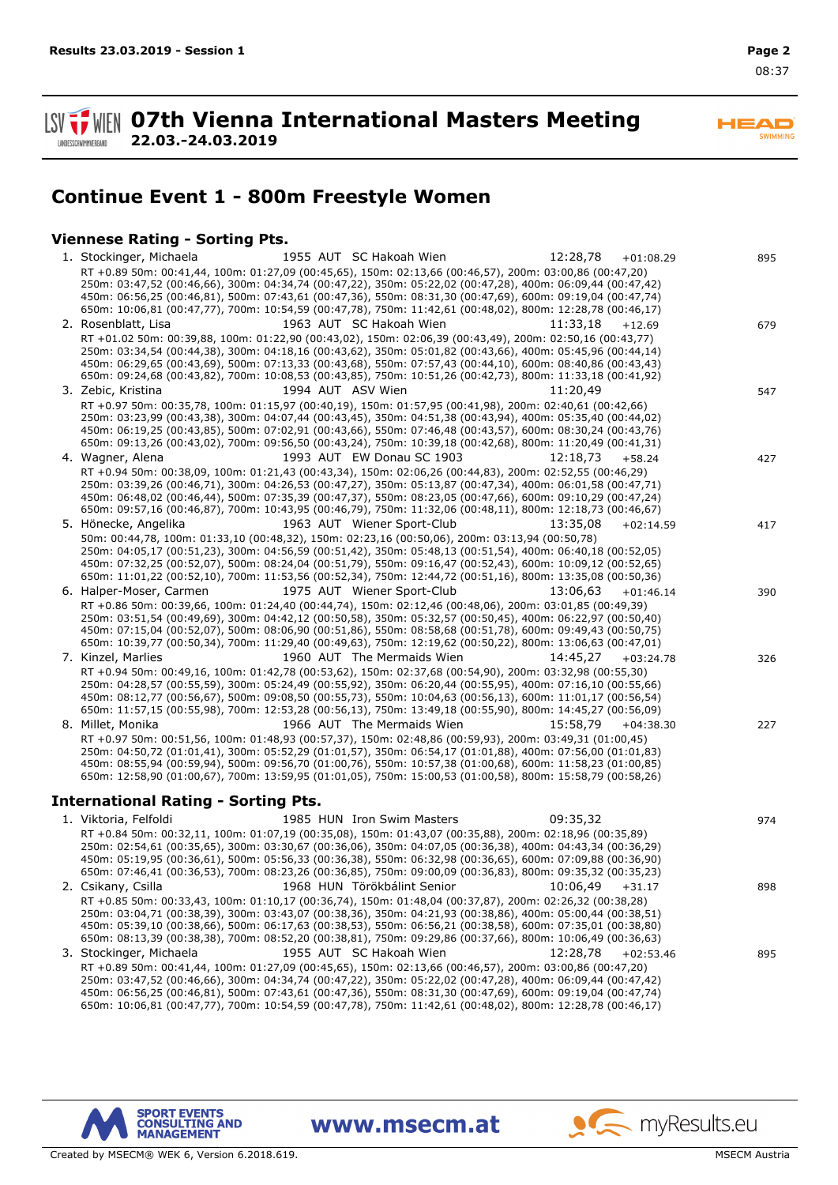# 07th Vienna International Masters Meeting

**22.03.-24.03.2019**

## Continue Event 1 - 800m Freestyle Women

### Viennese Rating - Sorting Pts.

1. Stockinger, Michaela 1955 AUT SC Hakoah Wien 12:28,78 +01:08.29 895
   RT +0.89 50m: 00:41,44, 100m: 01:27,09 (00:45,65), 150m: 02:13,66 (00:46,57), 200m: 03:00,86 (00:47,20)
   250m: 03:47,52 (00:46,66), 300m: 04:34,74 (00:47,22), 350m: 05:22,02 (00:47,28), 400m: 06:09,44 (00:47,42)
   450m: 06:56,25 (00:46,81), 500m: 07:43,61 (00:47,36), 550m: 08:31,30 (00:47,69), 600m: 09:19,04 (00:47,74)
   650m: 10:06,81 (00:47,77), 700m: 10:54,59 (00:47,78), 750m: 11:42,61 (00:48,02), 800m: 12:28,78 (00:46,17)
2. Rosenblatt, Lisa 1963 AUT SC Hakoah Wien 11:33,18 +12.69 679
   RT +01.02 50m: 00:39,88, 100m: 01:22,90 (00:43,02), 150m: 02:06,39 (00:43,49), 200m: 02:50,16 (00:43,77)
   250m: 03:34,54 (00:44,38), 300m: 04:18,16 (00:43,62), 350m: 05:01,82 (00:43,66), 400m: 05:45,96 (00:44,14)
   450m: 06:29,65 (00:43,69), 500m: 07:13,33 (00:43,68), 550m: 07:57,43 (00:44,10), 600m: 08:40,86 (00:43,43)
   650m: 09:24,68 (00:43,82), 700m: 10:08,53 (00:43,85), 750m: 10:51,26 (00:42,73), 800m: 11:33,18 (00:41,92)
3. Zebic, Kristina 1994 AUT ASV Wien 11:20,49 547
   RT +0.97 50m: 00:35,78, 100m: 01:15,97 (00:40,19), 150m: 01:57,95 (00:41,98), 200m: 02:40,61 (00:42,66)
   250m: 03:23,99 (00:43,38), 300m: 04:07,44 (00:43,45), 350m: 04:51,38 (00:43,94), 400m: 05:35,40 (00:44,02)
   450m: 06:19,25 (00:43,85), 500m: 07:02,91 (00:43,66), 550m: 07:46,48 (00:43,57), 600m: 08:30,24 (00:43,76)
   650m: 09:13,26 (00:43,02), 700m: 09:56,50 (00:43,24), 750m: 10:39,18 (00:42,68), 800m: 11:20,49 (00:41,31)
4. Wagner, Alena 1993 AUT EW Donau SC 1903 12:18,73 +58.24 427
   RT +0.94 50m: 00:38,09, 100m: 01:21,43 (00:43,34), 150m: 02:06,26 (00:44,83), 200m: 02:52,55 (00:46,29)
   250m: 03:39,26 (00:46,71), 300m: 04:26,53 (00:47,27), 350m: 05:13,87 (00:47,34), 400m: 06:01,58 (00:47,71)
   450m: 06:48,02 (00:46,44), 500m: 07:35,39 (00:47,37), 550m: 08:23,05 (00:47,66), 600m: 09:10,29 (00:47,24)
   650m: 09:57,16 (00:46,87), 700m: 10:43,95 (00:46,79), 750m: 11:32,06 (00:48,11), 800m: 12:18,73 (00:46,67)
5. Hönecke, Angelika 1963 AUT Wiener Sport-Club 13:35,08 +02:14.59 417
   50m: 00:44,78, 100m: 01:33,10 (00:48,32), 150m: 02:23,16 (00:50,06), 200m: 03:13,94 (00:50,78)
   250m: 04:05,17 (00:51,23), 300m: 04:56,59 (00:51,42), 350m: 05:48,13 (00:51,54), 400m: 06:40,18 (00:52,05)
   450m: 07:32,25 (00:52,07), 500m: 08:24,04 (00:51,79), 550m: 09:16,47 (00:52,43), 600m: 10:09,12 (00:52,65)
   650m: 11:01,22 (00:52,10), 700m: 11:53,56 (00:52,34), 750m: 12:44,72 (00:51,16), 800m: 13:35,08 (00:50,36)
6. Halper-Moser, Carmen 1975 AUT Wiener Sport-Club 13:06,63 +01:46.14 390
   RT +0.86 50m: 00:39,66, 100m: 01:24,40 (00:44,74), 150m: 02:12,46 (00:48,06), 200m: 03:01,85 (00:49,39)
   250m: 03:51,54 (00:49,69), 300m: 04:42,12 (00:50,58), 350m: 05:32,57 (00:50,45), 400m: 06:22,97 (00:50,40)
   450m: 07:15,04 (00:52,07), 500m: 08:06,90 (00:51,86), 550m: 08:58,68 (00:51,78), 600m: 09:49,43 (00:50,75)
   650m: 10:39,77 (00:50,34), 700m: 11:29,40 (00:49,63), 750m: 12:19,62 (00:50,22), 800m: 13:06,63 (00:47,01)
7. Kinzel, Marlies 1960 AUT The Mermaids Wien 14:45,27 +03:24.78 326
   RT +0.94 50m: 00:49,16, 100m: 01:42,78 (00:53,62), 150m: 02:37,68 (00:54,90), 200m: 03:32,98 (00:55,30)
   250m: 04:28,57 (00:55,59), 300m: 05:24,49 (00:55,92), 350m: 06:20,44 (00:55,95), 400m: 07:16,10 (00:55,66)
   450m: 08:12,77 (00:56,67), 500m: 09:08,50 (00:55,73), 550m: 10:04,63 (00:56,13), 600m: 11:01,17 (00:56,54)
   650m: 11:57,15 (00:55,98), 700m: 12:53,28 (00:56,13), 750m: 13:49,18 (00:55,90), 800m: 14:45,27 (00:56,09)
8. Millet, Monika 1966 AUT The Mermaids Wien 15:58,79 +04:38.30 227
   RT +0.97 50m: 00:51,56, 100m: 01:48,93 (00:57,37), 150m: 02:48,86 (00:59,93), 200m: 03:49,31 (01:00,45)
   250m: 04:50,72 (01:01,41), 300m: 05:52,29 (01:01,57), 350m: 06:54,17 (01:01,88), 400m: 07:56,00 (01:01,83)
   450m: 08:55,94 (00:59,94), 500m: 09:56,70 (01:00,76), 550m: 10:57,38 (01:00,68), 600m: 11:58,23 (01:00,85)
   650m: 12:58,90 (01:00,67), 700m: 13:59,95 (01:01,05), 750m: 15:00,53 (01:00,58), 800m: 15:58,79 (00:58,26)

### International Rating - Sorting Pts.

1. Viktoria, Felfoldi 1985 HUN Iron Swim Masters 09:35,32 974
   RT +0.84 50m: 00:32,11, 100m: 01:07,19 (00:35,08), 150m: 01:43,07 (00:35,88), 200m: 02:18,96 (00:35,89)
   250m: 02:54,61 (00:35,65), 300m: 03:30,67 (00:36,06), 350m: 04:07,05 (00:36,38), 400m: 04:43,34 (00:36,29)
   450m: 05:19,95 (00:36,61), 500m: 05:56,33 (00:36,38), 550m: 06:32,98 (00:36,65), 600m: 07:09,88 (00:36,90)
   650m: 07:46,41 (00:36,53), 700m: 08:23,26 (00:36,85), 750m: 09:00,09 (00:36,83), 800m: 09:35,32 (00:35,23)
2. Csikany, Csilla 1968 HUN Törökbálint Senior 10:06,49 +31.17 898
   RT +0.85 50m: 00:33,43, 100m: 01:10,17 (00:36,74), 150m: 01:48,04 (00:37,87), 200m: 02:26,32 (00:38,28)
   250m: 03:04,71 (00:38,39), 300m: 03:43,07 (00:38,36), 350m: 04:21,93 (00:38,86), 400m: 05:00,44 (00:38,51)
   450m: 05:39,10 (00:38,66), 500m: 06:17,63 (00:38,53), 550m: 06:56,21 (00:38,58), 600m: 07:35,01 (00:38,80)
   650m: 08:13,39 (00:38,38), 700m: 08:52,20 (00:38,81), 750m: 09:29,86 (00:37,66), 800m: 10:06,49 (00:36,63)
3. Stockinger, Michaela 1955 AUT SC Hakoah Wien 12:28,78 +02:53.46 895
   RT +0.89 50m: 00:41,44, 100m: 01:27,09 (00:45,65), 150m: 02:13,66 (00:46,57), 200m: 03:00,86 (00:47,20)
   250m: 03:47,52 (00:46,66), 300m: 04:34,74 (00:47,22), 350m: 05:22,02 (00:47,28), 400m: 06:09,44 (00:47,42)
   450m: 06:56,25 (00:46,81), 500m: 07:43,61 (00:47,36), 550m: 08:31,30 (00:47,69), 600m: 09:19,04 (00:47,74)
   650m: 10:06,81 (00:47,77), 700m: 10:54,59 (00:47,78), 750m: 11:42,61 (00:48,02), 800m: 12:28,78 (00:46,17)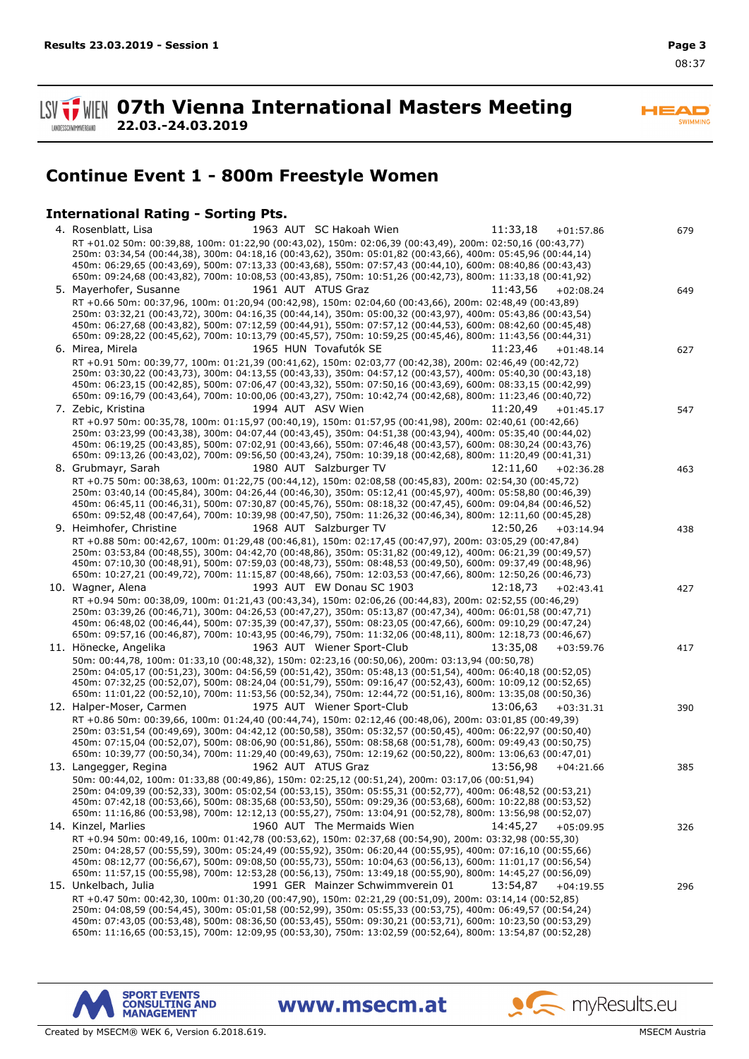# 07th Vienna International Masters Meeting

**22.03.-24.03.2019**

## Continue Event 1 - 800m Freestyle Women

### International Rating - Sorting Pts.

4. Rosenblatt, Lisa 1963 AUT SC Hakoah Wien 11:33,18 +01:57.86 679
RT +01.02 50m: 00:39,88, 100m: 01:22,90 (00:43,02), 150m: 02:06,39 (00:43,49), 200m: 02:50,16 (00:43,77)
250m: 03:34,54 (00:44,38), 300m: 04:18,16 (00:43,62), 350m: 05:01,82 (00:43,66), 400m: 05:45,96 (00:44,14)
450m: 06:29,65 (00:43,69), 500m: 07:13,33 (00:43,68), 550m: 07:57,43 (00:44,10), 600m: 08:40,86 (00:43,43)
650m: 09:24,68 (00:43,82), 700m: 10:08,53 (00:43,85), 750m: 10:51,26 (00:42,73), 800m: 11:33,18 (00:41,92)

5. Mayerhofer, Susanne 1961 AUT ATUS Graz 11:43,56 +02:08.24 649
RT +0.66 50m: 00:37,96, 100m: 01:20,94 (00:42,98), 150m: 02:04,60 (00:43,66), 200m: 02:48,49 (00:43,89)
250m: 03:32,21 (00:43,72), 300m: 04:16,35 (00:44,14), 350m: 05:00,32 (00:43,97), 400m: 05:43,86 (00:43,54)
450m: 06:27,68 (00:43,82), 500m: 07:12,59 (00:44,91), 550m: 07:57,12 (00:44,53), 600m: 08:42,60 (00:45,48)
650m: 09:28,22 (00:45,62), 700m: 10:13,79 (00:45,57), 750m: 10:59,25 (00:45,46), 800m: 11:43,56 (00:44,31)

6. Mirea, Mirela 1965 HUN Tovafutók SE 11:23,46 +01:48.14 627
RT +0.91 50m: 00:39,77, 100m: 01:21,39 (00:41,62), 150m: 02:03,77 (00:42,38), 200m: 02:46,49 (00:42,72)
250m: 03:30,22 (00:43,73), 300m: 04:13,55 (00:43,33), 350m: 04:57,12 (00:43,57), 400m: 05:40,30 (00:43,18)
450m: 06:23,15 (00:42,85), 500m: 07:06,47 (00:43,32), 550m: 07:50,16 (00:43,69), 600m: 08:33,15 (00:42,99)
650m: 09:16,79 (00:43,64), 700m: 10:00,06 (00:43,27), 750m: 10:42,74 (00:42,68), 800m: 11:23,46 (00:40,72)

7. Zebic, Kristina 1994 AUT ASV Wien 11:20,49 +01:45.17 547
RT +0.97 50m: 00:35,78, 100m: 01:15,97 (00:40,19), 150m: 01:57,95 (00:41,98), 200m: 02:40,61 (00:42,66)
250m: 03:23,99 (00:43,38), 300m: 04:07,44 (00:43,45), 350m: 04:51,38 (00:43,94), 400m: 05:35,40 (00:44,02)
450m: 06:19,25 (00:43,85), 500m: 07:02,91 (00:43,66), 550m: 07:46,48 (00:43,57), 600m: 08:30,24 (00:43,76)
650m: 09:13,26 (00:43,02), 700m: 09:56,50 (00:43,24), 750m: 10:39,18 (00:42,68), 800m: 11:20,49 (00:41,31)

8. Grubmayr, Sarah 1980 AUT Salzburger TV 12:11,60 +02:36.28 463
RT +0.75 50m: 00:38,63, 100m: 01:22,75 (00:44,12), 150m: 02:08,58 (00:45,83), 200m: 02:54,30 (00:45,72)
250m: 03:40,14 (00:45,84), 300m: 04:26,44 (00:46,30), 350m: 05:12,41 (00:45,97), 400m: 05:58,80 (00:46,39)
450m: 06:45,11 (00:46,31), 500m: 07:30,87 (00:45,76), 550m: 08:18,32 (00:47,45), 600m: 09:04,84 (00:46,52)
650m: 09:52,48 (00:47,64), 700m: 10:39,98 (00:47,50), 750m: 11:26,32 (00:46,34), 800m: 12:11,60 (00:45,28)

9. Heimhofer, Christine 1968 AUT Salzburger TV 12:50,26 +03:14.94 438
RT +0.88 50m: 00:42,67, 100m: 01:29,48 (00:46,81), 150m: 02:17,45 (00:47,97), 200m: 03:05,29 (00:47,84)
250m: 03:53,84 (00:48,55), 300m: 04:42,70 (00:48,86), 350m: 05:31,82 (00:49,12), 400m: 06:21,39 (00:49,57)
450m: 07:10,30 (00:48,91), 500m: 07:59,03 (00:48,73), 550m: 08:48,53 (00:49,50), 600m: 09:37,49 (00:48,96)
650m: 10:27,21 (00:49,72), 700m: 11:15,87 (00:48,66), 750m: 12:03,53 (00:47,66), 800m: 12:50,26 (00:46,73)

10. Wagner, Alena 1993 AUT EW Donau SC 1903 12:18,73 +02:43.41 427
RT +0.94 50m: 00:38,09, 100m: 01:21,43 (00:43,34), 150m: 02:06,26 (00:44,83), 200m: 02:52,55 (00:46,29)
250m: 03:39,26 (00:46,71), 300m: 04:26,53 (00:47,27), 350m: 05:13,87 (00:47,34), 400m: 06:01,58 (00:47,71)
450m: 06:48,02 (00:46,44), 500m: 07:35,39 (00:47,37), 550m: 08:23,05 (00:47,66), 600m: 09:10,29 (00:47,24)
650m: 09:57,16 (00:46,87), 700m: 10:43,95 (00:46,79), 750m: 11:32,06 (00:48,11), 800m: 12:18,73 (00:46,67)

11. Hönecke, Angelika 1963 AUT Wiener Sport-Club 13:35,08 +03:59.76 417
50m: 00:44,78, 100m: 01:33,10 (00:48,32), 150m: 02:23,16 (00:50,06), 200m: 03:13,94 (00:50,78)
250m: 04:05,17 (00:51,23), 300m: 04:56,59 (00:51,42), 350m: 05:48,13 (00:51,54), 400m: 06:40,18 (00:52,05)
450m: 07:32,25 (00:52,07), 500m: 08:24,04 (00:51,79), 550m: 09:16,47 (00:52,43), 600m: 10:09,12 (00:52,65)
650m: 11:01,22 (00:52,10), 700m: 11:53,56 (00:52,34), 750m: 12:44,72 (00:51,16), 800m: 13:35,08 (00:50,36)

12. Halper-Moser, Carmen 1975 AUT Wiener Sport-Club 13:06,63 +03:31.31 390
RT +0.86 50m: 00:39,66, 100m: 01:24,40 (00:44,74), 150m: 02:12,46 (00:48,06), 200m: 03:01,85 (00:49,39)
250m: 03:51,54 (00:49,69), 300m: 04:42,12 (00:50,58), 350m: 05:32,57 (00:50,45), 400m: 06:22,97 (00:50,40)
450m: 07:15,04 (00:52,07), 500m: 08:06,90 (00:51,86), 550m: 08:58,68 (00:51,78), 600m: 09:49,43 (00:50,75)
650m: 10:39,77 (00:50,34), 700m: 11:29,40 (00:49,63), 750m: 12:19,62 (00:50,22), 800m: 13:06,63 (00:47,01)

13. Langegger, Regina 1962 AUT ATUS Graz 13:56,98 +04:21.66 385
50m: 00:44,02, 100m: 01:33,88 (00:49,86), 150m: 02:25,12 (00:51,24), 200m: 03:17,06 (00:51,94)
250m: 04:09,39 (00:52,33), 300m: 05:02,54 (00:53,15), 350m: 05:55,31 (00:52,77), 400m: 06:48,52 (00:53,21)
450m: 07:42,18 (00:53,66), 500m: 08:35,68 (00:53,50), 550m: 09:29,36 (00:53,68), 600m: 10:22,88 (00:53,52)
650m: 11:16,86 (00:53,98), 700m: 12:12,13 (00:55,27), 750m: 13:04,91 (00:52,78), 800m: 13:56,98 (00:52,07)

14. Kinzel, Marlies 1960 AUT The Mermaids Wien 14:45,27 +05:09.95 326
RT +0.94 50m: 00:49,16, 100m: 01:42,78 (00:53,62), 150m: 02:37,68 (00:54,90), 200m: 03:32,98 (00:55,30)
250m: 04:28,57 (00:55,59), 300m: 05:24,49 (00:55,92), 350m: 06:20,44 (00:55,95), 400m: 07:16,10 (00:55,66)
450m: 08:12,77 (00:56,67), 500m: 09:08,50 (00:55,73), 550m: 10:04,63 (00:56,13), 600m: 11:01,17 (00:56,54)
650m: 11:57,15 (00:55,98), 700m: 12:53,28 (00:56,13), 750m: 13:49,18 (00:55,90), 800m: 14:45,27 (00:56,09)

15. Unkelbach, Julia 1991 GER Mainzer Schwimmverein 01 13:54,87 +04:19.55 296
RT +0.47 50m: 00:42,30, 100m: 01:30,20 (00:47,90), 150m: 02:21,29 (00:51,09), 200m: 03:14,14 (00:52,85)
250m: 04:08,59 (00:54,45), 300m: 05:01,58 (00:52,99), 350m: 05:55,33 (00:53,75), 400m: 06:49,57 (00:54,24)
450m: 07:43,05 (00:53,48), 500m: 08:36,50 (00:53,45), 550m: 09:30,21 (00:53,71), 600m: 10:23,50 (00:53,29)
650m: 11:16,65 (00:53,15), 700m: 12:09,95 (00:53,30), 750m: 13:02,59 (00:52,64), 800m: 13:54,87 (00:52,28)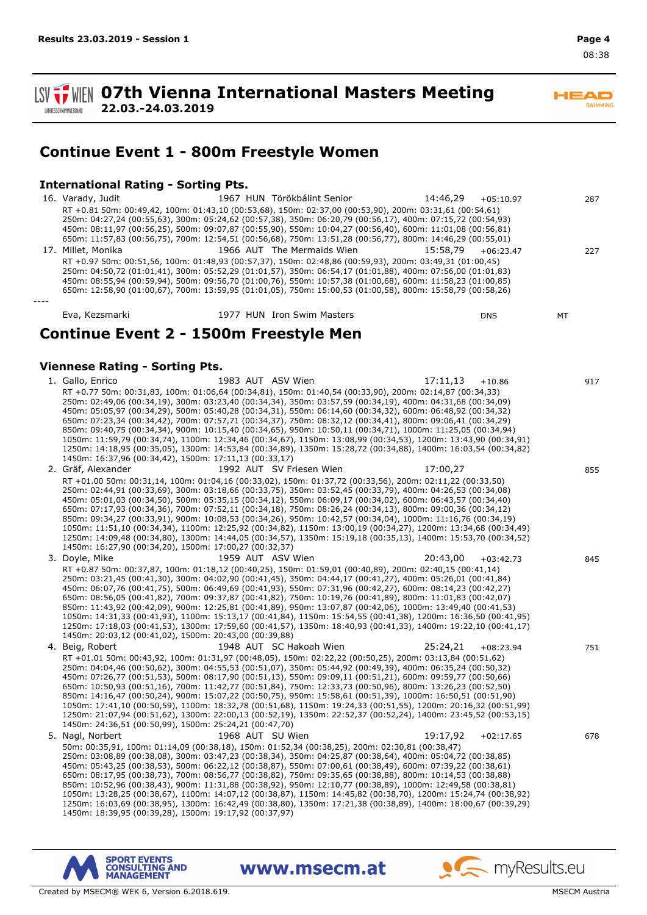# 07th Vienna International Masters Meeting

**22.03.-24.03.2019**

## Continue Event 1 - 800m Freestyle Women

### International Rating - Sorting Pts.

16. Varady, Judit 1967 HUN Törökbálint Senior 14:46,29 +05:10.97 287
RT +0.81 50m: 00:49,42, 100m: 01:43,10 (00:53,68), 150m: 02:37,00 (00:53,90), 200m: 03:31,61 (00:54,61)
250m: 04:27,24 (00:55,63), 300m: 05:24,62 (00:57,38), 350m: 06:20,79 (00:56,17), 400m: 07:15,72 (00:54,93)
450m: 08:11,97 (00:56,25), 500m: 09:07,87 (00:55,90), 550m: 10:04,27 (00:56,40), 600m: 11:01,08 (00:56,81)
650m: 11:57,83 (00:56,75), 700m: 12:54,51 (00:56,68), 750m: 13:51,28 (00:56,77), 800m: 14:46,29 (00:55,01)

17. Millet, Monika 1966 AUT The Mermaids Wien 15:58,79 +06:23.47 227
RT +0.97 50m: 00:51,56, 100m: 01:48,93 (00:57,37), 150m: 02:48,86 (00:59,93), 200m: 03:49,31 (01:00,45)
250m: 04:50,72 (01:01,41), 300m: 05:52,29 (01:01,57), 350m: 06:54,17 (01:01,88), 400m: 07:56,00 (01:01,83)
450m: 08:55,94 (00:59,94), 500m: 09:56,70 (01:00,76), 550m: 10:57,38 (01:00,68), 600m: 11:58,23 (01:00,85)
650m: 12:58,90 (01:00,67), 700m: 13:59,95 (01:01,05), 750m: 15:00,53 (01:00,58), 800m: 15:58,79 (00:58,26)

----

Eva, Kezsmarki 1977 HUN Iron Swim Masters DNS MT

## Continue Event 2 - 1500m Freestyle Men

### Viennese Rating - Sorting Pts.

1. Gallo, Enrico 1983 AUT ASV Wien 17:11,13 +10.86 917
RT +0.77 50m: 00:31,83, 100m: 01:06,64 (00:34,81), 150m: 01:40,54 (00:33,90), 200m: 02:14,87 (00:34,33)
250m: 02:49,06 (00:34,19), 300m: 03:23,40 (00:34,34), 350m: 03:57,59 (00:34,19), 400m: 04:31,68 (00:34,09)
450m: 05:05,97 (00:34,29), 500m: 05:40,28 (00:34,31), 550m: 06:14,60 (00:34,32), 600m: 06:48,92 (00:34,32)
650m: 07:23,34 (00:34,42), 700m: 07:57,71 (00:34,37), 750m: 08:32,12 (00:34,41), 800m: 09:06,41 (00:34,29)
850m: 09:40,75 (00:34,34), 900m: 10:15,40 (00:34,65), 950m: 10:50,11 (00:34,71), 1000m: 11:25,05 (00:34,94)
1050m: 11:59,79 (00:34,74), 1100m: 12:34,46 (00:34,67), 1150m: 13:08,99 (00:34,53), 1200m: 13:43,90 (00:34,91)
1250m: 14:18,95 (00:35,05), 1300m: 14:53,84 (00:34,89), 1350m: 15:28,72 (00:34,88), 1400m: 16:03,54 (00:34,82)
1450m: 16:37,96 (00:34,42), 1500m: 17:11,13 (00:33,17)

2. Gräf, Alexander 1992 AUT SV Friesen Wien 17:00,27 855
RT +01.00 50m: 00:31,14, 100m: 01:04,16 (00:33,02), 150m: 01:37,72 (00:33,56), 200m: 02:11,22 (00:33,50)
250m: 02:44,91 (00:33,69), 300m: 03:18,66 (00:33,75), 350m: 03:52,45 (00:33,79), 400m: 04:26,53 (00:34,08)
450m: 05:01,03 (00:34,50), 500m: 05:35,15 (00:34,12), 550m: 06:09,17 (00:34,02), 600m: 06:43,57 (00:34,40)
650m: 07:17,93 (00:34,36), 700m: 07:52,11 (00:34,18), 750m: 08:26,24 (00:34,13), 800m: 09:00,36 (00:34,12)
850m: 09:34,27 (00:33,91), 900m: 10:08,53 (00:34,26), 950m: 10:42,57 (00:34,04), 1000m: 11:16,76 (00:34,19)
1050m: 11:51,10 (00:34,34), 1100m: 12:25,92 (00:34,82), 1150m: 13:00,19 (00:34,27), 1200m: 13:34,68 (00:34,49)
1250m: 14:09,48 (00:34,80), 1300m: 14:44,05 (00:34,57), 1350m: 15:19,18 (00:35,13), 1400m: 15:53,70 (00:34,52)
1450m: 16:27,90 (00:34,20), 1500m: 17:00,27 (00:32,37)

3. Doyle, Mike 1959 AUT ASV Wien 20:43,00 +03:42.73 845
RT +0.87 50m: 00:37,87, 100m: 01:18,12 (00:40,25), 150m: 01:59,01 (00:40,89), 200m: 02:40,15 (00:41,14)
250m: 03:21,45 (00:41,30), 300m: 04:02,90 (00:41,45), 350m: 04:44,17 (00:41,27), 400m: 05:26,01 (00:41,84)
450m: 06:07,76 (00:41,75), 500m: 06:49,69 (00:41,93), 550m: 07:31,96 (00:42,27), 600m: 08:14,23 (00:42,27)
650m: 08:56,05 (00:41,82), 700m: 09:37,87 (00:41,82), 750m: 10:19,76 (00:41,89), 800m: 11:01,83 (00:42,07)
850m: 11:43,92 (00:42,09), 900m: 12:25,81 (00:41,89), 950m: 13:07,87 (00:42,06), 1000m: 13:49,40 (00:41,53)
1050m: 14:31,33 (00:41,93), 1100m: 15:13,17 (00:41,84), 1150m: 15:54,55 (00:41,38), 1200m: 16:36,50 (00:41,95)
1250m: 17:18,03 (00:41,53), 1300m: 17:59,60 (00:41,57), 1350m: 18:40,93 (00:41,33), 1400m: 19:22,10 (00:41,17)
1450m: 20:03,12 (00:41,02), 1500m: 20:43,00 (00:39,88)

4. Beig, Robert 1948 AUT SC Hakoah Wien 25:24,21 +08:23.94 751
RT +01.01 50m: 00:43,92, 100m: 01:31,97 (00:48,05), 150m: 02:22,22 (00:50,25), 200m: 03:13,84 (00:51,62)
250m: 04:04,46 (00:50,62), 300m: 04:55,53 (00:51,07), 350m: 05:44,92 (00:49,39), 400m: 06:35,24 (00:50,32)
450m: 07:26,77 (00:51,53), 500m: 08:17,90 (00:51,13), 550m: 09:09,11 (00:51,21), 600m: 09:59,77 (00:50,66)
650m: 10:50,93 (00:51,16), 700m: 11:42,77 (00:51,84), 750m: 12:33,73 (00:50,96), 800m: 13:26,23 (00:52,50)
850m: 14:16,47 (00:50,24), 900m: 15:07,22 (00:50,75), 950m: 15:58,61 (00:51,39), 1000m: 16:50,51 (00:51,90)
1050m: 17:41,10 (00:50,59), 1100m: 18:32,78 (00:51,68), 1150m: 19:24,33 (00:51,55), 1200m: 20:16,32 (00:51,99)
1250m: 21:07,94 (00:51,62), 1300m: 22:00,13 (00:52,19), 1350m: 22:52,37 (00:52,24), 1400m: 23:45,52 (00:53,15)
1450m: 24:36,51 (00:50,99), 1500m: 25:24,21 (00:47,70)

5. Nagl, Norbert 1968 AUT SU Wien 19:17,92 +02:17.65 678
50m: 00:35,91, 100m: 01:14,09 (00:38,18), 150m: 01:52,34 (00:38,25), 200m: 02:30,81 (00:38,47)
250m: 03:08,89 (00:38,08), 300m: 03:47,23 (00:38,34), 350m: 04:25,87 (00:38,64), 400m: 05:04,72 (00:38,85)
450m: 05:43,25 (00:38,53), 500m: 06:22,12 (00:38,87), 550m: 07:00,61 (00:38,49), 600m: 07:39,22 (00:38,61)
650m: 08:17,95 (00:38,73), 700m: 08:56,77 (00:38,82), 750m: 09:35,65 (00:38,88), 800m: 10:14,53 (00:38,88)
850m: 10:52,96 (00:38,43), 900m: 11:31,88 (00:38,92), 950m: 12:10,77 (00:38,89), 1000m: 12:49,58 (00:38,81)
1050m: 13:28,25 (00:38,67), 1100m: 14:07,12 (00:38,87), 1150m: 14:45,82 (00:38,70), 1200m: 15:24,74 (00:38,92)
1250m: 16:03,69 (00:38,95), 1300m: 16:42,49 (00:38,80), 1350m: 17:21,38 (00:38,89), 1400m: 18:00,67 (00:39,29)
1450m: 18:39,95 (00:39,28), 1500m: 19:17,92 (00:37,97)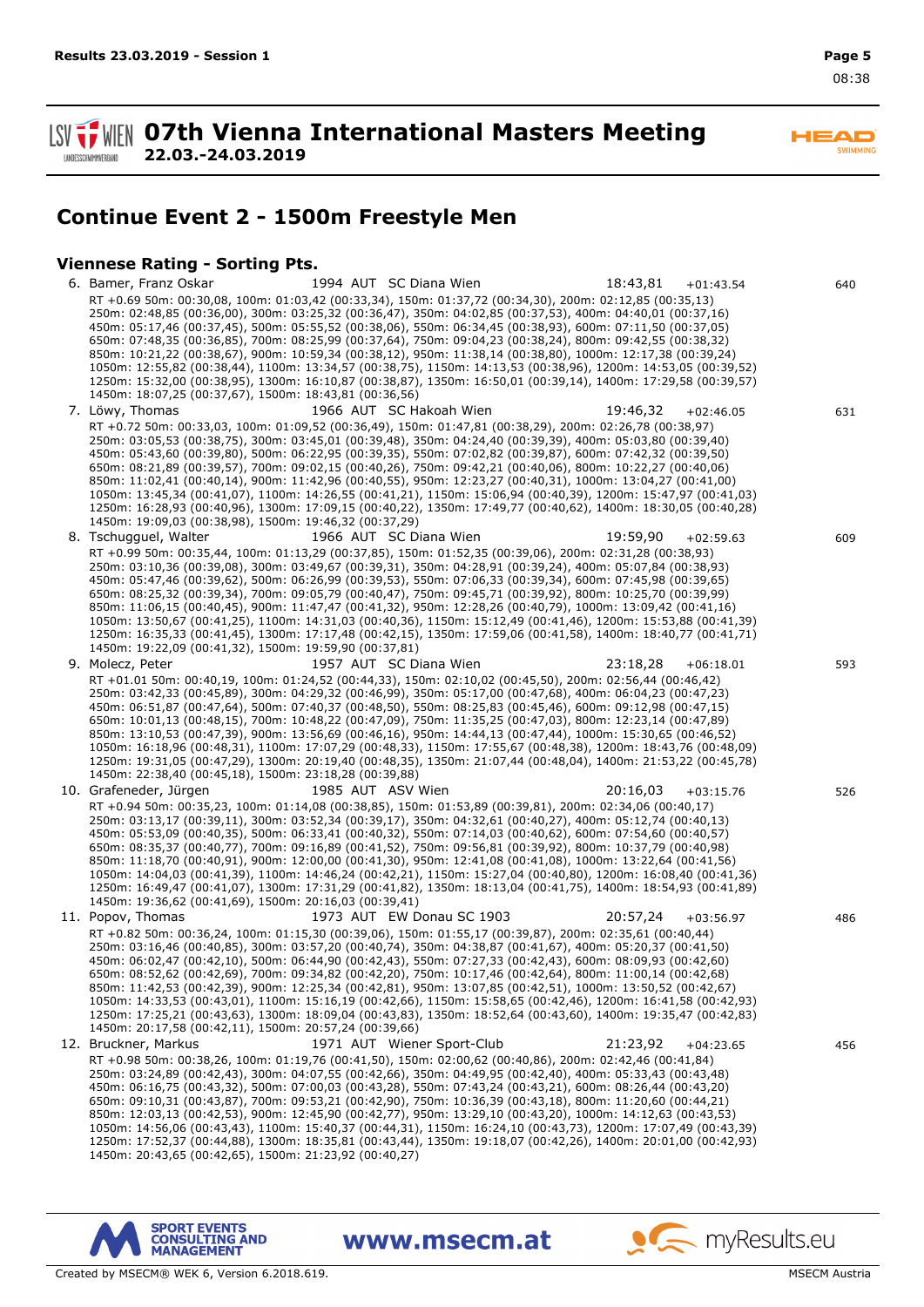## Continue Event 2 - 1500m Freestyle Men

### Viennese Rating - Sorting Pts.

6. Bamer, Franz Oskar 1994 AUT SC Diana Wien 18:43,81 +01:43.54 640
RT +0.69 50m: 00:30,08, 100m: 01:03,42 (00:33,34), 150m: 01:37,72 (00:34,30), 200m: 02:12,85 (00:35,13)
250m: 02:48,85 (00:36,00), 300m: 03:25,32 (00:36,47), 350m: 04:02,85 (00:37,53), 400m: 04:40,01 (00:37,16)
450m: 05:17,46 (00:37,45), 500m: 05:55,52 (00:38,06), 550m: 06:34,45 (00:38,93), 600m: 07:11,50 (00:37,05)
650m: 07:48,35 (00:36,85), 700m: 08:25,99 (00:37,64), 750m: 09:04,23 (00:38,24), 800m: 09:42,55 (00:38,32)
850m: 10:21,22 (00:38,67), 900m: 10:59,34 (00:38,12), 950m: 11:38,14 (00:38,80), 1000m: 12:17,38 (00:39,24)
1050m: 12:55,82 (00:38,44), 1100m: 13:34,57 (00:38,75), 1150m: 14:13,53 (00:38,96), 1200m: 14:53,05 (00:39,52)
1250m: 15:32,00 (00:38,95), 1300m: 16:10,87 (00:38,87), 1350m: 16:50,01 (00:39,14), 1400m: 17:29,58 (00:39,57)
1450m: 18:07,25 (00:37,67), 1500m: 18:43,81 (00:36,56)

7. Löwy, Thomas 1966 AUT SC Hakoah Wien 19:46,32 +02:46.05 631
RT +0.72 50m: 00:33,03, 100m: 01:09,52 (00:36,49), 150m: 01:47,81 (00:38,29), 200m: 02:26,78 (00:38,97)
250m: 03:05,53 (00:38,75), 300m: 03:45,01 (00:39,48), 350m: 04:24,40 (00:39,39), 400m: 05:03,80 (00:39,40)
450m: 05:43,60 (00:39,80), 500m: 06:22,95 (00:39,35), 550m: 07:02,82 (00:39,87), 600m: 07:42,32 (00:39,50)
650m: 08:21,89 (00:39,57), 700m: 09:02,15 (00:40,26), 750m: 09:42,21 (00:40,06), 800m: 10:22,27 (00:40,06)
850m: 11:02,41 (00:40,14), 900m: 11:42,96 (00:40,55), 950m: 12:23,27 (00:40,31), 1000m: 13:04,27 (00:41,00)
1050m: 13:45,34 (00:41,07), 1100m: 14:26,55 (00:41,21), 1150m: 15:06,94 (00:40,39), 1200m: 15:47,97 (00:41,03)
1250m: 16:28,93 (00:40,96), 1300m: 17:09,15 (00:40,22), 1350m: 17:49,77 (00:40,62), 1400m: 18:30,05 (00:40,28)
1450m: 19:09,03 (00:38,98), 1500m: 19:46,32 (00:37,29)

8. Tschugguel, Walter 1966 AUT SC Diana Wien 19:59,90 +02:59.63 609
RT +0.99 50m: 00:35,44, 100m: 01:13,29 (00:37,85), 150m: 01:52,35 (00:39,06), 200m: 02:31,28 (00:38,93)
250m: 03:10,36 (00:39,08), 300m: 03:49,67 (00:39,31), 350m: 04:28,91 (00:39,24), 400m: 05:07,84 (00:38,93)
450m: 05:47,46 (00:39,62), 500m: 06:26,99 (00:39,53), 550m: 07:06,33 (00:39,34), 600m: 07:45,98 (00:39,65)
650m: 08:25,32 (00:39,34), 700m: 09:05,79 (00:40,47), 750m: 09:45,71 (00:39,92), 800m: 10:25,70 (00:39,99)
850m: 11:06,15 (00:40,45), 900m: 11:47,47 (00:41,32), 950m: 12:28,26 (00:40,79), 1000m: 13:09,42 (00:41,16)
1050m: 13:50,67 (00:41,25), 1100m: 14:31,03 (00:40,36), 1150m: 15:12,49 (00:41,46), 1200m: 15:53,88 (00:41,39)
1250m: 16:35,33 (00:41,45), 1300m: 17:17,48 (00:42,15), 1350m: 17:59,06 (00:41,58), 1400m: 18:40,77 (00:41,71)
1450m: 19:22,09 (00:41,32), 1500m: 19:59,90 (00:37,81)

9. Molecz, Peter 1957 AUT SC Diana Wien 23:18,28 +06:18.01 593
RT +01.01 50m: 00:40,19, 100m: 01:24,52 (00:44,33), 150m: 02:10,02 (00:45,50), 200m: 02:56,44 (00:46,42)
250m: 03:42,33 (00:45,89), 300m: 04:29,32 (00:46,99), 350m: 05:17,00 (00:47,68), 400m: 06:04,23 (00:47,23)
450m: 06:51,87 (00:47,64), 500m: 07:40,37 (00:48,50), 550m: 08:25,83 (00:45,46), 600m: 09:12,98 (00:47,15)
650m: 10:01,13 (00:48,15), 700m: 10:48,22 (00:47,09), 750m: 11:35,25 (00:47,03), 800m: 12:23,14 (00:47,89)
850m: 13:10,53 (00:47,39), 900m: 13:56,69 (00:46,16), 950m: 14:44,13 (00:47,44), 1000m: 15:30,65 (00:46,52)
1050m: 16:18,96 (00:48,31), 1100m: 17:07,29 (00:48,33), 1150m: 17:55,67 (00:48,38), 1200m: 18:43,76 (00:48,09)
1250m: 19:31,05 (00:47,29), 1300m: 20:19,40 (00:48,35), 1350m: 21:07,44 (00:48,04), 1400m: 21:53,22 (00:45,78)
1450m: 22:38,40 (00:45,18), 1500m: 23:18,28 (00:39,88)

10. Grafeneder, Jürgen 1985 AUT ASV Wien 20:16,03 +03:15.76 526
RT +0.94 50m: 00:35,23, 100m: 01:14,08 (00:38,85), 150m: 01:53,89 (00:39,81), 200m: 02:34,06 (00:40,17)
250m: 03:13,17 (00:39,11), 300m: 03:52,34 (00:39,17), 350m: 04:32,61 (00:40,27), 400m: 05:12,74 (00:40,13)
450m: 05:53,09 (00:40,35), 500m: 06:33,41 (00:40,32), 550m: 07:14,03 (00:40,62), 600m: 07:54,60 (00:40,57)
650m: 08:35,37 (00:40,77), 700m: 09:16,89 (00:41,52), 750m: 09:56,81 (00:39,92), 800m: 10:37,79 (00:40,98)
850m: 11:18,70 (00:40,91), 900m: 12:00,00 (00:41,30), 950m: 12:41,08 (00:41,08), 1000m: 13:22,64 (00:41,56)
1050m: 14:04,03 (00:41,39), 1100m: 14:46,24 (00:42,21), 1150m: 15:27,04 (00:40,80), 1200m: 16:08,40 (00:41,36)
1250m: 16:49,47 (00:41,07), 1300m: 17:31,29 (00:41,82), 1350m: 18:13,04 (00:41,75), 1400m: 18:54,93 (00:41,89)
1450m: 19:36,62 (00:41,69), 1500m: 20:16,03 (00:39,41)

11. Popov, Thomas 1973 AUT EW Donau SC 1903 20:57,24 +03:56.97 486
RT +0.82 50m: 00:36,24, 100m: 01:15,30 (00:39,06), 150m: 01:55,17 (00:39,87), 200m: 02:35,61 (00:40,44)
250m: 03:16,46 (00:40,85), 300m: 03:57,20 (00:40,74), 350m: 04:38,87 (00:41,67), 400m: 05:20,37 (00:41,50)
450m: 06:02,47 (00:42,10), 500m: 06:44,90 (00:42,43), 550m: 07:27,33 (00:42,43), 600m: 08:09,93 (00:42,60)
650m: 08:52,62 (00:42,69), 700m: 09:34,82 (00:42,20), 750m: 10:17,46 (00:42,64), 800m: 11:00,14 (00:42,68)
850m: 11:42,53 (00:42,39), 900m: 12:25,34 (00:42,81), 950m: 13:07,85 (00:42,51), 1000m: 13:50,52 (00:42,67)
1050m: 14:33,53 (00:43,01), 1100m: 15:16,19 (00:42,66), 1150m: 15:58,65 (00:42,46), 1200m: 16:41,58 (00:42,93)
1250m: 17:25,21 (00:43,63), 1300m: 18:09,04 (00:43,83), 1350m: 18:52,64 (00:43,60), 1400m: 19:35,47 (00:42,83)
1450m: 20:17,58 (00:42,11), 1500m: 20:57,24 (00:39,66)

12. Bruckner, Markus 1971 AUT Wiener Sport-Club 21:23,92 +04:23.65 456
RT +0.98 50m: 00:38,26, 100m: 01:19,76 (00:41,50), 150m: 02:00,62 (00:40,86), 200m: 02:42,46 (00:41,84)
250m: 03:24,89 (00:42,43), 300m: 04:07,55 (00:42,66), 350m: 04:49,95 (00:42,40), 400m: 05:33,43 (00:43,48)
450m: 06:16,75 (00:43,32), 500m: 07:00,03 (00:43,28), 550m: 07:43,24 (00:43,21), 600m: 08:26,44 (00:43,20)
650m: 09:10,31 (00:43,87), 700m: 09:53,21 (00:42,90), 750m: 10:36,39 (00:43,18), 800m: 11:20,60 (00:44,21)
850m: 12:03,13 (00:42,53), 900m: 12:45,90 (00:42,77), 950m: 13:29,10 (00:43,20), 1000m: 14:12,63 (00:43,53)
1050m: 14:56,06 (00:43,43), 1100m: 15:40,37 (00:44,31), 1150m: 16:24,10 (00:43,73), 1200m: 17:07,49 (00:43,39)
1250m: 17:52,37 (00:44,88), 1300m: 18:35,81 (00:43,44), 1350m: 19:18,07 (00:42,26), 1400m: 20:01,00 (00:42,93)
1450m: 20:43,65 (00:42,65), 1500m: 21:23,92 (00:40,27)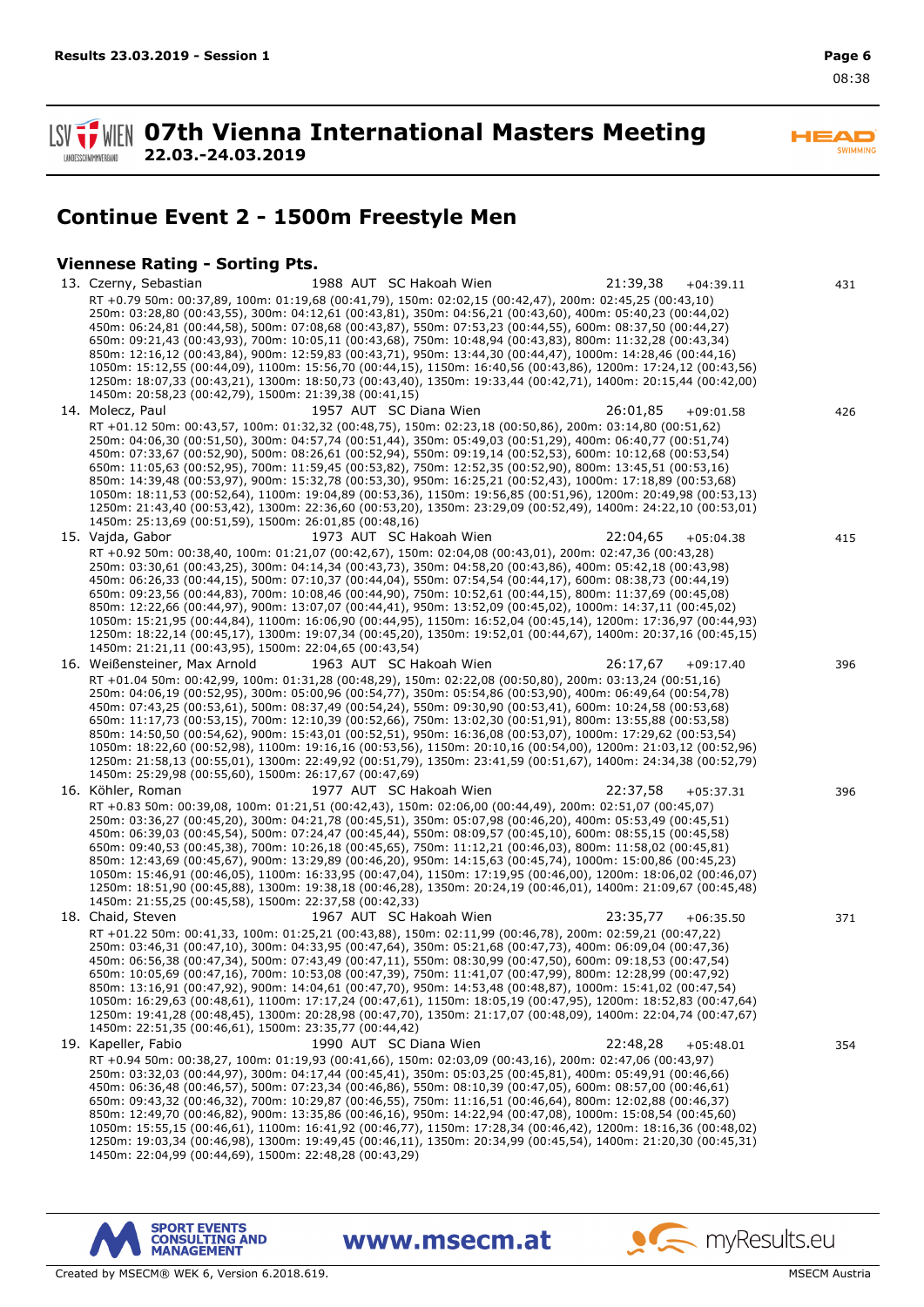# 07th Vienna International Masters Meeting

**22.03.-24.03.2019**

## Continue Event 2 - 1500m Freestyle Men

### Viennese Rating - Sorting Pts.

13. Czerny, Sebastian — 1988 AUT SC Hakoah Wien — 21:39,38 — +04:39.11 — 431

RT +0.79 50m: 00:37,89, 100m: 01:19,68 (00:41,79), 150m: 02:02,15 (00:42,47), 200m: 02:45,25 (00:43,10)
250m: 03:28,80 (00:43,55), 300m: 04:12,61 (00:43,81), 350m: 04:56,21 (00:43,60), 400m: 05:40,23 (00:44,02)
450m: 06:24,81 (00:44,58), 500m: 07:08,68 (00:43,87), 550m: 07:53,23 (00:44,55), 600m: 08:37,50 (00:44,27)
650m: 09:21,43 (00:43,93), 700m: 10:05,11 (00:43,68), 750m: 10:48,94 (00:43,83), 800m: 11:32,28 (00:43,34)
850m: 12:16,12 (00:43,84), 900m: 12:59,83 (00:43,71), 950m: 13:44,30 (00:44,47), 1000m: 14:28,46 (00:44,16)
1050m: 15:12,55 (00:44,09), 1100m: 15:56,70 (00:44,15), 1150m: 16:40,56 (00:43,86), 1200m: 17:24,12 (00:43,56)
1250m: 18:07,33 (00:43,21), 1300m: 18:50,73 (00:43,40), 1350m: 19:33,44 (00:42,71), 1400m: 20:15,44 (00:42,00)
1450m: 20:58,23 (00:42,79), 1500m: 21:39,38 (00:41,15)

14. Molecz, Paul — 1957 AUT SC Diana Wien — 26:01,85 — +09:01.58 — 426

RT +01.12 50m: 00:43,57, 100m: 01:32,32 (00:48,75), 150m: 02:23,18 (00:50,86), 200m: 03:14,80 (00:51,62)
250m: 04:06,30 (00:51,50), 300m: 04:57,74 (00:51,44), 350m: 05:49,03 (00:51,29), 400m: 06:40,77 (00:51,74)
450m: 07:33,67 (00:52,90), 500m: 08:26,61 (00:52,94), 550m: 09:19,14 (00:52,53), 600m: 10:12,68 (00:53,54)
650m: 11:05,63 (00:52,95), 700m: 11:59,45 (00:53,82), 750m: 12:52,35 (00:52,90), 800m: 13:45,51 (00:53,16)
850m: 14:39,48 (00:53,97), 900m: 15:32,78 (00:53,30), 950m: 16:25,21 (00:52,43), 1000m: 17:18,89 (00:53,68)
1050m: 18:11,53 (00:52,64), 1100m: 19:04,89 (00:53,36), 1150m: 19:56,85 (00:51,96), 1200m: 20:49,98 (00:53,13)
1250m: 21:43,40 (00:53,42), 1300m: 22:36,60 (00:53,20), 1350m: 23:29,09 (00:52,49), 1400m: 24:22,10 (00:53,01)
1450m: 25:13,69 (00:51,59), 1500m: 26:01,85 (00:48,16)

15. Vajda, Gabor — 1973 AUT SC Hakoah Wien — 22:04,65 — +05:04.38 — 415

RT +0.92 50m: 00:38,40, 100m: 01:21,07 (00:42,67), 150m: 02:04,08 (00:43,01), 200m: 02:47,36 (00:43,28)
250m: 03:30,61 (00:43,25), 300m: 04:14,34 (00:43,73), 350m: 04:58,20 (00:43,86), 400m: 05:42,18 (00:43,98)
450m: 06:26,33 (00:44,15), 500m: 07:10,37 (00:44,04), 550m: 07:54,54 (00:44,17), 600m: 08:38,73 (00:44,19)
650m: 09:23,56 (00:44,83), 700m: 10:08,46 (00:44,90), 750m: 10:52,61 (00:44,15), 800m: 11:37,69 (00:45,08)
850m: 12:22,66 (00:44,97), 900m: 13:07,07 (00:44,41), 950m: 13:52,09 (00:45,02), 1000m: 14:37,11 (00:45,02)
1050m: 15:21,95 (00:44,84), 1100m: 16:06,90 (00:44,95), 1150m: 16:52,04 (00:45,14), 1200m: 17:36,97 (00:44,93)
1250m: 18:22,14 (00:45,17), 1300m: 19:07,34 (00:45,20), 1350m: 19:52,01 (00:44,67), 1400m: 20:37,16 (00:45,15)
1450m: 21:21,11 (00:43,95), 1500m: 22:04,65 (00:43,54)

16. Weißensteiner, Max Arnold — 1963 AUT SC Hakoah Wien — 26:17,67 — +09:17.40 — 396

RT +01.04 50m: 00:42,99, 100m: 01:31,28 (00:48,29), 150m: 02:22,08 (00:50,80), 200m: 03:13,24 (00:51,16)
250m: 04:06,19 (00:52,95), 300m: 05:00,96 (00:54,77), 350m: 05:54,86 (00:53,90), 400m: 06:49,64 (00:54,78)
450m: 07:43,25 (00:53,61), 500m: 08:37,49 (00:54,24), 550m: 09:30,90 (00:53,41), 600m: 10:24,58 (00:53,68)
650m: 11:17,73 (00:53,15), 700m: 12:10,39 (00:52,66), 750m: 13:02,30 (00:51,91), 800m: 13:55,88 (00:53,58)
850m: 14:50,50 (00:54,62), 900m: 15:43,01 (00:52,51), 950m: 16:36,08 (00:53,07), 1000m: 17:29,62 (00:53,54)
1050m: 18:22,60 (00:52,98), 1100m: 19:16,16 (00:53,56), 1150m: 20:10,16 (00:54,00), 1200m: 21:03,12 (00:52,96)
1250m: 21:58,13 (00:55,01), 1300m: 22:49,92 (00:51,79), 1350m: 23:41,59 (00:51,67), 1400m: 24:34,38 (00:52,79)
1450m: 25:29,98 (00:55,60), 1500m: 26:17,67 (00:47,69)

16. Köhler, Roman — 1977 AUT SC Hakoah Wien — 22:37,58 — +05:37.31 — 396

RT +0.83 50m: 00:39,08, 100m: 01:21,51 (00:42,43), 150m: 02:06,00 (00:44,49), 200m: 02:51,07 (00:45,07)
250m: 03:36,27 (00:45,20), 300m: 04:21,78 (00:45,51), 350m: 05:07,98 (00:46,20), 400m: 05:53,49 (00:45,51)
450m: 06:39,03 (00:45,54), 500m: 07:24,47 (00:45,44), 550m: 08:09,57 (00:45,10), 600m: 08:55,15 (00:45,58)
650m: 09:40,53 (00:45,38), 700m: 10:26,18 (00:45,65), 750m: 11:12,21 (00:46,03), 800m: 11:58,02 (00:45,81)
850m: 12:43,69 (00:45,67), 900m: 13:29,89 (00:46,20), 950m: 14:15,63 (00:45,74), 1000m: 15:00,86 (00:45,23)
1050m: 15:46,91 (00:46,05), 1100m: 16:33,95 (00:47,04), 1150m: 17:19,95 (00:46,00), 1200m: 18:06,02 (00:46,07)
1250m: 18:51,90 (00:45,88), 1300m: 19:38,18 (00:46,28), 1350m: 20:24,19 (00:46,01), 1400m: 21:09,67 (00:45,48)
1450m: 21:55,25 (00:45,58), 1500m: 22:37,58 (00:42,33)

18. Chaid, Steven — 1967 AUT SC Hakoah Wien — 23:35,77 — +06:35.50 — 371

RT +01.22 50m: 00:41,33, 100m: 01:25,21 (00:43,88), 150m: 02:11,99 (00:46,78), 200m: 02:59,21 (00:47,22)
250m: 03:46,31 (00:47,10), 300m: 04:33,95 (00:47,64), 350m: 05:21,68 (00:47,73), 400m: 06:09,04 (00:47,36)
450m: 06:56,38 (00:47,34), 500m: 07:43,49 (00:47,11), 550m: 08:30,99 (00:47,50), 600m: 09:18,53 (00:47,54)
650m: 10:05,69 (00:47,16), 700m: 10:53,08 (00:47,39), 750m: 11:41,07 (00:47,99), 800m: 12:28,99 (00:47,92)
850m: 13:16,91 (00:47,92), 900m: 14:04,61 (00:47,70), 950m: 14:53,48 (00:48,87), 1000m: 15:41,02 (00:47,54)
1050m: 16:29,63 (00:48,61), 1100m: 17:17,24 (00:47,61), 1150m: 18:05,19 (00:47,95), 1200m: 18:52,83 (00:47,64)
1250m: 19:41,28 (00:48,45), 1300m: 20:28,98 (00:47,70), 1350m: 21:17,07 (00:48,09), 1400m: 22:04,74 (00:47,67)
1450m: 22:51,35 (00:46,61), 1500m: 23:35,77 (00:44,42)

19. Kapeller, Fabio — 1990 AUT SC Diana Wien — 22:48,28 — +05:48.01 — 354

RT +0.94 50m: 00:38,27, 100m: 01:19,93 (00:41,66), 150m: 02:03,09 (00:43,16), 200m: 02:47,06 (00:43,97)
250m: 03:32,03 (00:44,97), 300m: 04:17,44 (00:45,41), 350m: 05:03,25 (00:45,81), 400m: 05:49,91 (00:46,66)
450m: 06:36,48 (00:46,57), 500m: 07:23,34 (00:46,86), 550m: 08:10,39 (00:47,05), 600m: 08:57,00 (00:46,61)
650m: 09:43,32 (00:46,32), 700m: 10:29,87 (00:46,55), 750m: 11:16,51 (00:46,64), 800m: 12:02,88 (00:46,37)
850m: 12:49,70 (00:46,82), 900m: 13:35,86 (00:46,16), 950m: 14:22,94 (00:47,08), 1000m: 15:08,54 (00:45,60)
1050m: 15:55,15 (00:46,61), 1100m: 16:41,92 (00:46,77), 1150m: 17:28,34 (00:46,42), 1200m: 18:16,36 (00:48,02)
1250m: 19:03,34 (00:46,98), 1300m: 19:49,45 (00:46,11), 1350m: 20:34,99 (00:45,54), 1400m: 21:20,30 (00:45,31)
1450m: 22:04,99 (00:44,69), 1500m: 22:48,28 (00:43,29)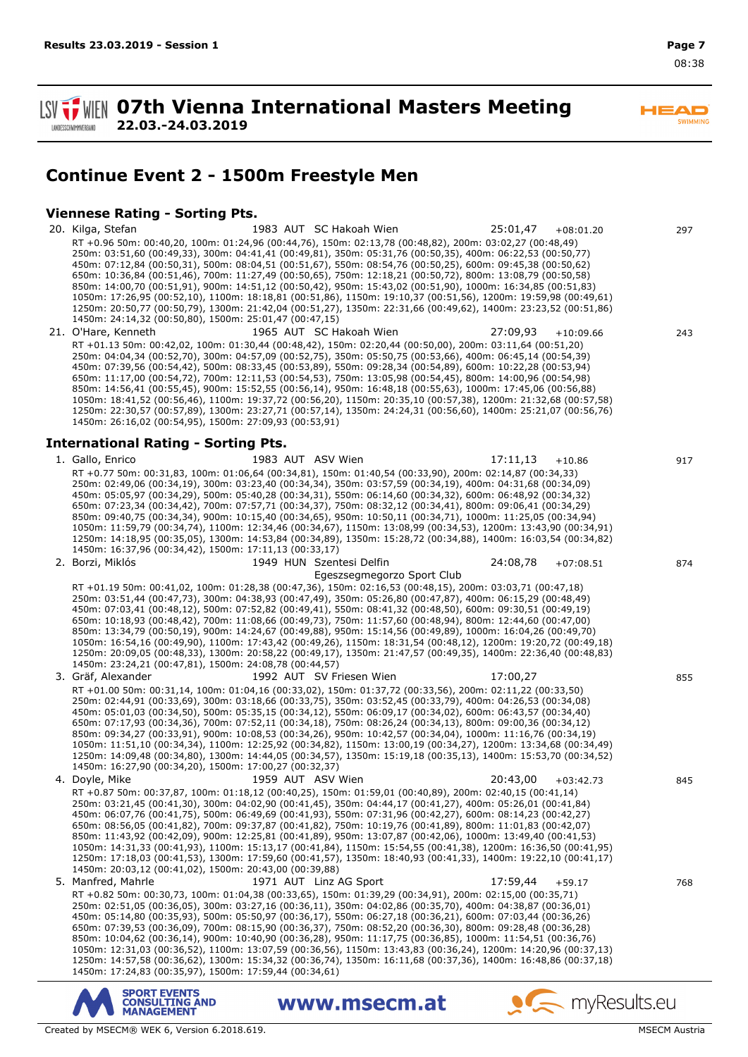# 07th Vienna International Masters Meeting

22.03.-24.03.2019

## Continue Event 2 - 1500m Freestyle Men

### Viennese Rating - Sorting Pts.

20. Kilga, Stefan 1983 AUT SC Hakoah Wien 25:01,47 +08:01.20 297

RT +0.96 50m: 00:40,20, 100m: 01:24,96 (00:44,76), 150m: 02:13,78 (00:48,82), 200m: 03:02,27 (00:48,49)
250m: 03:51,60 (00:49,33), 300m: 04:41,41 (00:49,81), 350m: 05:31,76 (00:50,35), 400m: 06:22,53 (00:50,77)
450m: 07:12,84 (00:50,31), 500m: 08:04,51 (00:51,67), 550m: 08:54,76 (00:50,25), 600m: 09:45,38 (00:50,62)
650m: 10:36,84 (00:51,46), 700m: 11:27,49 (00:50,65), 750m: 12:18,21 (00:50,72), 800m: 13:08,79 (00:50,58)
850m: 14:00,70 (00:51,91), 900m: 14:51,12 (00:50,42), 950m: 15:43,02 (00:51,90), 1000m: 16:34,85 (00:51,83)
1050m: 17:26,95 (00:52,10), 1100m: 18:18,81 (00:51,86), 1150m: 19:10,37 (00:51,56), 1200m: 19:59,98 (00:49,61)
1250m: 20:50,77 (00:50,79), 1300m: 21:42,04 (00:51,27), 1350m: 22:31,66 (00:49,62), 1400m: 23:23,52 (00:51,86)
1450m: 24:14,32 (00:50,80), 1500m: 25:01,47 (00:47,15)

21. O'Hare, Kenneth 1965 AUT SC Hakoah Wien 27:09,93 +10:09.66 243

RT +01.13 50m: 00:42,02, 100m: 01:30,44 (00:48,42), 150m: 02:20,44 (00:50,00), 200m: 03:11,64 (00:51,20)
250m: 04:04,34 (00:52,70), 300m: 04:57,09 (00:52,75), 350m: 05:50,75 (00:53,66), 400m: 06:45,14 (00:54,39)
450m: 07:39,56 (00:54,42), 500m: 08:33,45 (00:53,89), 550m: 09:28,34 (00:54,89), 600m: 10:22,28 (00:53,94)
650m: 11:17,00 (00:54,72), 700m: 12:11,53 (00:54,53), 750m: 13:05,98 (00:54,45), 800m: 14:00,96 (00:54,98)
850m: 14:56,41 (00:55,45), 900m: 15:52,55 (00:56,14), 950m: 16:48,18 (00:55,63), 1000m: 17:45,06 (00:56,88)
1050m: 18:41,52 (00:56,46), 1100m: 19:37,72 (00:56,20), 1150m: 20:35,10 (00:57,38), 1200m: 21:32,68 (00:57,58)
1250m: 22:30,57 (00:57,89), 1300m: 23:27,71 (00:57,14), 1350m: 24:24,31 (00:56,60), 1400m: 25:21,07 (00:56,76)
1450m: 26:16,02 (00:54,95), 1500m: 27:09,93 (00:53,91)

### International Rating - Sorting Pts.

1. Gallo, Enrico 1983 AUT ASV Wien 17:11,13 +10.86 917

RT +0.77 50m: 00:31,83, 100m: 01:06,64 (00:34,81), 150m: 01:40,54 (00:33,90), 200m: 02:14,87 (00:34,33)
250m: 02:49,06 (00:34,19), 300m: 03:23,40 (00:34,34), 350m: 03:57,59 (00:34,19), 400m: 04:31,68 (00:34,09)
450m: 05:05,97 (00:34,29), 500m: 05:40,28 (00:34,31), 550m: 06:14,60 (00:34,32), 600m: 06:48,92 (00:34,32)
650m: 07:23,34 (00:34,42), 700m: 07:57,71 (00:34,37), 750m: 08:32,12 (00:34,41), 800m: 09:06,41 (00:34,29)
850m: 09:40,75 (00:34,34), 900m: 10:15,40 (00:34,65), 950m: 10:50,11 (00:34,71), 1000m: 11:25,05 (00:34,94)
1050m: 11:59,79 (00:34,74), 1100m: 12:34,46 (00:34,67), 1150m: 13:08,99 (00:34,53), 1200m: 13:43,90 (00:34,91)
1250m: 14:18,95 (00:35,05), 1300m: 14:53,84 (00:34,89), 1350m: 15:28,72 (00:34,88), 1400m: 16:03,54 (00:34,82)
1450m: 16:37,96 (00:34,42), 1500m: 17:11,13 (00:33,17)

2. Borzi, Miklós 1949 HUN Szentesi Delfin Egeszsegmegorzo Sport Club 24:08,78 +07:08.51 874

RT +01.19 50m: 00:41,02, 100m: 01:28,38 (00:47,36), 150m: 02:16,53 (00:48,15), 200m: 03:03,71 (00:47,18)
250m: 03:51,44 (00:47,73), 300m: 04:38,93 (00:47,49), 350m: 05:26,80 (00:47,87), 400m: 06:15,29 (00:48,49)
450m: 07:03,41 (00:48,12), 500m: 07:52,82 (00:49,41), 550m: 08:41,32 (00:48,50), 600m: 09:30,51 (00:49,19)
650m: 10:18,93 (00:48,42), 700m: 11:08,66 (00:49,73), 750m: 11:57,60 (00:48,94), 800m: 12:44,60 (00:47,00)
850m: 13:34,79 (00:50,19), 900m: 14:24,67 (00:49,88), 950m: 15:14,56 (00:49,89), 1000m: 16:04,26 (00:49,70)
1050m: 16:54,16 (00:49,90), 1100m: 17:43,42 (00:49,26), 1150m: 18:31,54 (00:48,12), 1200m: 19:20,72 (00:49,18)
1250m: 20:09,05 (00:48,33), 1300m: 20:58,22 (00:49,17), 1350m: 21:47,57 (00:49,35), 1400m: 22:36,40 (00:48,83)
1450m: 23:24,21 (00:47,81), 1500m: 24:08,78 (00:44,57)

3. Gräf, Alexander 1992 AUT SV Friesen Wien 17:00,27 855

RT +01.00 50m: 00:31,14, 100m: 01:04,16 (00:33,02), 150m: 01:37,72 (00:33,56), 200m: 02:11,22 (00:33,50)
250m: 02:44,91 (00:33,69), 300m: 03:18,66 (00:33,75), 350m: 03:52,45 (00:33,79), 400m: 04:26,53 (00:34,08)
450m: 05:01,03 (00:34,50), 500m: 05:35,15 (00:34,12), 550m: 06:09,17 (00:34,02), 600m: 06:43,57 (00:34,40)
650m: 07:17,93 (00:34,36), 700m: 07:52,11 (00:34,18), 750m: 08:26,24 (00:34,13), 800m: 09:00,36 (00:34,12)
850m: 09:34,27 (00:33,91), 900m: 10:08,53 (00:34,26), 950m: 10:42,57 (00:34,04), 1000m: 11:16,76 (00:34,19)
1050m: 11:51,10 (00:34,34), 1100m: 12:25,92 (00:34,82), 1150m: 13:00,19 (00:34,27), 1200m: 13:34,68 (00:34,49)
1250m: 14:09,48 (00:34,80), 1300m: 14:44,05 (00:34,57), 1350m: 15:19,18 (00:35,13), 1400m: 15:53,70 (00:34,52)
1450m: 16:27,90 (00:34,20), 1500m: 17:00,27 (00:32,37)

4. Doyle, Mike 1959 AUT ASV Wien 20:43,00 +03:42.73 845

RT +0.87 50m: 00:37,87, 100m: 01:18,12 (00:40,25), 150m: 01:59,01 (00:40,89), 200m: 02:40,15 (00:41,14)
250m: 03:21,45 (00:41,30), 300m: 04:02,90 (00:41,45), 350m: 04:44,17 (00:41,27), 400m: 05:26,01 (00:41,84)
450m: 06:07,76 (00:41,75), 500m: 06:49,69 (00:41,93), 550m: 07:31,96 (00:42,27), 600m: 08:14,23 (00:42,27)
650m: 08:56,05 (00:41,82), 700m: 09:37,87 (00:41,82), 750m: 10:19,76 (00:41,89), 800m: 11:01,83 (00:42,07)
850m: 11:43,92 (00:42,09), 900m: 12:25,81 (00:41,89), 950m: 13:07,87 (00:42,06), 1000m: 13:49,40 (00:41,53)
1050m: 14:31,33 (00:41,93), 1100m: 15:13,17 (00:41,84), 1150m: 15:54,55 (00:41,38), 1200m: 16:36,50 (00:41,95)
1250m: 17:18,03 (00:41,53), 1300m: 17:59,60 (00:41,57), 1350m: 18:40,93 (00:41,33), 1400m: 19:22,10 (00:41,17)
1450m: 20:03,12 (00:41,02), 1500m: 20:43,00 (00:39,88)

5. Manfred, Mahrle 1971 AUT Linz AG Sport 17:59,44 +59.17 768

RT +0.82 50m: 00:30,73, 100m: 01:04,38 (00:33,65), 150m: 01:39,29 (00:34,91), 200m: 02:15,00 (00:35,71)
250m: 02:51,05 (00:36,05), 300m: 03:27,16 (00:36,11), 350m: 04:02,86 (00:35,70), 400m: 04:38,87 (00:36,01)
450m: 05:14,80 (00:35,93), 500m: 05:50,97 (00:36,17), 550m: 06:27,18 (00:36,21), 600m: 07:03,44 (00:36,26)
650m: 07:39,53 (00:36,09), 700m: 08:15,90 (00:36,37), 750m: 08:52,20 (00:36,30), 800m: 09:28,48 (00:36,28)
850m: 10:04,62 (00:36,14), 900m: 10:40,90 (00:36,28), 950m: 11:17,75 (00:36,85), 1000m: 11:54,51 (00:36,76)
1050m: 12:31,03 (00:36,52), 1100m: 13:07,59 (00:36,56), 1150m: 13:43,83 (00:36,24), 1200m: 14:20,96 (00:37,13)
1250m: 14:57,58 (00:36,62), 1300m: 15:34,32 (00:36,74), 1350m: 16:11,68 (00:37,36), 1400m: 16:48,86 (00:37,18)
1450m: 17:24,83 (00:35,97), 1500m: 17:59,44 (00:34,61)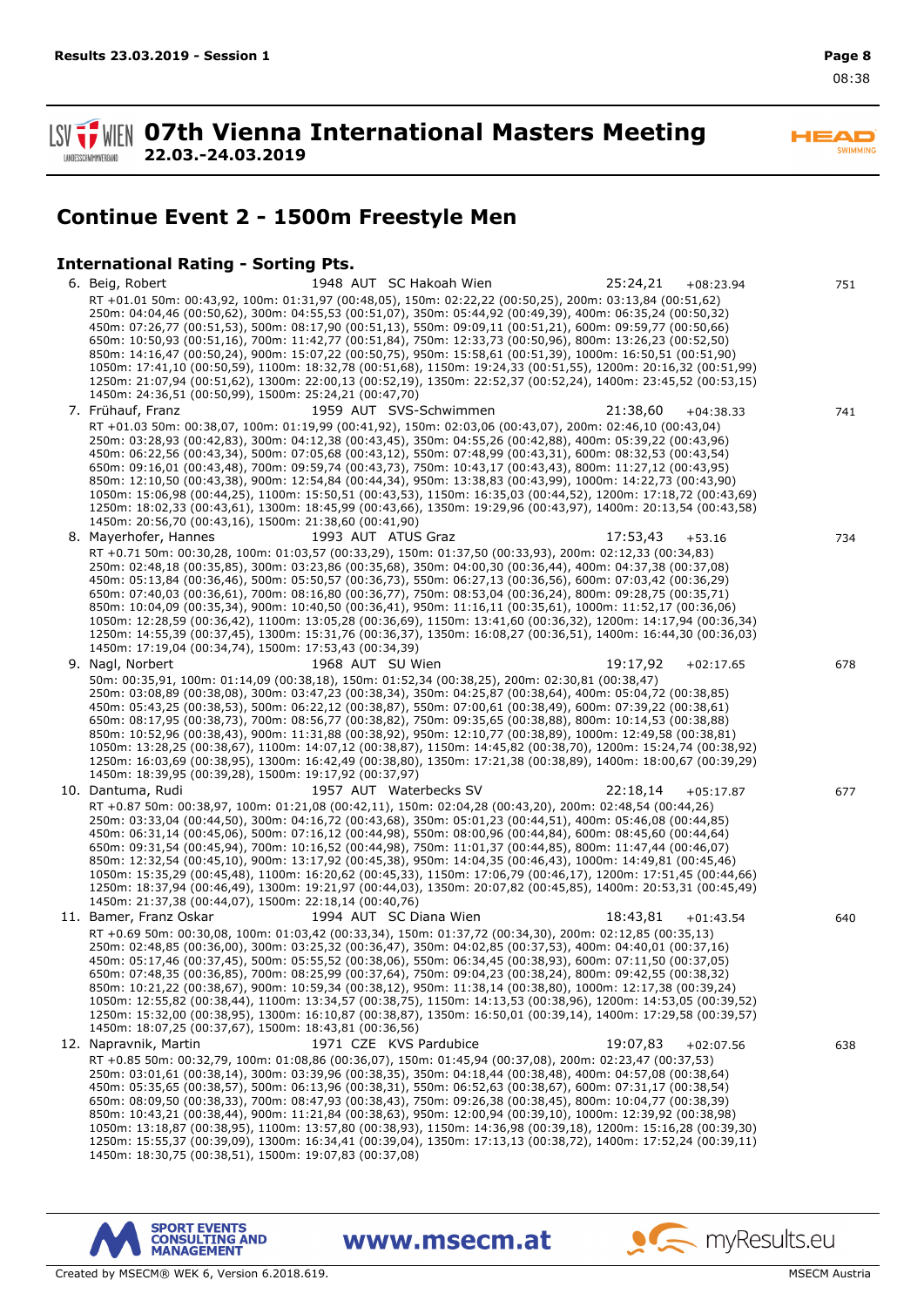## Continue Event 2 - 1500m Freestyle Men

### International Rating - Sorting Pts.

6. Beig, Robert 1948 AUT SC Hakoah Wien 25:24,21 +08:23.94 751
RT +01.01 50m: 00:43,92, 100m: 01:31,97 (00:48,05), 150m: 02:22,22 (00:50,25), 200m: 03:13,84 (00:51,62)
250m: 04:04,46 (00:50,62), 300m: 04:55,53 (00:51,07), 350m: 05:44,92 (00:49,39), 400m: 06:35,24 (00:50,32)
450m: 07:26,77 (00:51,53), 500m: 08:17,90 (00:51,13), 550m: 09:09,11 (00:51,21), 600m: 09:59,77 (00:50,66)
650m: 10:50,93 (00:51,16), 700m: 11:42,77 (00:51,84), 750m: 12:33,73 (00:50,96), 800m: 13:26,23 (00:52,50)
850m: 14:16,47 (00:50,24), 900m: 15:07,22 (00:50,75), 950m: 15:58,61 (00:51,39), 1000m: 16:50,51 (00:51,90)
1050m: 17:41,10 (00:50,59), 1100m: 18:32,78 (00:51,68), 1150m: 19:24,33 (00:51,55), 1200m: 20:16,32 (00:51,99)
1250m: 21:07,94 (00:51,62), 1300m: 22:00,13 (00:52,19), 1350m: 22:52,37 (00:52,24), 1400m: 23:45,52 (00:53,15)
1450m: 24:36,51 (00:50,99), 1500m: 25:24,21 (00:47,70)

7. Frühauf, Franz 1959 AUT SVS-Schwimmen 21:38,60 +04:38.33 741
RT +01.03 50m: 00:38,07, 100m: 01:19,99 (00:41,92), 150m: 02:03,06 (00:43,07), 200m: 02:46,10 (00:43,04)
250m: 03:28,93 (00:42,83), 300m: 04:12,38 (00:43,45), 350m: 04:55,26 (00:42,88), 400m: 05:39,22 (00:43,96)
450m: 06:22,56 (00:43,34), 500m: 07:05,68 (00:43,12), 550m: 07:48,99 (00:43,31), 600m: 08:32,53 (00:43,54)
650m: 09:16,01 (00:43,48), 700m: 09:59,74 (00:43,73), 750m: 10:43,17 (00:43,43), 800m: 11:27,12 (00:43,95)
850m: 12:10,50 (00:43,38), 900m: 12:54,84 (00:44,34), 950m: 13:38,83 (00:43,99), 1000m: 14:22,73 (00:43,90)
1050m: 15:06,98 (00:44,25), 1100m: 15:50,51 (00:43,53), 1150m: 16:35,03 (00:44,52), 1200m: 17:18,72 (00:43,69)
1250m: 18:02,33 (00:43,61), 1300m: 18:45,99 (00:43,66), 1350m: 19:29,96 (00:43,97), 1400m: 20:13,54 (00:43,58)
1450m: 20:56,70 (00:43,16), 1500m: 21:38,60 (00:41,90)

8. Mayerhofer, Hannes 1993 AUT ATUS Graz 17:53,43 +53.16 734
RT +0.71 50m: 00:30,28, 100m: 01:03,57 (00:33,29), 150m: 01:37,50 (00:33,93), 200m: 02:12,33 (00:34,83)
250m: 02:48,18 (00:35,85), 300m: 03:23,86 (00:35,68), 350m: 04:00,30 (00:36,44), 400m: 04:37,38 (00:37,08)
450m: 05:13,84 (00:36,46), 500m: 05:50,57 (00:36,73), 550m: 06:27,13 (00:36,56), 600m: 07:03,42 (00:36,29)
650m: 07:40,03 (00:36,61), 700m: 08:16,80 (00:36,77), 750m: 08:53,04 (00:36,24), 800m: 09:28,75 (00:35,71)
850m: 10:04,09 (00:35,34), 900m: 10:40,50 (00:36,41), 950m: 11:16,11 (00:35,61), 1000m: 11:52,17 (00:36,06)
1050m: 12:28,59 (00:36,42), 1100m: 13:05,28 (00:36,69), 1150m: 13:41,60 (00:36,32), 1200m: 14:17,94 (00:36,34)
1250m: 14:55,39 (00:37,45), 1300m: 15:31,76 (00:36,37), 1350m: 16:08,27 (00:36,51), 1400m: 16:44,30 (00:36,03)
1450m: 17:19,04 (00:34,74), 1500m: 17:53,43 (00:34,39)

9. Nagl, Norbert 1968 AUT SU Wien 19:17,92 +02:17.65 678
50m: 00:35,91, 100m: 01:14,09 (00:38,18), 150m: 01:52,34 (00:38,25), 200m: 02:30,81 (00:38,47)
250m: 03:08,89 (00:38,08), 300m: 03:47,23 (00:38,34), 350m: 04:25,87 (00:38,64), 400m: 05:04,72 (00:38,85)
450m: 05:43,25 (00:38,53), 500m: 06:22,12 (00:38,87), 550m: 07:00,61 (00:38,49), 600m: 07:39,22 (00:38,61)
650m: 08:17,95 (00:38,73), 700m: 08:56,77 (00:38,82), 750m: 09:35,65 (00:38,88), 800m: 10:14,53 (00:38,88)
850m: 10:52,96 (00:38,43), 900m: 11:31,88 (00:38,92), 950m: 12:10,77 (00:38,89), 1000m: 12:49,58 (00:38,81)
1050m: 13:28,25 (00:38,67), 1100m: 14:07,12 (00:38,87), 1150m: 14:45,82 (00:38,70), 1200m: 15:24,74 (00:38,92)
1250m: 16:03,69 (00:38,95), 1300m: 16:42,49 (00:38,80), 1350m: 17:21,38 (00:38,89), 1400m: 18:00,67 (00:39,29)
1450m: 18:39,95 (00:39,28), 1500m: 19:17,92 (00:37,97)

10. Dantuma, Rudi 1957 AUT Waterbecks SV 22:18,14 +05:17.87 677
RT +0.87 50m: 00:38,97, 100m: 01:21,08 (00:42,11), 150m: 02:04,28 (00:43,20), 200m: 02:48,54 (00:44,26)
250m: 03:33,04 (00:44,50), 300m: 04:16,72 (00:43,68), 350m: 05:01,23 (00:44,51), 400m: 05:46,08 (00:44,85)
450m: 06:31,14 (00:45,06), 500m: 07:16,12 (00:44,98), 550m: 08:00,96 (00:44,84), 600m: 08:45,60 (00:44,64)
650m: 09:31,54 (00:45,94), 700m: 10:16,52 (00:44,98), 750m: 11:01,37 (00:44,85), 800m: 11:47,44 (00:46,07)
850m: 12:32,54 (00:45,10), 900m: 13:17,92 (00:45,38), 950m: 14:04,35 (00:46,43), 1000m: 14:49,81 (00:45,46)
1050m: 15:35,29 (00:45,48), 1100m: 16:20,62 (00:45,33), 1150m: 17:06,79 (00:46,17), 1200m: 17:51,45 (00:44,66)
1250m: 18:37,94 (00:46,49), 1300m: 19:21,97 (00:44,03), 1350m: 20:07,82 (00:45,85), 1400m: 20:53,31 (00:45,49)
1450m: 21:37,38 (00:44,07), 1500m: 22:18,14 (00:40,76)

11. Bamer, Franz Oskar 1994 AUT SC Diana Wien 18:43,81 +01:43.54 640
RT +0.69 50m: 00:30,08, 100m: 01:03,42 (00:33,34), 150m: 01:37,72 (00:34,30), 200m: 02:12,85 (00:35,13)
250m: 02:48,85 (00:36,00), 300m: 03:25,32 (00:36,47), 350m: 04:02,85 (00:37,53), 400m: 04:40,01 (00:37,16)
450m: 05:17,46 (00:37,45), 500m: 05:55,52 (00:38,06), 550m: 06:34,45 (00:38,93), 600m: 07:11,50 (00:37,05)
650m: 07:48,35 (00:36,85), 700m: 08:25,99 (00:37,64), 750m: 09:04,23 (00:38,24), 800m: 09:42,55 (00:38,32)
850m: 10:21,22 (00:38,67), 900m: 10:59,34 (00:38,12), 950m: 11:38,14 (00:38,80), 1000m: 12:17,38 (00:39,24)
1050m: 12:55,82 (00:38,44), 1100m: 13:34,57 (00:38,75), 1150m: 14:13,53 (00:38,96), 1200m: 14:53,05 (00:39,52)
1250m: 15:32,00 (00:38,95), 1300m: 16:10,87 (00:38,87), 1350m: 16:50,01 (00:39,14), 1400m: 17:29,58 (00:39,57)
1450m: 18:07,25 (00:37,67), 1500m: 18:43,81 (00:36,56)

12. Napravnik, Martin 1971 CZE KVS Pardubice 19:07,83 +02:07.56 638
RT +0.85 50m: 00:32,79, 100m: 01:08,86 (00:36,07), 150m: 01:45,94 (00:37,08), 200m: 02:23,47 (00:37,53)
250m: 03:01,61 (00:38,14), 300m: 03:39,96 (00:38,35), 350m: 04:18,44 (00:38,48), 400m: 04:57,08 (00:38,64)
450m: 05:35,65 (00:38,57), 500m: 06:13,96 (00:38,31), 550m: 06:52,63 (00:38,67), 600m: 07:31,17 (00:38,54)
650m: 08:09,50 (00:38,33), 700m: 08:47,93 (00:38,43), 750m: 09:26,38 (00:38,45), 800m: 10:04,77 (00:38,39)
850m: 10:43,21 (00:38,44), 900m: 11:21,84 (00:38,63), 950m: 12:00,94 (00:39,10), 1000m: 12:39,92 (00:38,98)
1050m: 13:18,87 (00:38,95), 1100m: 13:57,80 (00:38,93), 1150m: 14:36,98 (00:39,18), 1200m: 15:16,28 (00:39,30)
1250m: 15:55,37 (00:39,09), 1300m: 16:34,41 (00:39,04), 1350m: 17:13,13 (00:38,72), 1400m: 17:52,24 (00:39,11)
1450m: 18:30,75 (00:38,51), 1500m: 19:07,83 (00:37,08)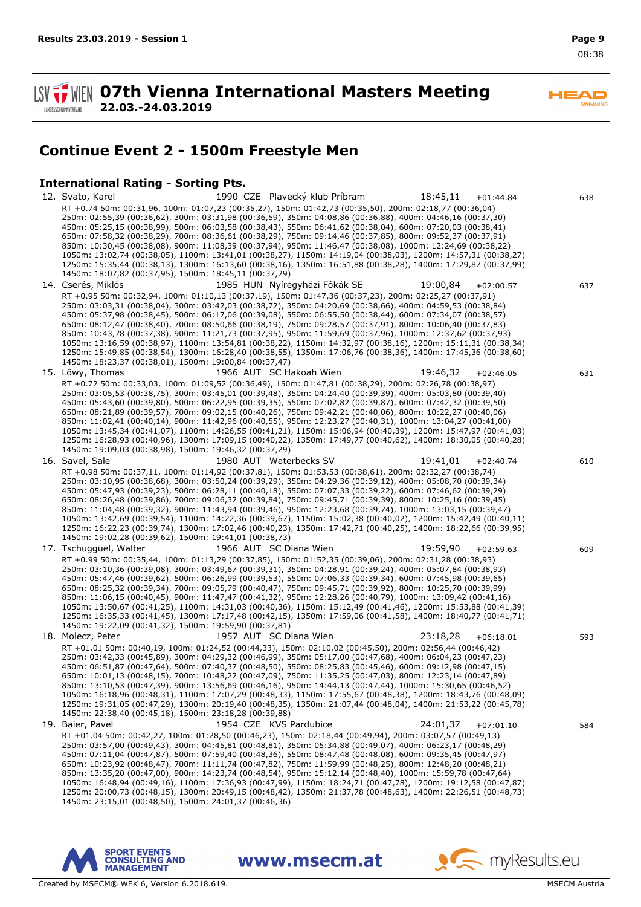# 07th Vienna International Masters Meeting

**22.03.-24.03.2019**

## Continue Event 2 - 1500m Freestyle Men

### International Rating - Sorting Pts.

12. Svato, Karel 1990 CZE Plavecký klub Príbram 18:45,11 +01:44.84 638
RT +0.74 50m: 00:31,96, 100m: 01:07,23 (00:35,27), 150m: 01:42,73 (00:35,50), 200m: 02:18,77 (00:36,04)
250m: 02:55,39 (00:36,62), 300m: 03:31,98 (00:36,59), 350m: 04:08,86 (00:36,88), 400m: 04:46,16 (00:37,30)
450m: 05:25,15 (00:38,99), 500m: 06:03,58 (00:38,43), 550m: 06:41,62 (00:38,04), 600m: 07:20,03 (00:38,41)
650m: 07:58,32 (00:38,29), 700m: 08:36,61 (00:38,29), 750m: 09:14,46 (00:37,85), 800m: 09:52,37 (00:37,91)
850m: 10:30,45 (00:38,08), 900m: 11:08,39 (00:37,94), 950m: 11:46,47 (00:38,08), 1000m: 12:24,69 (00:38,22)
1050m: 13:02,74 (00:38,05), 1100m: 13:41,01 (00:38,27), 1150m: 14:19,04 (00:38,03), 1200m: 14:57,31 (00:38,27)
1250m: 15:35,44 (00:38,13), 1300m: 16:13,60 (00:38,16), 1350m: 16:51,88 (00:38,28), 1400m: 17:29,87 (00:37,99)
1450m: 18:07,82 (00:37,95), 1500m: 18:45,11 (00:37,29)

14. Cserés, Miklós 1985 HUN Nyíregyházi Fókák SE 19:00,84 +02:00.57 637
RT +0.95 50m: 00:32,94, 100m: 01:10,13 (00:37,19), 150m: 01:47,36 (00:37,23), 200m: 02:25,27 (00:37,91)
250m: 03:03,31 (00:38,04), 300m: 03:42,03 (00:38,72), 350m: 04:20,69 (00:38,66), 400m: 04:59,53 (00:38,84)
450m: 05:37,98 (00:38,45), 500m: 06:17,06 (00:39,08), 550m: 06:55,50 (00:38,44), 600m: 07:34,07 (00:38,57)
650m: 08:12,47 (00:38,40), 700m: 08:50,66 (00:38,19), 750m: 09:28,57 (00:37,91), 800m: 10:06,40 (00:37,83)
850m: 10:43,78 (00:37,38), 900m: 11:21,73 (00:37,95), 950m: 11:59,69 (00:37,96), 1000m: 12:37,62 (00:37,93)
1050m: 13:16,59 (00:38,97), 1100m: 13:54,81 (00:38,22), 1150m: 14:32,97 (00:38,16), 1200m: 15:11,31 (00:38,34)
1250m: 15:49,85 (00:38,54), 1300m: 16:28,40 (00:38,55), 1350m: 17:06,76 (00:38,36), 1400m: 17:45,36 (00:38,60)
1450m: 18:23,37 (00:38,01), 1500m: 19:00,84 (00:37,47)

15. Löwy, Thomas 1966 AUT SC Hakoah Wien 19:46,32 +02:46.05 631
RT +0.72 50m: 00:33,03, 100m: 01:09,52 (00:36,49), 150m: 01:47,81 (00:38,29), 200m: 02:26,78 (00:38,97)
250m: 03:05,53 (00:38,75), 300m: 03:45,01 (00:39,48), 350m: 04:24,40 (00:39,39), 400m: 05:03,80 (00:39,40)
450m: 05:43,60 (00:39,80), 500m: 06:22,95 (00:39,35), 550m: 07:02,82 (00:39,87), 600m: 07:42,32 (00:39,50)
650m: 08:21,89 (00:39,57), 700m: 09:02,15 (00:40,26), 750m: 09:42,21 (00:40,06), 800m: 10:22,27 (00:40,06)
850m: 11:02,41 (00:40,14), 900m: 11:42,96 (00:40,55), 950m: 12:23,27 (00:40,31), 1000m: 13:04,27 (00:41,00)
1050m: 13:45,34 (00:41,07), 1100m: 14:26,55 (00:41,21), 1150m: 15:06,94 (00:40,39), 1200m: 15:47,97 (00:41,03)
1250m: 16:28,93 (00:40,96), 1300m: 17:09,15 (00:40,22), 1350m: 17:49,77 (00:40,62), 1400m: 18:30,05 (00:40,28)
1450m: 19:09,03 (00:38,98), 1500m: 19:46,32 (00:37,29)

16. Savel, Sale 1980 AUT Waterbecks SV 19:41,01 +02:40.74 610
RT +0.98 50m: 00:37,11, 100m: 01:14,92 (00:37,81), 150m: 01:53,53 (00:38,61), 200m: 02:32,27 (00:38,74)
250m: 03:10,95 (00:38,68), 300m: 03:50,24 (00:39,29), 350m: 04:29,36 (00:39,12), 400m: 05:08,70 (00:39,34)
450m: 05:47,93 (00:39,23), 500m: 06:28,11 (00:40,18), 550m: 07:07,33 (00:39,22), 600m: 07:46,62 (00:39,29)
650m: 08:26,48 (00:39,86), 700m: 09:06,32 (00:39,84), 750m: 09:45,71 (00:39,39), 800m: 10:25,16 (00:39,45)
850m: 11:04,48 (00:39,32), 900m: 11:43,94 (00:39,46), 950m: 12:23,68 (00:39,74), 1000m: 13:03,15 (00:39,47)
1050m: 13:42,69 (00:39,54), 1100m: 14:22,36 (00:39,67), 1150m: 15:02,38 (00:40,02), 1200m: 15:42,49 (00:40,11)
1250m: 16:22,23 (00:39,74), 1300m: 17:02,46 (00:40,23), 1350m: 17:42,71 (00:40,25), 1400m: 18:22,66 (00:39,95)
1450m: 19:02,28 (00:39,62), 1500m: 19:41,01 (00:38,73)

17. Tschugguel, Walter 1966 AUT SC Diana Wien 19:59,90 +02:59.63 609
RT +0.99 50m: 00:35,44, 100m: 01:13,29 (00:37,85), 150m: 01:52,35 (00:39,06), 200m: 02:31,28 (00:38,93)
250m: 03:10,36 (00:39,08), 300m: 03:49,67 (00:39,31), 350m: 04:28,91 (00:39,24), 400m: 05:07,84 (00:38,93)
450m: 05:47,46 (00:39,62), 500m: 06:26,99 (00:39,53), 550m: 07:06,33 (00:39,34), 600m: 07:45,98 (00:39,65)
650m: 08:25,32 (00:39,34), 700m: 09:05,79 (00:40,47), 750m: 09:45,71 (00:39,92), 800m: 10:25,70 (00:39,99)
850m: 11:06,15 (00:40,45), 900m: 11:47,47 (00:41,32), 950m: 12:28,26 (00:40,79), 1000m: 13:09,42 (00:41,16)
1050m: 13:50,67 (00:41,25), 1100m: 14:31,03 (00:40,36), 1150m: 15:12,49 (00:41,46), 1200m: 15:53,88 (00:41,39)
1250m: 16:35,33 (00:41,45), 1300m: 17:17,48 (00:42,15), 1350m: 17:59,06 (00:41,58), 1400m: 18:40,77 (00:41,71)
1450m: 19:22,09 (00:41,32), 1500m: 19:59,90 (00:37,81)

18. Molecz, Peter 1957 AUT SC Diana Wien 23:18,28 +06:18.01 593
RT +01.01 50m: 00:40,19, 100m: 01:24,52 (00:44,33), 150m: 02:10,02 (00:45,50), 200m: 02:56,44 (00:46,42)
250m: 03:42,33 (00:45,89), 300m: 04:29,32 (00:46,99), 350m: 05:17,00 (00:47,68), 400m: 06:04,23 (00:47,23)
450m: 06:51,87 (00:47,64), 500m: 07:40,37 (00:48,50), 550m: 08:25,83 (00:45,46), 600m: 09:12,98 (00:47,15)
650m: 10:01,13 (00:48,15), 700m: 10:48,22 (00:47,09), 750m: 11:35,25 (00:47,03), 800m: 12:23,14 (00:47,89)
850m: 13:10,53 (00:47,39), 900m: 13:56,69 (00:46,16), 950m: 14:44,13 (00:47,44), 1000m: 15:30,65 (00:46,52)
1050m: 16:18,96 (00:48,31), 1100m: 17:07,29 (00:48,33), 1150m: 17:55,67 (00:48,38), 1200m: 18:43,76 (00:48,09)
1250m: 19:31,05 (00:47,29), 1300m: 20:19,40 (00:48,35), 1350m: 21:07,44 (00:48,04), 1400m: 21:53,22 (00:45,78)
1450m: 22:38,40 (00:45,18), 1500m: 23:18,28 (00:39,88)

19. Baier, Pavel 1954 CZE KVS Pardubice 24:01,37 +07:01.10 584
RT +01.04 50m: 00:42,27, 100m: 01:28,50 (00:46,23), 150m: 02:18,44 (00:49,94), 200m: 03:07,57 (00:49,13)
250m: 03:57,00 (00:49,43), 300m: 04:45,81 (00:48,81), 350m: 05:34,88 (00:49,07), 400m: 06:23,17 (00:48,29)
450m: 07:11,04 (00:47,87), 500m: 07:59,40 (00:48,36), 550m: 08:47,48 (00:48,08), 600m: 09:35,45 (00:47,97)
650m: 10:23,92 (00:48,47), 700m: 11:11,74 (00:47,82), 750m: 11:59,99 (00:48,25), 800m: 12:48,20 (00:48,21)
850m: 13:35,20 (00:47,00), 900m: 14:23,74 (00:48,54), 950m: 15:12,14 (00:48,40), 1000m: 15:59,78 (00:47,64)
1050m: 16:48,94 (00:49,16), 1100m: 17:36,93 (00:47,99), 1150m: 18:24,71 (00:47,78), 1200m: 19:12,58 (00:47,87)
1250m: 20:00,73 (00:48,15), 1300m: 20:49,15 (00:48,42), 1350m: 21:37,78 (00:48,63), 1400m: 22:26,51 (00:48,73)
1450m: 23:15,01 (00:48,50), 1500m: 24:01,37 (00:46,36)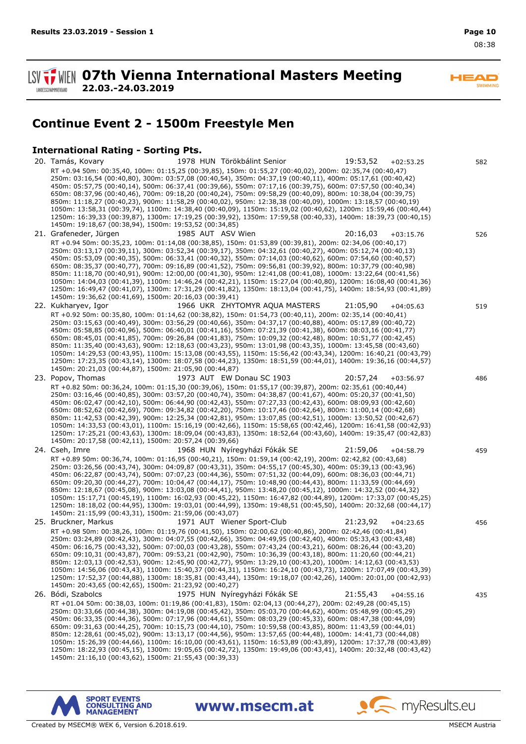# 07th Vienna International Masters Meeting

**22.03.-24.03.2019**

## Continue Event 2 - 1500m Freestyle Men

### International Rating - Sorting Pts.

20. Tamás, Kovary 1978 HUN Törökbálint Senior 19:53,52 +02:53.25 582
RT +0.94 50m: 00:35,40, 100m: 01:15,25 (00:39,85), 150m: 01:55,27 (00:40,02), 200m: 02:35,74 (00:40,47)
250m: 03:16,54 (00:40,80), 300m: 03:57,08 (00:40,54), 350m: 04:37,19 (00:40,11), 400m: 05:17,61 (00:40,42)
450m: 05:57,75 (00:40,14), 500m: 06:37,41 (00:39,66), 550m: 07:17,16 (00:39,75), 600m: 07:57,50 (00:40,34)
650m: 08:37,96 (00:40,46), 700m: 09:18,20 (00:40,24), 750m: 09:58,29 (00:40,09), 800m: 10:38,04 (00:39,75)
850m: 11:18,27 (00:40,23), 900m: 11:58,29 (00:40,02), 950m: 12:38,38 (00:40,09), 1000m: 13:18,57 (00:40,19)
1050m: 13:58,31 (00:39,74), 1100m: 14:38,40 (00:40,09), 1150m: 15:19,02 (00:40,62), 1200m: 15:59,46 (00:40,44)
1250m: 16:39,33 (00:39,87), 1300m: 17:19,25 (00:39,92), 1350m: 17:59,58 (00:40,33), 1400m: 18:39,73 (00:40,15)
1450m: 19:18,67 (00:38,94), 1500m: 19:53,52 (00:34,85)

21. Grafeneder, Jürgen 1985 AUT ASV Wien 20:16,03 +03:15.76 526
RT +0.94 50m: 00:35,23, 100m: 01:14,08 (00:38,85), 150m: 01:53,89 (00:39,81), 200m: 02:34,06 (00:40,17)
250m: 03:13,17 (00:39,11), 300m: 03:52,34 (00:39,17), 350m: 04:32,61 (00:40,27), 400m: 05:12,74 (00:40,13)
450m: 05:53,09 (00:40,35), 500m: 06:33,41 (00:40,32), 550m: 07:14,03 (00:40,62), 600m: 07:54,60 (00:40,57)
650m: 08:35,37 (00:40,77), 700m: 09:16,89 (00:41,52), 750m: 09:56,81 (00:39,92), 800m: 10:37,79 (00:40,98)
850m: 11:18,70 (00:40,91), 900m: 12:00,00 (00:41,30), 950m: 12:41,08 (00:41,08), 1000m: 13:22,64 (00:41,56)
1050m: 14:04,03 (00:41,39), 1100m: 14:46,24 (00:42,21), 1150m: 15:27,04 (00:40,80), 1200m: 16:08,40 (00:41,36)
1250m: 16:49,47 (00:41,07), 1300m: 17:31,29 (00:41,82), 1350m: 18:13,04 (00:41,75), 1400m: 18:54,93 (00:41,89)
1450m: 19:36,62 (00:41,69), 1500m: 20:16,03 (00:39,41)

22. Kukharyev, Igor 1966 UKR ZHYTOMYR AQUA MASTERS 21:05,90 +04:05.63 519
RT +0.92 50m: 00:35,80, 100m: 01:14,62 (00:38,82), 150m: 01:54,73 (00:40,11), 200m: 02:35,14 (00:40,41)
250m: 03:15,63 (00:40,49), 300m: 03:56,29 (00:40,66), 350m: 04:37,17 (00:40,88), 400m: 05:17,89 (00:40,72)
450m: 05:58,85 (00:40,96), 500m: 06:40,01 (00:41,16), 550m: 07:21,39 (00:41,38), 600m: 08:03,16 (00:41,77)
650m: 08:45,01 (00:41,85), 700m: 09:26,84 (00:41,83), 750m: 10:09,32 (00:42,48), 800m: 10:51,77 (00:42,45)
850m: 11:35,40 (00:43,63), 900m: 12:18,63 (00:43,23), 950m: 13:01,98 (00:43,35), 1000m: 13:45,58 (00:43,60)
1050m: 14:29,53 (00:43,95), 1100m: 15:13,08 (00:43,55), 1150m: 15:56,42 (00:43,34), 1200m: 16:40,21 (00:43,79)
1250m: 17:23,35 (00:43,14), 1300m: 18:07,58 (00:44,23), 1350m: 18:51,59 (00:44,01), 1400m: 19:36,16 (00:44,57)
1450m: 20:21,03 (00:44,87), 1500m: 21:05,90 (00:44,87)

23. Popov, Thomas 1973 AUT EW Donau SC 1903 20:57,24 +03:56.97 486
RT +0.82 50m: 00:36,24, 100m: 01:15,30 (00:39,06), 150m: 01:55,17 (00:39,87), 200m: 02:35,61 (00:40,44)
250m: 03:16,46 (00:40,85), 300m: 03:57,20 (00:40,74), 350m: 04:38,87 (00:41,67), 400m: 05:20,37 (00:41,50)
450m: 06:02,47 (00:42,10), 500m: 06:44,90 (00:42,43), 550m: 07:27,33 (00:42,43), 600m: 08:09,93 (00:42,60)
650m: 08:52,62 (00:42,69), 700m: 09:34,82 (00:42,20), 750m: 10:17,46 (00:42,64), 800m: 11:00,14 (00:42,68)
850m: 11:42,53 (00:42,39), 900m: 12:25,34 (00:42,81), 950m: 13:07,85 (00:42,51), 1000m: 13:50,52 (00:42,67)
1050m: 14:33,53 (00:43,01), 1100m: 15:16,19 (00:42,66), 1150m: 15:58,65 (00:42,46), 1200m: 16:41,58 (00:42,93)
1250m: 17:25,21 (00:43,63), 1300m: 18:09,04 (00:43,83), 1350m: 18:52,64 (00:43,60), 1400m: 19:35,47 (00:42,83)
1450m: 20:17,58 (00:42,11), 1500m: 20:57,24 (00:39,66)

24. Cseh, Imre 1968 HUN Nyíregyházi Fókák SE 21:59,06 +04:58.79 459
RT +0.89 50m: 00:36,74, 100m: 01:16,95 (00:40,21), 150m: 01:59,14 (00:42,19), 200m: 02:42,82 (00:43,68)
250m: 03:26,56 (00:43,74), 300m: 04:09,87 (00:43,31), 350m: 04:55,17 (00:45,30), 400m: 05:39,13 (00:43,96)
450m: 06:22,87 (00:43,74), 500m: 07:07,23 (00:44,36), 550m: 07:51,32 (00:44,09), 600m: 08:36,03 (00:44,71)
650m: 09:20,30 (00:44,27), 700m: 10:04,47 (00:44,17), 750m: 10:48,90 (00:44,43), 800m: 11:33,59 (00:44,69)
850m: 12:18,67 (00:45,08), 900m: 13:03,08 (00:44,41), 950m: 13:48,20 (00:45,12), 1000m: 14:32,52 (00:44,32)
1050m: 15:17,71 (00:45,19), 1100m: 16:02,93 (00:45,22), 1150m: 16:47,82 (00:44,89), 1200m: 17:33,07 (00:45,25)
1250m: 18:18,02 (00:44,95), 1300m: 19:03,01 (00:44,99), 1350m: 19:48,51 (00:45,50), 1400m: 20:32,68 (00:44,17)
1450m: 21:15,99 (00:43,31), 1500m: 21:59,06 (00:43,07)

25. Bruckner, Markus 1971 AUT Wiener Sport-Club 21:23,92 +04:23.65 456
RT +0.98 50m: 00:38,26, 100m: 01:19,76 (00:41,50), 150m: 02:00,62 (00:40,86), 200m: 02:42,46 (00:41,84)
250m: 03:24,89 (00:42,43), 300m: 04:07,55 (00:42,66), 350m: 04:49,95 (00:42,40), 400m: 05:33,43 (00:43,48)
450m: 06:16,75 (00:43,32), 500m: 07:00,03 (00:43,28), 550m: 07:43,24 (00:43,21), 600m: 08:26,44 (00:43,20)
650m: 09:10,31 (00:43,87), 700m: 09:53,21 (00:42,90), 750m: 10:36,39 (00:43,18), 800m: 11:20,60 (00:44,21)
850m: 12:03,13 (00:42,53), 900m: 12:45,90 (00:42,77), 950m: 13:29,10 (00:43,20), 1000m: 14:12,63 (00:43,53)
1050m: 14:56,06 (00:43,43), 1100m: 15:40,37 (00:44,31), 1150m: 16:24,10 (00:43,73), 1200m: 17:07,49 (00:43,39)
1250m: 17:52,37 (00:44,88), 1300m: 18:35,81 (00:43,44), 1350m: 19:18,07 (00:42,26), 1400m: 20:01,00 (00:42,93)
1450m: 20:43,65 (00:42,65), 1500m: 21:23,92 (00:40,27)

26. Bódi, Szabolcs 1975 HUN Nyíregyházi Fókák SE 21:55,43 +04:55.16 435
RT +01.04 50m: 00:38,03, 100m: 01:19,86 (00:41,83), 150m: 02:04,13 (00:44,27), 200m: 02:49,28 (00:45,15)
250m: 03:33,66 (00:44,38), 300m: 04:19,08 (00:45,42), 350m: 05:03,70 (00:44,62), 400m: 05:48,99 (00:45,29)
450m: 06:33,35 (00:44,36), 500m: 07:17,96 (00:44,61), 550m: 08:03,29 (00:45,33), 600m: 08:47,38 (00:44,09)
650m: 09:31,63 (00:44,25), 700m: 10:15,73 (00:44,10), 750m: 10:59,58 (00:43,85), 800m: 11:43,59 (00:44,01)
850m: 12:28,61 (00:45,02), 900m: 13:13,17 (00:44,56), 950m: 13:57,65 (00:44,48), 1000m: 14:41,73 (00:44,08)
1050m: 15:26,39 (00:44,66), 1100m: 16:10,00 (00:43,61), 1150m: 16:53,89 (00:43,89), 1200m: 17:37,78 (00:43,89)
1250m: 18:22,93 (00:45,15), 1300m: 19:05,65 (00:42,72), 1350m: 19:49,06 (00:43,41), 1400m: 20:32,48 (00:43,42)
1450m: 21:16,10 (00:43,62), 1500m: 21:55,43 (00:39,33)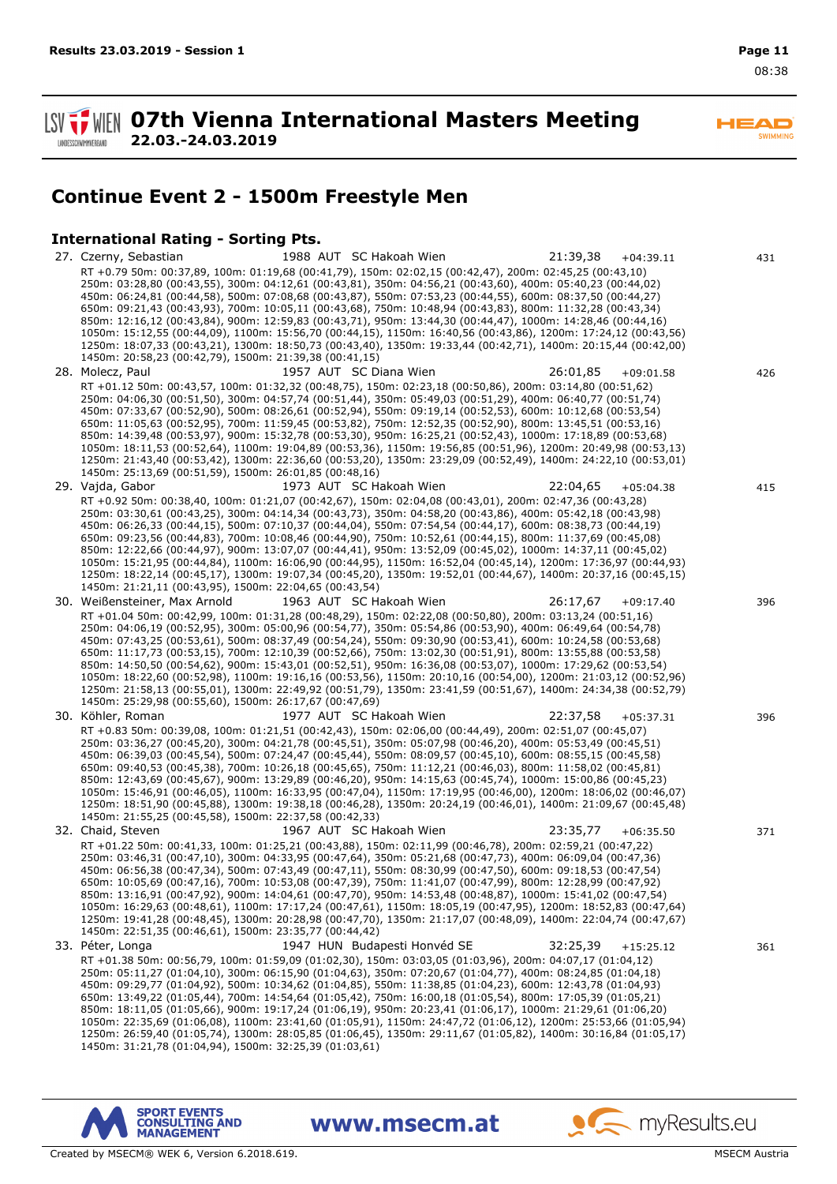# 07th Vienna International Masters Meeting

**22.03.-24.03.2019**

## Continue Event 2 - 1500m Freestyle Men

### International Rating - Sorting Pts.

27. Czerny, Sebastian 1988 AUT SC Hakoah Wien 21:39,38 +04:39.11 431

RT +0.79 50m: 00:37,89, 100m: 01:19,68 (00:41,79), 150m: 02:02,15 (00:42,47), 200m: 02:45,25 (00:43,10)
250m: 03:28,80 (00:43,55), 300m: 04:12,61 (00:43,81), 350m: 04:56,21 (00:43,60), 400m: 05:40,23 (00:44,02)
450m: 06:24,81 (00:44,58), 500m: 07:08,68 (00:43,87), 550m: 07:53,23 (00:44,55), 600m: 08:37,50 (00:44,27)
650m: 09:21,43 (00:43,93), 700m: 10:05,11 (00:43,68), 750m: 10:48,94 (00:43,83), 800m: 11:32,28 (00:43,34)
850m: 12:16,12 (00:43,84), 900m: 12:59,83 (00:43,71), 950m: 13:44,30 (00:44,47), 1000m: 14:28,46 (00:44,16)
1050m: 15:12,55 (00:44,09), 1100m: 15:56,70 (00:44,15), 1150m: 16:40,56 (00:43,86), 1200m: 17:24,12 (00:43,56)
1250m: 18:07,33 (00:43,21), 1300m: 18:50,73 (00:43,40), 1350m: 19:33,44 (00:42,71), 1400m: 20:15,44 (00:42,00)
1450m: 20:58,23 (00:42,79), 1500m: 21:39,38 (00:41,15)

28. Molecz, Paul 1957 AUT SC Diana Wien 26:01,85 +09:01.58 426

RT +01.12 50m: 00:43,57, 100m: 01:32,32 (00:48,75), 150m: 02:23,18 (00:50,86), 200m: 03:14,80 (00:51,62)
250m: 04:06,30 (00:51,50), 300m: 04:57,74 (00:51,44), 350m: 05:49,03 (00:51,29), 400m: 06:40,77 (00:51,74)
450m: 07:33,67 (00:52,90), 500m: 08:26,61 (00:52,94), 550m: 09:19,14 (00:52,53), 600m: 10:12,68 (00:53,54)
650m: 11:05,63 (00:52,95), 700m: 11:59,45 (00:53,82), 750m: 12:52,35 (00:52,90), 800m: 13:45,51 (00:53,16)
850m: 14:39,48 (00:53,97), 900m: 15:32,78 (00:53,30), 950m: 16:25,21 (00:52,43), 1000m: 17:18,89 (00:53,68)
1050m: 18:11,53 (00:52,64), 1100m: 19:04,89 (00:53,36), 1150m: 19:56,85 (00:51,96), 1200m: 20:49,98 (00:53,13)
1250m: 21:43,40 (00:53,42), 1300m: 22:36,60 (00:53,20), 1350m: 23:29,09 (00:52,49), 1400m: 24:22,10 (00:53,01)
1450m: 25:13,69 (00:51,59), 1500m: 26:01,85 (00:48,16)

29. Vajda, Gabor 1973 AUT SC Hakoah Wien 22:04,65 +05:04.38 415

RT +0.92 50m: 00:38,40, 100m: 01:21,07 (00:42,67), 150m: 02:04,08 (00:43,01), 200m: 02:47,36 (00:43,28)
250m: 03:30,61 (00:43,25), 300m: 04:14,34 (00:43,73), 350m: 04:58,20 (00:43,86), 400m: 05:42,18 (00:43,98)
450m: 06:26,33 (00:44,15), 500m: 07:10,37 (00:44,04), 550m: 07:54,54 (00:44,17), 600m: 08:38,73 (00:44,19)
650m: 09:23,56 (00:44,83), 700m: 10:08,46 (00:44,90), 750m: 10:52,61 (00:44,15), 800m: 11:37,69 (00:45,08)
850m: 12:22,66 (00:44,97), 900m: 13:07,07 (00:44,41), 950m: 13:52,09 (00:45,02), 1000m: 14:37,11 (00:45,02)
1050m: 15:21,95 (00:44,84), 1100m: 16:06,90 (00:44,95), 1150m: 16:52,04 (00:45,14), 1200m: 17:36,97 (00:44,93)
1250m: 18:22,14 (00:45,17), 1300m: 19:07,34 (00:45,20), 1350m: 19:52,01 (00:44,67), 1400m: 20:37,16 (00:45,15)
1450m: 21:21,11 (00:43,95), 1500m: 22:04,65 (00:43,54)

30. Weißensteiner, Max Arnold 1963 AUT SC Hakoah Wien 26:17,67 +09:17.40 396

RT +01.04 50m: 00:42,99, 100m: 01:31,28 (00:48,29), 150m: 02:22,08 (00:50,80), 200m: 03:13,24 (00:51,16)
250m: 04:06,19 (00:52,95), 300m: 05:00,96 (00:54,77), 350m: 05:54,86 (00:53,90), 400m: 06:49,64 (00:54,78)
450m: 07:43,25 (00:53,61), 500m: 08:37,49 (00:54,24), 550m: 09:30,90 (00:53,41), 600m: 10:24,58 (00:53,68)
650m: 11:17,73 (00:53,15), 700m: 12:10,39 (00:52,66), 750m: 13:02,30 (00:51,91), 800m: 13:55,88 (00:53,58)
850m: 14:50,50 (00:54,62), 900m: 15:43,01 (00:52,51), 950m: 16:36,08 (00:53,07), 1000m: 17:29,62 (00:53,54)
1050m: 18:22,60 (00:52,98), 1100m: 19:16,16 (00:53,56), 1150m: 20:10,16 (00:54,00), 1200m: 21:03,12 (00:52,96)
1250m: 21:58,13 (00:55,01), 1300m: 22:49,92 (00:51,79), 1350m: 23:41,59 (00:51,67), 1400m: 24:34,38 (00:52,79)
1450m: 25:29,98 (00:55,60), 1500m: 26:17,67 (00:47,69)

30. Köhler, Roman 1977 AUT SC Hakoah Wien 22:37,58 +05:37.31 396

RT +0.83 50m: 00:39,08, 100m: 01:21,51 (00:42,43), 150m: 02:06,00 (00:44,49), 200m: 02:51,07 (00:45,07)
250m: 03:36,27 (00:45,20), 300m: 04:21,78 (00:45,51), 350m: 05:07,98 (00:46,20), 400m: 05:53,49 (00:45,51)
450m: 06:39,03 (00:45,54), 500m: 07:24,47 (00:45,44), 550m: 08:09,57 (00:45,10), 600m: 08:55,15 (00:45,58)
650m: 09:40,53 (00:45,38), 700m: 10:26,18 (00:45,65), 750m: 11:12,21 (00:46,03), 800m: 11:58,02 (00:45,81)
850m: 12:43,69 (00:45,67), 900m: 13:29,89 (00:46,20), 950m: 14:15,63 (00:45,74), 1000m: 15:00,86 (00:45,23)
1050m: 15:46,91 (00:46,05), 1100m: 16:33,95 (00:47,04), 1150m: 17:19,95 (00:46,00), 1200m: 18:06,02 (00:46,07)
1250m: 18:51,90 (00:45,88), 1300m: 19:38,18 (00:46,28), 1350m: 20:24,19 (00:46,01), 1400m: 21:09,67 (00:45,48)
1450m: 21:55,25 (00:45,58), 1500m: 22:37,58 (00:42,33)

32. Chaid, Steven 1967 AUT SC Hakoah Wien 23:35,77 +06:35.50 371

RT +01.22 50m: 00:41,33, 100m: 01:25,21 (00:43,88), 150m: 02:11,99 (00:46,78), 200m: 02:59,21 (00:47,22)
250m: 03:46,31 (00:47,10), 300m: 04:33,95 (00:47,64), 350m: 05:21,68 (00:47,73), 400m: 06:09,04 (00:47,36)
450m: 06:56,38 (00:47,34), 500m: 07:43,49 (00:47,11), 550m: 08:30,99 (00:47,50), 600m: 09:18,53 (00:47,54)
650m: 10:05,69 (00:47,16), 700m: 10:53,08 (00:47,39), 750m: 11:41,07 (00:47,99), 800m: 12:28,99 (00:47,92)
850m: 13:16,91 (00:47,92), 900m: 14:04,61 (00:47,70), 950m: 14:53,48 (00:48,87), 1000m: 15:41,02 (00:47,54)
1050m: 16:29,63 (00:48,61), 1100m: 17:17,24 (00:47,61), 1150m: 18:05,19 (00:47,95), 1200m: 18:52,83 (00:47,64)
1250m: 19:41,28 (00:48,45), 1300m: 20:28,98 (00:47,70), 1350m: 21:17,07 (00:48,09), 1400m: 22:04,74 (00:47,67)
1450m: 22:51,35 (00:46,61), 1500m: 23:35,77 (00:44,42)

33. Péter, Longa 1947 HUN Budapesti Honvéd SE 32:25,39 +15:25.12 361

RT +01.38 50m: 00:56,79, 100m: 01:59,09 (01:02,30), 150m: 03:03,05 (01:03,96), 200m: 04:07,17 (01:04,12)
250m: 05:11,27 (01:04,10), 300m: 06:15,90 (01:04,63), 350m: 07:20,67 (01:04,77), 400m: 08:24,85 (01:04,18)
450m: 09:29,77 (01:04,92), 500m: 10:34,62 (01:04,85), 550m: 11:38,85 (01:04,23), 600m: 12:43,78 (01:04,93)
650m: 13:49,22 (01:05,44), 700m: 14:54,64 (01:05,42), 750m: 16:00,18 (01:05,54), 800m: 17:05,39 (01:05,21)
850m: 18:11,05 (01:05,66), 900m: 19:17,24 (01:06,19), 950m: 20:23,41 (01:06,17), 1000m: 21:29,61 (01:06,20)
1050m: 22:35,69 (01:06,08), 1100m: 23:41,60 (01:05,91), 1150m: 24:47,72 (01:06,12), 1200m: 25:53,66 (01:05,94)
1250m: 26:59,40 (01:05,74), 1300m: 28:05,85 (01:06,45), 1350m: 29:11,67 (01:05,82), 1400m: 30:16,84 (01:05,17)
1450m: 31:21,78 (01:04,94), 1500m: 32:25,39 (01:03,61)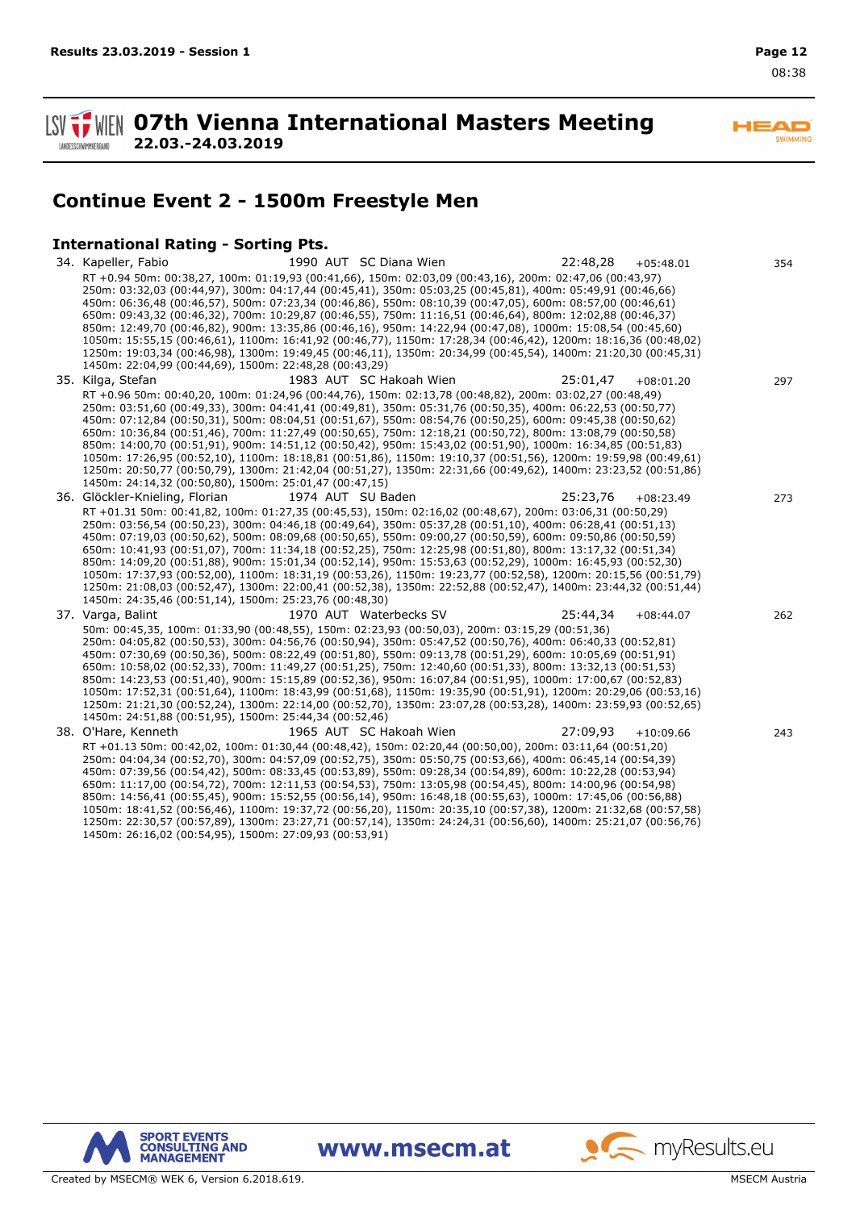## 07th Vienna International Masters Meeting

**22.03.-24.03.2019**

# Continue Event 2 - 1500m Freestyle Men

### International Rating - Sorting Pts.

34. Kapeller, Fabio 1990 AUT SC Diana Wien 22:48,28 +05:48.01 354
RT +0.94 50m: 00:38,27, 100m: 01:19,93 (00:41,66), 150m: 02:03,09 (00:43,16), 200m: 02:47,06 (00:43,97)
250m: 03:32,03 (00:44,97), 300m: 04:17,44 (00:45,41), 350m: 05:03,25 (00:45,81), 400m: 05:49,91 (00:46,66)
450m: 06:36,48 (00:46,57), 500m: 07:23,34 (00:46,86), 550m: 08:10,39 (00:47,05), 600m: 08:57,00 (00:46,61)
650m: 09:43,32 (00:46,32), 700m: 10:29,87 (00:46,55), 750m: 11:16,51 (00:46,64), 800m: 12:02,88 (00:46,37)
850m: 12:49,70 (00:46,82), 900m: 13:35,86 (00:46,16), 950m: 14:22,94 (00:47,08), 1000m: 15:08,54 (00:45,60)
1050m: 15:55,15 (00:46,61), 1100m: 16:41,92 (00:46,77), 1150m: 17:28,34 (00:46,42), 1200m: 18:16,36 (00:48,02)
1250m: 19:03,34 (00:46,98), 1300m: 19:49,45 (00:46,11), 1350m: 20:34,99 (00:45,54), 1400m: 21:20,30 (00:45,31)
1450m: 22:04,99 (00:44,69), 1500m: 22:48,28 (00:43,29)

35. Kilga, Stefan 1983 AUT SC Hakoah Wien 25:01,47 +08:01.20 297
RT +0.96 50m: 00:40,20, 100m: 01:24,96 (00:44,76), 150m: 02:13,78 (00:48,82), 200m: 03:02,27 (00:48,49)
250m: 03:51,60 (00:49,33), 300m: 04:41,41 (00:49,81), 350m: 05:31,76 (00:50,35), 400m: 06:22,53 (00:50,77)
450m: 07:12,84 (00:50,31), 500m: 08:04,51 (00:51,67), 550m: 08:54,76 (00:50,25), 600m: 09:45,38 (00:50,62)
650m: 10:36,84 (00:51,46), 700m: 11:27,49 (00:50,65), 750m: 12:18,21 (00:50,72), 800m: 13:08,79 (00:50,58)
850m: 14:00,70 (00:51,91), 900m: 14:51,12 (00:50,42), 950m: 15:43,02 (00:51,90), 1000m: 16:34,85 (00:51,83)
1050m: 17:26,95 (00:52,10), 1100m: 18:18,81 (00:51,86), 1150m: 19:10,37 (00:51,56), 1200m: 19:59,98 (00:49,61)
1250m: 20:50,77 (00:50,79), 1300m: 21:42,04 (00:51,27), 1350m: 22:31,66 (00:49,62), 1400m: 23:23,52 (00:51,86)
1450m: 24:14,32 (00:50,80), 1500m: 25:01,47 (00:47,15)

36. Glöckler-Knieling, Florian 1974 AUT SU Baden 25:23,76 +08:23.49 273
RT +01.31 50m: 00:41,82, 100m: 01:27,35 (00:45,53), 150m: 02:16,02 (00:48,67), 200m: 03:06,31 (00:50,29)
250m: 03:56,54 (00:50,23), 300m: 04:46,18 (00:49,64), 350m: 05:37,28 (00:51,10), 400m: 06:28,41 (00:51,13)
450m: 07:19,03 (00:50,62), 500m: 08:09,68 (00:50,65), 550m: 09:00,27 (00:50,59), 600m: 09:50,86 (00:50,59)
650m: 10:41,93 (00:51,07), 700m: 11:34,18 (00:52,25), 750m: 12:25,98 (00:51,80), 800m: 13:17,32 (00:51,34)
850m: 14:09,20 (00:51,88), 900m: 15:01,34 (00:52,14), 950m: 15:53,63 (00:52,29), 1000m: 16:45,93 (00:52,30)
1050m: 17:37,93 (00:52,00), 1100m: 18:31,19 (00:53,26), 1150m: 19:23,77 (00:52,58), 1200m: 20:15,56 (00:51,79)
1250m: 21:08,03 (00:52,47), 1300m: 22:00,41 (00:52,38), 1350m: 22:52,88 (00:52,47), 1400m: 23:44,32 (00:51,44)
1450m: 24:35,46 (00:51,14), 1500m: 25:23,76 (00:48,30)

37. Varga, Balint 1970 AUT Waterbecks SV 25:44,34 +08:44.07 262
50m: 00:45,35, 100m: 01:33,90 (00:48,55), 150m: 02:23,93 (00:50,03), 200m: 03:15,29 (00:51,36)
250m: 04:05,82 (00:50,53), 300m: 04:56,76 (00:50,94), 350m: 05:47,52 (00:50,76), 400m: 06:40,33 (00:52,81)
450m: 07:30,69 (00:50,36), 500m: 08:22,49 (00:51,80), 550m: 09:13,78 (00:51,29), 600m: 10:05,69 (00:51,91)
650m: 10:58,02 (00:52,33), 700m: 11:49,27 (00:51,25), 750m: 12:40,60 (00:51,33), 800m: 13:32,13 (00:51,53)
850m: 14:23,53 (00:51,40), 900m: 15:15,89 (00:52,36), 950m: 16:07,84 (00:51,95), 1000m: 17:00,67 (00:52,83)
1050m: 17:52,31 (00:51,64), 1100m: 18:43,99 (00:51,68), 1150m: 19:35,90 (00:51,91), 1200m: 20:29,06 (00:53,16)
1250m: 21:21,30 (00:52,24), 1300m: 22:14,00 (00:52,70), 1350m: 23:07,28 (00:53,28), 1400m: 23:59,93 (00:52,65)
1450m: 24:51,88 (00:51,95), 1500m: 25:44,34 (00:52,46)

38. O'Hare, Kenneth 1965 AUT SC Hakoah Wien 27:09,93 +10:09.66 243
RT +01.13 50m: 00:42,02, 100m: 01:30,44 (00:48,42), 150m: 02:20,44 (00:50,00), 200m: 03:11,64 (00:51,20)
250m: 04:04,34 (00:52,70), 300m: 04:57,09 (00:52,75), 350m: 05:50,75 (00:53,66), 400m: 06:45,14 (00:54,39)
450m: 07:39,56 (00:54,42), 500m: 08:33,45 (00:53,89), 550m: 09:28,34 (00:54,89), 600m: 10:22,28 (00:53,94)
650m: 11:17,00 (00:54,72), 700m: 12:11,53 (00:54,53), 750m: 13:05,98 (00:54,45), 800m: 14:00,96 (00:54,98)
850m: 14:56,41 (00:55,45), 900m: 15:52,55 (00:56,14), 950m: 16:48,18 (00:55,63), 1000m: 17:45,06 (00:56,88)
1050m: 18:41,52 (00:56,46), 1100m: 19:37,72 (00:56,20), 1150m: 20:35,10 (00:57,38), 1200m: 21:32,68 (00:57,58)
1250m: 22:30,57 (00:57,89), 1300m: 23:27,71 (00:57,14), 1350m: 24:24,31 (00:56,60), 1400m: 25:21,07 (00:56,76)
1450m: 26:16,02 (00:54,95), 1500m: 27:09,93 (00:53,91)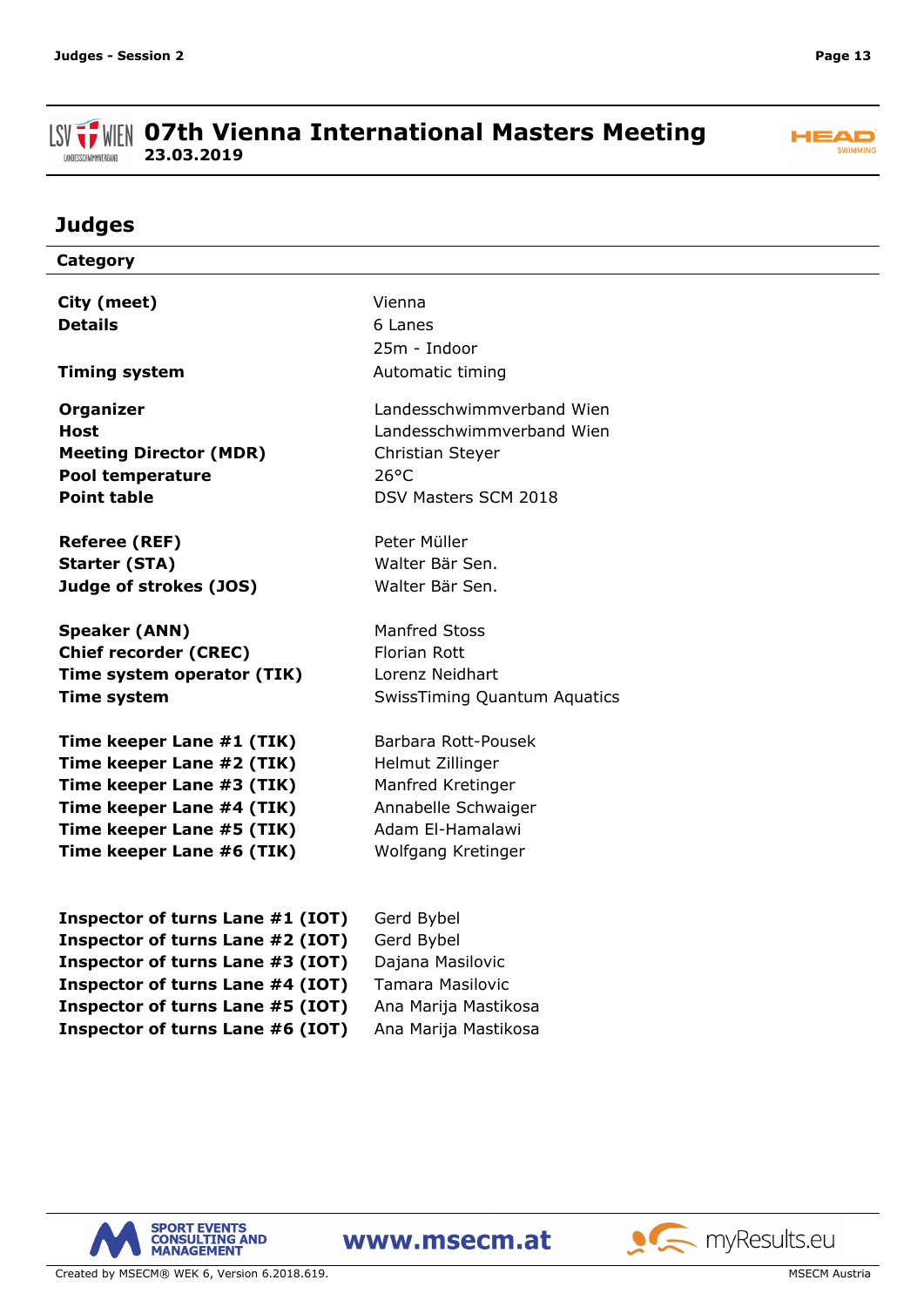# 07th Vienna International Masters Meeting

**23.03.2019**

## Judges

| Category | |
|---|---|
| **City (meet)** | Vienna |
| **Details** | 6 Lanes |
| | 25m - Indoor |
| **Timing system** | Automatic timing |
| **Organizer** | Landesschwimmverband Wien |
| **Host** | Landesschwimmverband Wien |
| **Meeting Director (MDR)** | Christian Steyer |
| **Pool temperature** | 26°C |
| **Point table** | DSV Masters SCM 2018 |
| **Referee (REF)** | Peter Müller |
| **Starter (STA)** | Walter Bär Sen. |
| **Judge of strokes (JOS)** | Walter Bär Sen. |
| **Speaker (ANN)** | Manfred Stoss |
| **Chief recorder (CREC)** | Florian Rott |
| **Time system operator (TIK)** | Lorenz Neidhart |
| **Time system** | SwissTiming Quantum Aquatics |
| **Time keeper Lane #1 (TIK)** | Barbara Rott-Pousek |
| **Time keeper Lane #2 (TIK)** | Helmut Zillinger |
| **Time keeper Lane #3 (TIK)** | Manfred Kretinger |
| **Time keeper Lane #4 (TIK)** | Annabelle Schwaiger |
| **Time keeper Lane #5 (TIK)** | Adam El-Hamalawi |
| **Time keeper Lane #6 (TIK)** | Wolfgang Kretinger |
| **Inspector of turns Lane #1 (IOT)** | Gerd Bybel |
| **Inspector of turns Lane #2 (IOT)** | Gerd Bybel |
| **Inspector of turns Lane #3 (IOT)** | Dajana Masilovic |
| **Inspector of turns Lane #4 (IOT)** | Tamara Masilovic |
| **Inspector of turns Lane #5 (IOT)** | Ana Marija Mastikosa |
| **Inspector of turns Lane #6 (IOT)** | Ana Marija Mastikosa |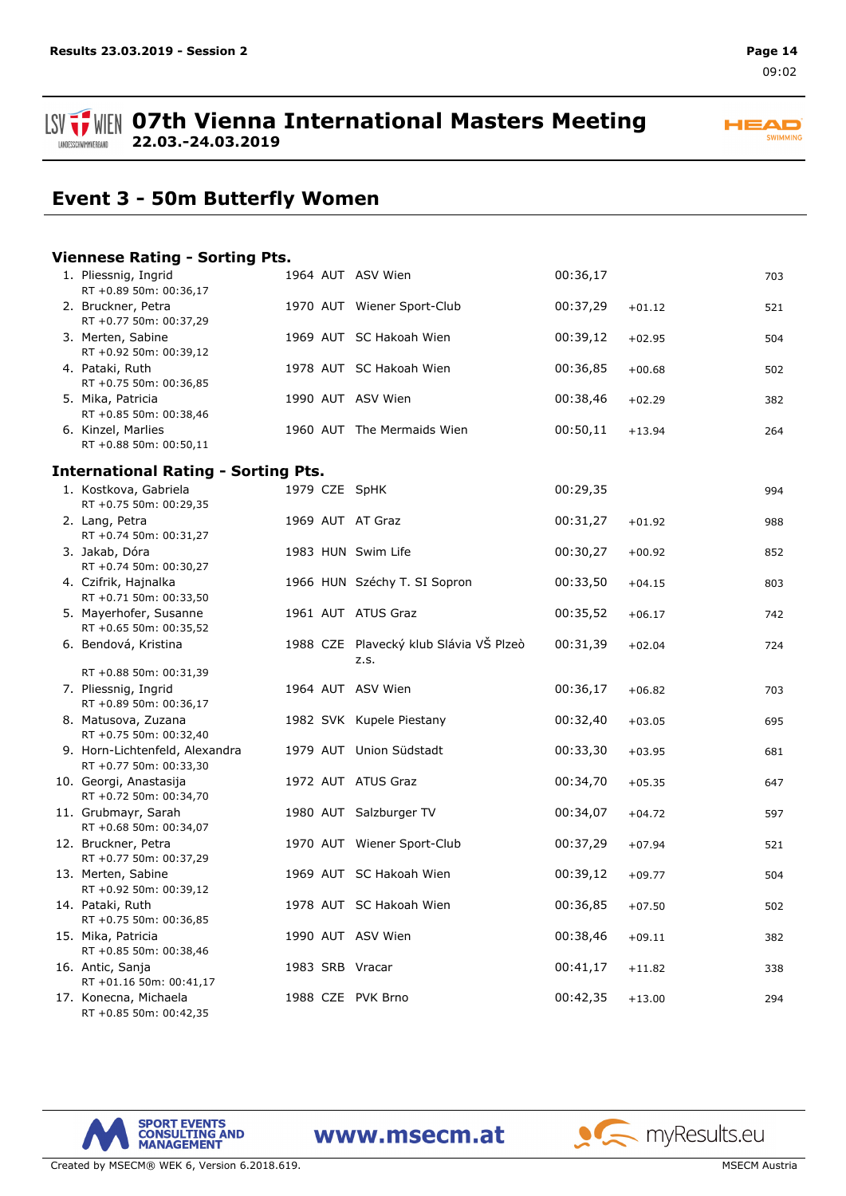# 07th Vienna International Masters Meeting

22.03.-24.03.2019

## Event 3 - 50m Butterfly Women

### Viennese Rating - Sorting Pts.

| Rank | Name | YoB | Nat | Club | Time | Diff | Pts |
|---|---|---|---|---|---|---|---|
| 1. | Pliessnig, Ingrid<br>RT +0.89 50m: 00:36,17 | 1964 | AUT | ASV Wien | 00:36,17 | | 703 |
| 2. | Bruckner, Petra<br>RT +0.77 50m: 00:37,29 | 1970 | AUT | Wiener Sport-Club | 00:37,29 | +01.12 | 521 |
| 3. | Merten, Sabine<br>RT +0.92 50m: 00:39,12 | 1969 | AUT | SC Hakoah Wien | 00:39,12 | +02.95 | 504 |
| 4. | Pataki, Ruth<br>RT +0.75 50m: 00:36,85 | 1978 | AUT | SC Hakoah Wien | 00:36,85 | +00.68 | 502 |
| 5. | Mika, Patricia<br>RT +0.85 50m: 00:38,46 | 1990 | AUT | ASV Wien | 00:38,46 | +02.29 | 382 |
| 6. | Kinzel, Marlies<br>RT +0.88 50m: 00:50,11 | 1960 | AUT | The Mermaids Wien | 00:50,11 | +13.94 | 264 |

### International Rating - Sorting Pts.

| Rank | Name | YoB | Nat | Club | Time | Diff | Pts |
|---|---|---|---|---|---|---|---|
| 1. | Kostkova, Gabriela<br>RT +0.75 50m: 00:29,35 | 1979 | CZE | SpHK | 00:29,35 | | 994 |
| 2. | Lang, Petra<br>RT +0.74 50m: 00:31,27 | 1969 | AUT | AT Graz | 00:31,27 | +01.92 | 988 |
| 3. | Jakab, Dóra<br>RT +0.74 50m: 00:30,27 | 1983 | HUN | Swim Life | 00:30,27 | +00.92 | 852 |
| 4. | Czifrik, Hajnalka<br>RT +0.71 50m: 00:33,50 | 1966 | HUN | Széchy T. SI Sopron | 00:33,50 | +04.15 | 803 |
| 5. | Mayerhofer, Susanne<br>RT +0.65 50m: 00:35,52 | 1961 | AUT | ATUS Graz | 00:35,52 | +06.17 | 742 |
| 6. | Bendová, Kristina<br>RT +0.88 50m: 00:31,39 | 1988 | CZE | Plavecký klub Slávia VŠ Plzeò z.s. | 00:31,39 | +02.04 | 724 |
| 7. | Pliessnig, Ingrid<br>RT +0.89 50m: 00:36,17 | 1964 | AUT | ASV Wien | 00:36,17 | +06.82 | 703 |
| 8. | Matusova, Zuzana<br>RT +0.75 50m: 00:32,40 | 1982 | SVK | Kupele Piestany | 00:32,40 | +03.05 | 695 |
| 9. | Horn-Lichtenfeld, Alexandra<br>RT +0.77 50m: 00:33,30 | 1979 | AUT | Union Südstadt | 00:33,30 | +03.95 | 681 |
| 10. | Georgi, Anastasija<br>RT +0.72 50m: 00:34,70 | 1972 | AUT | ATUS Graz | 00:34,70 | +05.35 | 647 |
| 11. | Grubmayr, Sarah<br>RT +0.68 50m: 00:34,07 | 1980 | AUT | Salzburger TV | 00:34,07 | +04.72 | 597 |
| 12. | Bruckner, Petra<br>RT +0.77 50m: 00:37,29 | 1970 | AUT | Wiener Sport-Club | 00:37,29 | +07.94 | 521 |
| 13. | Merten, Sabine<br>RT +0.92 50m: 00:39,12 | 1969 | AUT | SC Hakoah Wien | 00:39,12 | +09.77 | 504 |
| 14. | Pataki, Ruth<br>RT +0.75 50m: 00:36,85 | 1978 | AUT | SC Hakoah Wien | 00:36,85 | +07.50 | 502 |
| 15. | Mika, Patricia<br>RT +0.85 50m: 00:38,46 | 1990 | AUT | ASV Wien | 00:38,46 | +09.11 | 382 |
| 16. | Antic, Sanja<br>RT +01.16 50m: 00:41,17 | 1983 | SRB | Vracar | 00:41,17 | +11.82 | 338 |
| 17. | Konecna, Michaela<br>RT +0.85 50m: 00:42,35 | 1988 | CZE | PVK Brno | 00:42,35 | +13.00 | 294 |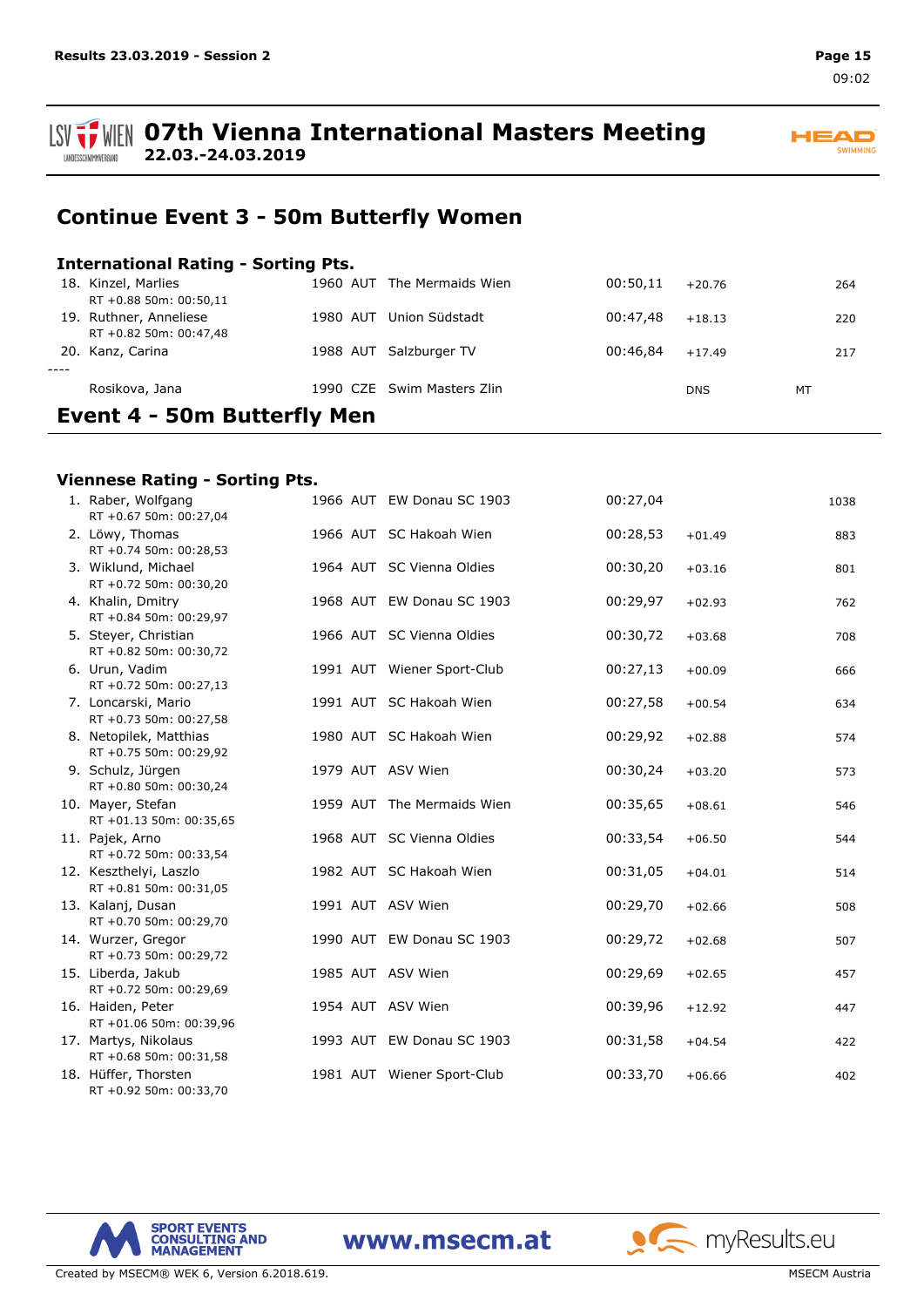# Continue Event 3 - 50m Butterfly Women

### International Rating - Sorting Pts.

| Rank | Name | Year | Nat | Club | Time | Diff | | Pts |
|---|---|---|---|---|---|---|---|---|
| 18. | Kinzel, Marlies<br>RT +0.88 50m: 00:50,11 | 1960 | AUT | The Mermaids Wien | 00:50,11 | +20.76 | | 264 |
| 19. | Ruthner, Anneliese<br>RT +0.82 50m: 00:47,48 | 1980 | AUT | Union Südstadt | 00:47,48 | +18.13 | | 220 |
| 20. | Kanz, Carina | 1988 | AUT | Salzburger TV | 00:46,84 | +17.49 | | 217 |
| ---- | | | | | | | | |
| | Rosikova, Jana | 1990 | CZE | Swim Masters Zlin | | DNS | MT | |

# Event 4 - 50m Butterfly Men

### Viennese Rating - Sorting Pts.

| Rank | Name | Year | Nat | Club | Time | Diff | Pts |
|---|---|---|---|---|---|---|---|
| 1. | Raber, Wolfgang<br>RT +0.67 50m: 00:27,04 | 1966 | AUT | EW Donau SC 1903 | 00:27,04 | | 1038 |
| 2. | Löwy, Thomas<br>RT +0.74 50m: 00:28,53 | 1966 | AUT | SC Hakoah Wien | 00:28,53 | +01.49 | 883 |
| 3. | Wiklund, Michael<br>RT +0.72 50m: 00:30,20 | 1964 | AUT | SC Vienna Oldies | 00:30,20 | +03.16 | 801 |
| 4. | Khalin, Dmitry<br>RT +0.84 50m: 00:29,97 | 1968 | AUT | EW Donau SC 1903 | 00:29,97 | +02.93 | 762 |
| 5. | Steyer, Christian<br>RT +0.82 50m: 00:30,72 | 1966 | AUT | SC Vienna Oldies | 00:30,72 | +03.68 | 708 |
| 6. | Urun, Vadim<br>RT +0.72 50m: 00:27,13 | 1991 | AUT | Wiener Sport-Club | 00:27,13 | +00.09 | 666 |
| 7. | Loncarski, Mario<br>RT +0.73 50m: 00:27,58 | 1991 | AUT | SC Hakoah Wien | 00:27,58 | +00.54 | 634 |
| 8. | Netopilek, Matthias<br>RT +0.75 50m: 00:29,92 | 1980 | AUT | SC Hakoah Wien | 00:29,92 | +02.88 | 574 |
| 9. | Schulz, Jürgen<br>RT +0.80 50m: 00:30,24 | 1979 | AUT | ASV Wien | 00:30,24 | +03.20 | 573 |
| 10. | Mayer, Stefan<br>RT +01.13 50m: 00:35,65 | 1959 | AUT | The Mermaids Wien | 00:35,65 | +08.61 | 546 |
| 11. | Pajek, Arno<br>RT +0.72 50m: 00:33,54 | 1968 | AUT | SC Vienna Oldies | 00:33,54 | +06.50 | 544 |
| 12. | Keszthelyi, Laszlo<br>RT +0.81 50m: 00:31,05 | 1982 | AUT | SC Hakoah Wien | 00:31,05 | +04.01 | 514 |
| 13. | Kalanj, Dusan<br>RT +0.70 50m: 00:29,70 | 1991 | AUT | ASV Wien | 00:29,70 | +02.66 | 508 |
| 14. | Wurzer, Gregor<br>RT +0.73 50m: 00:29,72 | 1990 | AUT | EW Donau SC 1903 | 00:29,72 | +02.68 | 507 |
| 15. | Liberda, Jakub<br>RT +0.72 50m: 00:29,69 | 1985 | AUT | ASV Wien | 00:29,69 | +02.65 | 457 |
| 16. | Haiden, Peter<br>RT +01.06 50m: 00:39,96 | 1954 | AUT | ASV Wien | 00:39,96 | +12.92 | 447 |
| 17. | Martys, Nikolaus<br>RT +0.68 50m: 00:31,58 | 1993 | AUT | EW Donau SC 1903 | 00:31,58 | +04.54 | 422 |
| 18. | Hüffer, Thorsten<br>RT +0.92 50m: 00:33,70 | 1981 | AUT | Wiener Sport-Club | 00:33,70 | +06.66 | 402 |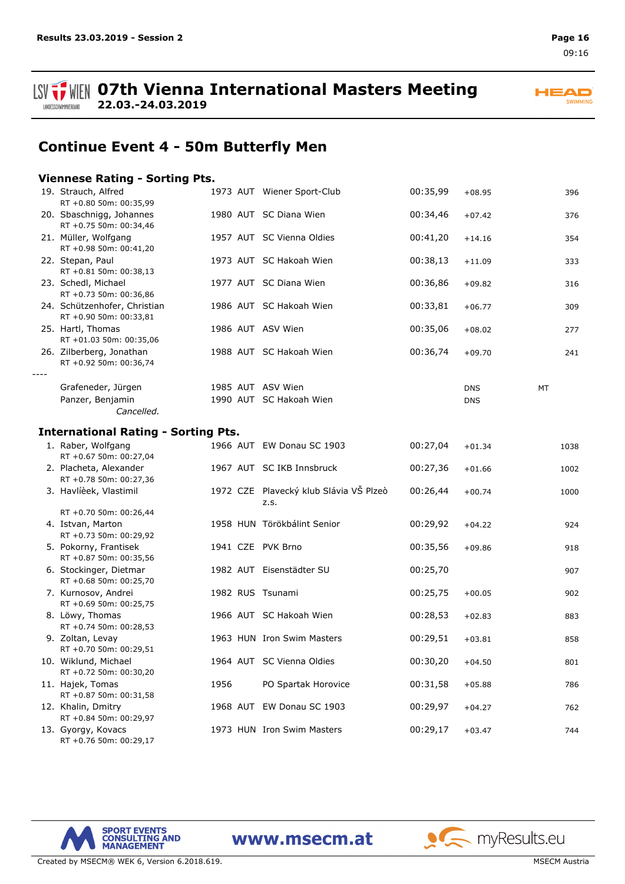## Continue Event 4 - 50m Butterfly Men

### Viennese Rating - Sorting Pts.

| Rank | Name | Year | Nat | Club | Time | Diff | Note | Pts |
|---|---|---|---|---|---|---|---|---|
| 19. | Strauch, Alfred<br>RT +0.80 50m: 00:35,99 | 1973 | AUT | Wiener Sport-Club | 00:35,99 | +08.95 | | 396 |
| 20. | Sbaschnigg, Johannes<br>RT +0.75 50m: 00:34,46 | 1980 | AUT | SC Diana Wien | 00:34,46 | +07.42 | | 376 |
| 21. | Müller, Wolfgang<br>RT +0.98 50m: 00:41,20 | 1957 | AUT | SC Vienna Oldies | 00:41,20 | +14.16 | | 354 |
| 22. | Stepan, Paul<br>RT +0.81 50m: 00:38,13 | 1973 | AUT | SC Hakoah Wien | 00:38,13 | +11.09 | | 333 |
| 23. | Schedl, Michael<br>RT +0.73 50m: 00:36,86 | 1977 | AUT | SC Diana Wien | 00:36,86 | +09.82 | | 316 |
| 24. | Schützenhofer, Christian<br>RT +0.90 50m: 00:33,81 | 1986 | AUT | SC Hakoah Wien | 00:33,81 | +06.77 | | 309 |
| 25. | Hartl, Thomas<br>RT +01.03 50m: 00:35,06 | 1986 | AUT | ASV Wien | 00:35,06 | +08.02 | | 277 |
| 26. | Zilberberg, Jonathan<br>RT +0.92 50m: 00:36,74 | 1988 | AUT | SC Hakoah Wien | 00:36,74 | +09.70 | | 241 |
| ---- | | | | | | | | |
| | Grafeneder, Jürgen | 1985 | AUT | ASV Wien | | DNS | MT | |
| | Panzer, Benjamin<br>*Cancelled.* | 1990 | AUT | SC Hakoah Wien | | DNS | | |

### International Rating - Sorting Pts.

| Rank | Name | Year | Nat | Club | Time | Diff | Pts |
|---|---|---|---|---|---|---|---|
| 1. | Raber, Wolfgang<br>RT +0.67 50m: 00:27,04 | 1966 | AUT | EW Donau SC 1903 | 00:27,04 | +01.34 | 1038 |
| 2. | Placheta, Alexander<br>RT +0.78 50m: 00:27,36 | 1967 | AUT | SC IKB Innsbruck | 00:27,36 | +01.66 | 1002 |
| 3. | Havlíèek, Vlastimil<br>RT +0.70 50m: 00:26,44 | 1972 | CZE | Plavecký klub Slávia VŠ Plzeò z.s. | 00:26,44 | +00.74 | 1000 |
| 4. | Istvan, Marton<br>RT +0.73 50m: 00:29,92 | 1958 | HUN | Törökbálint Senior | 00:29,92 | +04.22 | 924 |
| 5. | Pokorny, Frantisek<br>RT +0.87 50m: 00:35,56 | 1941 | CZE | PVK Brno | 00:35,56 | +09.86 | 918 |
| 6. | Stockinger, Dietmar<br>RT +0.68 50m: 00:25,70 | 1982 | AUT | Eisenstädter SU | 00:25,70 | | 907 |
| 7. | Kurnosov, Andrei<br>RT +0.69 50m: 00:25,75 | 1982 | RUS | Tsunami | 00:25,75 | +00.05 | 902 |
| 8. | Löwy, Thomas<br>RT +0.74 50m: 00:28,53 | 1966 | AUT | SC Hakoah Wien | 00:28,53 | +02.83 | 883 |
| 9. | Zoltan, Levay<br>RT +0.70 50m: 00:29,51 | 1963 | HUN | Iron Swim Masters | 00:29,51 | +03.81 | 858 |
| 10. | Wiklund, Michael<br>RT +0.72 50m: 00:30,20 | 1964 | AUT | SC Vienna Oldies | 00:30,20 | +04.50 | 801 |
| 11. | Hajek, Tomas<br>RT +0.87 50m: 00:31,58 | 1956 | | PO Spartak Horovice | 00:31,58 | +05.88 | 786 |
| 12. | Khalin, Dmitry<br>RT +0.84 50m: 00:29,97 | 1968 | AUT | EW Donau SC 1903 | 00:29,97 | +04.27 | 762 |
| 13. | Gyorgy, Kovacs<br>RT +0.76 50m: 00:29,17 | 1973 | HUN | Iron Swim Masters | 00:29,17 | +03.47 | 744 |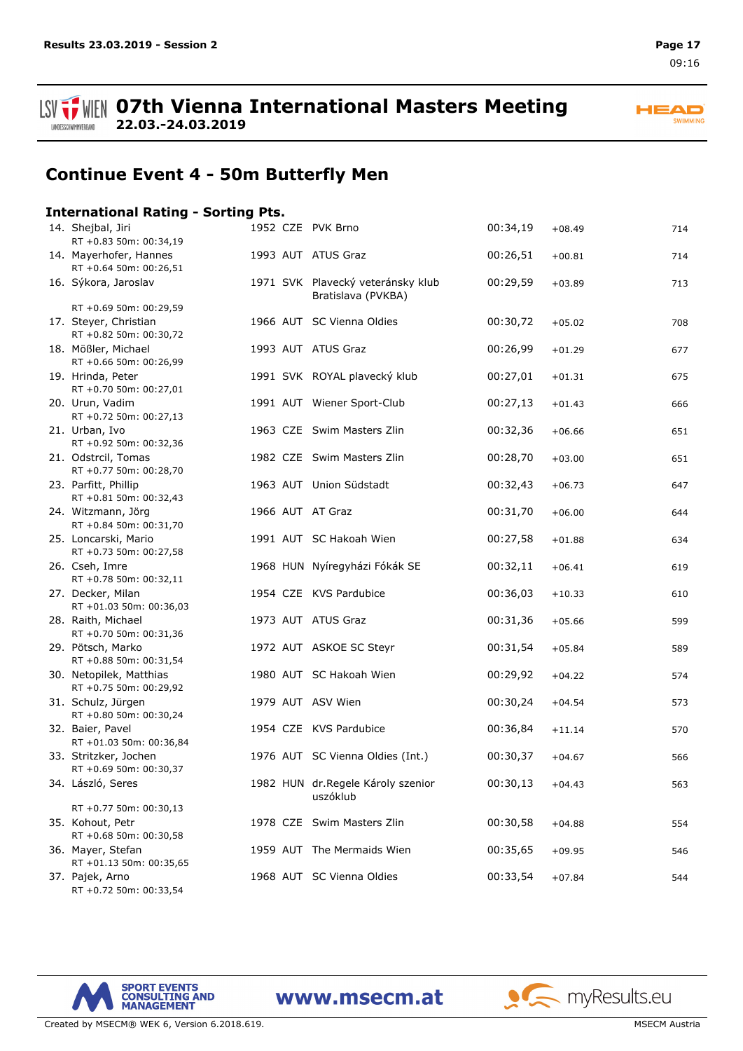## Continue Event 4 - 50m Butterfly Men

### International Rating - Sorting Pts.

| Rank | Name | Year | Nat | Club | Time | Diff | Pts. |
|---|---|---|---|---|---|---|---|
| 14. | Shejbal, Jiri<br>RT +0.83 50m: 00:34,19 | 1952 | CZE | PVK Brno | 00:34,19 | +08.49 | 714 |
| 14. | Mayerhofer, Hannes<br>RT +0.64 50m: 00:26,51 | 1993 | AUT | ATUS Graz | 00:26,51 | +00.81 | 714 |
| 16. | Sýkora, Jaroslav<br>RT +0.69 50m: 00:29,59 | 1971 | SVK | Plavecký veteránsky klub Bratislava (PVKBA) | 00:29,59 | +03.89 | 713 |
| 17. | Steyer, Christian<br>RT +0.82 50m: 00:30,72 | 1966 | AUT | SC Vienna Oldies | 00:30,72 | +05.02 | 708 |
| 18. | Mößler, Michael<br>RT +0.66 50m: 00:26,99 | 1993 | AUT | ATUS Graz | 00:26,99 | +01.29 | 677 |
| 19. | Hrinda, Peter<br>RT +0.70 50m: 00:27,01 | 1991 | SVK | ROYAL plavecký klub | 00:27,01 | +01.31 | 675 |
| 20. | Urun, Vadim<br>RT +0.72 50m: 00:27,13 | 1991 | AUT | Wiener Sport-Club | 00:27,13 | +01.43 | 666 |
| 21. | Urban, Ivo<br>RT +0.92 50m: 00:32,36 | 1963 | CZE | Swim Masters Zlin | 00:32,36 | +06.66 | 651 |
| 21. | Odstrcil, Tomas<br>RT +0.77 50m: 00:28,70 | 1982 | CZE | Swim Masters Zlin | 00:28,70 | +03.00 | 651 |
| 23. | Parfitt, Phillip<br>RT +0.81 50m: 00:32,43 | 1963 | AUT | Union Südstadt | 00:32,43 | +06.73 | 647 |
| 24. | Witzmann, Jörg<br>RT +0.84 50m: 00:31,70 | 1966 | AUT | AT Graz | 00:31,70 | +06.00 | 644 |
| 25. | Loncarski, Mario<br>RT +0.73 50m: 00:27,58 | 1991 | AUT | SC Hakoah Wien | 00:27,58 | +01.88 | 634 |
| 26. | Cseh, Imre<br>RT +0.78 50m: 00:32,11 | 1968 | HUN | Nyíregyházi Fókák SE | 00:32,11 | +06.41 | 619 |
| 27. | Decker, Milan<br>RT +01.03 50m: 00:36,03 | 1954 | CZE | KVS Pardubice | 00:36,03 | +10.33 | 610 |
| 28. | Raith, Michael<br>RT +0.70 50m: 00:31,36 | 1973 | AUT | ATUS Graz | 00:31,36 | +05.66 | 599 |
| 29. | Pötsch, Marko<br>RT +0.88 50m: 00:31,54 | 1972 | AUT | ASKOE SC Steyr | 00:31,54 | +05.84 | 589 |
| 30. | Netopilek, Matthias<br>RT +0.75 50m: 00:29,92 | 1980 | AUT | SC Hakoah Wien | 00:29,92 | +04.22 | 574 |
| 31. | Schulz, Jürgen<br>RT +0.80 50m: 00:30,24 | 1979 | AUT | ASV Wien | 00:30,24 | +04.54 | 573 |
| 32. | Baier, Pavel<br>RT +01.03 50m: 00:36,84 | 1954 | CZE | KVS Pardubice | 00:36,84 | +11.14 | 570 |
| 33. | Stritzker, Jochen<br>RT +0.69 50m: 00:30,37 | 1976 | AUT | SC Vienna Oldies (Int.) | 00:30,37 | +04.67 | 566 |
| 34. | László, Seres<br>RT +0.77 50m: 00:30,13 | 1982 | HUN | dr.Regele Károly szenior uszóklub | 00:30,13 | +04.43 | 563 |
| 35. | Kohout, Petr<br>RT +0.68 50m: 00:30,58 | 1978 | CZE | Swim Masters Zlin | 00:30,58 | +04.88 | 554 |
| 36. | Mayer, Stefan<br>RT +01.13 50m: 00:35,65 | 1959 | AUT | The Mermaids Wien | 00:35,65 | +09.95 | 546 |
| 37. | Pajek, Arno<br>RT +0.72 50m: 00:33,54 | 1968 | AUT | SC Vienna Oldies | 00:33,54 | +07.84 | 544 |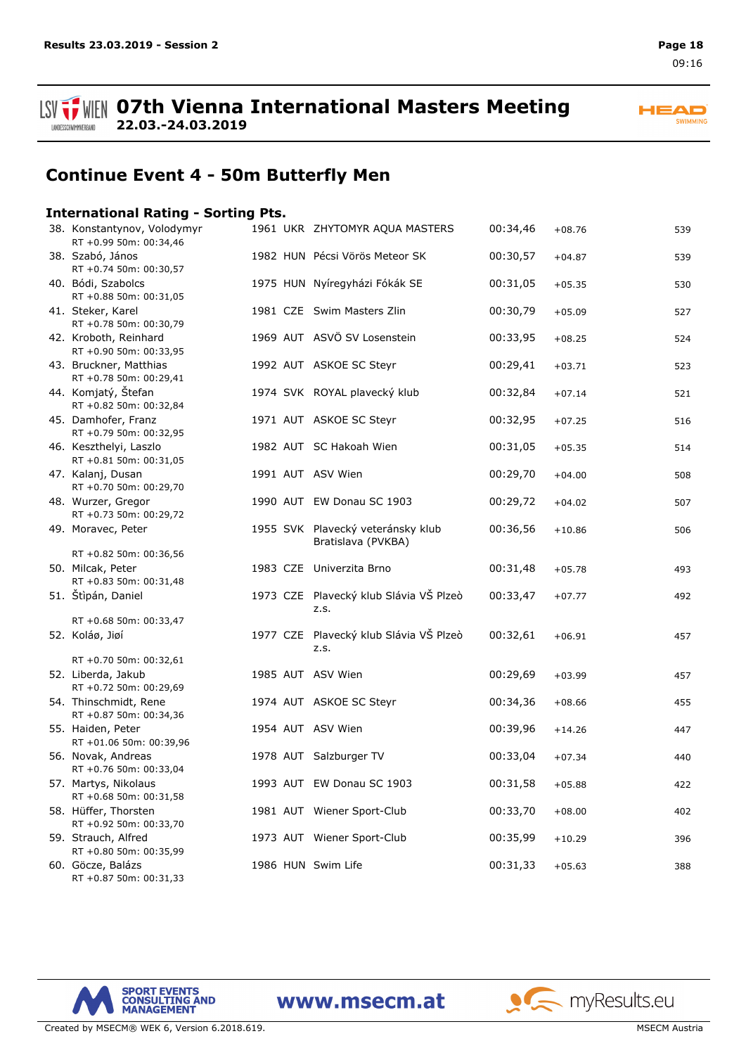# 07th Vienna International Masters Meeting

**22.03.-24.03.2019**

## Continue Event 4 - 50m Butterfly Men

### International Rating - Sorting Pts.

| Rank | Name | YoB | Nat | Club | Time | Diff | Pts |
|---|---|---|---|---|---|---|---|
| 38. | Konstantynov, Volodymyr<br>RT +0.99 50m: 00:34,46 | 1961 | UKR | ZHYTOMYR AQUA MASTERS | 00:34,46 | +08.76 | 539 |
| 38. | Szabó, János<br>RT +0.74 50m: 00:30,57 | 1982 | HUN | Pécsi Vörös Meteor SK | 00:30,57 | +04.87 | 539 |
| 40. | Bódi, Szabolcs<br>RT +0.88 50m: 00:31,05 | 1975 | HUN | Nyíregyházi Fókák SE | 00:31,05 | +05.35 | 530 |
| 41. | Steker, Karel<br>RT +0.78 50m: 00:30,79 | 1981 | CZE | Swim Masters Zlin | 00:30,79 | +05.09 | 527 |
| 42. | Kroboth, Reinhard<br>RT +0.90 50m: 00:33,95 | 1969 | AUT | ASVÖ SV Losenstein | 00:33,95 | +08.25 | 524 |
| 43. | Bruckner, Matthias<br>RT +0.78 50m: 00:29,41 | 1992 | AUT | ASKOE SC Steyr | 00:29,41 | +03.71 | 523 |
| 44. | Komjatý, Štefan<br>RT +0.82 50m: 00:32,84 | 1974 | SVK | ROYAL plavecký klub | 00:32,84 | +07.14 | 521 |
| 45. | Damhofer, Franz<br>RT +0.79 50m: 00:32,95 | 1971 | AUT | ASKOE SC Steyr | 00:32,95 | +07.25 | 516 |
| 46. | Keszthelyi, Laszlo<br>RT +0.81 50m: 00:31,05 | 1982 | AUT | SC Hakoah Wien | 00:31,05 | +05.35 | 514 |
| 47. | Kalanj, Dusan<br>RT +0.70 50m: 00:29,70 | 1991 | AUT | ASV Wien | 00:29,70 | +04.00 | 508 |
| 48. | Wurzer, Gregor<br>RT +0.73 50m: 00:29,72 | 1990 | AUT | EW Donau SC 1903 | 00:29,72 | +04.02 | 507 |
| 49. | Moravec, Peter<br>RT +0.82 50m: 00:36,56 | 1955 | SVK | Plavecký veteránsky klub Bratislava (PVKBA) | 00:36,56 | +10.86 | 506 |
| 50. | Milcak, Peter<br>RT +0.83 50m: 00:31,48 | 1983 | CZE | Univerzita Brno | 00:31,48 | +05.78 | 493 |
| 51. | Štìpán, Daniel<br>RT +0.68 50m: 00:33,47 | 1973 | CZE | Plavecký klub Slávia VŠ Plzeò z.s. | 00:33,47 | +07.77 | 492 |
| 52. | Koláø, Jiøí<br>RT +0.70 50m: 00:32,61 | 1977 | CZE | Plavecký klub Slávia VŠ Plzeò z.s. | 00:32,61 | +06.91 | 457 |
| 52. | Liberda, Jakub<br>RT +0.72 50m: 00:29,69 | 1985 | AUT | ASV Wien | 00:29,69 | +03.99 | 457 |
| 54. | Thinschmidt, Rene<br>RT +0.87 50m: 00:34,36 | 1974 | AUT | ASKOE SC Steyr | 00:34,36 | +08.66 | 455 |
| 55. | Haiden, Peter<br>RT +01.06 50m: 00:39,96 | 1954 | AUT | ASV Wien | 00:39,96 | +14.26 | 447 |
| 56. | Novak, Andreas<br>RT +0.76 50m: 00:33,04 | 1978 | AUT | Salzburger TV | 00:33,04 | +07.34 | 440 |
| 57. | Martys, Nikolaus<br>RT +0.68 50m: 00:31,58 | 1993 | AUT | EW Donau SC 1903 | 00:31,58 | +05.88 | 422 |
| 58. | Hüffer, Thorsten<br>RT +0.92 50m: 00:33,70 | 1981 | AUT | Wiener Sport-Club | 00:33,70 | +08.00 | 402 |
| 59. | Strauch, Alfred<br>RT +0.80 50m: 00:35,99 | 1973 | AUT | Wiener Sport-Club | 00:35,99 | +10.29 | 396 |
| 60. | Göcze, Balázs<br>RT +0.87 50m: 00:31,33 | 1986 | HUN | Swim Life | 00:31,33 | +05.63 | 388 |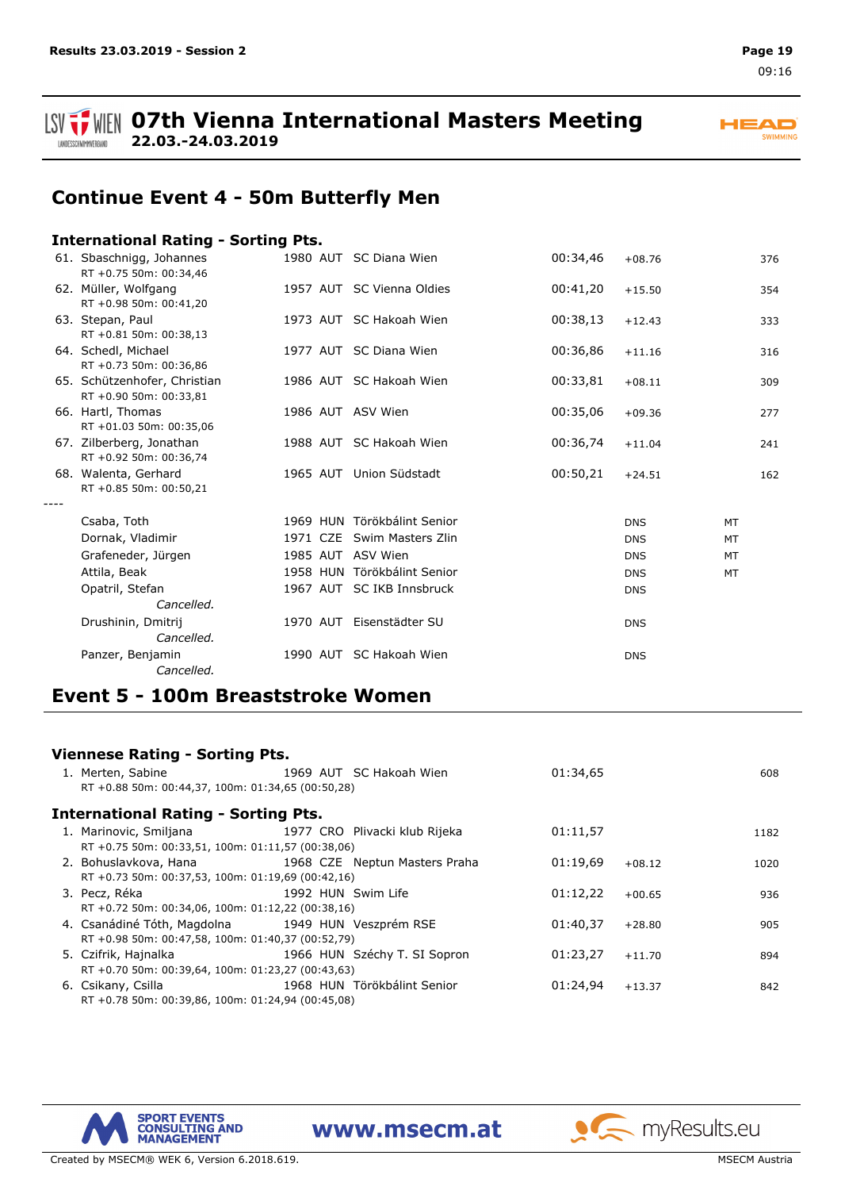## Continue Event 4 - 50m Butterfly Men

### International Rating - Sorting Pts.

| Place | Name | Year | Nat | Club | Time | Diff | | Pts |
|---|---|---|---|---|---|---|---|---|
| 61. | Sbaschnigg, Johannes<br>RT +0.75 50m: 00:34,46 | 1980 | AUT | SC Diana Wien | 00:34,46 | +08.76 | | 376 |
| 62. | Müller, Wolfgang<br>RT +0.98 50m: 00:41,20 | 1957 | AUT | SC Vienna Oldies | 00:41,20 | +15.50 | | 354 |
| 63. | Stepan, Paul<br>RT +0.81 50m: 00:38,13 | 1973 | AUT | SC Hakoah Wien | 00:38,13 | +12.43 | | 333 |
| 64. | Schedl, Michael<br>RT +0.73 50m: 00:36,86 | 1977 | AUT | SC Diana Wien | 00:36,86 | +11.16 | | 316 |
| 65. | Schützenhofer, Christian<br>RT +0.90 50m: 00:33,81 | 1986 | AUT | SC Hakoah Wien | 00:33,81 | +08.11 | | 309 |
| 66. | Hartl, Thomas<br>RT +01.03 50m: 00:35,06 | 1986 | AUT | ASV Wien | 00:35,06 | +09.36 | | 277 |
| 67. | Zilberberg, Jonathan<br>RT +0.92 50m: 00:36,74 | 1988 | AUT | SC Hakoah Wien | 00:36,74 | +11.04 | | 241 |
| 68. | Walenta, Gerhard<br>RT +0.85 50m: 00:50,21 | 1965 | AUT | Union Südstadt | 00:50,21 | +24.51 | | 162 |
| ---- | | | | | | | | |
| | Csaba, Toth | 1969 | HUN | Törökbálint Senior | | DNS | MT | |
| | Dornak, Vladimir | 1971 | CZE | Swim Masters Zlin | | DNS | MT | |
| | Grafeneder, Jürgen | 1985 | AUT | ASV Wien | | DNS | MT | |
| | Attila, Beak | 1958 | HUN | Törökbálint Senior | | DNS | MT | |
| | Opatril, Stefan<br>*Cancelled.* | 1967 | AUT | SC IKB Innsbruck | | DNS | | |
| | Drushinin, Dmitrij<br>*Cancelled.* | 1970 | AUT | Eisenstädter SU | | DNS | | |
| | Panzer, Benjamin<br>*Cancelled.* | 1990 | AUT | SC Hakoah Wien | | DNS | | |

## Event 5 - 100m Breaststroke Women

### Viennese Rating - Sorting Pts.

| Place | Name | Year | Nat | Club | Time | Diff | Pts |
|---|---|---|---|---|---|---|---|
| 1. | Merten, Sabine<br>RT +0.88 50m: 00:44,37, 100m: 01:34,65 (00:50,28) | 1969 | AUT | SC Hakoah Wien | 01:34,65 | | 608 |

### International Rating - Sorting Pts.

| Place | Name | Year | Nat | Club | Time | Diff | Pts |
|---|---|---|---|---|---|---|---|
| 1. | Marinovic, Smiljana<br>RT +0.75 50m: 00:33,51, 100m: 01:11,57 (00:38,06) | 1977 | CRO | Plivacki klub Rijeka | 01:11,57 | | 1182 |
| 2. | Bohuslavkova, Hana<br>RT +0.73 50m: 00:37,53, 100m: 01:19,69 (00:42,16) | 1968 | CZE | Neptun Masters Praha | 01:19,69 | +08.12 | 1020 |
| 3. | Pecz, Réka<br>RT +0.72 50m: 00:34,06, 100m: 01:12,22 (00:38,16) | 1992 | HUN | Swim Life | 01:12,22 | +00.65 | 936 |
| 4. | Csanádiné Tóth, Magdolna<br>RT +0.98 50m: 00:47,58, 100m: 01:40,37 (00:52,79) | 1949 | HUN | Veszprém RSE | 01:40,37 | +28.80 | 905 |
| 5. | Czifrik, Hajnalka<br>RT +0.70 50m: 00:39,64, 100m: 01:23,27 (00:43,63) | 1966 | HUN | Széchy T. SI Sopron | 01:23,27 | +11.70 | 894 |
| 6. | Csikany, Csilla<br>RT +0.78 50m: 00:39,86, 100m: 01:24,94 (00:45,08) | 1968 | HUN | Törökbálint Senior | 01:24,94 | +13.37 | 842 |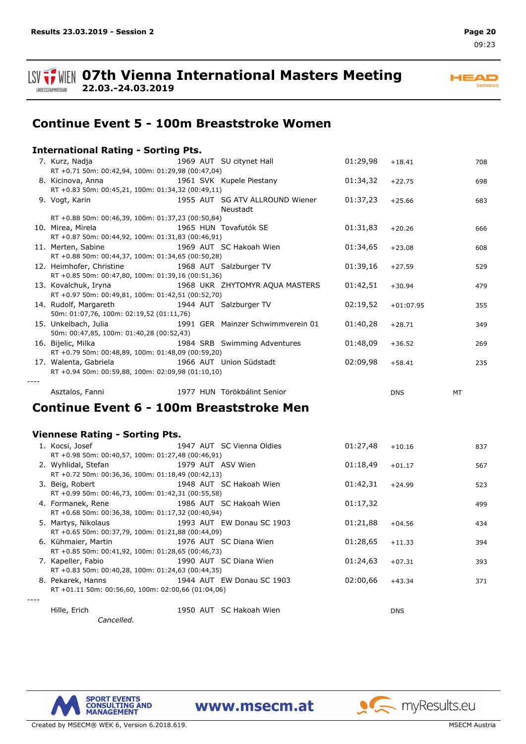# 07th Vienna International Masters Meeting

**22.03.-24.03.2019**

## Continue Event 5 - 100m Breaststroke Women

### International Rating - Sorting Pts.

| Rank | Name | Year | Nat | Club | Time | Diff | | Pts |
|---|---|---|---|---|---|---|---|---|
| 7. | Kurz, Nadja | 1969 | AUT | SU citynet Hall | 01:29,98 | +18.41 | | 708 |
| | RT +0.71 50m: 00:42,94, 100m: 01:29,98 (00:47,04) | | | | | | | |
| 8. | Kicinova, Anna | 1961 | SVK | Kupele Piestany | 01:34,32 | +22.75 | | 698 |
| | RT +0.83 50m: 00:45,21, 100m: 01:34,32 (00:49,11) | | | | | | | |
| 9. | Vogt, Karin | 1955 | AUT | SG ATV ALLROUND Wiener Neustadt | 01:37,23 | +25.66 | | 683 |
| | RT +0.88 50m: 00:46,39, 100m: 01:37,23 (00:50,84) | | | | | | | |
| 10. | Mirea, Mirela | 1965 | HUN | Tovafutók SE | 01:31,83 | +20.26 | | 666 |
| | RT +0.87 50m: 00:44,92, 100m: 01:31,83 (00:46,91) | | | | | | | |
| 11. | Merten, Sabine | 1969 | AUT | SC Hakoah Wien | 01:34,65 | +23.08 | | 608 |
| | RT +0.88 50m: 00:44,37, 100m: 01:34,65 (00:50,28) | | | | | | | |
| 12. | Heimhofer, Christine | 1968 | AUT | Salzburger TV | 01:39,16 | +27.59 | | 529 |
| | RT +0.85 50m: 00:47,80, 100m: 01:39,16 (00:51,36) | | | | | | | |
| 13. | Kovalchuk, Iryna | 1968 | UKR | ZHYTOMYR AQUA MASTERS | 01:42,51 | +30.94 | | 479 |
| | RT +0.97 50m: 00:49,81, 100m: 01:42,51 (00:52,70) | | | | | | | |
| 14. | Rudolf, Margareth | 1944 | AUT | Salzburger TV | 02:19,52 | +01:07.95 | | 355 |
| | 50m: 01:07,76, 100m: 02:19,52 (01:11,76) | | | | | | | |
| 15. | Unkelbach, Julia | 1991 | GER | Mainzer Schwimmverein 01 | 01:40,28 | +28.71 | | 349 |
| | 50m: 00:47,85, 100m: 01:40,28 (00:52,43) | | | | | | | |
| 16. | Bijelic, Milka | 1984 | SRB | Swimming Adventures | 01:48,09 | +36.52 | | 269 |
| | RT +0.79 50m: 00:48,89, 100m: 01:48,09 (00:59,20) | | | | | | | |
| 17. | Walenta, Gabriela | 1966 | AUT | Union Südstadt | 02:09,98 | +58.41 | | 235 |
| | RT +0.94 50m: 00:59,88, 100m: 02:09,98 (01:10,10) | | | | | | | |
| ---- | | | | | | | | |
| | Asztalos, Fanni | 1977 | HUN | Törökbálint Senior | | DNS | MT | |

## Continue Event 6 - 100m Breaststroke Men

### Viennese Rating - Sorting Pts.

| Rank | Name | Year | Nat | Club | Time | Diff | Pts |
|---|---|---|---|---|---|---|---|
| 1. | Kocsi, Josef | 1947 | AUT | SC Vienna Oldies | 01:27,48 | +10.16 | 837 |
| | RT +0.98 50m: 00:40,57, 100m: 01:27,48 (00:46,91) | | | | | | |
| 2. | Wyhlidal, Stefan | 1979 | AUT | ASV Wien | 01:18,49 | +01.17 | 567 |
| | RT +0.72 50m: 00:36,36, 100m: 01:18,49 (00:42,13) | | | | | | |
| 3. | Beig, Robert | 1948 | AUT | SC Hakoah Wien | 01:42,31 | +24.99 | 523 |
| | RT +0.99 50m: 00:46,73, 100m: 01:42,31 (00:55,58) | | | | | | |
| 4. | Formanek, Rene | 1986 | AUT | SC Hakoah Wien | 01:17,32 | | 499 |
| | RT +0.68 50m: 00:36,38, 100m: 01:17,32 (00:40,94) | | | | | | |
| 5. | Martys, Nikolaus | 1993 | AUT | EW Donau SC 1903 | 01:21,88 | +04.56 | 434 |
| | RT +0.65 50m: 00:37,79, 100m: 01:21,88 (00:44,09) | | | | | | |
| 6. | Kühmaier, Martin | 1976 | AUT | SC Diana Wien | 01:28,65 | +11.33 | 394 |
| | RT +0.85 50m: 00:41,92, 100m: 01:28,65 (00:46,73) | | | | | | |
| 7. | Kapeller, Fabio | 1990 | AUT | SC Diana Wien | 01:24,63 | +07.31 | 393 |
| | RT +0.83 50m: 00:40,28, 100m: 01:24,63 (00:44,35) | | | | | | |
| 8. | Pekarek, Hanns | 1944 | AUT | EW Donau SC 1903 | 02:00,66 | +43.34 | 371 |
| | RT +01.11 50m: 00:56,60, 100m: 02:00,66 (01:04,06) | | | | | | |
| ---- | | | | | | | |
| | Hille, Erich | 1950 | AUT | SC Hakoah Wien | | DNS | |
| | *Cancelled.* | | | | | | |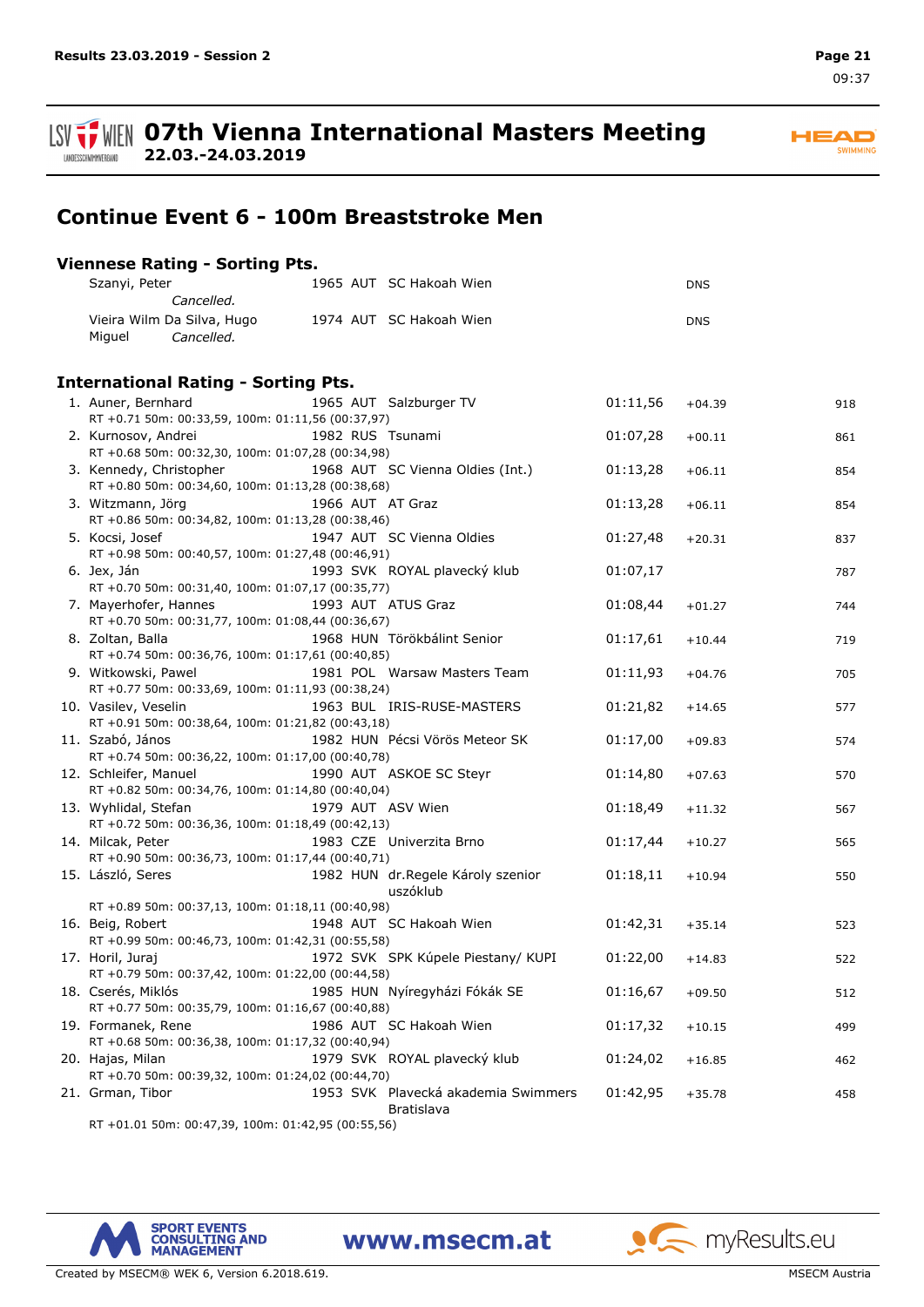# 07th Vienna International Masters Meeting

**22.03.-24.03.2019**

## Continue Event 6 - 100m Breaststroke Men

### Viennese Rating - Sorting Pts.

| | Name | YoB | Nat | Club | Time | Diff | Pts |
|---|---|---|---|---|---|---|---|
| | Szanyi, Peter *Cancelled.* | 1965 | AUT | SC Hakoah Wien | | DNS | |
| | Vieira Wilm Da Silva, Hugo Miguel *Cancelled.* | 1974 | AUT | SC Hakoah Wien | | DNS | |

### International Rating - Sorting Pts.

| Rank | Name | YoB | Nat | Club | Time | Diff | Pts |
|---|---|---|---|---|---|---|---|
| 1. | Auner, Bernhard<br>RT +0.71 50m: 00:33,59, 100m: 01:11,56 (00:37,97) | 1965 | AUT | Salzburger TV | 01:11,56 | +04.39 | 918 |
| 2. | Kurnosov, Andrei<br>RT +0.68 50m: 00:32,30, 100m: 01:07,28 (00:34,98) | 1982 | RUS | Tsunami | 01:07,28 | +00.11 | 861 |
| 3. | Kennedy, Christopher<br>RT +0.80 50m: 00:34,60, 100m: 01:13,28 (00:38,68) | 1968 | AUT | SC Vienna Oldies (Int.) | 01:13,28 | +06.11 | 854 |
| 3. | Witzmann, Jörg<br>RT +0.86 50m: 00:34,82, 100m: 01:13,28 (00:38,46) | 1966 | AUT | AT Graz | 01:13,28 | +06.11 | 854 |
| 5. | Kocsi, Josef<br>RT +0.98 50m: 00:40,57, 100m: 01:27,48 (00:46,91) | 1947 | AUT | SC Vienna Oldies | 01:27,48 | +20.31 | 837 |
| 6. | Jex, Ján<br>RT +0.70 50m: 00:31,40, 100m: 01:07,17 (00:35,77) | 1993 | SVK | ROYAL plavecký klub | 01:07,17 | | 787 |
| 7. | Mayerhofer, Hannes<br>RT +0.70 50m: 00:31,77, 100m: 01:08,44 (00:36,67) | 1993 | AUT | ATUS Graz | 01:08,44 | +01.27 | 744 |
| 8. | Zoltan, Balla<br>RT +0.74 50m: 00:36,76, 100m: 01:17,61 (00:40,85) | 1968 | HUN | Törökbálint Senior | 01:17,61 | +10.44 | 719 |
| 9. | Witkowski, Pawel<br>RT +0.77 50m: 00:33,69, 100m: 01:11,93 (00:38,24) | 1981 | POL | Warsaw Masters Team | 01:11,93 | +04.76 | 705 |
| 10. | Vasilev, Veselin<br>RT +0.91 50m: 00:38,64, 100m: 01:21,82 (00:43,18) | 1963 | BUL | IRIS-RUSE-MASTERS | 01:21,82 | +14.65 | 577 |
| 11. | Szabó, János<br>RT +0.74 50m: 00:36,22, 100m: 01:17,00 (00:40,78) | 1982 | HUN | Pécsi Vörös Meteor SK | 01:17,00 | +09.83 | 574 |
| 12. | Schleifer, Manuel<br>RT +0.82 50m: 00:34,76, 100m: 01:14,80 (00:40,04) | 1990 | AUT | ASKOE SC Steyr | 01:14,80 | +07.63 | 570 |
| 13. | Wyhlidal, Stefan<br>RT +0.72 50m: 00:36,36, 100m: 01:18,49 (00:42,13) | 1979 | AUT | ASV Wien | 01:18,49 | +11.32 | 567 |
| 14. | Milcak, Peter<br>RT +0.90 50m: 00:36,73, 100m: 01:17,44 (00:40,71) | 1983 | CZE | Univerzita Brno | 01:17,44 | +10.27 | 565 |
| 15. | László, Seres<br>RT +0.89 50m: 00:37,13, 100m: 01:18,11 (00:40,98) | 1982 | HUN | dr.Regele Károly szenior uszóklub | 01:18,11 | +10.94 | 550 |
| 16. | Beig, Robert<br>RT +0.99 50m: 00:46,73, 100m: 01:42,31 (00:55,58) | 1948 | AUT | SC Hakoah Wien | 01:42,31 | +35.14 | 523 |
| 17. | Horil, Juraj<br>RT +0.79 50m: 00:37,42, 100m: 01:22,00 (00:44,58) | 1972 | SVK | SPK Kúpele Piestany/ KUPI | 01:22,00 | +14.83 | 522 |
| 18. | Cserés, Miklós<br>RT +0.77 50m: 00:35,79, 100m: 01:16,67 (00:40,88) | 1985 | HUN | Nyíregyházi Fókák SE | 01:16,67 | +09.50 | 512 |
| 19. | Formanek, Rene<br>RT +0.68 50m: 00:36,38, 100m: 01:17,32 (00:40,94) | 1986 | AUT | SC Hakoah Wien | 01:17,32 | +10.15 | 499 |
| 20. | Hajas, Milan<br>RT +0.70 50m: 00:39,32, 100m: 01:24,02 (00:44,70) | 1979 | SVK | ROYAL plavecký klub | 01:24,02 | +16.85 | 462 |
| 21. | Grman, Tibor<br>RT +01.01 50m: 00:47,39, 100m: 01:42,95 (00:55,56) | 1953 | SVK | Plavecká akademia Swimmers Bratislava | 01:42,95 | +35.78 | 458 |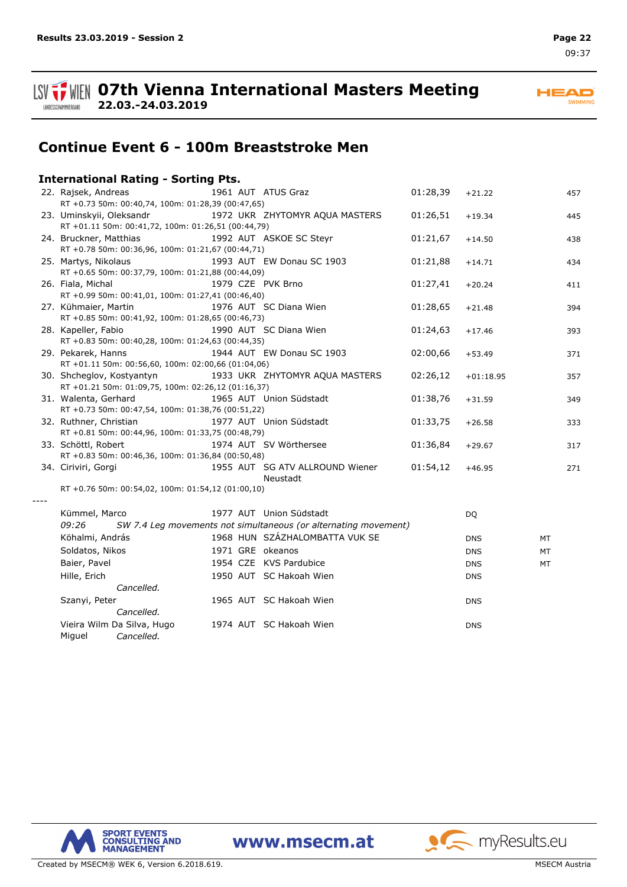# 07th Vienna International Masters Meeting

**22.03.-24.03.2019**

## Continue Event 6 - 100m Breaststroke Men

### International Rating - Sorting Pts.

| Rank | Name | YoB | Nat | Club | Time | Diff | Pts. |
|---|---|---|---|---|---|---|---|
| 22. | Rajsek, Andreas | 1961 | AUT | ATUS Graz | 01:28,39 | +21.22 | 457 |
| | RT +0.73 50m: 00:40,74, 100m: 01:28,39 (00:47,65) | | | | | | |
| 23. | Uminskyii, Oleksandr | 1972 | UKR | ZHYTOMYR AQUA MASTERS | 01:26,51 | +19.34 | 445 |
| | RT +01.11 50m: 00:41,72, 100m: 01:26,51 (00:44,79) | | | | | | |
| 24. | Bruckner, Matthias | 1992 | AUT | ASKOE SC Steyr | 01:21,67 | +14.50 | 438 |
| | RT +0.78 50m: 00:36,96, 100m: 01:21,67 (00:44,71) | | | | | | |
| 25. | Martys, Nikolaus | 1993 | AUT | EW Donau SC 1903 | 01:21,88 | +14.71 | 434 |
| | RT +0.65 50m: 00:37,79, 100m: 01:21,88 (00:44,09) | | | | | | |
| 26. | Fiala, Michal | 1979 | CZE | PVK Brno | 01:27,41 | +20.24 | 411 |
| | RT +0.99 50m: 00:41,01, 100m: 01:27,41 (00:46,40) | | | | | | |
| 27. | Kühmaier, Martin | 1976 | AUT | SC Diana Wien | 01:28,65 | +21.48 | 394 |
| | RT +0.85 50m: 00:41,92, 100m: 01:28,65 (00:46,73) | | | | | | |
| 28. | Kapeller, Fabio | 1990 | AUT | SC Diana Wien | 01:24,63 | +17.46 | 393 |
| | RT +0.83 50m: 00:40,28, 100m: 01:24,63 (00:44,35) | | | | | | |
| 29. | Pekarek, Hanns | 1944 | AUT | EW Donau SC 1903 | 02:00,66 | +53.49 | 371 |
| | RT +01.11 50m: 00:56,60, 100m: 02:00,66 (01:04,06) | | | | | | |
| 30. | Shcheglov, Kostyantyn | 1933 | UKR | ZHYTOMYR AQUA MASTERS | 02:26,12 | +01:18.95 | 357 |
| | RT +01.21 50m: 01:09,75, 100m: 02:26,12 (01:16,37) | | | | | | |
| 31. | Walenta, Gerhard | 1965 | AUT | Union Südstadt | 01:38,76 | +31.59 | 349 |
| | RT +0.73 50m: 00:47,54, 100m: 01:38,76 (00:51,22) | | | | | | |
| 32. | Ruthner, Christian | 1977 | AUT | Union Südstadt | 01:33,75 | +26.58 | 333 |
| | RT +0.81 50m: 00:44,96, 100m: 01:33,75 (00:48,79) | | | | | | |
| 33. | Schöttl, Robert | 1974 | AUT | SV Wörthersee | 01:36,84 | +29.67 | 317 |
| | RT +0.83 50m: 00:46,36, 100m: 01:36,84 (00:50,48) | | | | | | |
| 34. | Ciriviri, Gorgi | 1955 | AUT | SG ATV ALLROUND Wiener Neustadt | 01:54,12 | +46.95 | 271 |
| | RT +0.76 50m: 00:54,02, 100m: 01:54,12 (01:00,10) | | | | | | |

----

| Name | YoB | Nat | Club | Status | |
|---|---|---|---|---|---|
| Kümmel, Marco | 1977 | AUT | Union Südstadt | DQ | |
| *09:26 SW 7.4 Leg movements not simultaneous (or alternating movement)* | | | | | |
| Köhalmi, András | 1968 | HUN | SZÁZHALOMBATTA VUK SE | DNS | MT |
| Soldatos, Nikos | 1971 | GRE | okeanos | DNS | MT |
| Baier, Pavel | 1954 | CZE | KVS Pardubice | DNS | MT |
| Hille, Erich *Cancelled.* | 1950 | AUT | SC Hakoah Wien | DNS | |
| Szanyi, Peter *Cancelled.* | 1965 | AUT | SC Hakoah Wien | DNS | |
| Vieira Wilm Da Silva, Hugo Miguel *Cancelled.* | 1974 | AUT | SC Hakoah Wien | DNS | |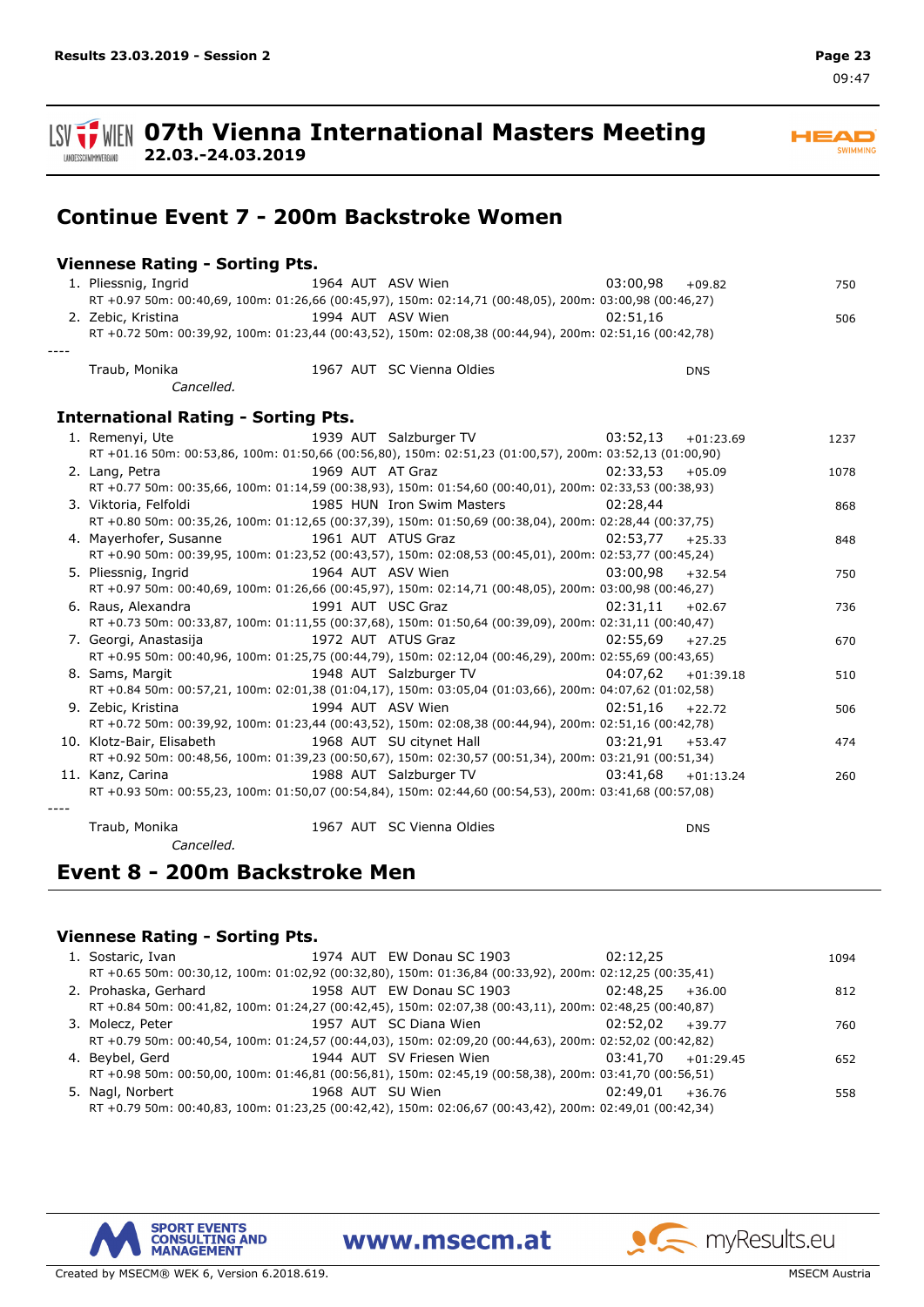# 07th Vienna International Masters Meeting
**22.03.-24.03.2019**

## Continue Event 7 - 200m Backstroke Women

### Viennese Rating - Sorting Pts.

1. Pliessnig, Ingrid 1964 AUT ASV Wien 03:00,98 +09.82 750
   RT +0.97 50m: 00:40,69, 100m: 01:26,66 (00:45,97), 150m: 02:14,71 (00:48,05), 200m: 03:00,98 (00:46,27)
2. Zebic, Kristina 1994 AUT ASV Wien 02:51,16 506
   RT +0.72 50m: 00:39,92, 100m: 01:23,44 (00:43,52), 150m: 02:08,38 (00:44,94), 200m: 02:51,16 (00:42,78)

----

Traub, Monika 1967 AUT SC Vienna Oldies DNS
*Cancelled.*

### International Rating - Sorting Pts.

1. Remenyi, Ute 1939 AUT Salzburger TV 03:52,13 +01:23.69 1237
   RT +01.16 50m: 00:53,86, 100m: 01:50,66 (00:56,80), 150m: 02:51,23 (01:00,57), 200m: 03:52,13 (01:00,90)
2. Lang, Petra 1969 AUT AT Graz 02:33,53 +05.09 1078
   RT +0.77 50m: 00:35,66, 100m: 01:14,59 (00:38,93), 150m: 01:54,60 (00:40,01), 200m: 02:33,53 (00:38,93)
3. Viktoria, Felfoldi 1985 HUN Iron Swim Masters 02:28,44 868
   RT +0.80 50m: 00:35,26, 100m: 01:12,65 (00:37,39), 150m: 01:50,69 (00:38,04), 200m: 02:28,44 (00:37,75)
4. Mayerhofer, Susanne 1961 AUT ATUS Graz 02:53,77 +25.33 848
   RT +0.90 50m: 00:39,95, 100m: 01:23,52 (00:43,57), 150m: 02:08,53 (00:45,01), 200m: 02:53,77 (00:45,24)
5. Pliessnig, Ingrid 1964 AUT ASV Wien 03:00,98 +32.54 750
   RT +0.97 50m: 00:40,69, 100m: 01:26,66 (00:45,97), 150m: 02:14,71 (00:48,05), 200m: 03:00,98 (00:46,27)
6. Raus, Alexandra 1991 AUT USC Graz 02:31,11 +02.67 736
   RT +0.73 50m: 00:33,87, 100m: 01:11,55 (00:37,68), 150m: 01:50,64 (00:39,09), 200m: 02:31,11 (00:40,47)
7. Georgi, Anastasija 1972 AUT ATUS Graz 02:55,69 +27.25 670
   RT +0.95 50m: 00:40,96, 100m: 01:25,75 (00:44,79), 150m: 02:12,04 (00:46,29), 200m: 02:55,69 (00:43,65)
8. Sams, Margit 1948 AUT Salzburger TV 04:07,62 +01:39.18 510
   RT +0.84 50m: 00:57,21, 100m: 02:01,38 (01:04,17), 150m: 03:05,04 (01:03,66), 200m: 04:07,62 (01:02,58)
9. Zebic, Kristina 1994 AUT ASV Wien 02:51,16 +22.72 506
   RT +0.72 50m: 00:39,92, 100m: 01:23,44 (00:43,52), 150m: 02:08,38 (00:44,94), 200m: 02:51,16 (00:42,78)
10. Klotz-Bair, Elisabeth 1968 AUT SU citynet Hall 03:21,91 +53.47 474
    RT +0.92 50m: 00:48,56, 100m: 01:39,23 (00:50,67), 150m: 02:30,57 (00:51,34), 200m: 03:21,91 (00:51,34)
11. Kanz, Carina 1988 AUT Salzburger TV 03:41,68 +01:13.24 260
    RT +0.93 50m: 00:55,23, 100m: 01:50,07 (00:54,84), 150m: 02:44,60 (00:54,53), 200m: 03:41,68 (00:57,08)

----

Traub, Monika 1967 AUT SC Vienna Oldies DNS
*Cancelled.*

## Event 8 - 200m Backstroke Men

### Viennese Rating - Sorting Pts.

1. Sostaric, Ivan 1974 AUT EW Donau SC 1903 02:12,25 1094
   RT +0.65 50m: 00:30,12, 100m: 01:02,92 (00:32,80), 150m: 01:36,84 (00:33,92), 200m: 02:12,25 (00:35,41)
2. Prohaska, Gerhard 1958 AUT EW Donau SC 1903 02:48,25 +36.00 812
   RT +0.84 50m: 00:41,82, 100m: 01:24,27 (00:42,45), 150m: 02:07,38 (00:43,11), 200m: 02:48,25 (00:40,87)
3. Molecz, Peter 1957 AUT SC Diana Wien 02:52,02 +39.77 760
   RT +0.79 50m: 00:40,54, 100m: 01:24,57 (00:44,03), 150m: 02:09,20 (00:44,63), 200m: 02:52,02 (00:42,82)
4. Beybel, Gerd 1944 AUT SV Friesen Wien 03:41,70 +01:29.45 652
   RT +0.98 50m: 00:50,00, 100m: 01:46,81 (00:56,81), 150m: 02:45,19 (00:58,38), 200m: 03:41,70 (00:56,51)
5. Nagl, Norbert 1968 AUT SU Wien 02:49,01 +36.76 558
   RT +0.79 50m: 00:40,83, 100m: 01:23,25 (00:42,42), 150m: 02:06,67 (00:43,42), 200m: 02:49,01 (00:42,34)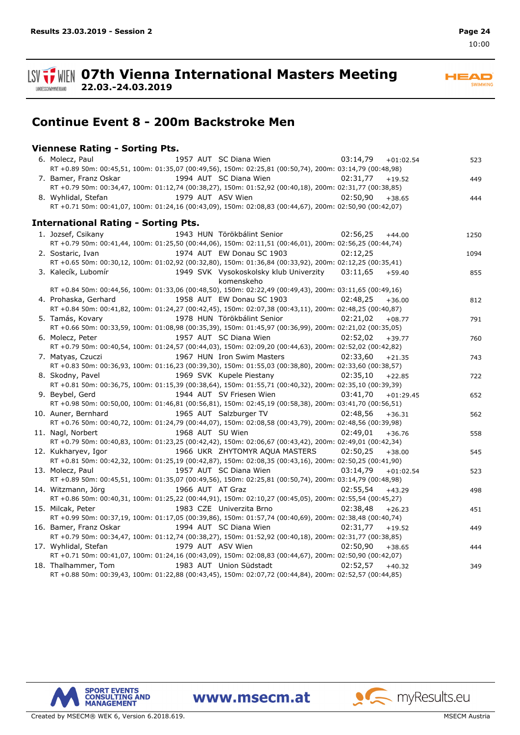# 07th Vienna International Masters Meeting

**22.03.-24.03.2019**

## Continue Event 8 - 200m Backstroke Men

### Viennese Rating - Sorting Pts.

| Rank | Name | Year | Nat | Club | Time | Diff | Pts. |
|---|---|---|---|---|---|---|---|
| 6. | Molecz, Paul | 1957 | AUT | SC Diana Wien | 03:14,79 | +01:02.54 | 523 |
| | RT +0.89 50m: 00:45,51, 100m: 01:35,07 (00:49,56), 150m: 02:25,81 (00:50,74), 200m: 03:14,79 (00:48,98) | | | | | | |
| 7. | Bamer, Franz Oskar | 1994 | AUT | SC Diana Wien | 02:31,77 | +19.52 | 449 |
| | RT +0.79 50m: 00:34,47, 100m: 01:12,74 (00:38,27), 150m: 01:52,92 (00:40,18), 200m: 02:31,77 (00:38,85) | | | | | | |
| 8. | Wyhlidal, Stefan | 1979 | AUT | ASV Wien | 02:50,90 | +38.65 | 444 |
| | RT +0.71 50m: 00:41,07, 100m: 01:24,16 (00:43,09), 150m: 02:08,83 (00:44,67), 200m: 02:50,90 (00:42,07) | | | | | | |

### International Rating - Sorting Pts.

| Rank | Name | Year | Nat | Club | Time | Diff | Pts. |
|---|---|---|---|---|---|---|---|
| 1. | Jozsef, Csikany | 1943 | HUN | Törökbálint Senior | 02:56,25 | +44.00 | 1250 |
| | RT +0.79 50m: 00:41,44, 100m: 01:25,50 (00:44,06), 150m: 02:11,51 (00:46,01), 200m: 02:56,25 (00:44,74) | | | | | | |
| 2. | Sostaric, Ivan | 1974 | AUT | EW Donau SC 1903 | 02:12,25 | | 1094 |
| | RT +0.65 50m: 00:30,12, 100m: 01:02,92 (00:32,80), 150m: 01:36,84 (00:33,92), 200m: 02:12,25 (00:35,41) | | | | | | |
| 3. | Kalecík, Lubomír | 1949 | SVK | Vysokoskolsky klub Univerzity komenskeho | 03:11,65 | +59.40 | 855 |
| | RT +0.84 50m: 00:44,56, 100m: 01:33,06 (00:48,50), 150m: 02:22,49 (00:49,43), 200m: 03:11,65 (00:49,16) | | | | | | |
| 4. | Prohaska, Gerhard | 1958 | AUT | EW Donau SC 1903 | 02:48,25 | +36.00 | 812 |
| | RT +0.84 50m: 00:41,82, 100m: 01:24,27 (00:42,45), 150m: 02:07,38 (00:43,11), 200m: 02:48,25 (00:40,87) | | | | | | |
| 5. | Tamás, Kovary | 1978 | HUN | Törökbálint Senior | 02:21,02 | +08.77 | 791 |
| | RT +0.66 50m: 00:33,59, 100m: 01:08,98 (00:35,39), 150m: 01:45,97 (00:36,99), 200m: 02:21,02 (00:35,05) | | | | | | |
| 6. | Molecz, Peter | 1957 | AUT | SC Diana Wien | 02:52,02 | +39.77 | 760 |
| | RT +0.79 50m: 00:40,54, 100m: 01:24,57 (00:44,03), 150m: 02:09,20 (00:44,63), 200m: 02:52,02 (00:42,82) | | | | | | |
| 7. | Matyas, Czuczi | 1967 | HUN | Iron Swim Masters | 02:33,60 | +21.35 | 743 |
| | RT +0.83 50m: 00:36,93, 100m: 01:16,23 (00:39,30), 150m: 01:55,03 (00:38,80), 200m: 02:33,60 (00:38,57) | | | | | | |
| 8. | Skodny, Pavel | 1969 | SVK | Kupele Piestany | 02:35,10 | +22.85 | 722 |
| | RT +0.81 50m: 00:36,75, 100m: 01:15,39 (00:38,64), 150m: 01:55,71 (00:40,32), 200m: 02:35,10 (00:39,39) | | | | | | |
| 9. | Beybel, Gerd | 1944 | AUT | SV Friesen Wien | 03:41,70 | +01:29.45 | 652 |
| | RT +0.98 50m: 00:50,00, 100m: 01:46,81 (00:56,81), 150m: 02:45,19 (00:58,38), 200m: 03:41,70 (00:56,51) | | | | | | |
| 10. | Auner, Bernhard | 1965 | AUT | Salzburger TV | 02:48,56 | +36.31 | 562 |
| | RT +0.76 50m: 00:40,72, 100m: 01:24,79 (00:44,07), 150m: 02:08,58 (00:43,79), 200m: 02:48,56 (00:39,98) | | | | | | |
| 11. | Nagl, Norbert | 1968 | AUT | SU Wien | 02:49,01 | +36.76 | 558 |
| | RT +0.79 50m: 00:40,83, 100m: 01:23,25 (00:42,42), 150m: 02:06,67 (00:43,42), 200m: 02:49,01 (00:42,34) | | | | | | |
| 12. | Kukharyev, Igor | 1966 | UKR | ZHYTOMYR AQUA MASTERS | 02:50,25 | +38.00 | 545 |
| | RT +0.81 50m: 00:42,32, 100m: 01:25,19 (00:42,87), 150m: 02:08,35 (00:43,16), 200m: 02:50,25 (00:41,90) | | | | | | |
| 13. | Molecz, Paul | 1957 | AUT | SC Diana Wien | 03:14,79 | +01:02.54 | 523 |
| | RT +0.89 50m: 00:45,51, 100m: 01:35,07 (00:49,56), 150m: 02:25,81 (00:50,74), 200m: 03:14,79 (00:48,98) | | | | | | |
| 14. | Witzmann, Jörg | 1966 | AUT | AT Graz | 02:55,54 | +43.29 | 498 |
| | RT +0.86 50m: 00:40,31, 100m: 01:25,22 (00:44,91), 150m: 02:10,27 (00:45,05), 200m: 02:55,54 (00:45,27) | | | | | | |
| 15. | Milcak, Peter | 1983 | CZE | Univerzita Brno | 02:38,48 | +26.23 | 451 |
| | RT +0.99 50m: 00:37,19, 100m: 01:17,05 (00:39,86), 150m: 01:57,74 (00:40,69), 200m: 02:38,48 (00:40,74) | | | | | | |
| 16. | Bamer, Franz Oskar | 1994 | AUT | SC Diana Wien | 02:31,77 | +19.52 | 449 |
| | RT +0.79 50m: 00:34,47, 100m: 01:12,74 (00:38,27), 150m: 01:52,92 (00:40,18), 200m: 02:31,77 (00:38,85) | | | | | | |
| 17. | Wyhlidal, Stefan | 1979 | AUT | ASV Wien | 02:50,90 | +38.65 | 444 |
| | RT +0.71 50m: 00:41,07, 100m: 01:24,16 (00:43,09), 150m: 02:08,83 (00:44,67), 200m: 02:50,90 (00:42,07) | | | | | | |
| 18. | Thalhammer, Tom | 1983 | AUT | Union Südstadt | 02:52,57 | +40.32 | 349 |
| | RT +0.88 50m: 00:39,43, 100m: 01:22,88 (00:43,45), 150m: 02:07,72 (00:44,84), 200m: 02:52,57 (00:44,85) | | | | | | |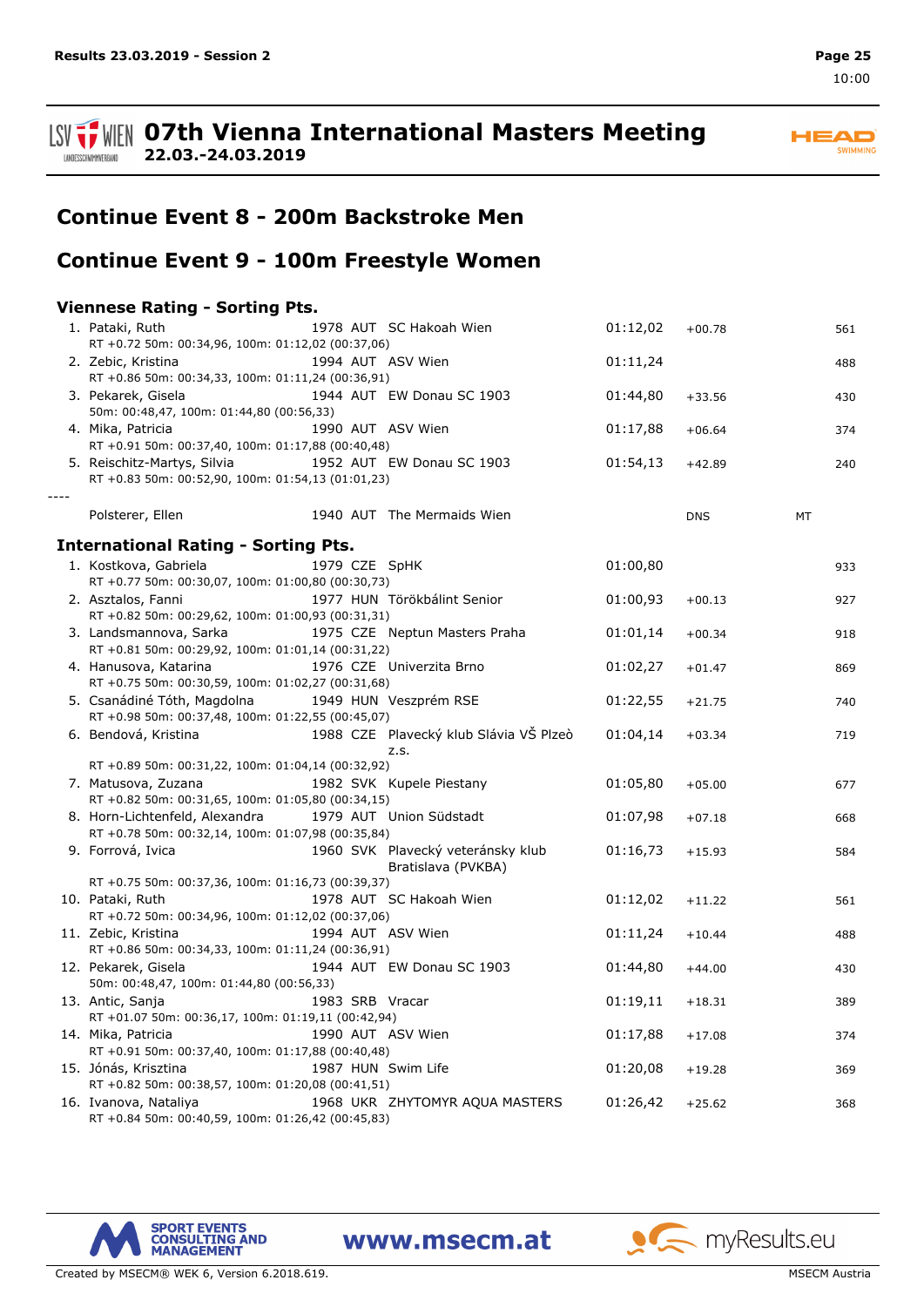# 07th Vienna International Masters Meeting

**22.03.-24.03.2019**

## Continue Event 8 - 200m Backstroke Men

## Continue Event 9 - 100m Freestyle Women

### Viennese Rating - Sorting Pts.

| Rank | Name | YoB | Nat | Club | Time | Diff | | Pts |
|---|---|---|---|---|---|---|---|---|
| 1. | Pataki, Ruth | 1978 | AUT | SC Hakoah Wien | 01:12,02 | +00.78 | | 561 |
| | RT +0.72 50m: 00:34,96, 100m: 01:12,02 (00:37,06) | | | | | | | |
| 2. | Zebic, Kristina | 1994 | AUT | ASV Wien | 01:11,24 | | | 488 |
| | RT +0.86 50m: 00:34,33, 100m: 01:11,24 (00:36,91) | | | | | | | |
| 3. | Pekarek, Gisela | 1944 | AUT | EW Donau SC 1903 | 01:44,80 | +33.56 | | 430 |
| | 50m: 00:48,47, 100m: 01:44,80 (00:56,33) | | | | | | | |
| 4. | Mika, Patricia | 1990 | AUT | ASV Wien | 01:17,88 | +06.64 | | 374 |
| | RT +0.91 50m: 00:37,40, 100m: 01:17,88 (00:40,48) | | | | | | | |
| 5. | Reischitz-Martys, Silvia | 1952 | AUT | EW Donau SC 1903 | 01:54,13 | +42.89 | | 240 |
| | RT +0.83 50m: 00:52,90, 100m: 01:54,13 (01:01,23) | | | | | | | |
| ---- | | | | | | | | |
| | Polsterer, Ellen | 1940 | AUT | The Mermaids Wien | | DNS | MT | |

### International Rating - Sorting Pts.

| Rank | Name | YoB | Nat | Club | Time | Diff | Pts |
|---|---|---|---|---|---|---|---|
| 1. | Kostkova, Gabriela | 1979 | CZE | SpHK | 01:00,80 | | 933 |
| | RT +0.77 50m: 00:30,07, 100m: 01:00,80 (00:30,73) | | | | | | |
| 2. | Asztalos, Fanni | 1977 | HUN | Törökbálint Senior | 01:00,93 | +00.13 | 927 |
| | RT +0.82 50m: 00:29,62, 100m: 01:00,93 (00:31,31) | | | | | | |
| 3. | Landsmannova, Sarka | 1975 | CZE | Neptun Masters Praha | 01:01,14 | +00.34 | 918 |
| | RT +0.81 50m: 00:29,92, 100m: 01:01,14 (00:31,22) | | | | | | |
| 4. | Hanusova, Katarina | 1976 | CZE | Univerzita Brno | 01:02,27 | +01.47 | 869 |
| | RT +0.75 50m: 00:30,59, 100m: 01:02,27 (00:31,68) | | | | | | |
| 5. | Csanádiné Tóth, Magdolna | 1949 | HUN | Veszprém RSE | 01:22,55 | +21.75 | 740 |
| | RT +0.98 50m: 00:37,48, 100m: 01:22,55 (00:45,07) | | | | | | |
| 6. | Bendová, Kristina | 1988 | CZE | Plavecký klub Slávia VŠ Plzeò z.s. | 01:04,14 | +03.34 | 719 |
| | RT +0.89 50m: 00:31,22, 100m: 01:04,14 (00:32,92) | | | | | | |
| 7. | Matusova, Zuzana | 1982 | SVK | Kupele Piestany | 01:05,80 | +05.00 | 677 |
| | RT +0.82 50m: 00:31,65, 100m: 01:05,80 (00:34,15) | | | | | | |
| 8. | Horn-Lichtenfeld, Alexandra | 1979 | AUT | Union Südstadt | 01:07,98 | +07.18 | 668 |
| | RT +0.78 50m: 00:32,14, 100m: 01:07,98 (00:35,84) | | | | | | |
| 9. | Forrová, Ivica | 1960 | SVK | Plavecký veteránsky klub Bratislava (PVKBA) | 01:16,73 | +15.93 | 584 |
| | RT +0.75 50m: 00:37,36, 100m: 01:16,73 (00:39,37) | | | | | | |
| 10. | Pataki, Ruth | 1978 | AUT | SC Hakoah Wien | 01:12,02 | +11.22 | 561 |
| | RT +0.72 50m: 00:34,96, 100m: 01:12,02 (00:37,06) | | | | | | |
| 11. | Zebic, Kristina | 1994 | AUT | ASV Wien | 01:11,24 | +10.44 | 488 |
| | RT +0.86 50m: 00:34,33, 100m: 01:11,24 (00:36,91) | | | | | | |
| 12. | Pekarek, Gisela | 1944 | AUT | EW Donau SC 1903 | 01:44,80 | +44.00 | 430 |
| | 50m: 00:48,47, 100m: 01:44,80 (00:56,33) | | | | | | |
| 13. | Antic, Sanja | 1983 | SRB | Vracar | 01:19,11 | +18.31 | 389 |
| | RT +01.07 50m: 00:36,17, 100m: 01:19,11 (00:42,94) | | | | | | |
| 14. | Mika, Patricia | 1990 | AUT | ASV Wien | 01:17,88 | +17.08 | 374 |
| | RT +0.91 50m: 00:37,40, 100m: 01:17,88 (00:40,48) | | | | | | |
| 15. | Jónás, Krisztina | 1987 | HUN | Swim Life | 01:20,08 | +19.28 | 369 |
| | RT +0.82 50m: 00:38,57, 100m: 01:20,08 (00:41,51) | | | | | | |
| 16. | Ivanova, Nataliya | 1968 | UKR | ZHYTOMYR AQUA MASTERS | 01:26,42 | +25.62 | 368 |
| | RT +0.84 50m: 00:40,59, 100m: 01:26,42 (00:45,83) | | | | | | |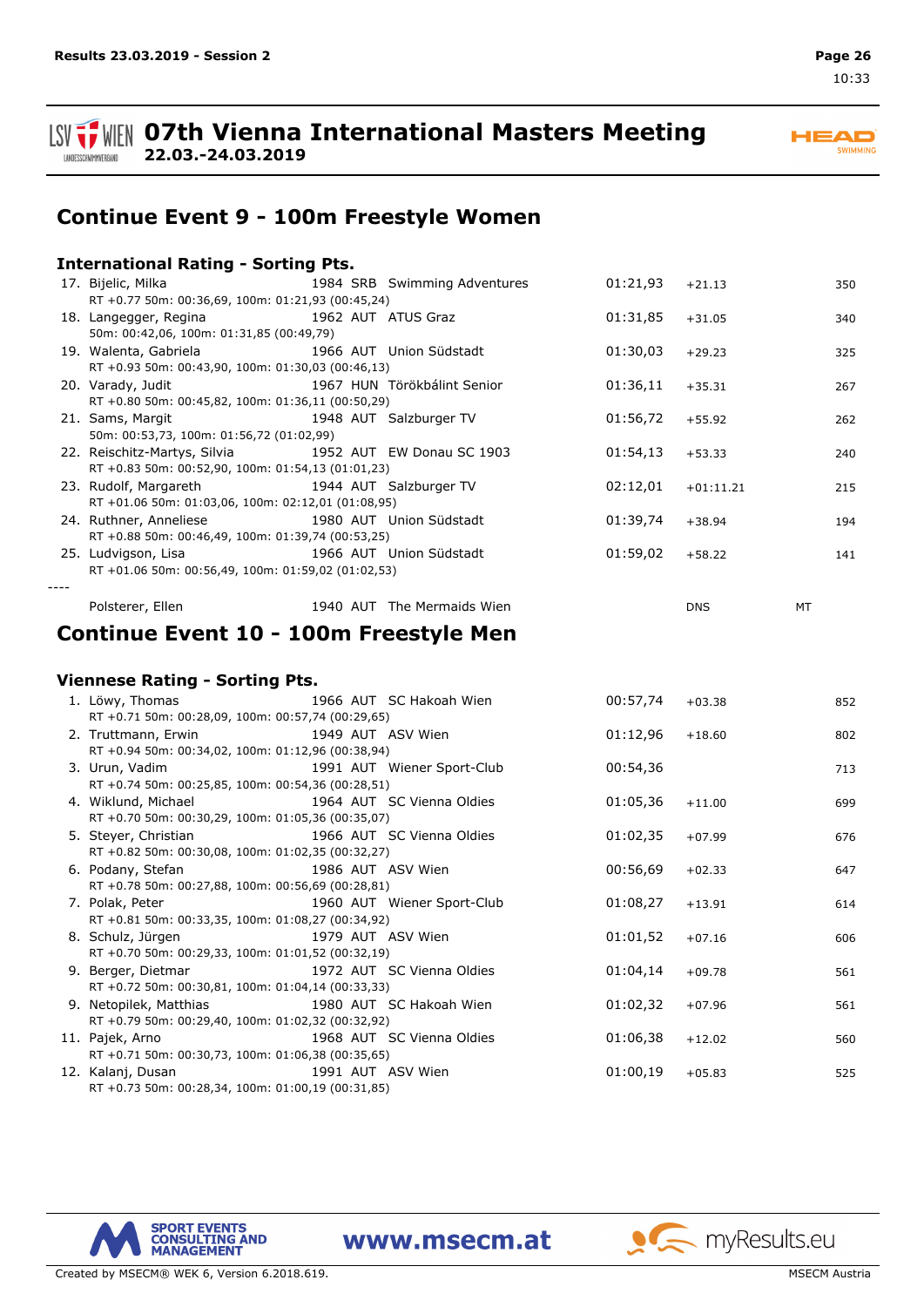# 07th Vienna International Masters Meeting

**22.03.-24.03.2019**

## Continue Event 9 - 100m Freestyle Women

### International Rating - Sorting Pts.

| Place | Name | Year | Nation | Club | Time | Diff | Pts. |
|---|---|---|---|---|---|---|---|
| 17. | Bijelic, Milka | 1984 | SRB | Swimming Adventures | 01:21,93 | +21.13 | 350 |
| | RT +0.77 50m: 00:36,69, 100m: 01:21,93 (00:45,24) | | | | | | |
| 18. | Langegger, Regina | 1962 | AUT | ATUS Graz | 01:31,85 | +31.05 | 340 |
| | 50m: 00:42,06, 100m: 01:31,85 (00:49,79) | | | | | | |
| 19. | Walenta, Gabriela | 1966 | AUT | Union Südstadt | 01:30,03 | +29.23 | 325 |
| | RT +0.93 50m: 00:43,90, 100m: 01:30,03 (00:46,13) | | | | | | |
| 20. | Varady, Judit | 1967 | HUN | Törökbálint Senior | 01:36,11 | +35.31 | 267 |
| | RT +0.80 50m: 00:45,82, 100m: 01:36,11 (00:50,29) | | | | | | |
| 21. | Sams, Margit | 1948 | AUT | Salzburger TV | 01:56,72 | +55.92 | 262 |
| | 50m: 00:53,73, 100m: 01:56,72 (01:02,99) | | | | | | |
| 22. | Reischitz-Martys, Silvia | 1952 | AUT | EW Donau SC 1903 | 01:54,13 | +53.33 | 240 |
| | RT +0.83 50m: 00:52,90, 100m: 01:54,13 (01:01,23) | | | | | | |
| 23. | Rudolf, Margareth | 1944 | AUT | Salzburger TV | 02:12,01 | +01:11.21 | 215 |
| | RT +01.06 50m: 01:03,06, 100m: 02:12,01 (01:08,95) | | | | | | |
| 24. | Ruthner, Anneliese | 1980 | AUT | Union Südstadt | 01:39,74 | +38.94 | 194 |
| | RT +0.88 50m: 00:46,49, 100m: 01:39,74 (00:53,25) | | | | | | |
| 25. | Ludvigson, Lisa | 1966 | AUT | Union Südstadt | 01:59,02 | +58.22 | 141 |
| | RT +01.06 50m: 00:56,49, 100m: 01:59,02 (01:02,53) | | | | | | |
| ---- | | | | | | | |
| | Polsterer, Ellen | 1940 | AUT | The Mermaids Wien | | DNS | MT |

## Continue Event 10 - 100m Freestyle Men

### Viennese Rating - Sorting Pts.

| Place | Name | Year | Nation | Club | Time | Diff | Pts. |
|---|---|---|---|---|---|---|---|
| 1. | Löwy, Thomas | 1966 | AUT | SC Hakoah Wien | 00:57,74 | +03.38 | 852 |
| | RT +0.71 50m: 00:28,09, 100m: 00:57,74 (00:29,65) | | | | | | |
| 2. | Truttmann, Erwin | 1949 | AUT | ASV Wien | 01:12,96 | +18.60 | 802 |
| | RT +0.94 50m: 00:34,02, 100m: 01:12,96 (00:38,94) | | | | | | |
| 3. | Urun, Vadim | 1991 | AUT | Wiener Sport-Club | 00:54,36 | | 713 |
| | RT +0.74 50m: 00:25,85, 100m: 00:54,36 (00:28,51) | | | | | | |
| 4. | Wiklund, Michael | 1964 | AUT | SC Vienna Oldies | 01:05,36 | +11.00 | 699 |
| | RT +0.70 50m: 00:30,29, 100m: 01:05,36 (00:35,07) | | | | | | |
| 5. | Steyer, Christian | 1966 | AUT | SC Vienna Oldies | 01:02,35 | +07.99 | 676 |
| | RT +0.82 50m: 00:30,08, 100m: 01:02,35 (00:32,27) | | | | | | |
| 6. | Podany, Stefan | 1986 | AUT | ASV Wien | 00:56,69 | +02.33 | 647 |
| | RT +0.78 50m: 00:27,88, 100m: 00:56,69 (00:28,81) | | | | | | |
| 7. | Polak, Peter | 1960 | AUT | Wiener Sport-Club | 01:08,27 | +13.91 | 614 |
| | RT +0.81 50m: 00:33,35, 100m: 01:08,27 (00:34,92) | | | | | | |
| 8. | Schulz, Jürgen | 1979 | AUT | ASV Wien | 01:01,52 | +07.16 | 606 |
| | RT +0.70 50m: 00:29,33, 100m: 01:01,52 (00:32,19) | | | | | | |
| 9. | Berger, Dietmar | 1972 | AUT | SC Vienna Oldies | 01:04,14 | +09.78 | 561 |
| | RT +0.72 50m: 00:30,81, 100m: 01:04,14 (00:33,33) | | | | | | |
| 9. | Netopilek, Matthias | 1980 | AUT | SC Hakoah Wien | 01:02,32 | +07.96 | 561 |
| | RT +0.79 50m: 00:29,40, 100m: 01:02,32 (00:32,92) | | | | | | |
| 11. | Pajek, Arno | 1968 | AUT | SC Vienna Oldies | 01:06,38 | +12.02 | 560 |
| | RT +0.71 50m: 00:30,73, 100m: 01:06,38 (00:35,65) | | | | | | |
| 12. | Kalanj, Dusan | 1991 | AUT | ASV Wien | 01:00,19 | +05.83 | 525 |
| | RT +0.73 50m: 00:28,34, 100m: 01:00,19 (00:31,85) | | | | | | |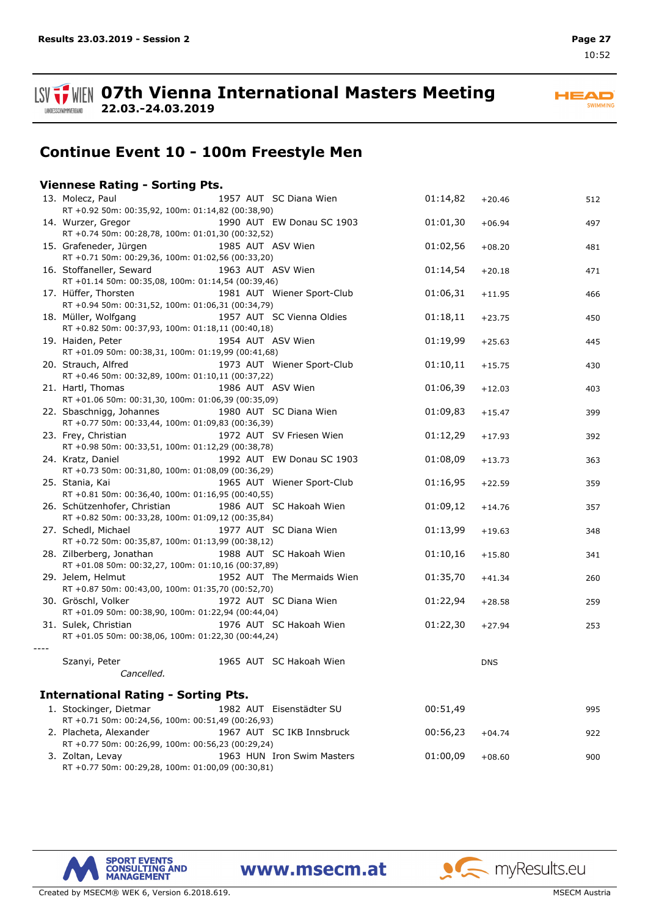# 07th Vienna International Masters Meeting

22.03.-24.03.2019

## Continue Event 10 - 100m Freestyle Men

### Viennese Rating - Sorting Pts.

| Rank | Name | YoB | Nat | Club | Time | Diff | Pts |
|---|---|---|---|---|---|---|---|
| 13. | Molecz, Paul | 1957 | AUT | SC Diana Wien | 01:14,82 | +20.46 | 512 |
| | RT +0.92 50m: 00:35,92, 100m: 01:14,82 (00:38,90) | | | | | | |
| 14. | Wurzer, Gregor | 1990 | AUT | EW Donau SC 1903 | 01:01,30 | +06.94 | 497 |
| | RT +0.74 50m: 00:28,78, 100m: 01:01,30 (00:32,52) | | | | | | |
| 15. | Grafeneder, Jürgen | 1985 | AUT | ASV Wien | 01:02,56 | +08.20 | 481 |
| | RT +0.71 50m: 00:29,36, 100m: 01:02,56 (00:33,20) | | | | | | |
| 16. | Stoffaneller, Seward | 1963 | AUT | ASV Wien | 01:14,54 | +20.18 | 471 |
| | RT +01.14 50m: 00:35,08, 100m: 01:14,54 (00:39,46) | | | | | | |
| 17. | Hüffer, Thorsten | 1981 | AUT | Wiener Sport-Club | 01:06,31 | +11.95 | 466 |
| | RT +0.94 50m: 00:31,52, 100m: 01:06,31 (00:34,79) | | | | | | |
| 18. | Müller, Wolfgang | 1957 | AUT | SC Vienna Oldies | 01:18,11 | +23.75 | 450 |
| | RT +0.82 50m: 00:37,93, 100m: 01:18,11 (00:40,18) | | | | | | |
| 19. | Haiden, Peter | 1954 | AUT | ASV Wien | 01:19,99 | +25.63 | 445 |
| | RT +01.09 50m: 00:38,31, 100m: 01:19,99 (00:41,68) | | | | | | |
| 20. | Strauch, Alfred | 1973 | AUT | Wiener Sport-Club | 01:10,11 | +15.75 | 430 |
| | RT +0.46 50m: 00:32,89, 100m: 01:10,11 (00:37,22) | | | | | | |
| 21. | Hartl, Thomas | 1986 | AUT | ASV Wien | 01:06,39 | +12.03 | 403 |
| | RT +01.06 50m: 00:31,30, 100m: 01:06,39 (00:35,09) | | | | | | |
| 22. | Sbaschnigg, Johannes | 1980 | AUT | SC Diana Wien | 01:09,83 | +15.47 | 399 |
| | RT +0.77 50m: 00:33,44, 100m: 01:09,83 (00:36,39) | | | | | | |
| 23. | Frey, Christian | 1972 | AUT | SV Friesen Wien | 01:12,29 | +17.93 | 392 |
| | RT +0.98 50m: 00:33,51, 100m: 01:12,29 (00:38,78) | | | | | | |
| 24. | Kratz, Daniel | 1992 | AUT | EW Donau SC 1903 | 01:08,09 | +13.73 | 363 |
| | RT +0.73 50m: 00:31,80, 100m: 01:08,09 (00:36,29) | | | | | | |
| 25. | Stania, Kai | 1965 | AUT | Wiener Sport-Club | 01:16,95 | +22.59 | 359 |
| | RT +0.81 50m: 00:36,40, 100m: 01:16,95 (00:40,55) | | | | | | |
| 26. | Schützenhofer, Christian | 1986 | AUT | SC Hakoah Wien | 01:09,12 | +14.76 | 357 |
| | RT +0.82 50m: 00:33,28, 100m: 01:09,12 (00:35,84) | | | | | | |
| 27. | Schedl, Michael | 1977 | AUT | SC Diana Wien | 01:13,99 | +19.63 | 348 |
| | RT +0.72 50m: 00:35,87, 100m: 01:13,99 (00:38,12) | | | | | | |
| 28. | Zilberberg, Jonathan | 1988 | AUT | SC Hakoah Wien | 01:10,16 | +15.80 | 341 |
| | RT +01.08 50m: 00:32,27, 100m: 01:10,16 (00:37,89) | | | | | | |
| 29. | Jelem, Helmut | 1952 | AUT | The Mermaids Wien | 01:35,70 | +41.34 | 260 |
| | RT +0.87 50m: 00:43,00, 100m: 01:35,70 (00:52,70) | | | | | | |
| 30. | Gröschl, Volker | 1972 | AUT | SC Diana Wien | 01:22,94 | +28.58 | 259 |
| | RT +01.09 50m: 00:38,90, 100m: 01:22,94 (00:44,04) | | | | | | |
| 31. | Sulek, Christian | 1976 | AUT | SC Hakoah Wien | 01:22,30 | +27.94 | 253 |
| | RT +01.05 50m: 00:38,06, 100m: 01:22,30 (00:44,24) | | | | | | |
| ---- | | | | | | | |
| | Szanyi, Peter | 1965 | AUT | SC Hakoah Wien | | DNS | |
| | *Cancelled.* | | | | | | |

### International Rating - Sorting Pts.

| Rank | Name | YoB | Nat | Club | Time | Diff | Pts |
|---|---|---|---|---|---|---|---|
| 1. | Stockinger, Dietmar | 1982 | AUT | Eisenstädter SU | 00:51,49 | | 995 |
| | RT +0.71 50m: 00:24,56, 100m: 00:51,49 (00:26,93) | | | | | | |
| 2. | Placheta, Alexander | 1967 | AUT | SC IKB Innsbruck | 00:56,23 | +04.74 | 922 |
| | RT +0.77 50m: 00:26,99, 100m: 00:56,23 (00:29,24) | | | | | | |
| 3. | Zoltan, Levay | 1963 | HUN | Iron Swim Masters | 01:00,09 | +08.60 | 900 |
| | RT +0.77 50m: 00:29,28, 100m: 01:00,09 (00:30,81) | | | | | | |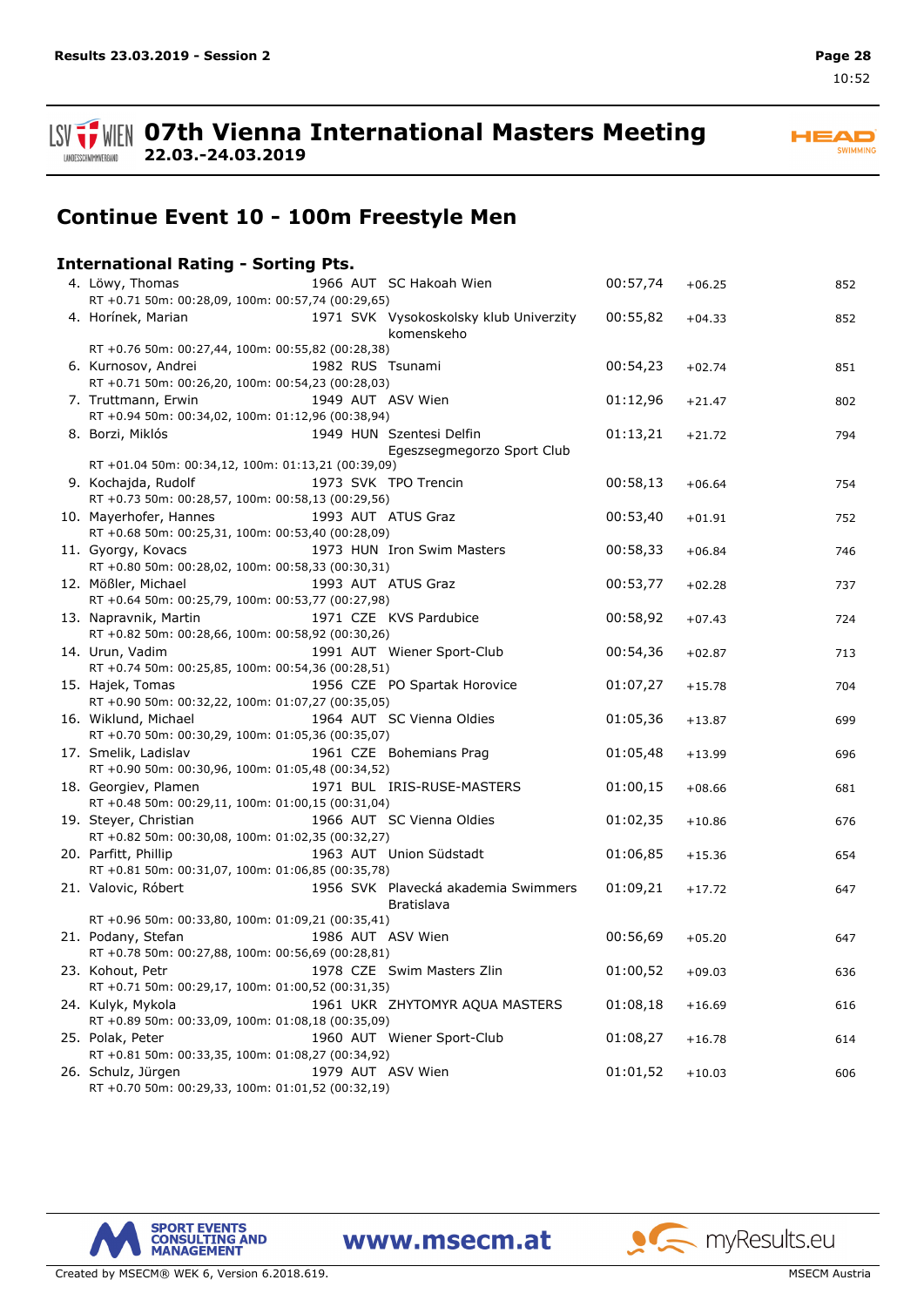# Continue Event 10 - 100m Freestyle Men

## International Rating - Sorting Pts.

| Rank | Name | YoB | Nat | Club | Time | Diff | Pts |
|---|---|---|---|---|---|---|---|
| 4. | Löwy, Thomas | 1966 | AUT | SC Hakoah Wien | 00:57,74 | +06.25 | 852 |
| | RT +0.71 50m: 00:28,09, 100m: 00:57,74 (00:29,65) | | | | | | |
| 4. | Horínek, Marian | 1971 | SVK | Vysokoskolsky klub Univerzity komenskeho | 00:55,82 | +04.33 | 852 |
| | RT +0.76 50m: 00:27,44, 100m: 00:55,82 (00:28,38) | | | | | | |
| 6. | Kurnosov, Andrei | 1982 | RUS | Tsunami | 00:54,23 | +02.74 | 851 |
| | RT +0.71 50m: 00:26,20, 100m: 00:54,23 (00:28,03) | | | | | | |
| 7. | Truttmann, Erwin | 1949 | AUT | ASV Wien | 01:12,96 | +21.47 | 802 |
| | RT +0.94 50m: 00:34,02, 100m: 01:12,96 (00:38,94) | | | | | | |
| 8. | Borzi, Miklós | 1949 | HUN | Szentesi Delfin Egeszsegmegorzo Sport Club | 01:13,21 | +21.72 | 794 |
| | RT +01.04 50m: 00:34,12, 100m: 01:13,21 (00:39,09) | | | | | | |
| 9. | Kochajda, Rudolf | 1973 | SVK | TPO Trencin | 00:58,13 | +06.64 | 754 |
| | RT +0.73 50m: 00:28,57, 100m: 00:58,13 (00:29,56) | | | | | | |
| 10. | Mayerhofer, Hannes | 1993 | AUT | ATUS Graz | 00:53,40 | +01.91 | 752 |
| | RT +0.68 50m: 00:25,31, 100m: 00:53,40 (00:28,09) | | | | | | |
| 11. | Gyorgy, Kovacs | 1973 | HUN | Iron Swim Masters | 00:58,33 | +06.84 | 746 |
| | RT +0.80 50m: 00:28,02, 100m: 00:58,33 (00:30,31) | | | | | | |
| 12. | Mößler, Michael | 1993 | AUT | ATUS Graz | 00:53,77 | +02.28 | 737 |
| | RT +0.64 50m: 00:25,79, 100m: 00:53,77 (00:27,98) | | | | | | |
| 13. | Napravnik, Martin | 1971 | CZE | KVS Pardubice | 00:58,92 | +07.43 | 724 |
| | RT +0.82 50m: 00:28,66, 100m: 00:58,92 (00:30,26) | | | | | | |
| 14. | Urun, Vadim | 1991 | AUT | Wiener Sport-Club | 00:54,36 | +02.87 | 713 |
| | RT +0.74 50m: 00:25,85, 100m: 00:54,36 (00:28,51) | | | | | | |
| 15. | Hajek, Tomas | 1956 | CZE | PO Spartak Horovice | 01:07,27 | +15.78 | 704 |
| | RT +0.90 50m: 00:32,22, 100m: 01:07,27 (00:35,05) | | | | | | |
| 16. | Wiklund, Michael | 1964 | AUT | SC Vienna Oldies | 01:05,36 | +13.87 | 699 |
| | RT +0.70 50m: 00:30,29, 100m: 01:05,36 (00:35,07) | | | | | | |
| 17. | Smelik, Ladislav | 1961 | CZE | Bohemians Prag | 01:05,48 | +13.99 | 696 |
| | RT +0.90 50m: 00:30,96, 100m: 01:05,48 (00:34,52) | | | | | | |
| 18. | Georgiev, Plamen | 1971 | BUL | IRIS-RUSE-MASTERS | 01:00,15 | +08.66 | 681 |
| | RT +0.48 50m: 00:29,11, 100m: 01:00,15 (00:31,04) | | | | | | |
| 19. | Steyer, Christian | 1966 | AUT | SC Vienna Oldies | 01:02,35 | +10.86 | 676 |
| | RT +0.82 50m: 00:30,08, 100m: 01:02,35 (00:32,27) | | | | | | |
| 20. | Parfitt, Phillip | 1963 | AUT | Union Südstadt | 01:06,85 | +15.36 | 654 |
| | RT +0.81 50m: 00:31,07, 100m: 01:06,85 (00:35,78) | | | | | | |
| 21. | Valovic, Róbert | 1956 | SVK | Plavecká akademia Swimmers Bratislava | 01:09,21 | +17.72 | 647 |
| | RT +0.96 50m: 00:33,80, 100m: 01:09,21 (00:35,41) | | | | | | |
| 21. | Podany, Stefan | 1986 | AUT | ASV Wien | 00:56,69 | +05.20 | 647 |
| | RT +0.78 50m: 00:27,88, 100m: 00:56,69 (00:28,81) | | | | | | |
| 23. | Kohout, Petr | 1978 | CZE | Swim Masters Zlin | 01:00,52 | +09.03 | 636 |
| | RT +0.71 50m: 00:29,17, 100m: 01:00,52 (00:31,35) | | | | | | |
| 24. | Kulyk, Mykola | 1961 | UKR | ZHYTOMYR AQUA MASTERS | 01:08,18 | +16.69 | 616 |
| | RT +0.89 50m: 00:33,09, 100m: 01:08,18 (00:35,09) | | | | | | |
| 25. | Polak, Peter | 1960 | AUT | Wiener Sport-Club | 01:08,27 | +16.78 | 614 |
| | RT +0.81 50m: 00:33,35, 100m: 01:08,27 (00:34,92) | | | | | | |
| 26. | Schulz, Jürgen | 1979 | AUT | ASV Wien | 01:01,52 | +10.03 | 606 |
| | RT +0.70 50m: 00:29,33, 100m: 01:01,52 (00:32,19) | | | | | | |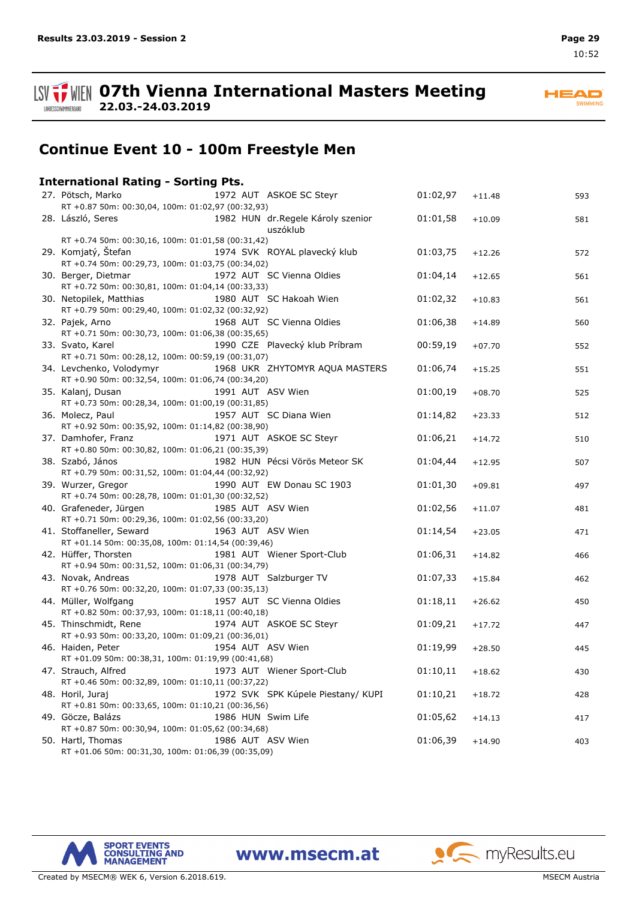# 07th Vienna International Masters Meeting

**22.03.-24.03.2019**

## Continue Event 10 - 100m Freestyle Men

### International Rating - Sorting Pts.

| Rank | Name | Year | Nat | Club | Time | Diff | Pts |
|---|---|---|---|---|---|---|---|
| 27. | Pötsch, Marko | 1972 | AUT | ASKOE SC Steyr | 01:02,97 | +11.48 | 593 |
| | RT +0.87 50m: 00:30,04, 100m: 01:02,97 (00:32,93) | | | | | | |
| 28. | László, Seres | 1982 | HUN | dr.Regele Károly szenior uszóklub | 01:01,58 | +10.09 | 581 |
| | RT +0.74 50m: 00:30,16, 100m: 01:01,58 (00:31,42) | | | | | | |
| 29. | Komjatý, Štefan | 1974 | SVK | ROYAL plavecký klub | 01:03,75 | +12.26 | 572 |
| | RT +0.74 50m: 00:29,73, 100m: 01:03,75 (00:34,02) | | | | | | |
| 30. | Berger, Dietmar | 1972 | AUT | SC Vienna Oldies | 01:04,14 | +12.65 | 561 |
| | RT +0.72 50m: 00:30,81, 100m: 01:04,14 (00:33,33) | | | | | | |
| 30. | Netopilek, Matthias | 1980 | AUT | SC Hakoah Wien | 01:02,32 | +10.83 | 561 |
| | RT +0.79 50m: 00:29,40, 100m: 01:02,32 (00:32,92) | | | | | | |
| 32. | Pajek, Arno | 1968 | AUT | SC Vienna Oldies | 01:06,38 | +14.89 | 560 |
| | RT +0.71 50m: 00:30,73, 100m: 01:06,38 (00:35,65) | | | | | | |
| 33. | Svato, Karel | 1990 | CZE | Plavecký klub Príbram | 00:59,19 | +07.70 | 552 |
| | RT +0.71 50m: 00:28,12, 100m: 00:59,19 (00:31,07) | | | | | | |
| 34. | Levchenko, Volodymyr | 1968 | UKR | ZHYTOMYR AQUA MASTERS | 01:06,74 | +15.25 | 551 |
| | RT +0.90 50m: 00:32,54, 100m: 01:06,74 (00:34,20) | | | | | | |
| 35. | Kalanj, Dusan | 1991 | AUT | ASV Wien | 01:00,19 | +08.70 | 525 |
| | RT +0.73 50m: 00:28,34, 100m: 01:00,19 (00:31,85) | | | | | | |
| 36. | Molecz, Paul | 1957 | AUT | SC Diana Wien | 01:14,82 | +23.33 | 512 |
| | RT +0.92 50m: 00:35,92, 100m: 01:14,82 (00:38,90) | | | | | | |
| 37. | Damhofer, Franz | 1971 | AUT | ASKOE SC Steyr | 01:06,21 | +14.72 | 510 |
| | RT +0.80 50m: 00:30,82, 100m: 01:06,21 (00:35,39) | | | | | | |
| 38. | Szabó, János | 1982 | HUN | Pécsi Vörös Meteor SK | 01:04,44 | +12.95 | 507 |
| | RT +0.79 50m: 00:31,52, 100m: 01:04,44 (00:32,92) | | | | | | |
| 39. | Wurzer, Gregor | 1990 | AUT | EW Donau SC 1903 | 01:01,30 | +09.81 | 497 |
| | RT +0.74 50m: 00:28,78, 100m: 01:01,30 (00:32,52) | | | | | | |
| 40. | Grafeneder, Jürgen | 1985 | AUT | ASV Wien | 01:02,56 | +11.07 | 481 |
| | RT +0.71 50m: 00:29,36, 100m: 01:02,56 (00:33,20) | | | | | | |
| 41. | Stoffaneller, Seward | 1963 | AUT | ASV Wien | 01:14,54 | +23.05 | 471 |
| | RT +01.14 50m: 00:35,08, 100m: 01:14,54 (00:39,46) | | | | | | |
| 42. | Hüffer, Thorsten | 1981 | AUT | Wiener Sport-Club | 01:06,31 | +14.82 | 466 |
| | RT +0.94 50m: 00:31,52, 100m: 01:06,31 (00:34,79) | | | | | | |
| 43. | Novak, Andreas | 1978 | AUT | Salzburger TV | 01:07,33 | +15.84 | 462 |
| | RT +0.76 50m: 00:32,20, 100m: 01:07,33 (00:35,13) | | | | | | |
| 44. | Müller, Wolfgang | 1957 | AUT | SC Vienna Oldies | 01:18,11 | +26.62 | 450 |
| | RT +0.82 50m: 00:37,93, 100m: 01:18,11 (00:40,18) | | | | | | |
| 45. | Thinschmidt, Rene | 1974 | AUT | ASKOE SC Steyr | 01:09,21 | +17.72 | 447 |
| | RT +0.93 50m: 00:33,20, 100m: 01:09,21 (00:36,01) | | | | | | |
| 46. | Haiden, Peter | 1954 | AUT | ASV Wien | 01:19,99 | +28.50 | 445 |
| | RT +01.09 50m: 00:38,31, 100m: 01:19,99 (00:41,68) | | | | | | |
| 47. | Strauch, Alfred | 1973 | AUT | Wiener Sport-Club | 01:10,11 | +18.62 | 430 |
| | RT +0.46 50m: 00:32,89, 100m: 01:10,11 (00:37,22) | | | | | | |
| 48. | Horil, Juraj | 1972 | SVK | SPK Kúpele Piestany/ KUPI | 01:10,21 | +18.72 | 428 |
| | RT +0.81 50m: 00:33,65, 100m: 01:10,21 (00:36,56) | | | | | | |
| 49. | Göcze, Balázs | 1986 | HUN | Swim Life | 01:05,62 | +14.13 | 417 |
| | RT +0.87 50m: 00:30,94, 100m: 01:05,62 (00:34,68) | | | | | | |
| 50. | Hartl, Thomas | 1986 | AUT | ASV Wien | 01:06,39 | +14.90 | 403 |
| | RT +01.06 50m: 00:31,30, 100m: 01:06,39 (00:35,09) | | | | | | |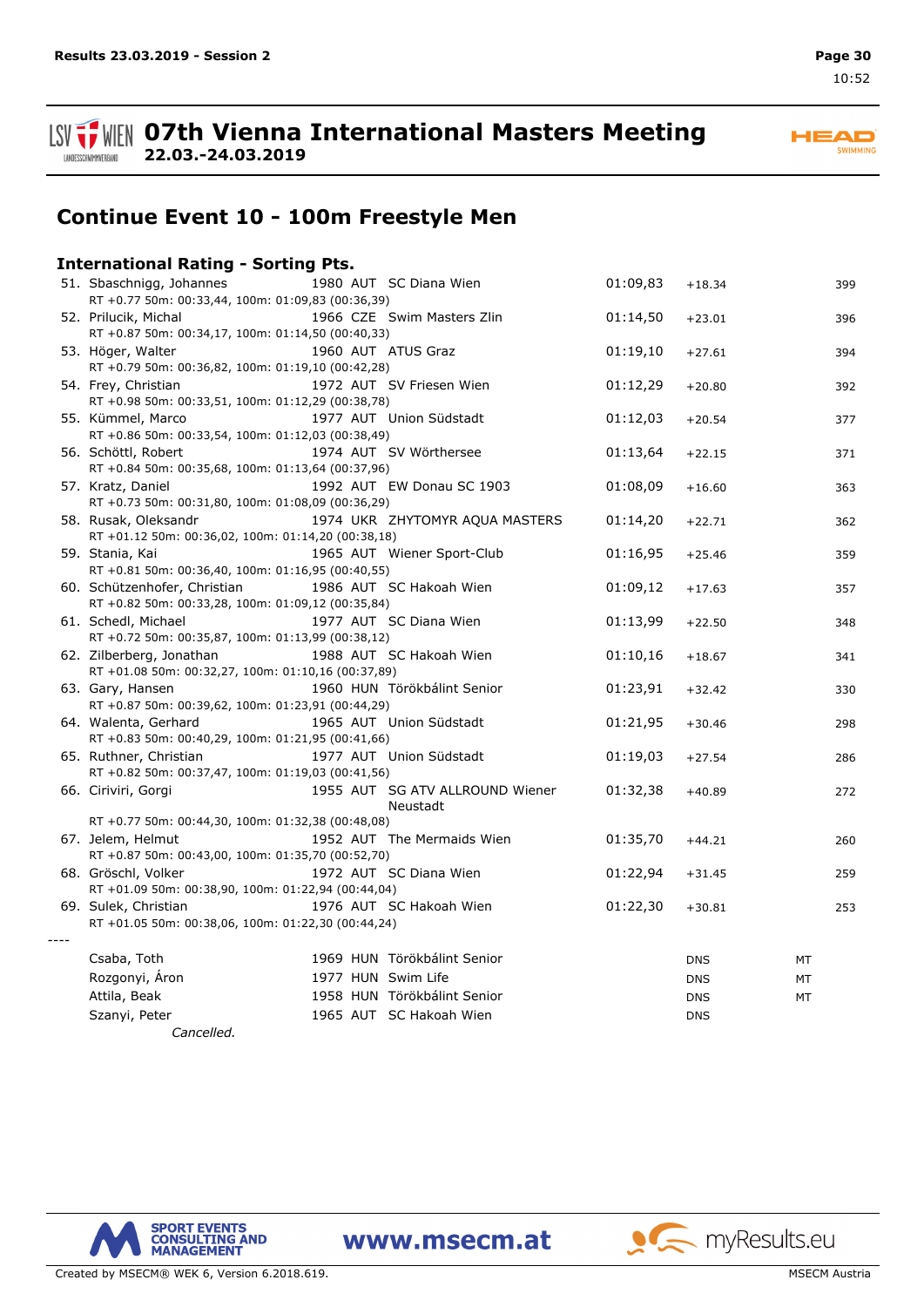# 07th Vienna International Masters Meeting

**22.03.-24.03.2019**

## Continue Event 10 - 100m Freestyle Men

### International Rating - Sorting Pts.

| Place | Name | Year | Nat | Club | Time | Diff | | Pts |
|---|---|---|---|---|---|---|---|---|
| 51. | Sbaschnigg, Johannes | 1980 | AUT | SC Diana Wien | 01:09,83 | +18.34 | | 399 |
| | RT +0.77 50m: 00:33,44, 100m: 01:09,83 (00:36,39) | | | | | | | |
| 52. | Prilucik, Michal | 1966 | CZE | Swim Masters Zlin | 01:14,50 | +23.01 | | 396 |
| | RT +0.87 50m: 00:34,17, 100m: 01:14,50 (00:40,33) | | | | | | | |
| 53. | Höger, Walter | 1960 | AUT | ATUS Graz | 01:19,10 | +27.61 | | 394 |
| | RT +0.79 50m: 00:36,82, 100m: 01:19,10 (00:42,28) | | | | | | | |
| 54. | Frey, Christian | 1972 | AUT | SV Friesen Wien | 01:12,29 | +20.80 | | 392 |
| | RT +0.98 50m: 00:33,51, 100m: 01:12,29 (00:38,78) | | | | | | | |
| 55. | Kümmel, Marco | 1977 | AUT | Union Südstadt | 01:12,03 | +20.54 | | 377 |
| | RT +0.86 50m: 00:33,54, 100m: 01:12,03 (00:38,49) | | | | | | | |
| 56. | Schöttl, Robert | 1974 | AUT | SV Wörthersee | 01:13,64 | +22.15 | | 371 |
| | RT +0.84 50m: 00:35,68, 100m: 01:13,64 (00:37,96) | | | | | | | |
| 57. | Kratz, Daniel | 1992 | AUT | EW Donau SC 1903 | 01:08,09 | +16.60 | | 363 |
| | RT +0.73 50m: 00:31,80, 100m: 01:08,09 (00:36,29) | | | | | | | |
| 58. | Rusak, Oleksandr | 1974 | UKR | ZHYTOMYR AQUA MASTERS | 01:14,20 | +22.71 | | 362 |
| | RT +01.12 50m: 00:36,02, 100m: 01:14,20 (00:38,18) | | | | | | | |
| 59. | Stania, Kai | 1965 | AUT | Wiener Sport-Club | 01:16,95 | +25.46 | | 359 |
| | RT +0.81 50m: 00:36,40, 100m: 01:16,95 (00:40,55) | | | | | | | |
| 60. | Schützenhofer, Christian | 1986 | AUT | SC Hakoah Wien | 01:09,12 | +17.63 | | 357 |
| | RT +0.82 50m: 00:33,28, 100m: 01:09,12 (00:35,84) | | | | | | | |
| 61. | Schedl, Michael | 1977 | AUT | SC Diana Wien | 01:13,99 | +22.50 | | 348 |
| | RT +0.72 50m: 00:35,87, 100m: 01:13,99 (00:38,12) | | | | | | | |
| 62. | Zilberberg, Jonathan | 1988 | AUT | SC Hakoah Wien | 01:10,16 | +18.67 | | 341 |
| | RT +01.08 50m: 00:32,27, 100m: 01:10,16 (00:37,89) | | | | | | | |
| 63. | Gary, Hansen | 1960 | HUN | Törökbálint Senior | 01:23,91 | +32.42 | | 330 |
| | RT +0.87 50m: 00:39,62, 100m: 01:23,91 (00:44,29) | | | | | | | |
| 64. | Walenta, Gerhard | 1965 | AUT | Union Südstadt | 01:21,95 | +30.46 | | 298 |
| | RT +0.83 50m: 00:40,29, 100m: 01:21,95 (00:41,66) | | | | | | | |
| 65. | Ruthner, Christian | 1977 | AUT | Union Südstadt | 01:19,03 | +27.54 | | 286 |
| | RT +0.82 50m: 00:37,47, 100m: 01:19,03 (00:41,56) | | | | | | | |
| 66. | Ciriviri, Gorgi | 1955 | AUT | SG ATV ALLROUND Wiener Neustadt | 01:32,38 | +40.89 | | 272 |
| | RT +0.77 50m: 00:44,30, 100m: 01:32,38 (00:48,08) | | | | | | | |
| 67. | Jelem, Helmut | 1952 | AUT | The Mermaids Wien | 01:35,70 | +44.21 | | 260 |
| | RT +0.87 50m: 00:43,00, 100m: 01:35,70 (00:52,70) | | | | | | | |
| 68. | Gröschl, Volker | 1972 | AUT | SC Diana Wien | 01:22,94 | +31.45 | | 259 |
| | RT +01.09 50m: 00:38,90, 100m: 01:22,94 (00:44,04) | | | | | | | |
| 69. | Sulek, Christian | 1976 | AUT | SC Hakoah Wien | 01:22,30 | +30.81 | | 253 |
| | RT +01.05 50m: 00:38,06, 100m: 01:22,30 (00:44,24) | | | | | | | |
| ---- | | | | | | | | |
| | Csaba, Toth | 1969 | HUN | Törökbálint Senior | | DNS | MT | |
| | Rozgonyi, Áron | 1977 | HUN | Swim Life | | DNS | MT | |
| | Attila, Beak | 1958 | HUN | Törökbálint Senior | | DNS | MT | |
| | Szanyi, Peter | 1965 | AUT | SC Hakoah Wien | | DNS | | |
| | *Cancelled.* | | | | | | | |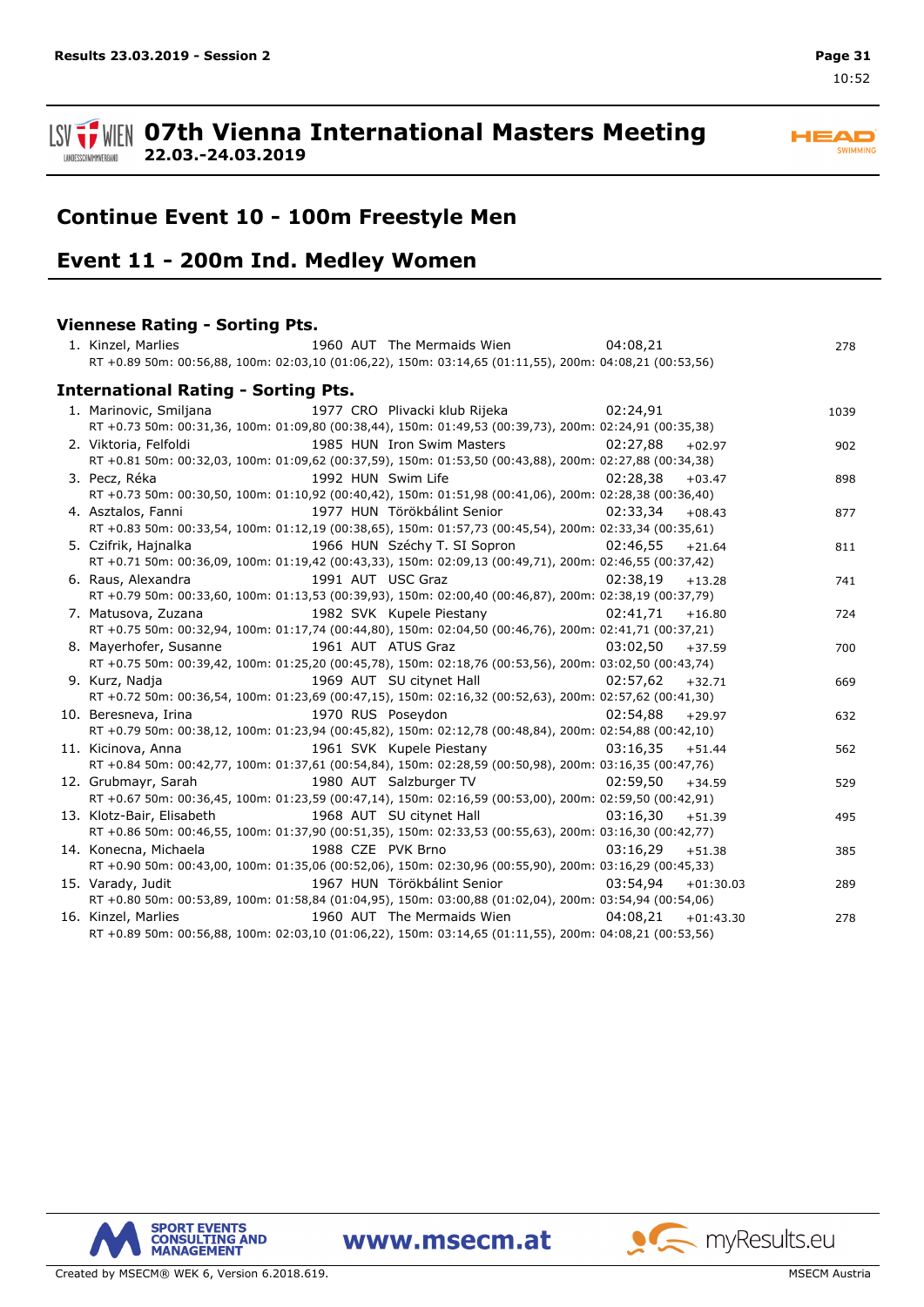# 07th Vienna International Masters Meeting

**22.03.-24.03.2019**

## Continue Event 10 - 100m Freestyle Men

## Event 11 - 200m Ind. Medley Women

### Viennese Rating - Sorting Pts.

1. Kinzel, Marlies 1960 AUT The Mermaids Wien 04:08,21 278
   RT +0.89 50m: 00:56,88, 100m: 02:03,10 (01:06,22), 150m: 03:14,65 (01:11,55), 200m: 04:08,21 (00:53,56)

### International Rating - Sorting Pts.

1. Marinovic, Smiljana 1977 CRO Plivacki klub Rijeka 02:24,91 1039
   RT +0.73 50m: 00:31,36, 100m: 01:09,80 (00:38,44), 150m: 01:49,53 (00:39,73), 200m: 02:24,91 (00:35,38)
2. Viktoria, Felfoldi 1985 HUN Iron Swim Masters 02:27,88 +02.97 902
   RT +0.81 50m: 00:32,03, 100m: 01:09,62 (00:37,59), 150m: 01:53,50 (00:43,88), 200m: 02:27,88 (00:34,38)
3. Pecz, Réka 1992 HUN Swim Life 02:28,38 +03.47 898
   RT +0.73 50m: 00:30,50, 100m: 01:10,92 (00:40,42), 150m: 01:51,98 (00:41,06), 200m: 02:28,38 (00:36,40)
4. Asztalos, Fanni 1977 HUN Törökbálint Senior 02:33,34 +08.43 877
   RT +0.83 50m: 00:33,54, 100m: 01:12,19 (00:38,65), 150m: 01:57,73 (00:45,54), 200m: 02:33,34 (00:35,61)
5. Czifrik, Hajnalka 1966 HUN Széchy T. SI Sopron 02:46,55 +21.64 811
   RT +0.71 50m: 00:36,09, 100m: 01:19,42 (00:43,33), 150m: 02:09,13 (00:49,71), 200m: 02:46,55 (00:37,42)
6. Raus, Alexandra 1991 AUT USC Graz 02:38,19 +13.28 741
   RT +0.79 50m: 00:33,60, 100m: 01:13,53 (00:39,93), 150m: 02:00,40 (00:46,87), 200m: 02:38,19 (00:37,79)
7. Matusova, Zuzana 1982 SVK Kupele Piestany 02:41,71 +16.80 724
   RT +0.75 50m: 00:32,94, 100m: 01:17,74 (00:44,80), 150m: 02:04,50 (00:46,76), 200m: 02:41,71 (00:37,21)
8. Mayerhofer, Susanne 1961 AUT ATUS Graz 03:02,50 +37.59 700
   RT +0.75 50m: 00:39,42, 100m: 01:25,20 (00:45,78), 150m: 02:18,76 (00:53,56), 200m: 03:02,50 (00:43,74)
9. Kurz, Nadja 1969 AUT SU citynet Hall 02:57,62 +32.71 669
   RT +0.72 50m: 00:36,54, 100m: 01:23,69 (00:47,15), 150m: 02:16,32 (00:52,63), 200m: 02:57,62 (00:41,30)
10. Beresneva, Irina 1970 RUS Poseydon 02:54,88 +29.97 632
    RT +0.79 50m: 00:38,12, 100m: 01:23,94 (00:45,82), 150m: 02:12,78 (00:48,84), 200m: 02:54,88 (00:42,10)
11. Kicinova, Anna 1961 SVK Kupele Piestany 03:16,35 +51.44 562
    RT +0.84 50m: 00:42,77, 100m: 01:37,61 (00:54,84), 150m: 02:28,59 (00:50,98), 200m: 03:16,35 (00:47,76)
12. Grubmayr, Sarah 1980 AUT Salzburger TV 02:59,50 +34.59 529
    RT +0.67 50m: 00:36,45, 100m: 01:23,59 (00:47,14), 150m: 02:16,59 (00:53,00), 200m: 02:59,50 (00:42,91)
13. Klotz-Bair, Elisabeth 1968 AUT SU citynet Hall 03:16,30 +51.39 495
    RT +0.86 50m: 00:46,55, 100m: 01:37,90 (00:51,35), 150m: 02:33,53 (00:55,63), 200m: 03:16,30 (00:42,77)
14. Konecna, Michaela 1988 CZE PVK Brno 03:16,29 +51.38 385
    RT +0.90 50m: 00:43,00, 100m: 01:35,06 (00:52,06), 150m: 02:30,96 (00:55,90), 200m: 03:16,29 (00:45,33)
15. Varady, Judit 1967 HUN Törökbálint Senior 03:54,94 +01:30.03 289
    RT +0.80 50m: 00:53,89, 100m: 01:58,84 (01:04,95), 150m: 03:00,88 (01:02,04), 200m: 03:54,94 (00:54,06)
16. Kinzel, Marlies 1960 AUT The Mermaids Wien 04:08,21 +01:43.30 278
    RT +0.89 50m: 00:56,88, 100m: 02:03,10 (01:06,22), 150m: 03:14,65 (01:11,55), 200m: 04:08,21 (00:53,56)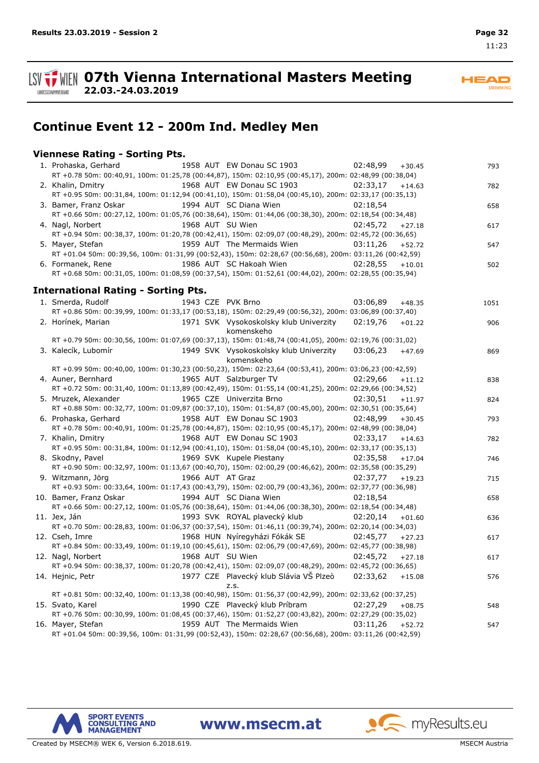# Continue Event 12 - 200m Ind. Medley Men

## Viennese Rating - Sorting Pts.

| Rank | Name | YoB | Nation | Club | Time | Diff | Pts. |
|---|---|---|---|---|---|---|---|
| 1. | Prohaska, Gerhard | 1958 | AUT | EW Donau SC 1903 | 02:48,99 | +30.45 | 793 |
| | RT +0.78 50m: 00:40,91, 100m: 01:25,78 (00:44,87), 150m: 02:10,95 (00:45,17), 200m: 02:48,99 (00:38,04) | | | | | | |
| 2. | Khalin, Dmitry | 1968 | AUT | EW Donau SC 1903 | 02:33,17 | +14.63 | 782 |
| | RT +0.95 50m: 00:31,84, 100m: 01:12,94 (00:41,10), 150m: 01:58,04 (00:45,10), 200m: 02:33,17 (00:35,13) | | | | | | |
| 3. | Bamer, Franz Oskar | 1994 | AUT | SC Diana Wien | 02:18,54 | | 658 |
| | RT +0.66 50m: 00:27,12, 100m: 01:05,76 (00:38,64), 150m: 01:44,06 (00:38,30), 200m: 02:18,54 (00:34,48) | | | | | | |
| 4. | Nagl, Norbert | 1968 | AUT | SU Wien | 02:45,72 | +27.18 | 617 |
| | RT +0.94 50m: 00:38,37, 100m: 01:20,78 (00:42,41), 150m: 02:09,07 (00:48,29), 200m: 02:45,72 (00:36,65) | | | | | | |
| 5. | Mayer, Stefan | 1959 | AUT | The Mermaids Wien | 03:11,26 | +52.72 | 547 |
| | RT +01.04 50m: 00:39,56, 100m: 01:31,99 (00:52,43), 150m: 02:28,67 (00:56,68), 200m: 03:11,26 (00:42,59) | | | | | | |
| 6. | Formanek, Rene | 1986 | AUT | SC Hakoah Wien | 02:28,55 | +10.01 | 502 |
| | RT +0.68 50m: 00:31,05, 100m: 01:08,59 (00:37,54), 150m: 01:52,61 (00:44,02), 200m: 02:28,55 (00:35,94) | | | | | | |

## International Rating - Sorting Pts.

| Rank | Name | YoB | Nation | Club | Time | Diff | Pts. |
|---|---|---|---|---|---|---|---|
| 1. | Smerda, Rudolf | 1943 | CZE | PVK Brno | 03:06,89 | +48.35 | 1051 |
| | RT +0.86 50m: 00:39,99, 100m: 01:33,17 (00:53,18), 150m: 02:29,49 (00:56,32), 200m: 03:06,89 (00:37,40) | | | | | | |
| 2. | Horínek, Marian | 1971 | SVK | Vysokoskolsky klub Univerzity komenskeho | 02:19,76 | +01.22 | 906 |
| | RT +0.79 50m: 00:30,56, 100m: 01:07,69 (00:37,13), 150m: 01:48,74 (00:41,05), 200m: 02:19,76 (00:31,02) | | | | | | |
| 3. | Kalecík, Lubomír | 1949 | SVK | Vysokoskolsky klub Univerzity komenskeho | 03:06,23 | +47.69 | 869 |
| | RT +0.99 50m: 00:40,00, 100m: 01:30,23 (00:50,23), 150m: 02:23,64 (00:53,41), 200m: 03:06,23 (00:42,59) | | | | | | |
| 4. | Auner, Bernhard | 1965 | AUT | Salzburger TV | 02:29,66 | +11.12 | 838 |
| | RT +0.72 50m: 00:31,40, 100m: 01:13,89 (00:42,49), 150m: 01:55,14 (00:41,25), 200m: 02:29,66 (00:34,52) | | | | | | |
| 5. | Mruzek, Alexander | 1965 | CZE | Univerzita Brno | 02:30,51 | +11.97 | 824 |
| | RT +0.88 50m: 00:32,77, 100m: 01:09,87 (00:37,10), 150m: 01:54,87 (00:45,00), 200m: 02:30,51 (00:35,64) | | | | | | |
| 6. | Prohaska, Gerhard | 1958 | AUT | EW Donau SC 1903 | 02:48,99 | +30.45 | 793 |
| | RT +0.78 50m: 00:40,91, 100m: 01:25,78 (00:44,87), 150m: 02:10,95 (00:45,17), 200m: 02:48,99 (00:38,04) | | | | | | |
| 7. | Khalin, Dmitry | 1968 | AUT | EW Donau SC 1903 | 02:33,17 | +14.63 | 782 |
| | RT +0.95 50m: 00:31,84, 100m: 01:12,94 (00:41,10), 150m: 01:58,04 (00:45,10), 200m: 02:33,17 (00:35,13) | | | | | | |
| 8. | Skodny, Pavel | 1969 | SVK | Kupele Piestany | 02:35,58 | +17.04 | 746 |
| | RT +0.90 50m: 00:32,97, 100m: 01:13,67 (00:40,70), 150m: 02:00,29 (00:46,62), 200m: 02:35,58 (00:35,29) | | | | | | |
| 9. | Witzmann, Jörg | 1966 | AUT | AT Graz | 02:37,77 | +19.23 | 715 |
| | RT +0.93 50m: 00:33,64, 100m: 01:17,43 (00:43,79), 150m: 02:00,79 (00:43,36), 200m: 02:37,77 (00:36,98) | | | | | | |
| 10. | Bamer, Franz Oskar | 1994 | AUT | SC Diana Wien | 02:18,54 | | 658 |
| | RT +0.66 50m: 00:27,12, 100m: 01:05,76 (00:38,64), 150m: 01:44,06 (00:38,30), 200m: 02:18,54 (00:34,48) | | | | | | |
| 11. | Jex, Ján | 1993 | SVK | ROYAL plavecký klub | 02:20,14 | +01.60 | 636 |
| | RT +0.70 50m: 00:28,83, 100m: 01:06,37 (00:37,54), 150m: 01:46,11 (00:39,74), 200m: 02:20,14 (00:34,03) | | | | | | |
| 12. | Cseh, Imre | 1968 | HUN | Nyíregyházi Fókák SE | 02:45,77 | +27.23 | 617 |
| | RT +0.84 50m: 00:33,49, 100m: 01:19,10 (00:45,61), 150m: 02:06,79 (00:47,69), 200m: 02:45,77 (00:38,98) | | | | | | |
| 12. | Nagl, Norbert | 1968 | AUT | SU Wien | 02:45,72 | +27.18 | 617 |
| | RT +0.94 50m: 00:38,37, 100m: 01:20,78 (00:42,41), 150m: 02:09,07 (00:48,29), 200m: 02:45,72 (00:36,65) | | | | | | |
| 14. | Hejnic, Petr | 1977 | CZE | Plavecký klub Slávia VŠ Plzeò z.s. | 02:33,62 | +15.08 | 576 |
| | RT +0.81 50m: 00:32,40, 100m: 01:13,38 (00:40,98), 150m: 01:56,37 (00:42,99), 200m: 02:33,62 (00:37,25) | | | | | | |
| 15. | Svato, Karel | 1990 | CZE | Plavecký klub Príbram | 02:27,29 | +08.75 | 548 |
| | RT +0.76 50m: 00:30,99, 100m: 01:08,45 (00:37,46), 150m: 01:52,27 (00:43,82), 200m: 02:27,29 (00:35,02) | | | | | | |
| 16. | Mayer, Stefan | 1959 | AUT | The Mermaids Wien | 03:11,26 | +52.72 | 547 |
| | RT +01.04 50m: 00:39,56, 100m: 01:31,99 (00:52,43), 150m: 02:28,67 (00:56,68), 200m: 03:11,26 (00:42,59) | | | | | | |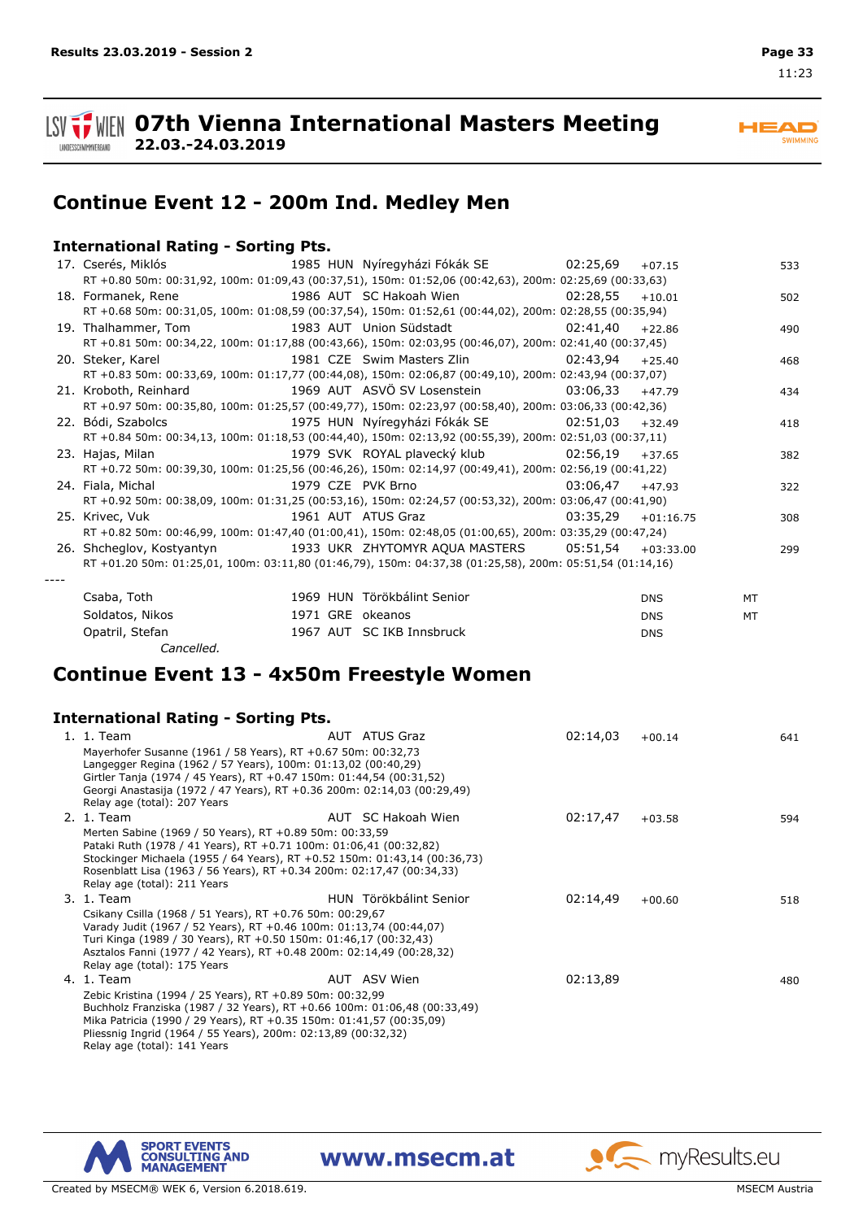# 07th Vienna International Masters Meeting

**22.03.-24.03.2019**

## Continue Event 12 - 200m Ind. Medley Men

### International Rating - Sorting Pts.

17. Cserés, Miklós 1985 HUN Nyíregyházi Fókák SE 02:25,69 +07.15 533
RT +0.80 50m: 00:31,92, 100m: 01:09,43 (00:37,51), 150m: 01:52,06 (00:42,63), 200m: 02:25,69 (00:33,63)
18. Formanek, Rene 1986 AUT SC Hakoah Wien 02:28,55 +10.01 502
RT +0.68 50m: 00:31,05, 100m: 01:08,59 (00:37,54), 150m: 01:52,61 (00:44,02), 200m: 02:28,55 (00:35,94)
19. Thalhammer, Tom 1983 AUT Union Südstadt 02:41,40 +22.86 490
RT +0.81 50m: 00:34,22, 100m: 01:17,88 (00:43,66), 150m: 02:03,95 (00:46,07), 200m: 02:41,40 (00:37,45)
20. Steker, Karel 1981 CZE Swim Masters Zlin 02:43,94 +25.40 468
RT +0.83 50m: 00:33,69, 100m: 01:17,77 (00:44,08), 150m: 02:06,87 (00:49,10), 200m: 02:43,94 (00:37,07)
21. Kroboth, Reinhard 1969 AUT ASVÖ SV Losenstein 03:06,33 +47.79 434
RT +0.97 50m: 00:35,80, 100m: 01:25,57 (00:49,77), 150m: 02:23,97 (00:58,40), 200m: 03:06,33 (00:42,36)
22. Bódi, Szabolcs 1975 HUN Nyíregyházi Fókák SE 02:51,03 +32.49 418
RT +0.84 50m: 00:34,13, 100m: 01:18,53 (00:44,40), 150m: 02:13,92 (00:55,39), 200m: 02:51,03 (00:37,11)
23. Hajas, Milan 1979 SVK ROYAL plavecký klub 02:56,19 +37.65 382
RT +0.72 50m: 00:39,30, 100m: 01:25,56 (00:46,26), 150m: 02:14,97 (00:49,41), 200m: 02:56,19 (00:41,22)
24. Fiala, Michal 1979 CZE PVK Brno 03:06,47 +47.93 322
RT +0.92 50m: 00:38,09, 100m: 01:31,25 (00:53,16), 150m: 02:24,57 (00:53,32), 200m: 03:06,47 (00:41,90)
25. Krivec, Vuk 1961 AUT ATUS Graz 03:35,29 +01:16.75 308
RT +0.82 50m: 00:46,99, 100m: 01:47,40 (01:00,41), 150m: 02:48,05 (01:00,65), 200m: 03:35,29 (00:47,24)
26. Shcheglov, Kostyantyn 1933 UKR ZHYTOMYR AQUA MASTERS 05:51,54 +03:33.00 299
RT +01.20 50m: 01:25,01, 100m: 03:11,80 (01:46,79), 150m: 04:37,38 (01:25,58), 200m: 05:51,54 (01:14,16)

----

Csaba, Toth 1969 HUN Törökbálint Senior DNS MT
Soldatos, Nikos 1971 GRE okeanos DNS MT
Opatril, Stefan 1967 AUT SC IKB Innsbruck DNS
*Cancelled.*

## Continue Event 13 - 4x50m Freestyle Women

### International Rating - Sorting Pts.

1. 1. Team AUT ATUS Graz 02:14,03 +00.14 641
Mayerhofer Susanne (1961 / 58 Years), RT +0.67 50m: 00:32,73
Langegger Regina (1962 / 57 Years), 100m: 01:13,02 (00:40,29)
Girtler Tanja (1974 / 45 Years), RT +0.47 150m: 01:44,54 (00:31,52)
Georgi Anastasija (1972 / 47 Years), RT +0.36 200m: 02:14,03 (00:29,49)
Relay age (total): 207 Years
2. 1. Team AUT SC Hakoah Wien 02:17,47 +03.58 594
Merten Sabine (1969 / 50 Years), RT +0.89 50m: 00:33,59
Pataki Ruth (1978 / 41 Years), RT +0.71 100m: 01:06,41 (00:32,82)
Stockinger Michaela (1955 / 64 Years), RT +0.52 150m: 01:43,14 (00:36,73)
Rosenblatt Lisa (1963 / 56 Years), RT +0.34 200m: 02:17,47 (00:34,33)
Relay age (total): 211 Years
3. 1. Team HUN Törökbálint Senior 02:14,49 +00.60 518
Csikany Csilla (1968 / 51 Years), RT +0.76 50m: 00:29,67
Varady Judit (1967 / 52 Years), RT +0.46 100m: 01:13,74 (00:44,07)
Turi Kinga (1989 / 30 Years), RT +0.50 150m: 01:46,17 (00:32,43)
Asztalos Fanni (1977 / 42 Years), RT +0.48 200m: 02:14,49 (00:28,32)
Relay age (total): 175 Years
4. 1. Team AUT ASV Wien 02:13,89 480
Zebic Kristina (1994 / 25 Years), RT +0.89 50m: 00:32,99
Buchholz Franziska (1987 / 32 Years), RT +0.66 100m: 01:06,48 (00:33,49)
Mika Patricia (1990 / 29 Years), RT +0.35 150m: 01:41,57 (00:35,09)
Pliessnig Ingrid (1964 / 55 Years), 200m: 02:13,89 (00:32,32)
Relay age (total): 141 Years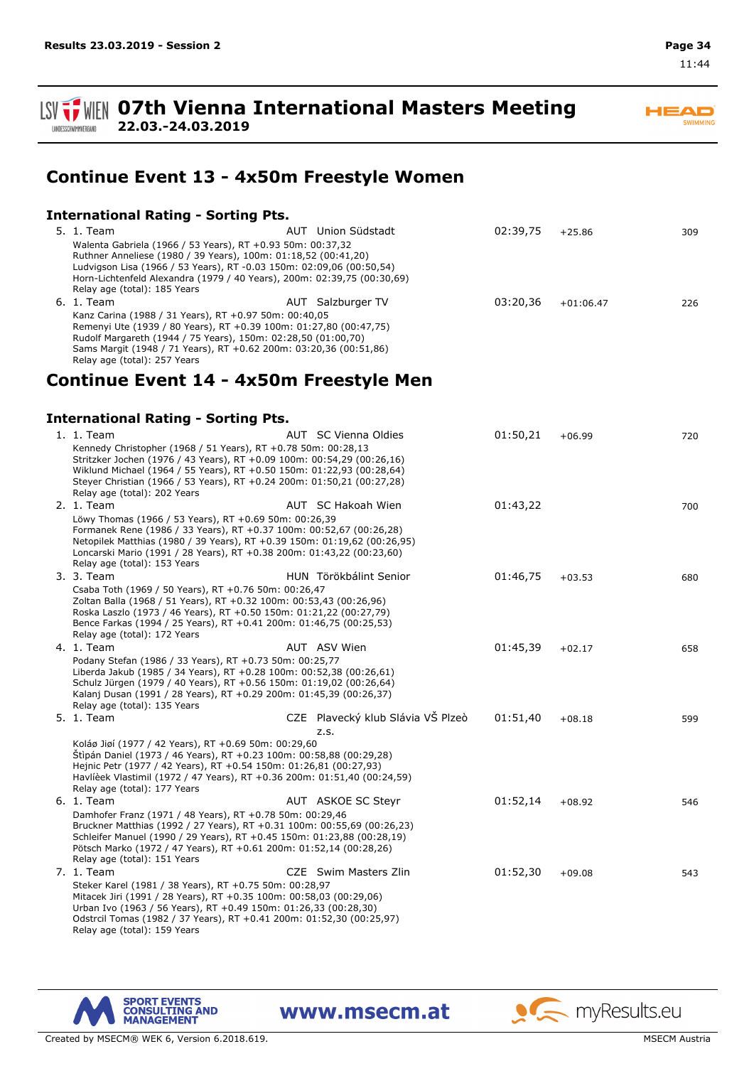## Continue Event 13 - 4x50m Freestyle Women

### International Rating - Sorting Pts.

5. 1. Team AUT Union Südstadt 02:39,75 +25.86 309
   Walenta Gabriela (1966 / 53 Years), RT +0.93 50m: 00:37,32
   Ruthner Anneliese (1980 / 39 Years), 100m: 01:18,52 (00:41,20)
   Ludvigson Lisa (1966 / 53 Years), RT -0.03 150m: 02:09,06 (00:50,54)
   Horn-Lichtenfeld Alexandra (1979 / 40 Years), 200m: 02:39,75 (00:30,69)
   Relay age (total): 185 Years
6. 1. Team AUT Salzburger TV 03:20,36 +01:06.47 226
   Kanz Carina (1988 / 31 Years), RT +0.97 50m: 00:40,05
   Remenyi Ute (1939 / 80 Years), RT +0.39 100m: 01:27,80 (00:47,75)
   Rudolf Margareth (1944 / 75 Years), 150m: 02:28,50 (01:00,70)
   Sams Margit (1948 / 71 Years), RT +0.62 200m: 03:20,36 (00:51,86)
   Relay age (total): 257 Years

## Continue Event 14 - 4x50m Freestyle Men

### International Rating - Sorting Pts.

1. 1. Team AUT SC Vienna Oldies 01:50,21 +06.99 720
   Kennedy Christopher (1968 / 51 Years), RT +0.78 50m: 00:28,13
   Stritzker Jochen (1976 / 43 Years), RT +0.09 100m: 00:54,29 (00:26,16)
   Wiklund Michael (1964 / 55 Years), RT +0.50 150m: 01:22,93 (00:28,64)
   Steyer Christian (1966 / 53 Years), RT +0.24 200m: 01:50,21 (00:27,28)
   Relay age (total): 202 Years
2. 1. Team AUT SC Hakoah Wien 01:43,22 700
   Löwy Thomas (1966 / 53 Years), RT +0.69 50m: 00:26,39
   Formanek Rene (1986 / 33 Years), RT +0.37 100m: 00:52,67 (00:26,28)
   Netopilek Matthias (1980 / 39 Years), RT +0.39 150m: 01:19,62 (00:26,95)
   Loncarski Mario (1991 / 28 Years), RT +0.38 200m: 01:43,22 (00:23,60)
   Relay age (total): 153 Years
3. 3. Team HUN Törökbálint Senior 01:46,75 +03.53 680
   Csaba Toth (1969 / 50 Years), RT +0.76 50m: 00:26,47
   Zoltan Balla (1968 / 51 Years), RT +0.32 100m: 00:53,43 (00:26,96)
   Roska Laszlo (1973 / 46 Years), RT +0.50 150m: 01:21,22 (00:27,79)
   Bence Farkas (1994 / 25 Years), RT +0.41 200m: 01:46,75 (00:25,53)
   Relay age (total): 172 Years
4. 1. Team AUT ASV Wien 01:45,39 +02.17 658
   Podany Stefan (1986 / 33 Years), RT +0.73 50m: 00:25,77
   Liberda Jakub (1985 / 34 Years), RT +0.28 100m: 00:52,38 (00:26,61)
   Schulz Jürgen (1979 / 40 Years), RT +0.56 150m: 01:19,02 (00:26,64)
   Kalanj Dusan (1991 / 28 Years), RT +0.29 200m: 01:45,39 (00:26,37)
   Relay age (total): 135 Years
5. 1. Team CZE Plavecký klub Slávia VŠ Plzeò z.s. 01:51,40 +08.18 599
   Koláø Jiøí (1977 / 42 Years), RT +0.69 50m: 00:29,60
   Štìpán Daniel (1973 / 46 Years), RT +0.23 100m: 00:58,88 (00:29,28)
   Hejnic Petr (1977 / 42 Years), RT +0.54 150m: 01:26,81 (00:27,93)
   Havlíèek Vlastimil (1972 / 47 Years), RT +0.36 200m: 01:51,40 (00:24,59)
   Relay age (total): 177 Years
6. 1. Team AUT ASKOE SC Steyr 01:52,14 +08.92 546
   Damhofer Franz (1971 / 48 Years), RT +0.78 50m: 00:29,46
   Bruckner Matthias (1992 / 27 Years), RT +0.31 100m: 00:55,69 (00:26,23)
   Schleifer Manuel (1990 / 29 Years), RT +0.45 150m: 01:23,88 (00:28,19)
   Pötsch Marko (1972 / 47 Years), RT +0.61 200m: 01:52,14 (00:28,26)
   Relay age (total): 151 Years
7. 1. Team CZE Swim Masters Zlin 01:52,30 +09.08 543
   Steker Karel (1981 / 38 Years), RT +0.75 50m: 00:28,97
   Mitacek Jiri (1991 / 28 Years), RT +0.35 100m: 00:58,03 (00:29,06)
   Urban Ivo (1963 / 56 Years), RT +0.49 150m: 01:26,33 (00:28,30)
   Odstrcil Tomas (1982 / 37 Years), RT +0.41 200m: 01:52,30 (00:25,97)
   Relay age (total): 159 Years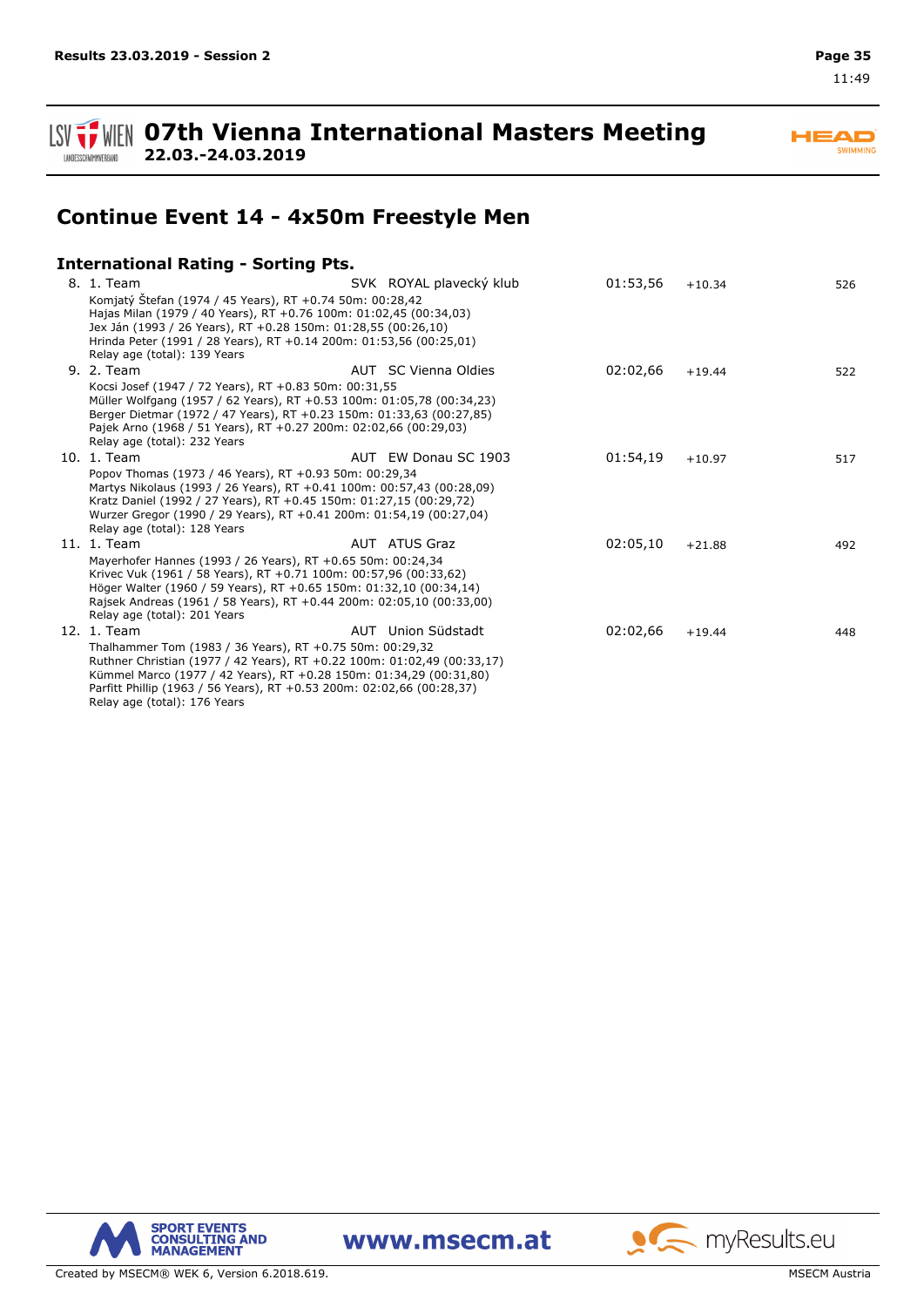## Continue Event 14 - 4x50m Freestyle Men

### International Rating - Sorting Pts.

8. 1. Team — SVK ROYAL plavecký klub — 01:53,56 — +10.34 — 526
   Komjatý Štefan (1974 / 45 Years), RT +0.74 50m: 00:28,42
   Hajas Milan (1979 / 40 Years), RT +0.76 100m: 01:02,45 (00:34,03)
   Jex Ján (1993 / 26 Years), RT +0.28 150m: 01:28,55 (00:26,10)
   Hrinda Peter (1991 / 28 Years), RT +0.14 200m: 01:53,56 (00:25,01)
   Relay age (total): 139 Years

9. 2. Team — AUT SC Vienna Oldies — 02:02,66 — +19.44 — 522
   Kocsi Josef (1947 / 72 Years), RT +0.83 50m: 00:31,55
   Müller Wolfgang (1957 / 62 Years), RT +0.53 100m: 01:05,78 (00:34,23)
   Berger Dietmar (1972 / 47 Years), RT +0.23 150m: 01:33,63 (00:27,85)
   Pajek Arno (1968 / 51 Years), RT +0.27 200m: 02:02,66 (00:29,03)
   Relay age (total): 232 Years

10. 1. Team — AUT EW Donau SC 1903 — 01:54,19 — +10.97 — 517
    Popov Thomas (1973 / 46 Years), RT +0.93 50m: 00:29,34
    Martys Nikolaus (1993 / 26 Years), RT +0.41 100m: 00:57,43 (00:28,09)
    Kratz Daniel (1992 / 27 Years), RT +0.45 150m: 01:27,15 (00:29,72)
    Wurzer Gregor (1990 / 29 Years), RT +0.41 200m: 01:54,19 (00:27,04)
    Relay age (total): 128 Years

11. 1. Team — AUT ATUS Graz — 02:05,10 — +21.88 — 492
    Mayerhofer Hannes (1993 / 26 Years), RT +0.65 50m: 00:24,34
    Krivec Vuk (1961 / 58 Years), RT +0.71 100m: 00:57,96 (00:33,62)
    Höger Walter (1960 / 59 Years), RT +0.65 150m: 01:32,10 (00:34,14)
    Rajsek Andreas (1961 / 58 Years), RT +0.44 200m: 02:05,10 (00:33,00)
    Relay age (total): 201 Years

12. 1. Team — AUT Union Südstadt — 02:02,66 — +19.44 — 448
    Thalhammer Tom (1983 / 36 Years), RT +0.75 50m: 00:29,32
    Ruthner Christian (1977 / 42 Years), RT +0.22 100m: 01:02,49 (00:33,17)
    Kümmel Marco (1977 / 42 Years), RT +0.28 150m: 01:34,29 (00:31,80)
    Parfitt Phillip (1963 / 56 Years), RT +0.53 200m: 02:02,66 (00:28,37)
    Relay age (total): 176 Years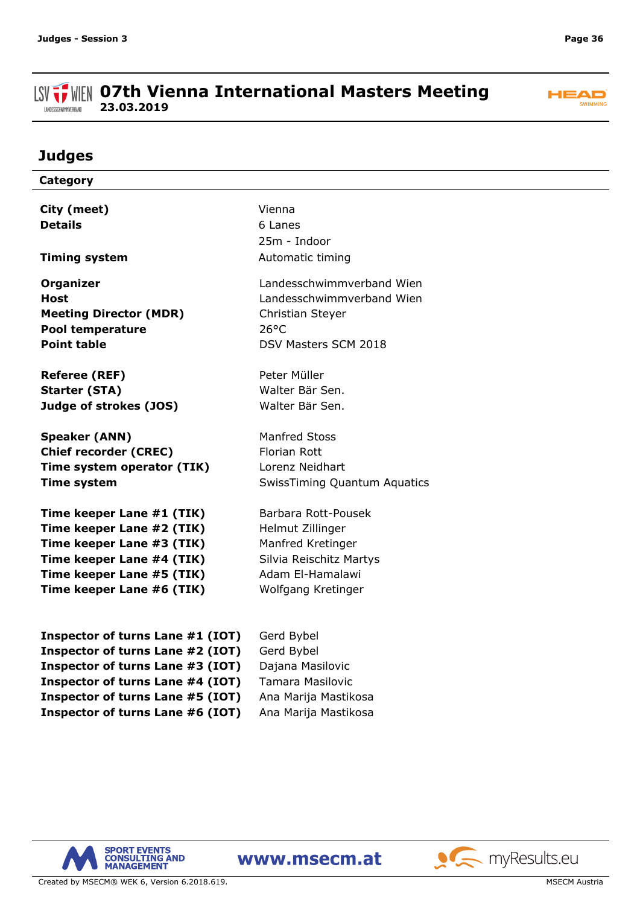# 07th Vienna International Masters Meeting

**23.03.2019**

## Judges

**Category**

| | |
|---|---|
| **City (meet)** | Vienna |
| **Details** | 6 Lanes |
| | 25m - Indoor |
| **Timing system** | Automatic timing |
| **Organizer** | Landesschwimmverband Wien |
| **Host** | Landesschwimmverband Wien |
| **Meeting Director (MDR)** | Christian Steyer |
| **Pool temperature** | 26°C |
| **Point table** | DSV Masters SCM 2018 |
| **Referee (REF)** | Peter Müller |
| **Starter (STA)** | Walter Bär Sen. |
| **Judge of strokes (JOS)** | Walter Bär Sen. |
| **Speaker (ANN)** | Manfred Stoss |
| **Chief recorder (CREC)** | Florian Rott |
| **Time system operator (TIK)** | Lorenz Neidhart |
| **Time system** | SwissTiming Quantum Aquatics |
| **Time keeper Lane #1 (TIK)** | Barbara Rott-Pousek |
| **Time keeper Lane #2 (TIK)** | Helmut Zillinger |
| **Time keeper Lane #3 (TIK)** | Manfred Kretinger |
| **Time keeper Lane #4 (TIK)** | Silvia Reischitz Martys |
| **Time keeper Lane #5 (TIK)** | Adam El-Hamalawi |
| **Time keeper Lane #6 (TIK)** | Wolfgang Kretinger |
| **Inspector of turns Lane #1 (IOT)** | Gerd Bybel |
| **Inspector of turns Lane #2 (IOT)** | Gerd Bybel |
| **Inspector of turns Lane #3 (IOT)** | Dajana Masilovic |
| **Inspector of turns Lane #4 (IOT)** | Tamara Masilovic |
| **Inspector of turns Lane #5 (IOT)** | Ana Marija Mastikosa |
| **Inspector of turns Lane #6 (IOT)** | Ana Marija Mastikosa |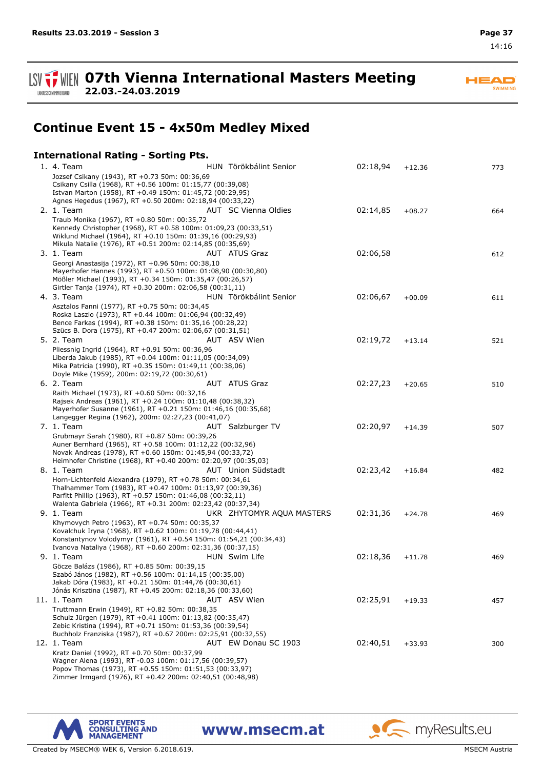# Continue Event 15 - 4x50m Medley Mixed

### International Rating - Sorting Pts.

1. 4. Team — HUN Törökbálint Senior — 02:18,94 — +12.36 — 773
   Jozsef Csikany (1943), RT +0.73 50m: 00:36,69
   Csikany Csilla (1968), RT +0.56 100m: 01:15,77 (00:39,08)
   Istvan Marton (1958), RT +0.49 150m: 01:45,72 (00:29,95)
   Agnes Hegedus (1967), RT +0.50 200m: 02:18,94 (00:33,22)
2. 1. Team — AUT SC Vienna Oldies — 02:14,85 — +08.27 — 664
   Traub Monika (1967), RT +0.80 50m: 00:35,72
   Kennedy Christopher (1968), RT +0.58 100m: 01:09,23 (00:33,51)
   Wiklund Michael (1964), RT +0.10 150m: 01:39,16 (00:29,93)
   Mikula Natalie (1976), RT +0.51 200m: 02:14,85 (00:35,69)
3. 1. Team — AUT ATUS Graz — 02:06,58 — 612
   Georgi Anastasija (1972), RT +0.96 50m: 00:38,10
   Mayerhofer Hannes (1993), RT +0.50 100m: 01:08,90 (00:30,80)
   Mößler Michael (1993), RT +0.34 150m: 01:35,47 (00:26,57)
   Girtler Tanja (1974), RT +0.30 200m: 02:06,58 (00:31,11)
4. 3. Team — HUN Törökbálint Senior — 02:06,67 — +00.09 — 611
   Asztalos Fanni (1977), RT +0.75 50m: 00:34,45
   Roska Laszlo (1973), RT +0.44 100m: 01:06,94 (00:32,49)
   Bence Farkas (1994), RT +0.38 150m: 01:35,16 (00:28,22)
   Szücs B. Dora (1975), RT +0.47 200m: 02:06,67 (00:31,51)
5. 2. Team — AUT ASV Wien — 02:19,72 — +13.14 — 521
   Pliessnig Ingrid (1964), RT +0.91 50m: 00:36,96
   Liberda Jakub (1985), RT +0.04 100m: 01:11,05 (00:34,09)
   Mika Patricia (1990), RT +0.35 150m: 01:49,11 (00:38,06)
   Doyle Mike (1959), 200m: 02:19,72 (00:30,61)
6. 2. Team — AUT ATUS Graz — 02:27,23 — +20.65 — 510
   Raith Michael (1973), RT +0.60 50m: 00:32,16
   Rajsek Andreas (1961), RT +0.24 100m: 01:10,48 (00:38,32)
   Mayerhofer Susanne (1961), RT +0.21 150m: 01:46,16 (00:35,68)
   Langegger Regina (1962), 200m: 02:27,23 (00:41,07)
7. 1. Team — AUT Salzburger TV — 02:20,97 — +14.39 — 507
   Grubmayr Sarah (1980), RT +0.87 50m: 00:39,26
   Auner Bernhard (1965), RT +0.58 100m: 01:12,22 (00:32,96)
   Novak Andreas (1978), RT +0.60 150m: 01:45,94 (00:33,72)
   Heimhofer Christine (1968), RT +0.40 200m: 02:20,97 (00:35,03)
8. 1. Team — AUT Union Südstadt — 02:23,42 — +16.84 — 482
   Horn-Lichtenfeld Alexandra (1979), RT +0.78 50m: 00:34,61
   Thalhammer Tom (1983), RT +0.47 100m: 01:13,97 (00:39,36)
   Parfitt Phillip (1963), RT +0.57 150m: 01:46,08 (00:32,11)
   Walenta Gabriela (1966), RT +0.31 200m: 02:23,42 (00:37,34)
9. 1. Team — UKR ZHYTOMYR AQUA MASTERS — 02:31,36 — +24.78 — 469
   Khymovych Petro (1963), RT +0.74 50m: 00:35,37
   Kovalchuk Iryna (1968), RT +0.62 100m: 01:19,78 (00:44,41)
   Konstantynov Volodymyr (1961), RT +0.54 150m: 01:54,21 (00:34,43)
   Ivanova Nataliya (1968), RT +0.60 200m: 02:31,36 (00:37,15)
9. 1. Team — HUN Swim Life — 02:18,36 — +11.78 — 469
   Göcze Balázs (1986), RT +0.85 50m: 00:39,15
   Szabó János (1982), RT +0.56 100m: 01:14,15 (00:35,00)
   Jakab Dóra (1983), RT +0.21 150m: 01:44,76 (00:30,61)
   Jónás Krisztina (1987), RT +0.45 200m: 02:18,36 (00:33,60)
11. 1. Team — AUT ASV Wien — 02:25,91 — +19.33 — 457
   Truttmann Erwin (1949), RT +0.82 50m: 00:38,35
   Schulz Jürgen (1979), RT +0.41 100m: 01:13,82 (00:35,47)
   Zebic Kristina (1994), RT +0.71 150m: 01:53,36 (00:39,54)
   Buchholz Franziska (1987), RT +0.67 200m: 02:25,91 (00:32,55)
12. 1. Team — AUT EW Donau SC 1903 — 02:40,51 — +33.93 — 300
   Kratz Daniel (1992), RT +0.70 50m: 00:37,99
   Wagner Alena (1993), RT -0.03 100m: 01:17,56 (00:39,57)
   Popov Thomas (1973), RT +0.55 150m: 01:51,53 (00:33,97)
   Zimmer Irmgard (1976), RT +0.42 200m: 02:40,51 (00:48,98)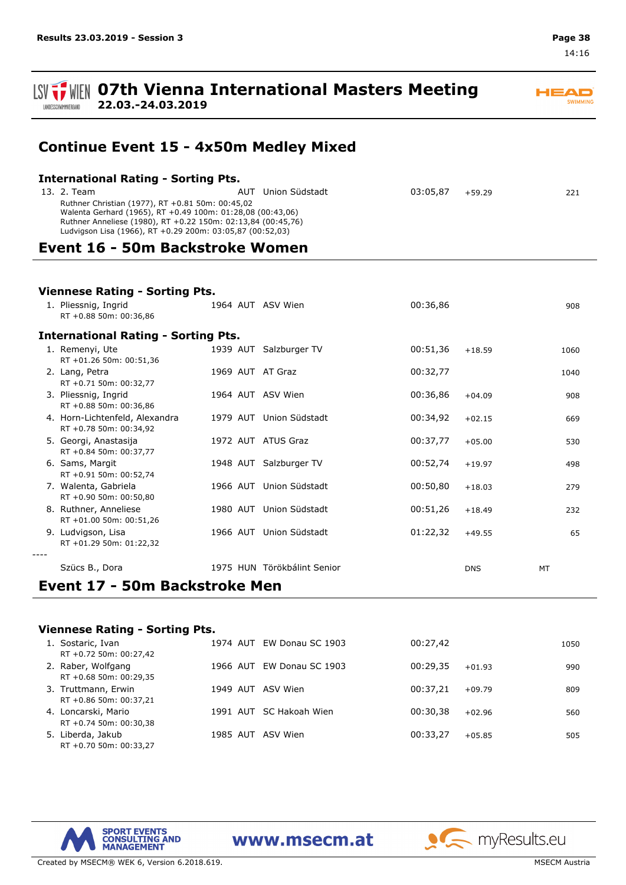## Continue Event 15 - 4x50m Medley Mixed

### International Rating - Sorting Pts.

| | | | | | | |
|---|---|---|---|---|---|---|
| 13. 2. Team | | AUT | Union Südstadt | 03:05,87 | +59.29 | 221 |

Ruthner Christian (1977), RT +0.81 50m: 00:45,02
Walenta Gerhard (1965), RT +0.49 100m: 01:28,08 (00:43,06)
Ruthner Anneliese (1980), RT +0.22 150m: 02:13,84 (00:45,76)
Ludvigson Lisa (1966), RT +0.29 200m: 03:05,87 (00:52,03)

## Event 16 - 50m Backstroke Women

### Viennese Rating - Sorting Pts.

| Rank | Name | Year | Nat | Club | Time | Diff | Pts |
|---|---|---|---|---|---|---|---|
| 1. | Pliessnig, Ingrid<br>RT +0.88 50m: 00:36,86 | 1964 | AUT | ASV Wien | 00:36,86 | | 908 |

### International Rating - Sorting Pts.

| Rank | Name | Year | Nat | Club | Time | Diff | Pts |
|---|---|---|---|---|---|---|---|
| 1. | Remenyi, Ute<br>RT +01.26 50m: 00:51,36 | 1939 | AUT | Salzburger TV | 00:51,36 | +18.59 | 1060 |
| 2. | Lang, Petra<br>RT +0.71 50m: 00:32,77 | 1969 | AUT | AT Graz | 00:32,77 | | 1040 |
| 3. | Pliessnig, Ingrid<br>RT +0.88 50m: 00:36,86 | 1964 | AUT | ASV Wien | 00:36,86 | +04.09 | 908 |
| 4. | Horn-Lichtenfeld, Alexandra<br>RT +0.78 50m: 00:34,92 | 1979 | AUT | Union Südstadt | 00:34,92 | +02.15 | 669 |
| 5. | Georgi, Anastasija<br>RT +0.84 50m: 00:37,77 | 1972 | AUT | ATUS Graz | 00:37,77 | +05.00 | 530 |
| 6. | Sams, Margit<br>RT +0.91 50m: 00:52,74 | 1948 | AUT | Salzburger TV | 00:52,74 | +19.97 | 498 |
| 7. | Walenta, Gabriela<br>RT +0.90 50m: 00:50,80 | 1966 | AUT | Union Südstadt | 00:50,80 | +18.03 | 279 |
| 8. | Ruthner, Anneliese<br>RT +01.00 50m: 00:51,26 | 1980 | AUT | Union Südstadt | 00:51,26 | +18.49 | 232 |
| 9. | Ludvigson, Lisa<br>RT +01.29 50m: 01:22,32 | 1966 | AUT | Union Südstadt | 01:22,32 | +49.55 | 65 |
| ---- | | | | | | | |
| | Szücs B., Dora | 1975 | HUN | Törökbálint Senior | | DNS | MT |

## Event 17 - 50m Backstroke Men

### Viennese Rating - Sorting Pts.

| Rank | Name | Year | Nat | Club | Time | Diff | Pts |
|---|---|---|---|---|---|---|---|
| 1. | Sostaric, Ivan<br>RT +0.72 50m: 00:27,42 | 1974 | AUT | EW Donau SC 1903 | 00:27,42 | | 1050 |
| 2. | Raber, Wolfgang<br>RT +0.68 50m: 00:29,35 | 1966 | AUT | EW Donau SC 1903 | 00:29,35 | +01.93 | 990 |
| 3. | Truttmann, Erwin<br>RT +0.86 50m: 00:37,21 | 1949 | AUT | ASV Wien | 00:37,21 | +09.79 | 809 |
| 4. | Loncarski, Mario<br>RT +0.74 50m: 00:30,38 | 1991 | AUT | SC Hakoah Wien | 00:30,38 | +02.96 | 560 |
| 5. | Liberda, Jakub<br>RT +0.70 50m: 00:33,27 | 1985 | AUT | ASV Wien | 00:33,27 | +05.85 | 505 |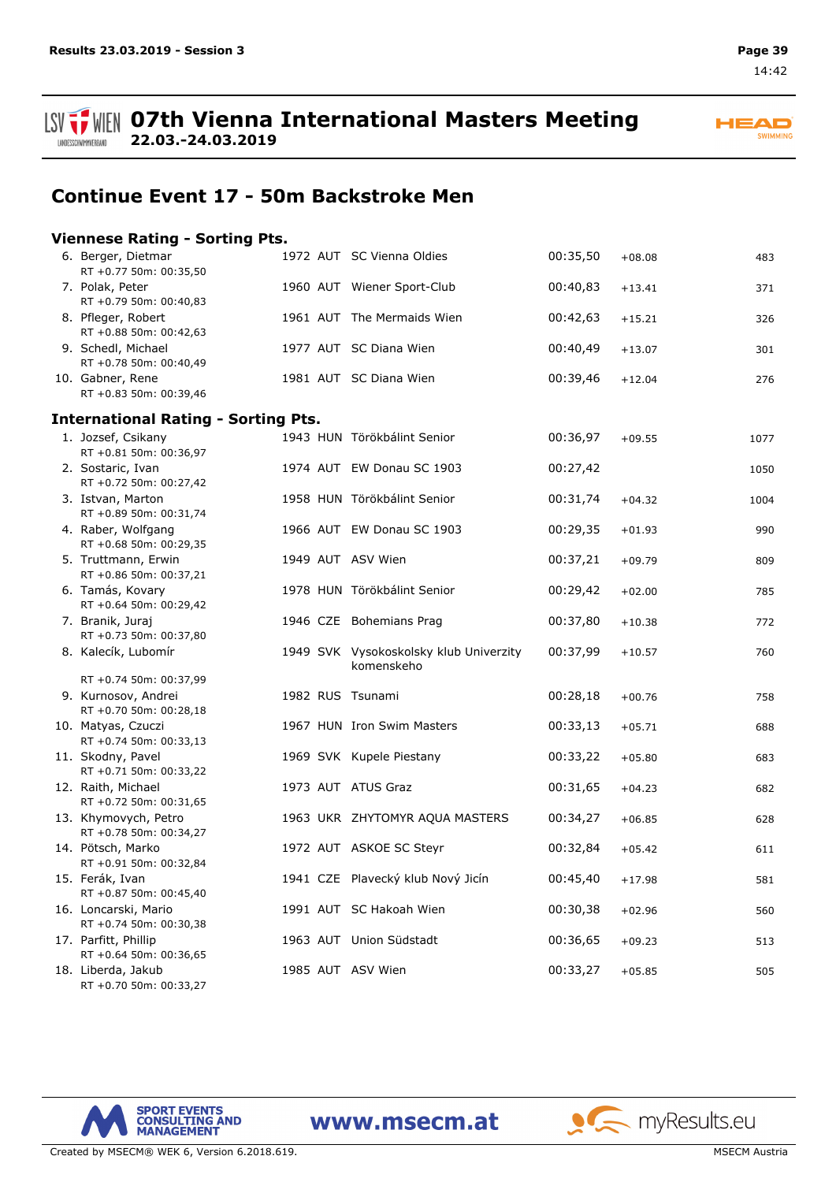# 07th Vienna International Masters Meeting

**22.03.-24.03.2019**

## Continue Event 17 - 50m Backstroke Men

### Viennese Rating - Sorting Pts.

| Rank | Name | YOB | Nat | Club | Time | Diff | Pts |
|---|---|---|---|---|---|---|---|
| 6. | Berger, Dietmar<br>RT +0.77 50m: 00:35,50 | 1972 | AUT | SC Vienna Oldies | 00:35,50 | +08.08 | 483 |
| 7. | Polak, Peter<br>RT +0.79 50m: 00:40,83 | 1960 | AUT | Wiener Sport-Club | 00:40,83 | +13.41 | 371 |
| 8. | Pfleger, Robert<br>RT +0.88 50m: 00:42,63 | 1961 | AUT | The Mermaids Wien | 00:42,63 | +15.21 | 326 |
| 9. | Schedl, Michael<br>RT +0.78 50m: 00:40,49 | 1977 | AUT | SC Diana Wien | 00:40,49 | +13.07 | 301 |
| 10. | Gabner, Rene<br>RT +0.83 50m: 00:39,46 | 1981 | AUT | SC Diana Wien | 00:39,46 | +12.04 | 276 |

### International Rating - Sorting Pts.

| Rank | Name | YOB | Nat | Club | Time | Diff | Pts |
|---|---|---|---|---|---|---|---|
| 1. | Jozsef, Csikany<br>RT +0.81 50m: 00:36,97 | 1943 | HUN | Törökbálint Senior | 00:36,97 | +09.55 | 1077 |
| 2. | Sostaric, Ivan<br>RT +0.72 50m: 00:27,42 | 1974 | AUT | EW Donau SC 1903 | 00:27,42 | | 1050 |
| 3. | Istvan, Marton<br>RT +0.89 50m: 00:31,74 | 1958 | HUN | Törökbálint Senior | 00:31,74 | +04.32 | 1004 |
| 4. | Raber, Wolfgang<br>RT +0.68 50m: 00:29,35 | 1966 | AUT | EW Donau SC 1903 | 00:29,35 | +01.93 | 990 |
| 5. | Truttmann, Erwin<br>RT +0.86 50m: 00:37,21 | 1949 | AUT | ASV Wien | 00:37,21 | +09.79 | 809 |
| 6. | Tamás, Kovary<br>RT +0.64 50m: 00:29,42 | 1978 | HUN | Törökbálint Senior | 00:29,42 | +02.00 | 785 |
| 7. | Branik, Juraj<br>RT +0.73 50m: 00:37,80 | 1946 | CZE | Bohemians Prag | 00:37,80 | +10.38 | 772 |
| 8. | Kalecík, Lubomír<br>RT +0.74 50m: 00:37,99 | 1949 | SVK | Vysokoskolsky klub Univerzity komenskeho | 00:37,99 | +10.57 | 760 |
| 9. | Kurnosov, Andrei<br>RT +0.70 50m: 00:28,18 | 1982 | RUS | Tsunami | 00:28,18 | +00.76 | 758 |
| 10. | Matyas, Czuczi<br>RT +0.74 50m: 00:33,13 | 1967 | HUN | Iron Swim Masters | 00:33,13 | +05.71 | 688 |
| 11. | Skodny, Pavel<br>RT +0.71 50m: 00:33,22 | 1969 | SVK | Kupele Piestany | 00:33,22 | +05.80 | 683 |
| 12. | Raith, Michael<br>RT +0.72 50m: 00:31,65 | 1973 | AUT | ATUS Graz | 00:31,65 | +04.23 | 682 |
| 13. | Khymovych, Petro<br>RT +0.78 50m: 00:34,27 | 1963 | UKR | ZHYTOMYR AQUA MASTERS | 00:34,27 | +06.85 | 628 |
| 14. | Pötsch, Marko<br>RT +0.91 50m: 00:32,84 | 1972 | AUT | ASKOE SC Steyr | 00:32,84 | +05.42 | 611 |
| 15. | Ferák, Ivan<br>RT +0.87 50m: 00:45,40 | 1941 | CZE | Plavecký klub Nový Jicín | 00:45,40 | +17.98 | 581 |
| 16. | Loncarski, Mario<br>RT +0.74 50m: 00:30,38 | 1991 | AUT | SC Hakoah Wien | 00:30,38 | +02.96 | 560 |
| 17. | Parfitt, Phillip<br>RT +0.64 50m: 00:36,65 | 1963 | AUT | Union Südstadt | 00:36,65 | +09.23 | 513 |
| 18. | Liberda, Jakub<br>RT +0.70 50m: 00:33,27 | 1985 | AUT | ASV Wien | 00:33,27 | +05.85 | 505 |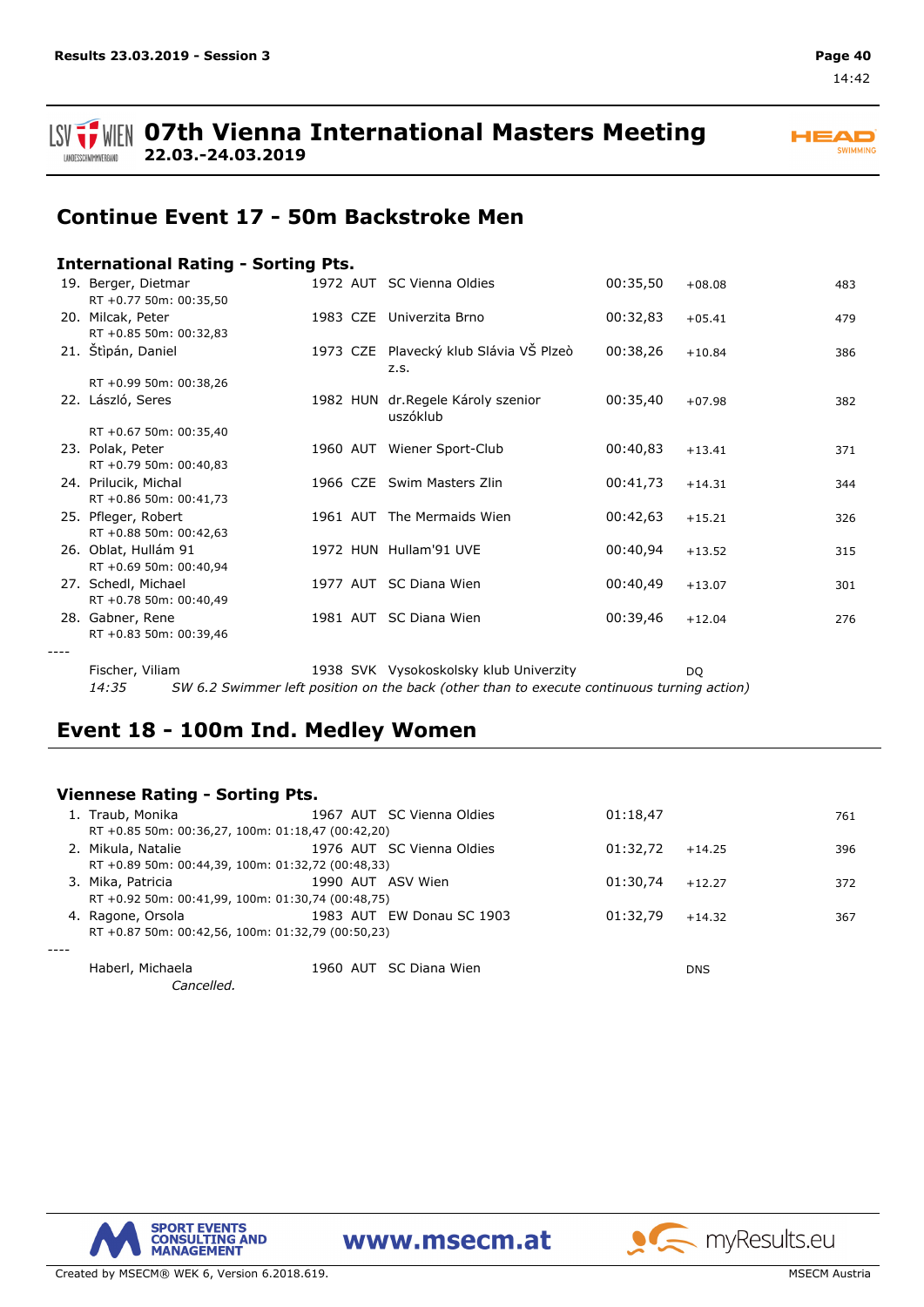# 07th Vienna International Masters Meeting
**22.03.-24.03.2019**

## Continue Event 17 - 50m Backstroke Men

### International Rating - Sorting Pts.

| Place | Name | Year | Nat | Club | Time | Diff | Pts |
|---|---|---|---|---|---|---|---|
| 19. | Berger, Dietmar<br>RT +0.77 50m: 00:35,50 | 1972 | AUT | SC Vienna Oldies | 00:35,50 | +08.08 | 483 |
| 20. | Milcak, Peter<br>RT +0.85 50m: 00:32,83 | 1983 | CZE | Univerzita Brno | 00:32,83 | +05.41 | 479 |
| 21. | Štipán, Daniel<br>RT +0.99 50m: 00:38,26 | 1973 | CZE | Plavecký klub Slávia VŠ Plzeò z.s. | 00:38,26 | +10.84 | 386 |
| 22. | László, Seres<br>RT +0.67 50m: 00:35,40 | 1982 | HUN | dr.Regele Károly szenior uszóklub | 00:35,40 | +07.98 | 382 |
| 23. | Polak, Peter<br>RT +0.79 50m: 00:40,83 | 1960 | AUT | Wiener Sport-Club | 00:40,83 | +13.41 | 371 |
| 24. | Prilucik, Michal<br>RT +0.86 50m: 00:41,73 | 1966 | CZE | Swim Masters Zlin | 00:41,73 | +14.31 | 344 |
| 25. | Pfleger, Robert<br>RT +0.88 50m: 00:42,63 | 1961 | AUT | The Mermaids Wien | 00:42,63 | +15.21 | 326 |
| 26. | Oblat, Hullám 91<br>RT +0.69 50m: 00:40,94 | 1972 | HUN | Hullam'91 UVE | 00:40,94 | +13.52 | 315 |
| 27. | Schedl, Michael<br>RT +0.78 50m: 00:40,49 | 1977 | AUT | SC Diana Wien | 00:40,49 | +13.07 | 301 |
| 28. | Gabner, Rene<br>RT +0.83 50m: 00:39,46 | 1981 | AUT | SC Diana Wien | 00:39,46 | +12.04 | 276 |
| ---- | | | | | | | |
| | Fischer, Viliam | 1938 | SVK | Vysokoskolsky klub Univerzity | | DQ | |

*14:35 SW 6.2 Swimmer left position on the back (other than to execute continuous turning action)*

## Event 18 - 100m Ind. Medley Women

### Viennese Rating - Sorting Pts.

| Place | Name | Year | Nat | Club | Time | Diff | Pts |
|---|---|---|---|---|---|---|---|
| 1. | Traub, Monika<br>RT +0.85 50m: 00:36,27, 100m: 01:18,47 (00:42,20) | 1967 | AUT | SC Vienna Oldies | 01:18,47 | | 761 |
| 2. | Mikula, Natalie<br>RT +0.89 50m: 00:44,39, 100m: 01:32,72 (00:48,33) | 1976 | AUT | SC Vienna Oldies | 01:32,72 | +14.25 | 396 |
| 3. | Mika, Patricia<br>RT +0.92 50m: 00:41,99, 100m: 01:30,74 (00:48,75) | 1990 | AUT | ASV Wien | 01:30,74 | +12.27 | 372 |
| 4. | Ragone, Orsola<br>RT +0.87 50m: 00:42,56, 100m: 01:32,79 (00:50,23) | 1983 | AUT | EW Donau SC 1903 | 01:32,79 | +14.32 | 367 |
| ---- | | | | | | | |
| | Haberl, Michaela<br>*Cancelled.* | 1960 | AUT | SC Diana Wien | | DNS | |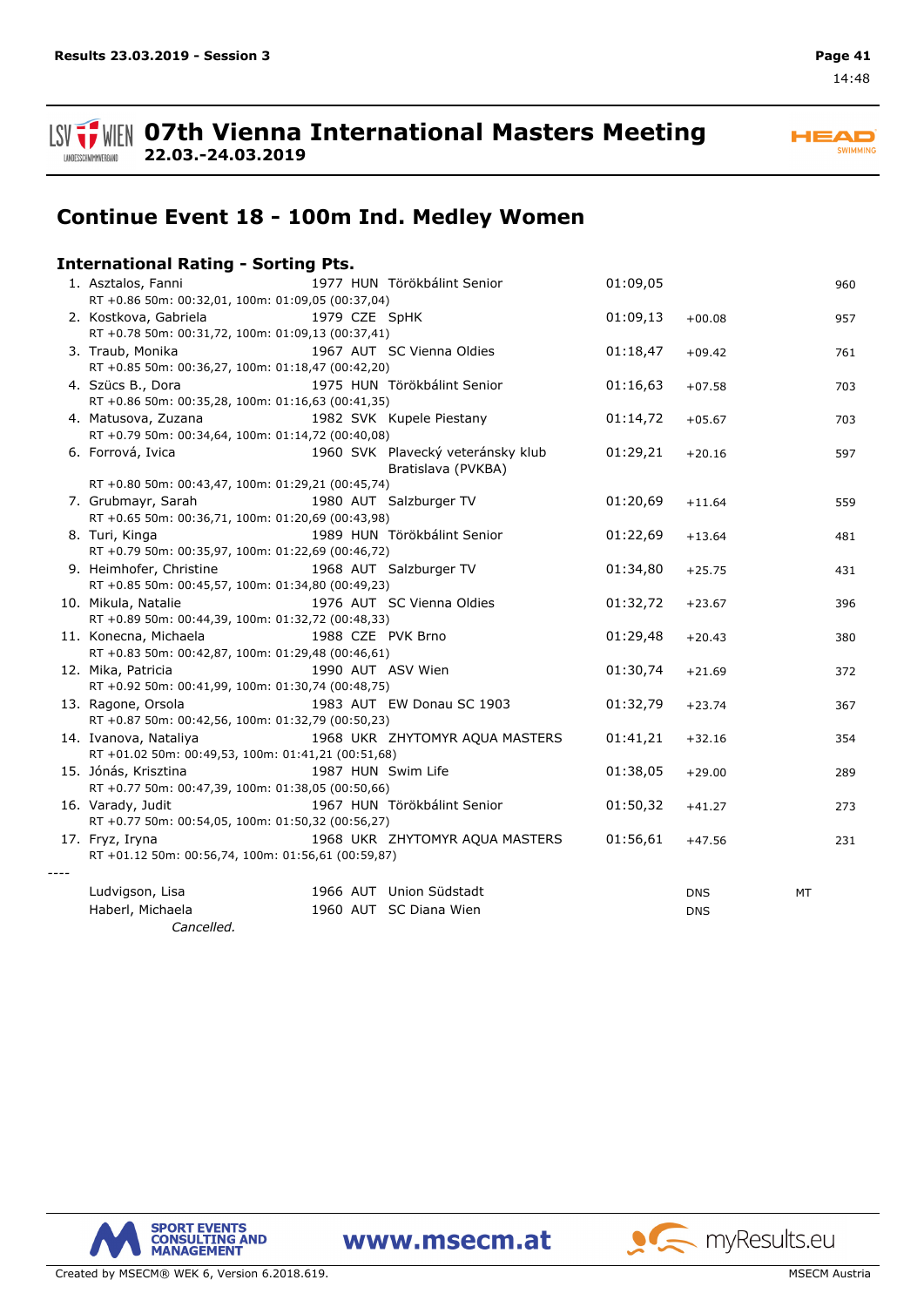# 07th Vienna International Masters Meeting

**22.03.-24.03.2019**

## Continue Event 18 - 100m Ind. Medley Women

### International Rating - Sorting Pts.

| Rank | Name | YoB | Nat | Club | Time | Behind | | Pts |
|---|---|---|---|---|---|---|---|---|
| 1. | Asztalos, Fanni | 1977 | HUN | Törökbálint Senior | 01:09,05 | | | 960 |
| | RT +0.86 50m: 00:32,01, 100m: 01:09,05 (00:37,04) | | | | | | | |
| 2. | Kostkova, Gabriela | 1979 | CZE | SpHK | 01:09,13 | +00.08 | | 957 |
| | RT +0.78 50m: 00:31,72, 100m: 01:09,13 (00:37,41) | | | | | | | |
| 3. | Traub, Monika | 1967 | AUT | SC Vienna Oldies | 01:18,47 | +09.42 | | 761 |
| | RT +0.85 50m: 00:36,27, 100m: 01:18,47 (00:42,20) | | | | | | | |
| 4. | Szücs B., Dora | 1975 | HUN | Törökbálint Senior | 01:16,63 | +07.58 | | 703 |
| | RT +0.86 50m: 00:35,28, 100m: 01:16,63 (00:41,35) | | | | | | | |
| 4. | Matusova, Zuzana | 1982 | SVK | Kupele Piestany | 01:14,72 | +05.67 | | 703 |
| | RT +0.79 50m: 00:34,64, 100m: 01:14,72 (00:40,08) | | | | | | | |
| 6. | Forrová, Ivica | 1960 | SVK | Plavecký veteránsky klub Bratislava (PVKBA) | 01:29,21 | +20.16 | | 597 |
| | RT +0.80 50m: 00:43,47, 100m: 01:29,21 (00:45,74) | | | | | | | |
| 7. | Grubmayr, Sarah | 1980 | AUT | Salzburger TV | 01:20,69 | +11.64 | | 559 |
| | RT +0.65 50m: 00:36,71, 100m: 01:20,69 (00:43,98) | | | | | | | |
| 8. | Turi, Kinga | 1989 | HUN | Törökbálint Senior | 01:22,69 | +13.64 | | 481 |
| | RT +0.79 50m: 00:35,97, 100m: 01:22,69 (00:46,72) | | | | | | | |
| 9. | Heimhofer, Christine | 1968 | AUT | Salzburger TV | 01:34,80 | +25.75 | | 431 |
| | RT +0.85 50m: 00:45,57, 100m: 01:34,80 (00:49,23) | | | | | | | |
| 10. | Mikula, Natalie | 1976 | AUT | SC Vienna Oldies | 01:32,72 | +23.67 | | 396 |
| | RT +0.89 50m: 00:44,39, 100m: 01:32,72 (00:48,33) | | | | | | | |
| 11. | Konecna, Michaela | 1988 | CZE | PVK Brno | 01:29,48 | +20.43 | | 380 |
| | RT +0.83 50m: 00:42,87, 100m: 01:29,48 (00:46,61) | | | | | | | |
| 12. | Mika, Patricia | 1990 | AUT | ASV Wien | 01:30,74 | +21.69 | | 372 |
| | RT +0.92 50m: 00:41,99, 100m: 01:30,74 (00:48,75) | | | | | | | |
| 13. | Ragone, Orsola | 1983 | AUT | EW Donau SC 1903 | 01:32,79 | +23.74 | | 367 |
| | RT +0.87 50m: 00:42,56, 100m: 01:32,79 (00:50,23) | | | | | | | |
| 14. | Ivanova, Nataliya | 1968 | UKR | ZHYTOMYR AQUA MASTERS | 01:41,21 | +32.16 | | 354 |
| | RT +01.02 50m: 00:49,53, 100m: 01:41,21 (00:51,68) | | | | | | | |
| 15. | Jónás, Krisztina | 1987 | HUN | Swim Life | 01:38,05 | +29.00 | | 289 |
| | RT +0.77 50m: 00:47,39, 100m: 01:38,05 (00:50,66) | | | | | | | |
| 16. | Varady, Judit | 1967 | HUN | Törökbálint Senior | 01:50,32 | +41.27 | | 273 |
| | RT +0.77 50m: 00:54,05, 100m: 01:50,32 (00:56,27) | | | | | | | |
| 17. | Fryz, Iryna | 1968 | UKR | ZHYTOMYR AQUA MASTERS | 01:56,61 | +47.56 | | 231 |
| | RT +01.12 50m: 00:56,74, 100m: 01:56,61 (00:59,87) | | | | | | | |
| ---- | | | | | | | | |
| | Ludvigson, Lisa | 1966 | AUT | Union Südstadt | | DNS | MT | |
| | Haberl, Michaela | 1960 | AUT | SC Diana Wien | | DNS | | |
| | *Cancelled.* | | | | | | | |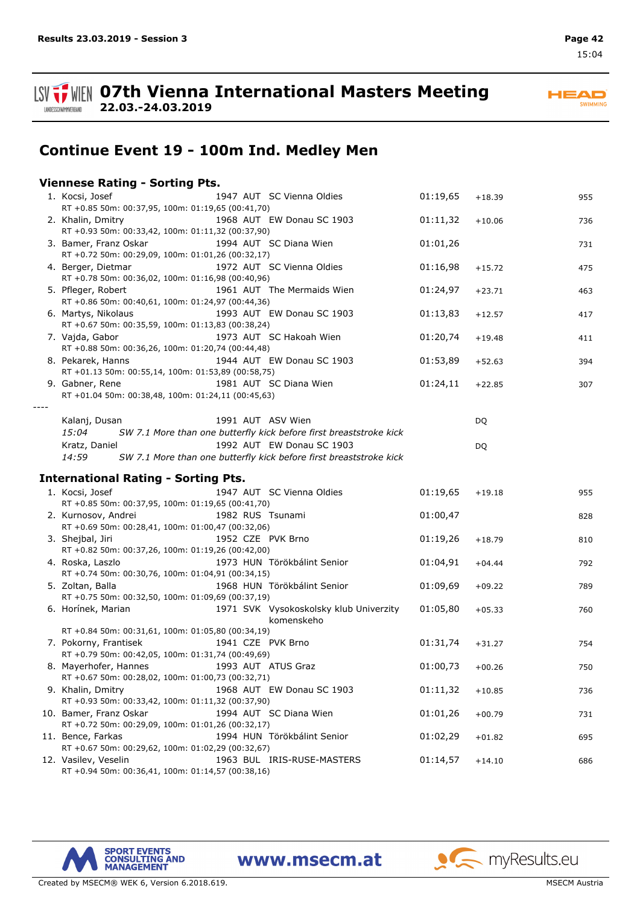# 07th Vienna International Masters Meeting

**22.03.-24.03.2019**

## Continue Event 19 - 100m Ind. Medley Men

### Viennese Rating - Sorting Pts.

| Place | Name | Year | Nat | Club | Time | Diff | Pts |
|---|---|---|---|---|---|---|---|
| 1. | Kocsi, Josef | 1947 | AUT | SC Vienna Oldies | 01:19,65 | +18.39 | 955 |
| | RT +0.85 50m: 00:37,95, 100m: 01:19,65 (00:41,70) | | | | | | |
| 2. | Khalin, Dmitry | 1968 | AUT | EW Donau SC 1903 | 01:11,32 | +10.06 | 736 |
| | RT +0.93 50m: 00:33,42, 100m: 01:11,32 (00:37,90) | | | | | | |
| 3. | Bamer, Franz Oskar | 1994 | AUT | SC Diana Wien | 01:01,26 | | 731 |
| | RT +0.72 50m: 00:29,09, 100m: 01:01,26 (00:32,17) | | | | | | |
| 4. | Berger, Dietmar | 1972 | AUT | SC Vienna Oldies | 01:16,98 | +15.72 | 475 |
| | RT +0.78 50m: 00:36,02, 100m: 01:16,98 (00:40,96) | | | | | | |
| 5. | Pfleger, Robert | 1961 | AUT | The Mermaids Wien | 01:24,97 | +23.71 | 463 |
| | RT +0.86 50m: 00:40,61, 100m: 01:24,97 (00:44,36) | | | | | | |
| 6. | Martys, Nikolaus | 1993 | AUT | EW Donau SC 1903 | 01:13,83 | +12.57 | 417 |
| | RT +0.67 50m: 00:35,59, 100m: 01:13,83 (00:38,24) | | | | | | |
| 7. | Vajda, Gabor | 1973 | AUT | SC Hakoah Wien | 01:20,74 | +19.48 | 411 |
| | RT +0.88 50m: 00:36,26, 100m: 01:20,74 (00:44,48) | | | | | | |
| 8. | Pekarek, Hanns | 1944 | AUT | EW Donau SC 1903 | 01:53,89 | +52.63 | 394 |
| | RT +01.13 50m: 00:55,14, 100m: 01:53,89 (00:58,75) | | | | | | |
| 9. | Gabner, Rene | 1981 | AUT | SC Diana Wien | 01:24,11 | +22.85 | 307 |
| | RT +01.04 50m: 00:38,48, 100m: 01:24,11 (00:45,63) | | | | | | |
| ---- | | | | | | | |
| | Kalanj, Dusan | 1991 | AUT | ASV Wien | | DQ | |
| | *15:04 SW 7.1 More than one butterfly kick before first breaststroke kick* | | | | | | |
| | Kratz, Daniel | 1992 | AUT | EW Donau SC 1903 | | DQ | |
| | *14:59 SW 7.1 More than one butterfly kick before first breaststroke kick* | | | | | | |

### International Rating - Sorting Pts.

| Place | Name | Year | Nat | Club | Time | Diff | Pts |
|---|---|---|---|---|---|---|---|
| 1. | Kocsi, Josef | 1947 | AUT | SC Vienna Oldies | 01:19,65 | +19.18 | 955 |
| | RT +0.85 50m: 00:37,95, 100m: 01:19,65 (00:41,70) | | | | | | |
| 2. | Kurnosov, Andrei | 1982 | RUS | Tsunami | 01:00,47 | | 828 |
| | RT +0.69 50m: 00:28,41, 100m: 01:00,47 (00:32,06) | | | | | | |
| 3. | Shejbal, Jiri | 1952 | CZE | PVK Brno | 01:19,26 | +18.79 | 810 |
| | RT +0.82 50m: 00:37,26, 100m: 01:19,26 (00:42,00) | | | | | | |
| 4. | Roska, Laszlo | 1973 | HUN | Törökbálint Senior | 01:04,91 | +04.44 | 792 |
| | RT +0.74 50m: 00:30,76, 100m: 01:04,91 (00:34,15) | | | | | | |
| 5. | Zoltan, Balla | 1968 | HUN | Törökbálint Senior | 01:09,69 | +09.22 | 789 |
| | RT +0.75 50m: 00:32,50, 100m: 01:09,69 (00:37,19) | | | | | | |
| 6. | Horínek, Marian | 1971 | SVK | Vysokoskolsky klub Univerzity komenskeho | 01:05,80 | +05.33 | 760 |
| | RT +0.84 50m: 00:31,61, 100m: 01:05,80 (00:34,19) | | | | | | |
| 7. | Pokorny, Frantisek | 1941 | CZE | PVK Brno | 01:31,74 | +31.27 | 754 |
| | RT +0.79 50m: 00:42,05, 100m: 01:31,74 (00:49,69) | | | | | | |
| 8. | Mayerhofer, Hannes | 1993 | AUT | ATUS Graz | 01:00,73 | +00.26 | 750 |
| | RT +0.67 50m: 00:28,02, 100m: 01:00,73 (00:32,71) | | | | | | |
| 9. | Khalin, Dmitry | 1968 | AUT | EW Donau SC 1903 | 01:11,32 | +10.85 | 736 |
| | RT +0.93 50m: 00:33,42, 100m: 01:11,32 (00:37,90) | | | | | | |
| 10. | Bamer, Franz Oskar | 1994 | AUT | SC Diana Wien | 01:01,26 | +00.79 | 731 |
| | RT +0.72 50m: 00:29,09, 100m: 01:01,26 (00:32,17) | | | | | | |
| 11. | Bence, Farkas | 1994 | HUN | Törökbálint Senior | 01:02,29 | +01.82 | 695 |
| | RT +0.67 50m: 00:29,62, 100m: 01:02,29 (00:32,67) | | | | | | |
| 12. | Vasilev, Veselin | 1963 | BUL | IRIS-RUSE-MASTERS | 01:14,57 | +14.10 | 686 |
| | RT +0.94 50m: 00:36,41, 100m: 01:14,57 (00:38,16) | | | | | | |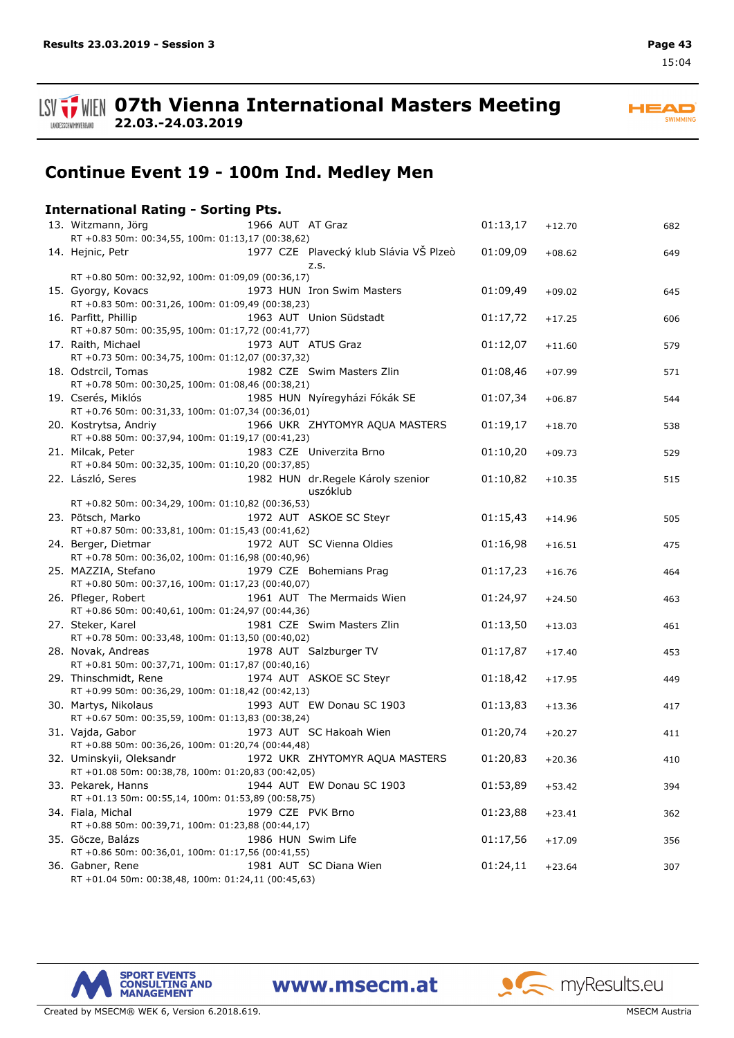# Continue Event 19 - 100m Ind. Medley Men

## International Rating - Sorting Pts.

| Place | Name | YOB | Nat | Club | Time | Diff | Pts |
|---|---|---|---|---|---|---|---|
| 13. | Witzmann, Jörg | 1966 | AUT | AT Graz | 01:13,17 | +12.70 | 682 |
| | RT +0.83 50m: 00:34,55, 100m: 01:13,17 (00:38,62) | | | | | | |
| 14. | Hejnic, Petr | 1977 | CZE | Plavecký klub Slávia VŠ Plzeò z.s. | 01:09,09 | +08.62 | 649 |
| | RT +0.80 50m: 00:32,92, 100m: 01:09,09 (00:36,17) | | | | | | |
| 15. | Gyorgy, Kovacs | 1973 | HUN | Iron Swim Masters | 01:09,49 | +09.02 | 645 |
| | RT +0.83 50m: 00:31,26, 100m: 01:09,49 (00:38,23) | | | | | | |
| 16. | Parfitt, Phillip | 1963 | AUT | Union Südstadt | 01:17,72 | +17.25 | 606 |
| | RT +0.87 50m: 00:35,95, 100m: 01:17,72 (00:41,77) | | | | | | |
| 17. | Raith, Michael | 1973 | AUT | ATUS Graz | 01:12,07 | +11.60 | 579 |
| | RT +0.73 50m: 00:34,75, 100m: 01:12,07 (00:37,32) | | | | | | |
| 18. | Odstrcil, Tomas | 1982 | CZE | Swim Masters Zlin | 01:08,46 | +07.99 | 571 |
| | RT +0.78 50m: 00:30,25, 100m: 01:08,46 (00:38,21) | | | | | | |
| 19. | Cserés, Miklós | 1985 | HUN | Nyíregyházi Fókák SE | 01:07,34 | +06.87 | 544 |
| | RT +0.76 50m: 00:31,33, 100m: 01:07,34 (00:36,01) | | | | | | |
| 20. | Kostrytsa, Andriy | 1966 | UKR | ZHYTOMYR AQUA MASTERS | 01:19,17 | +18.70 | 538 |
| | RT +0.88 50m: 00:37,94, 100m: 01:19,17 (00:41,23) | | | | | | |
| 21. | Milcak, Peter | 1983 | CZE | Univerzita Brno | 01:10,20 | +09.73 | 529 |
| | RT +0.84 50m: 00:32,35, 100m: 01:10,20 (00:37,85) | | | | | | |
| 22. | László, Seres | 1982 | HUN | dr.Regele Károly szenior uszóklub | 01:10,82 | +10.35 | 515 |
| | RT +0.82 50m: 00:34,29, 100m: 01:10,82 (00:36,53) | | | | | | |
| 23. | Pötsch, Marko | 1972 | AUT | ASKOE SC Steyr | 01:15,43 | +14.96 | 505 |
| | RT +0.87 50m: 00:33,81, 100m: 01:15,43 (00:41,62) | | | | | | |
| 24. | Berger, Dietmar | 1972 | AUT | SC Vienna Oldies | 01:16,98 | +16.51 | 475 |
| | RT +0.78 50m: 00:36,02, 100m: 01:16,98 (00:40,96) | | | | | | |
| 25. | MAZZIA, Stefano | 1979 | CZE | Bohemians Prag | 01:17,23 | +16.76 | 464 |
| | RT +0.80 50m: 00:37,16, 100m: 01:17,23 (00:40,07) | | | | | | |
| 26. | Pfleger, Robert | 1961 | AUT | The Mermaids Wien | 01:24,97 | +24.50 | 463 |
| | RT +0.86 50m: 00:40,61, 100m: 01:24,97 (00:44,36) | | | | | | |
| 27. | Steker, Karel | 1981 | CZE | Swim Masters Zlin | 01:13,50 | +13.03 | 461 |
| | RT +0.78 50m: 00:33,48, 100m: 01:13,50 (00:40,02) | | | | | | |
| 28. | Novak, Andreas | 1978 | AUT | Salzburger TV | 01:17,87 | +17.40 | 453 |
| | RT +0.81 50m: 00:37,71, 100m: 01:17,87 (00:40,16) | | | | | | |
| 29. | Thinschmidt, Rene | 1974 | AUT | ASKOE SC Steyr | 01:18,42 | +17.95 | 449 |
| | RT +0.99 50m: 00:36,29, 100m: 01:18,42 (00:42,13) | | | | | | |
| 30. | Martys, Nikolaus | 1993 | AUT | EW Donau SC 1903 | 01:13,83 | +13.36 | 417 |
| | RT +0.67 50m: 00:35,59, 100m: 01:13,83 (00:38,24) | | | | | | |
| 31. | Vajda, Gabor | 1973 | AUT | SC Hakoah Wien | 01:20,74 | +20.27 | 411 |
| | RT +0.88 50m: 00:36,26, 100m: 01:20,74 (00:44,48) | | | | | | |
| 32. | Uminskyii, Oleksandr | 1972 | UKR | ZHYTOMYR AQUA MASTERS | 01:20,83 | +20.36 | 410 |
| | RT +01.08 50m: 00:38,78, 100m: 01:20,83 (00:42,05) | | | | | | |
| 33. | Pekarek, Hanns | 1944 | AUT | EW Donau SC 1903 | 01:53,89 | +53.42 | 394 |
| | RT +01.13 50m: 00:55,14, 100m: 01:53,89 (00:58,75) | | | | | | |
| 34. | Fiala, Michal | 1979 | CZE | PVK Brno | 01:23,88 | +23.41 | 362 |
| | RT +0.88 50m: 00:39,71, 100m: 01:23,88 (00:44,17) | | | | | | |
| 35. | Göcze, Balázs | 1986 | HUN | Swim Life | 01:17,56 | +17.09 | 356 |
| | RT +0.86 50m: 00:36,01, 100m: 01:17,56 (00:41,55) | | | | | | |
| 36. | Gabner, Rene | 1981 | AUT | SC Diana Wien | 01:24,11 | +23.64 | 307 |
| | RT +01.04 50m: 00:38,48, 100m: 01:24,11 (00:45,63) | | | | | | |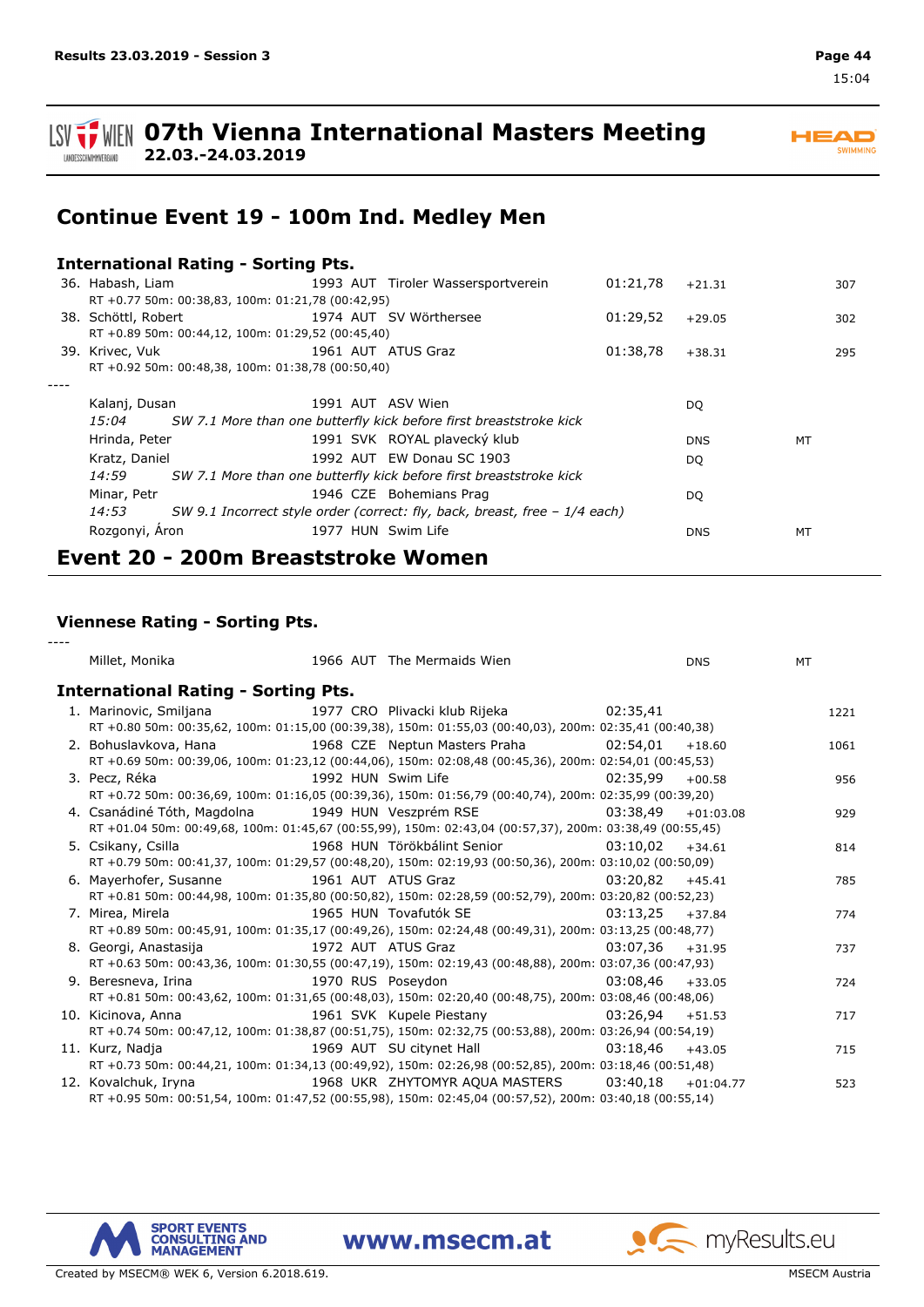# 07th Vienna International Masters Meeting

**22.03.-24.03.2019**

## Continue Event 19 - 100m Ind. Medley Men

### International Rating - Sorting Pts.

| Pl. | Name | YoB | Nat | Club | Time | Diff | | Pts |
|---|---|---|---|---|---|---|---|---|
| 36. | Habash, Liam | 1993 | AUT | Tiroler Wassersportverein | 01:21,78 | +21.31 | | 307 |
| | RT +0.77 50m: 00:38,83, 100m: 01:21,78 (00:42,95) | | | | | | | |
| 38. | Schöttl, Robert | 1974 | AUT | SV Wörthersee | 01:29,52 | +29.05 | | 302 |
| | RT +0.89 50m: 00:44,12, 100m: 01:29,52 (00:45,40) | | | | | | | |
| 39. | Krivec, Vuk | 1961 | AUT | ATUS Graz | 01:38,78 | +38.31 | | 295 |
| | RT +0.92 50m: 00:48,38, 100m: 01:38,78 (00:50,40) | | | | | | | |
| ---- | | | | | | | | |
| | Kalanj, Dusan | 1991 | AUT | ASV Wien | | DQ | | |
| | *15:04 SW 7.1 More than one butterfly kick before first breaststroke kick* | | | | | | | |
| | Hrinda, Peter | 1991 | SVK | ROYAL plavecký klub | | DNS | MT | |
| | Kratz, Daniel | 1992 | AUT | EW Donau SC 1903 | | DQ | | |
| | *14:59 SW 7.1 More than one butterfly kick before first breaststroke kick* | | | | | | | |
| | Minar, Petr | 1946 | CZE | Bohemians Prag | | DQ | | |
| | *14:53 SW 9.1 Incorrect style order (correct: fly, back, breast, free – 1/4 each)* | | | | | | | |
| | Rozgonyi, Áron | 1977 | HUN | Swim Life | | DNS | MT | |

## Event 20 - 200m Breaststroke Women

### Viennese Rating - Sorting Pts.

| Pl. | Name | YoB | Nat | Club | Time | Diff | | Pts |
|---|---|---|---|---|---|---|---|---|
| ---- | | | | | | | | |
| | Millet, Monika | 1966 | AUT | The Mermaids Wien | | DNS | MT | |

### International Rating - Sorting Pts.

| Pl. | Name | YoB | Nat | Club | Time | Diff | Pts |
|---|---|---|---|---|---|---|---|
| 1. | Marinovic, Smiljana | 1977 | CRO | Plivacki klub Rijeka | 02:35,41 | | 1221 |
| | RT +0.80 50m: 00:35,62, 100m: 01:15,00 (00:39,38), 150m: 01:55,03 (00:40,03), 200m: 02:35,41 (00:40,38) | | | | | | |
| 2. | Bohuslavkova, Hana | 1968 | CZE | Neptun Masters Praha | 02:54,01 | +18.60 | 1061 |
| | RT +0.69 50m: 00:39,06, 100m: 01:23,12 (00:44,06), 150m: 02:08,48 (00:45,36), 200m: 02:54,01 (00:45,53) | | | | | | |
| 3. | Pecz, Réka | 1992 | HUN | Swim Life | 02:35,99 | +00.58 | 956 |
| | RT +0.72 50m: 00:36,69, 100m: 01:16,05 (00:39,36), 150m: 01:56,79 (00:40,74), 200m: 02:35,99 (00:39,20) | | | | | | |
| 4. | Csanádiné Tóth, Magdolna | 1949 | HUN | Veszprém RSE | 03:38,49 | +01:03.08 | 929 |
| | RT +01.04 50m: 00:49,68, 100m: 01:45,67 (00:55,99), 150m: 02:43,04 (00:57,37), 200m: 03:38,49 (00:55,45) | | | | | | |
| 5. | Csikany, Csilla | 1968 | HUN | Törökbálint Senior | 03:10,02 | +34.61 | 814 |
| | RT +0.79 50m: 00:41,37, 100m: 01:29,57 (00:48,20), 150m: 02:19,93 (00:50,36), 200m: 03:10,02 (00:50,09) | | | | | | |
| 6. | Mayerhofer, Susanne | 1961 | AUT | ATUS Graz | 03:20,82 | +45.41 | 785 |
| | RT +0.81 50m: 00:44,98, 100m: 01:35,80 (00:50,82), 150m: 02:28,59 (00:52,79), 200m: 03:20,82 (00:52,23) | | | | | | |
| 7. | Mirea, Mirela | 1965 | HUN | Tovafutók SE | 03:13,25 | +37.84 | 774 |
| | RT +0.89 50m: 00:45,91, 100m: 01:35,17 (00:49,26), 150m: 02:24,48 (00:49,31), 200m: 03:13,25 (00:48,77) | | | | | | |
| 8. | Georgi, Anastasija | 1972 | AUT | ATUS Graz | 03:07,36 | +31.95 | 737 |
| | RT +0.63 50m: 00:43,36, 100m: 01:30,55 (00:47,19), 150m: 02:19,43 (00:48,88), 200m: 03:07,36 (00:47,93) | | | | | | |
| 9. | Beresneva, Irina | 1970 | RUS | Poseydon | 03:08,46 | +33.05 | 724 |
| | RT +0.81 50m: 00:43,62, 100m: 01:31,65 (00:48,03), 150m: 02:20,40 (00:48,75), 200m: 03:08,46 (00:48,06) | | | | | | |
| 10. | Kicinova, Anna | 1961 | SVK | Kupele Piestany | 03:26,94 | +51.53 | 717 |
| | RT +0.74 50m: 00:47,12, 100m: 01:38,87 (00:51,75), 150m: 02:32,75 (00:53,88), 200m: 03:26,94 (00:54,19) | | | | | | |
| 11. | Kurz, Nadja | 1969 | AUT | SU citynet Hall | 03:18,46 | +43.05 | 715 |
| | RT +0.73 50m: 00:44,21, 100m: 01:34,13 (00:49,92), 150m: 02:26,98 (00:52,85), 200m: 03:18,46 (00:51,48) | | | | | | |
| 12. | Kovalchuk, Iryna | 1968 | UKR | ZHYTOMYR AQUA MASTERS | 03:40,18 | +01:04.77 | 523 |
| | RT +0.95 50m: 00:51,54, 100m: 01:47,52 (00:55,98), 150m: 02:45,04 (00:57,52), 200m: 03:40,18 (00:55,14) | | | | | | |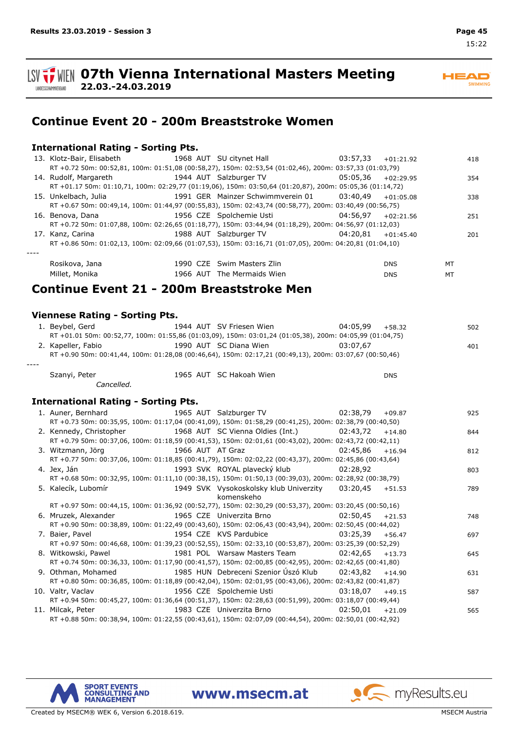# 07th Vienna International Masters Meeting
**22.03.-24.03.2019**

## Continue Event 20 - 200m Breaststroke Women

### International Rating - Sorting Pts.

| Rank | Name | Year | Nat | Club | Time | Diff | | Pts |
|---|---|---|---|---|---|---|---|---|
| 13. | Klotz-Bair, Elisabeth | 1968 | AUT | SU citynet Hall | 03:57,33 | +01:21.92 | | 418 |
| | RT +0.72 50m: 00:52,81, 100m: 01:51,08 (00:58,27), 150m: 02:53,54 (01:02,46), 200m: 03:57,33 (01:03,79) | | | | | | | |
| 14. | Rudolf, Margareth | 1944 | AUT | Salzburger TV | 05:05,36 | +02:29.95 | | 354 |
| | RT +01.17 50m: 01:10,71, 100m: 02:29,77 (01:19,06), 150m: 03:50,64 (01:20,87), 200m: 05:05,36 (01:14,72) | | | | | | | |
| 15. | Unkelbach, Julia | 1991 | GER | Mainzer Schwimmverein 01 | 03:40,49 | +01:05.08 | | 338 |
| | RT +0.67 50m: 00:49,14, 100m: 01:44,97 (00:55,83), 150m: 02:43,74 (00:58,77), 200m: 03:40,49 (00:56,75) | | | | | | | |
| 16. | Benova, Dana | 1956 | CZE | Spolchemie Usti | 04:56,97 | +02:21.56 | | 251 |
| | RT +0.72 50m: 01:07,88, 100m: 02:26,65 (01:18,77), 150m: 03:44,94 (01:18,29), 200m: 04:56,97 (01:12,03) | | | | | | | |
| 17. | Kanz, Carina | 1988 | AUT | Salzburger TV | 04:20,81 | +01:45.40 | | 201 |
| | RT +0.86 50m: 01:02,13, 100m: 02:09,66 (01:07,53), 150m: 03:16,71 (01:07,05), 200m: 04:20,81 (01:04,10) | | | | | | | |
| ---- | | | | | | | | |
| | Rosikova, Jana | 1990 | CZE | Swim Masters Zlin | | DNS | MT | |
| | Millet, Monika | 1966 | AUT | The Mermaids Wien | | DNS | MT | |

## Continue Event 21 - 200m Breaststroke Men

### Viennese Rating - Sorting Pts.

| Rank | Name | Year | Nat | Club | Time | Diff | Pts |
|---|---|---|---|---|---|---|---|
| 1. | Beybel, Gerd | 1944 | AUT | SV Friesen Wien | 04:05,99 | +58.32 | 502 |
| | RT +01.01 50m: 00:52,77, 100m: 01:55,86 (01:03,09), 150m: 03:01,24 (01:05,38), 200m: 04:05,99 (01:04,75) | | | | | | |
| 2. | Kapeller, Fabio | 1990 | AUT | SC Diana Wien | 03:07,67 | | 401 |
| | RT +0.90 50m: 00:41,44, 100m: 01:28,08 (00:46,64), 150m: 02:17,21 (00:49,13), 200m: 03:07,67 (00:50,46) | | | | | | |
| ---- | | | | | | | |
| | Szanyi, Peter | 1965 | AUT | SC Hakoah Wien | | DNS | |
| | *Cancelled.* | | | | | | |

### International Rating - Sorting Pts.

| Rank | Name | Year | Nat | Club | Time | Diff | Pts |
|---|---|---|---|---|---|---|---|
| 1. | Auner, Bernhard | 1965 | AUT | Salzburger TV | 02:38,79 | +09.87 | 925 |
| | RT +0.73 50m: 00:35,95, 100m: 01:17,04 (00:41,09), 150m: 01:58,29 (00:41,25), 200m: 02:38,79 (00:40,50) | | | | | | |
| 2. | Kennedy, Christopher | 1968 | AUT | SC Vienna Oldies (Int.) | 02:43,72 | +14.80 | 844 |
| | RT +0.79 50m: 00:37,06, 100m: 01:18,59 (00:41,53), 150m: 02:01,61 (00:43,02), 200m: 02:43,72 (00:42,11) | | | | | | |
| 3. | Witzmann, Jörg | 1966 | AUT | AT Graz | 02:45,86 | +16.94 | 812 |
| | RT +0.77 50m: 00:37,06, 100m: 01:18,85 (00:41,79), 150m: 02:02,22 (00:43,37), 200m: 02:45,86 (00:43,64) | | | | | | |
| 4. | Jex, Ján | 1993 | SVK | ROYAL plavecký klub | 02:28,92 | | 803 |
| | RT +0.68 50m: 00:32,95, 100m: 01:11,10 (00:38,15), 150m: 01:50,13 (00:39,03), 200m: 02:28,92 (00:38,79) | | | | | | |
| 5. | Kalecík, Lubomír | 1949 | SVK | Vysokoskolsky klub Univerzity komenskeho | 03:20,45 | +51.53 | 789 |
| | RT +0.97 50m: 00:44,15, 100m: 01:36,92 (00:52,77), 150m: 02:30,29 (00:53,37), 200m: 03:20,45 (00:50,16) | | | | | | |
| 6. | Mruzek, Alexander | 1965 | CZE | Univerzita Brno | 02:50,45 | +21.53 | 748 |
| | RT +0.90 50m: 00:38,89, 100m: 01:22,49 (00:43,60), 150m: 02:06,43 (00:43,94), 200m: 02:50,45 (00:44,02) | | | | | | |
| 7. | Baier, Pavel | 1954 | CZE | KVS Pardubice | 03:25,39 | +56.47 | 697 |
| | RT +0.97 50m: 00:46,68, 100m: 01:39,23 (00:52,55), 150m: 02:33,10 (00:53,87), 200m: 03:25,39 (00:52,29) | | | | | | |
| 8. | Witkowski, Pawel | 1981 | POL | Warsaw Masters Team | 02:42,65 | +13.73 | 645 |
| | RT +0.74 50m: 00:36,33, 100m: 01:17,90 (00:41,57), 150m: 02:00,85 (00:42,95), 200m: 02:42,65 (00:41,80) | | | | | | |
| 9. | Othman, Mohamed | 1985 | HUN | Debreceni Szenior Úszó Klub | 02:43,82 | +14.90 | 631 |
| | RT +0.80 50m: 00:36,85, 100m: 01:18,89 (00:42,04), 150m: 02:01,95 (00:43,06), 200m: 02:43,82 (00:41,87) | | | | | | |
| 10. | Valtr, Vaclav | 1956 | CZE | Spolchemie Usti | 03:18,07 | +49.15 | 587 |
| | RT +0.94 50m: 00:45,27, 100m: 01:36,64 (00:51,37), 150m: 02:28,63 (00:51,99), 200m: 03:18,07 (00:49,44) | | | | | | |
| 11. | Milcak, Peter | 1983 | CZE | Univerzita Brno | 02:50,01 | +21.09 | 565 |
| | RT +0.88 50m: 00:38,94, 100m: 01:22,55 (00:43,61), 150m: 02:07,09 (00:44,54), 200m: 02:50,01 (00:42,92) | | | | | | |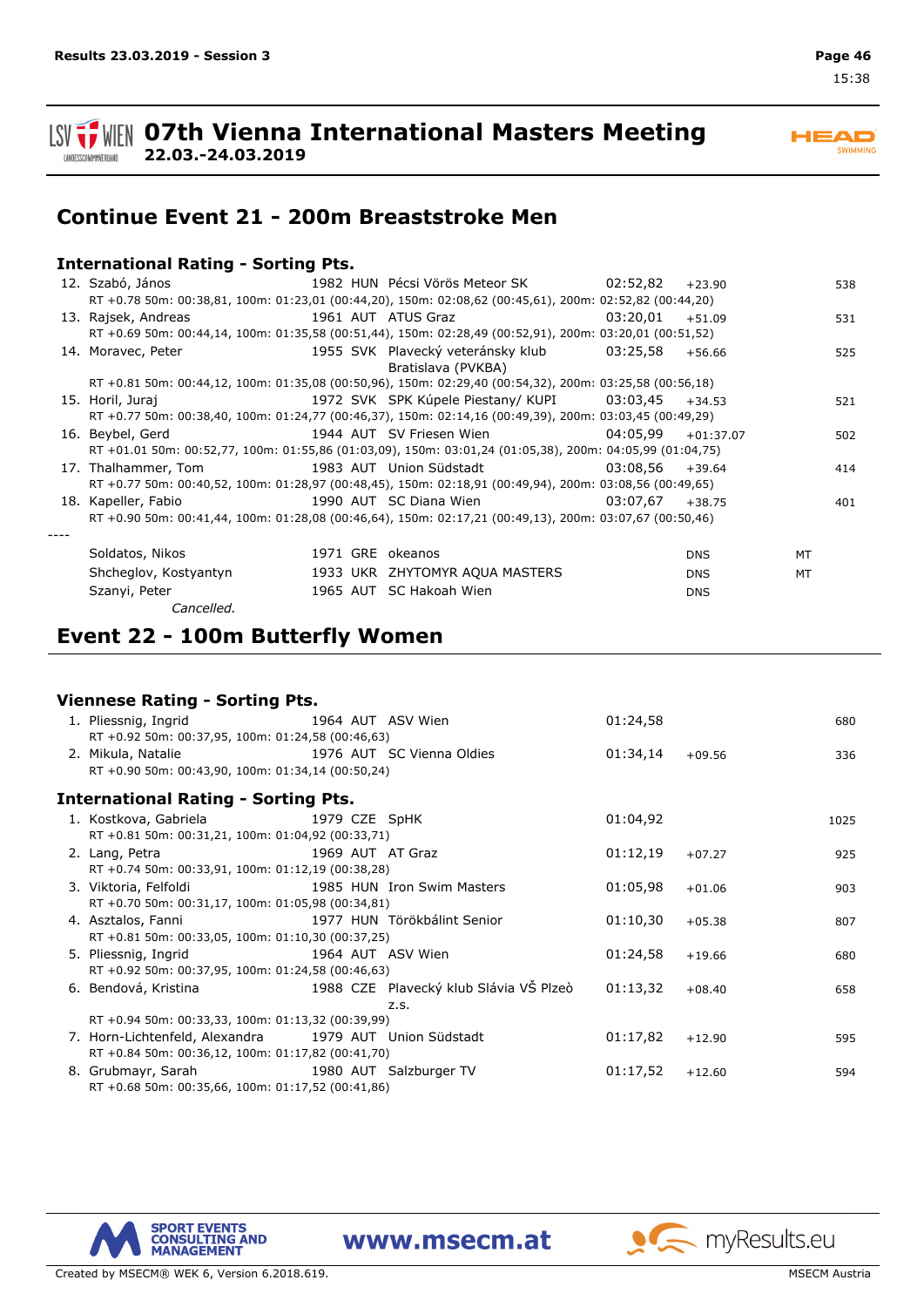## Continue Event 21 - 200m Breaststroke Men

### International Rating - Sorting Pts.

12. Szabó, János — 1982 HUN Pécsi Vörös Meteor SK — 02:52,82 +23.90 — 538
    RT +0.78 50m: 00:38,81, 100m: 01:23,01 (00:44,20), 150m: 02:08,62 (00:45,61), 200m: 02:52,82 (00:44,20)
13. Rajsek, Andreas — 1961 AUT ATUS Graz — 03:20,01 +51.09 — 531
    RT +0.69 50m: 00:44,14, 100m: 01:35,58 (00:51,44), 150m: 02:28,49 (00:52,91), 200m: 03:20,01 (00:51,52)
14. Moravec, Peter — 1955 SVK Plavecký veteránsky klub Bratislava (PVKBA) — 03:25,58 +56.66 — 525
    RT +0.81 50m: 00:44,12, 100m: 01:35,08 (00:50,96), 150m: 02:29,40 (00:54,32), 200m: 03:25,58 (00:56,18)
15. Horil, Juraj — 1972 SVK SPK Kúpele Piestany/ KUPI — 03:03,45 +34.53 — 521
    RT +0.77 50m: 00:38,40, 100m: 01:24,77 (00:46,37), 150m: 02:14,16 (00:49,39), 200m: 03:03,45 (00:49,29)
16. Beybel, Gerd — 1944 AUT SV Friesen Wien — 04:05,99 +01:37.07 — 502
    RT +01.01 50m: 00:52,77, 100m: 01:55,86 (01:03,09), 150m: 03:01,24 (01:05,38), 200m: 04:05,99 (01:04,75)
17. Thalhammer, Tom — 1983 AUT Union Südstadt — 03:08,56 +39.64 — 414
    RT +0.77 50m: 00:40,52, 100m: 01:28,97 (00:48,45), 150m: 02:18,91 (00:49,94), 200m: 03:08,56 (00:49,65)
18. Kapeller, Fabio — 1990 AUT SC Diana Wien — 03:07,67 +38.75 — 401
    RT +0.90 50m: 00:41,44, 100m: 01:28,08 (00:46,64), 150m: 02:17,21 (00:49,13), 200m: 03:07,67 (00:50,46)

----

- Soldatos, Nikos — 1971 GRE okeanos — DNS — MT
- Shcheglov, Kostyantyn — 1933 UKR ZHYTOMYR AQUA MASTERS — DNS — MT
- Szanyi, Peter — 1965 AUT SC Hakoah Wien — DNS
  *Cancelled.*

## Event 22 - 100m Butterfly Women

### Viennese Rating - Sorting Pts.

1. Pliessnig, Ingrid — 1964 AUT ASV Wien — 01:24,58 — 680
   RT +0.92 50m: 00:37,95, 100m: 01:24,58 (00:46,63)
2. Mikula, Natalie — 1976 AUT SC Vienna Oldies — 01:34,14 +09.56 — 336
   RT +0.90 50m: 00:43,90, 100m: 01:34,14 (00:50,24)

### International Rating - Sorting Pts.

1. Kostkova, Gabriela — 1979 CZE SpHK — 01:04,92 — 1025
   RT +0.81 50m: 00:31,21, 100m: 01:04,92 (00:33,71)
2. Lang, Petra — 1969 AUT AT Graz — 01:12,19 +07.27 — 925
   RT +0.74 50m: 00:33,91, 100m: 01:12,19 (00:38,28)
3. Viktoria, Felfoldi — 1985 HUN Iron Swim Masters — 01:05,98 +01.06 — 903
   RT +0.70 50m: 00:31,17, 100m: 01:05,98 (00:34,81)
4. Asztalos, Fanni — 1977 HUN Törökbálint Senior — 01:10,30 +05.38 — 807
   RT +0.81 50m: 00:33,05, 100m: 01:10,30 (00:37,25)
5. Pliessnig, Ingrid — 1964 AUT ASV Wien — 01:24,58 +19.66 — 680
   RT +0.92 50m: 00:37,95, 100m: 01:24,58 (00:46,63)
6. Bendová, Kristina — 1988 CZE Plavecký klub Slávia VŠ Plzeò z.s. — 01:13,32 +08.40 — 658
   RT +0.94 50m: 00:33,33, 100m: 01:13,32 (00:39,99)
7. Horn-Lichtenfeld, Alexandra — 1979 AUT Union Südstadt — 01:17,82 +12.90 — 595
   RT +0.84 50m: 00:36,12, 100m: 01:17,82 (00:41,70)
8. Grubmayr, Sarah — 1980 AUT Salzburger TV — 01:17,52 +12.60 — 594
   RT +0.68 50m: 00:35,66, 100m: 01:17,52 (00:41,86)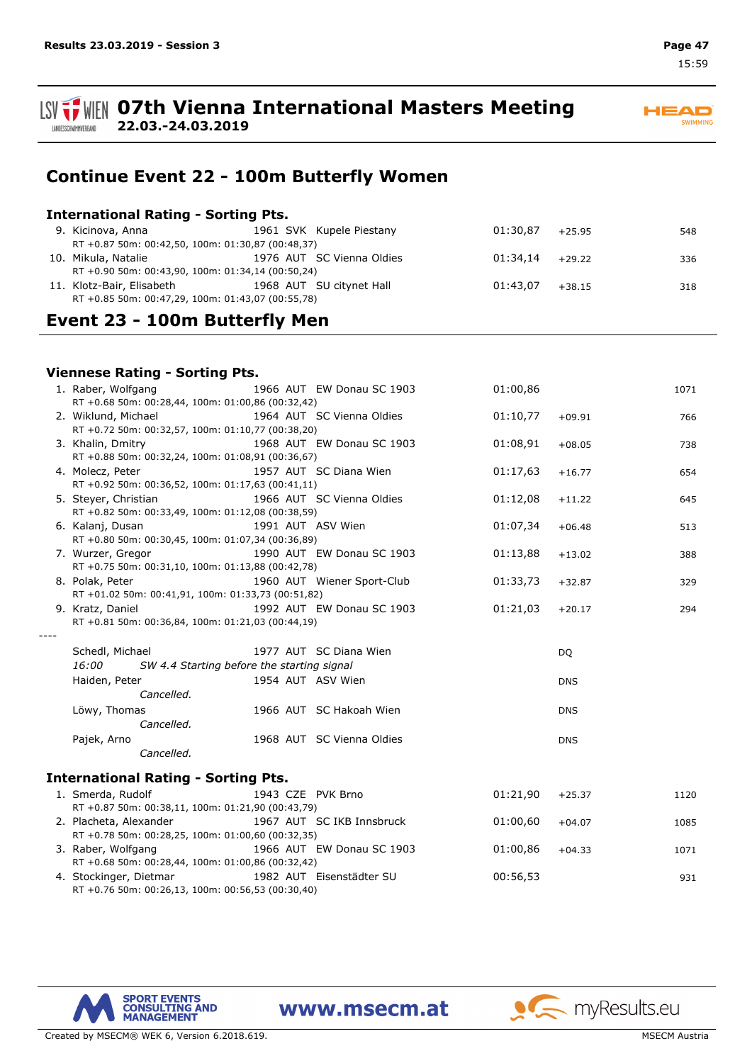## Continue Event 22 - 100m Butterfly Women

### International Rating - Sorting Pts.

| Rank | Name | YOB | Nat | Club | Time | Diff | Pts |
|---|---|---|---|---|---|---|---|
| 9. | Kicinova, Anna | 1961 | SVK | Kupele Piestany | 01:30,87 | +25.95 | 548 |
| | RT +0.87 50m: 00:42,50, 100m: 01:30,87 (00:48,37) | | | | | | |
| 10. | Mikula, Natalie | 1976 | AUT | SC Vienna Oldies | 01:34,14 | +29.22 | 336 |
| | RT +0.90 50m: 00:43,90, 100m: 01:34,14 (00:50,24) | | | | | | |
| 11. | Klotz-Bair, Elisabeth | 1968 | AUT | SU citynet Hall | 01:43,07 | +38.15 | 318 |
| | RT +0.85 50m: 00:47,29, 100m: 01:43,07 (00:55,78) | | | | | | |

## Event 23 - 100m Butterfly Men

### Viennese Rating - Sorting Pts.

| Rank | Name | YOB | Nat | Club | Time | Diff | Pts |
|---|---|---|---|---|---|---|---|
| 1. | Raber, Wolfgang | 1966 | AUT | EW Donau SC 1903 | 01:00,86 | | 1071 |
| | RT +0.68 50m: 00:28,44, 100m: 01:00,86 (00:32,42) | | | | | | |
| 2. | Wiklund, Michael | 1964 | AUT | SC Vienna Oldies | 01:10,77 | +09.91 | 766 |
| | RT +0.72 50m: 00:32,57, 100m: 01:10,77 (00:38,20) | | | | | | |
| 3. | Khalin, Dmitry | 1968 | AUT | EW Donau SC 1903 | 01:08,91 | +08.05 | 738 |
| | RT +0.88 50m: 00:32,24, 100m: 01:08,91 (00:36,67) | | | | | | |
| 4. | Molecz, Peter | 1957 | AUT | SC Diana Wien | 01:17,63 | +16.77 | 654 |
| | RT +0.92 50m: 00:36,52, 100m: 01:17,63 (00:41,11) | | | | | | |
| 5. | Steyer, Christian | 1966 | AUT | SC Vienna Oldies | 01:12,08 | +11.22 | 645 |
| | RT +0.82 50m: 00:33,49, 100m: 01:12,08 (00:38,59) | | | | | | |
| 6. | Kalanj, Dusan | 1991 | AUT | ASV Wien | 01:07,34 | +06.48 | 513 |
| | RT +0.80 50m: 00:30,45, 100m: 01:07,34 (00:36,89) | | | | | | |
| 7. | Wurzer, Gregor | 1990 | AUT | EW Donau SC 1903 | 01:13,88 | +13.02 | 388 |
| | RT +0.75 50m: 00:31,10, 100m: 01:13,88 (00:42,78) | | | | | | |
| 8. | Polak, Peter | 1960 | AUT | Wiener Sport-Club | 01:33,73 | +32.87 | 329 |
| | RT +01.02 50m: 00:41,91, 100m: 01:33,73 (00:51,82) | | | | | | |
| 9. | Kratz, Daniel | 1992 | AUT | EW Donau SC 1903 | 01:21,03 | +20.17 | 294 |
| | RT +0.81 50m: 00:36,84, 100m: 01:21,03 (00:44,19) | | | | | | |
| ---- | | | | | | | |
| | Schedl, Michael | 1977 | AUT | SC Diana Wien | | DQ | |
| | *16:00 SW 4.4 Starting before the starting signal* | | | | | | |
| | Haiden, Peter | 1954 | AUT | ASV Wien | | DNS | |
| | *Cancelled.* | | | | | | |
| | Löwy, Thomas | 1966 | AUT | SC Hakoah Wien | | DNS | |
| | *Cancelled.* | | | | | | |
| | Pajek, Arno | 1968 | AUT | SC Vienna Oldies | | DNS | |
| | *Cancelled.* | | | | | | |

### International Rating - Sorting Pts.

| Rank | Name | YOB | Nat | Club | Time | Diff | Pts |
|---|---|---|---|---|---|---|---|
| 1. | Smerda, Rudolf | 1943 | CZE | PVK Brno | 01:21,90 | +25.37 | 1120 |
| | RT +0.87 50m: 00:38,11, 100m: 01:21,90 (00:43,79) | | | | | | |
| 2. | Placheta, Alexander | 1967 | AUT | SC IKB Innsbruck | 01:00,60 | +04.07 | 1085 |
| | RT +0.78 50m: 00:28,25, 100m: 01:00,60 (00:32,35) | | | | | | |
| 3. | Raber, Wolfgang | 1966 | AUT | EW Donau SC 1903 | 01:00,86 | +04.33 | 1071 |
| | RT +0.68 50m: 00:28,44, 100m: 01:00,86 (00:32,42) | | | | | | |
| 4. | Stockinger, Dietmar | 1982 | AUT | Eisenstädter SU | 00:56,53 | | 931 |
| | RT +0.76 50m: 00:26,13, 100m: 00:56,53 (00:30,40) | | | | | | |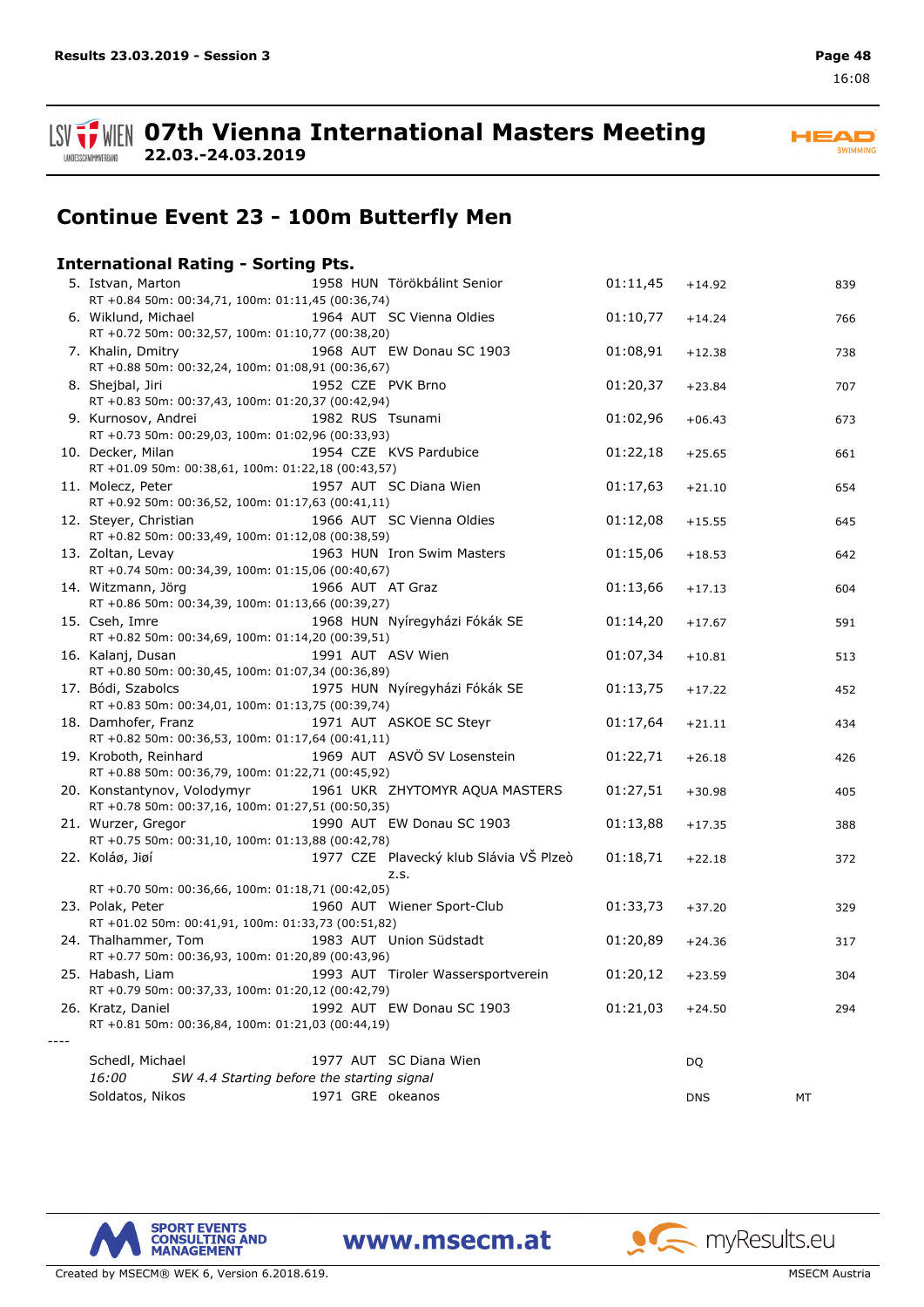# 07th Vienna International Masters Meeting

**22.03.-24.03.2019**

## Continue Event 23 - 100m Butterfly Men

### International Rating - Sorting Pts.

| Rank | Name | Year | Nat | Club | Time | Diff | | Pts |
|---|---|---|---|---|---|---|---|---|
| 5. | Istvan, Marton | 1958 | HUN | Törökbálint Senior | 01:11,45 | +14.92 | | 839 |
| | RT +0.84 50m: 00:34,71, 100m: 01:11,45 (00:36,74) | | | | | | | |
| 6. | Wiklund, Michael | 1964 | AUT | SC Vienna Oldies | 01:10,77 | +14.24 | | 766 |
| | RT +0.72 50m: 00:32,57, 100m: 01:10,77 (00:38,20) | | | | | | | |
| 7. | Khalin, Dmitry | 1968 | AUT | EW Donau SC 1903 | 01:08,91 | +12.38 | | 738 |
| | RT +0.88 50m: 00:32,24, 100m: 01:08,91 (00:36,67) | | | | | | | |
| 8. | Shejbal, Jiri | 1952 | CZE | PVK Brno | 01:20,37 | +23.84 | | 707 |
| | RT +0.83 50m: 00:37,43, 100m: 01:20,37 (00:42,94) | | | | | | | |
| 9. | Kurnosov, Andrei | 1982 | RUS | Tsunami | 01:02,96 | +06.43 | | 673 |
| | RT +0.73 50m: 00:29,03, 100m: 01:02,96 (00:33,93) | | | | | | | |
| 10. | Decker, Milan | 1954 | CZE | KVS Pardubice | 01:22,18 | +25.65 | | 661 |
| | RT +01.09 50m: 00:38,61, 100m: 01:22,18 (00:43,57) | | | | | | | |
| 11. | Molecz, Peter | 1957 | AUT | SC Diana Wien | 01:17,63 | +21.10 | | 654 |
| | RT +0.92 50m: 00:36,52, 100m: 01:17,63 (00:41,11) | | | | | | | |
| 12. | Steyer, Christian | 1966 | AUT | SC Vienna Oldies | 01:12,08 | +15.55 | | 645 |
| | RT +0.82 50m: 00:33,49, 100m: 01:12,08 (00:38,59) | | | | | | | |
| 13. | Zoltan, Levay | 1963 | HUN | Iron Swim Masters | 01:15,06 | +18.53 | | 642 |
| | RT +0.74 50m: 00:34,39, 100m: 01:15,06 (00:40,67) | | | | | | | |
| 14. | Witzmann, Jörg | 1966 | AUT | AT Graz | 01:13,66 | +17.13 | | 604 |
| | RT +0.86 50m: 00:34,39, 100m: 01:13,66 (00:39,27) | | | | | | | |
| 15. | Cseh, Imre | 1968 | HUN | Nyíregyházi Fókák SE | 01:14,20 | +17.67 | | 591 |
| | RT +0.82 50m: 00:34,69, 100m: 01:14,20 (00:39,51) | | | | | | | |
| 16. | Kalanj, Dusan | 1991 | AUT | ASV Wien | 01:07,34 | +10.81 | | 513 |
| | RT +0.80 50m: 00:30,45, 100m: 01:07,34 (00:36,89) | | | | | | | |
| 17. | Bódi, Szabolcs | 1975 | HUN | Nyíregyházi Fókák SE | 01:13,75 | +17.22 | | 452 |
| | RT +0.83 50m: 00:34,01, 100m: 01:13,75 (00:39,74) | | | | | | | |
| 18. | Damhofer, Franz | 1971 | AUT | ASKOE SC Steyr | 01:17,64 | +21.11 | | 434 |
| | RT +0.82 50m: 00:36,53, 100m: 01:17,64 (00:41,11) | | | | | | | |
| 19. | Kroboth, Reinhard | 1969 | AUT | ASVÖ SV Losenstein | 01:22,71 | +26.18 | | 426 |
| | RT +0.88 50m: 00:36,79, 100m: 01:22,71 (00:45,92) | | | | | | | |
| 20. | Konstantynov, Volodymyr | 1961 | UKR | ZHYTOMYR AQUA MASTERS | 01:27,51 | +30.98 | | 405 |
| | RT +0.78 50m: 00:37,16, 100m: 01:27,51 (00:50,35) | | | | | | | |
| 21. | Wurzer, Gregor | 1990 | AUT | EW Donau SC 1903 | 01:13,88 | +17.35 | | 388 |
| | RT +0.75 50m: 00:31,10, 100m: 01:13,88 (00:42,78) | | | | | | | |
| 22. | Koláø, Jiøí | 1977 | CZE | Plavecký klub Slávia VŠ Plzeò z.s. | 01:18,71 | +22.18 | | 372 |
| | RT +0.70 50m: 00:36,66, 100m: 01:18,71 (00:42,05) | | | | | | | |
| 23. | Polak, Peter | 1960 | AUT | Wiener Sport-Club | 01:33,73 | +37.20 | | 329 |
| | RT +01.02 50m: 00:41,91, 100m: 01:33,73 (00:51,82) | | | | | | | |
| 24. | Thalhammer, Tom | 1983 | AUT | Union Südstadt | 01:20,89 | +24.36 | | 317 |
| | RT +0.77 50m: 00:36,93, 100m: 01:20,89 (00:43,96) | | | | | | | |
| 25. | Habash, Liam | 1993 | AUT | Tiroler Wassersportverein | 01:20,12 | +23.59 | | 304 |
| | RT +0.79 50m: 00:37,33, 100m: 01:20,12 (00:42,79) | | | | | | | |
| 26. | Kratz, Daniel | 1992 | AUT | EW Donau SC 1903 | 01:21,03 | +24.50 | | 294 |
| | RT +0.81 50m: 00:36,84, 100m: 01:21,03 (00:44,19) | | | | | | | |
| ---- | | | | | | | | |
| | Schedl, Michael | 1977 | AUT | SC Diana Wien | | DQ | | |
| | *16:00 SW 4.4 Starting before the starting signal* | | | | | | | |
| | Soldatos, Nikos | 1971 | GRE | okeanos | | DNS | MT | |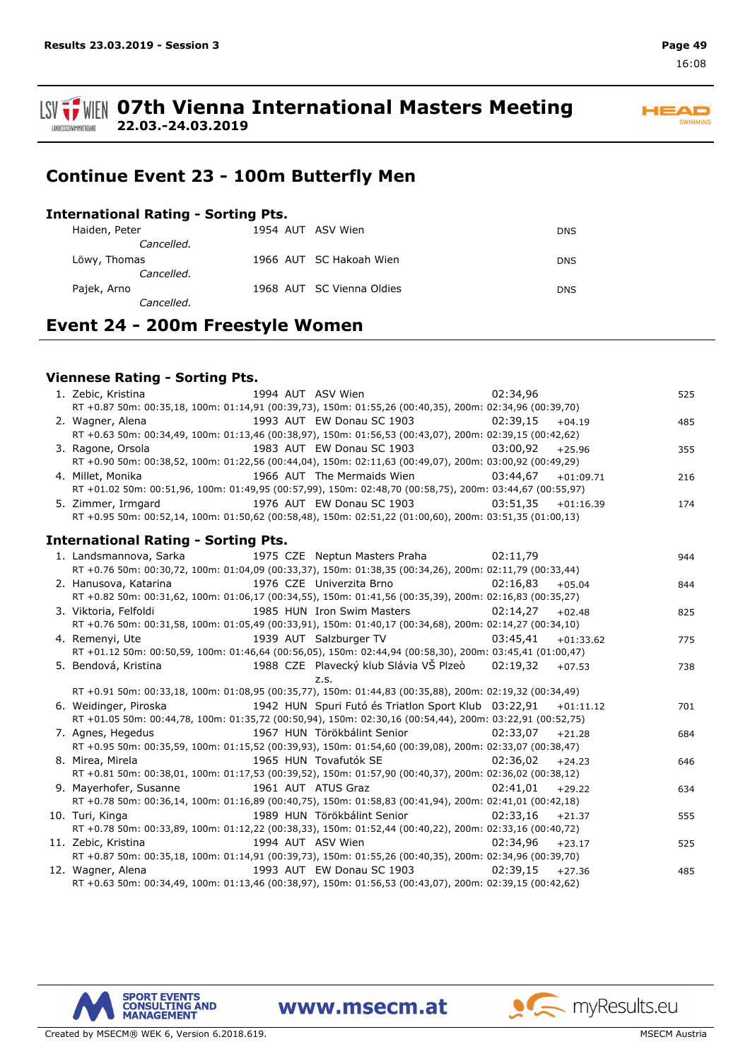# 07th Vienna International Masters Meeting

**22.03.-24.03.2019**

## Continue Event 23 - 100m Butterfly Men

### International Rating - Sorting Pts.

| Name | Year | Nat | Club | Result |
|---|---|---|---|---|
| Haiden, Peter | 1954 | AUT | ASV Wien | DNS |
| *Cancelled.* | | | | |
| Löwy, Thomas | 1966 | AUT | SC Hakoah Wien | DNS |
| *Cancelled.* | | | | |
| Pajek, Arno | 1968 | AUT | SC Vienna Oldies | DNS |
| *Cancelled.* | | | | |

## Event 24 - 200m Freestyle Women

### Viennese Rating - Sorting Pts.

| Rank | Name | Year | Nat | Club | Time | Diff | Pts. |
|---|---|---|---|---|---|---|---|
| 1. | Zebic, Kristina | 1994 | AUT | ASV Wien | 02:34,96 | | 525 |
| | RT +0.87 50m: 00:35,18, 100m: 01:14,91 (00:39,73), 150m: 01:55,26 (00:40,35), 200m: 02:34,96 (00:39,70) | | | | | | |
| 2. | Wagner, Alena | 1993 | AUT | EW Donau SC 1903 | 02:39,15 | +04.19 | 485 |
| | RT +0.63 50m: 00:34,49, 100m: 01:13,46 (00:38,97), 150m: 01:56,53 (00:43,07), 200m: 02:39,15 (00:42,62) | | | | | | |
| 3. | Ragone, Orsola | 1983 | AUT | EW Donau SC 1903 | 03:00,92 | +25.96 | 355 |
| | RT +0.90 50m: 00:38,52, 100m: 01:22,56 (00:44,04), 150m: 02:11,63 (00:49,07), 200m: 03:00,92 (00:49,29) | | | | | | |
| 4. | Millet, Monika | 1966 | AUT | The Mermaids Wien | 03:44,67 | +01:09.71 | 216 |
| | RT +01.02 50m: 00:51,96, 100m: 01:49,95 (00:57,99), 150m: 02:48,70 (00:58,75), 200m: 03:44,67 (00:55,97) | | | | | | |
| 5. | Zimmer, Irmgard | 1976 | AUT | EW Donau SC 1903 | 03:51,35 | +01:16.39 | 174 |
| | RT +0.95 50m: 00:52,14, 100m: 01:50,62 (00:58,48), 150m: 02:51,22 (01:00,60), 200m: 03:51,35 (01:00,13) | | | | | | |

### International Rating - Sorting Pts.

| Rank | Name | Year | Nat | Club | Time | Diff | Pts. |
|---|---|---|---|---|---|---|---|
| 1. | Landsmannova, Sarka | 1975 | CZE | Neptun Masters Praha | 02:11,79 | | 944 |
| | RT +0.76 50m: 00:30,72, 100m: 01:04,09 (00:33,37), 150m: 01:38,35 (00:34,26), 200m: 02:11,79 (00:33,44) | | | | | | |
| 2. | Hanusova, Katarina | 1976 | CZE | Univerzita Brno | 02:16,83 | +05.04 | 844 |
| | RT +0.82 50m: 00:31,62, 100m: 01:06,17 (00:34,55), 150m: 01:41,56 (00:35,39), 200m: 02:16,83 (00:35,27) | | | | | | |
| 3. | Viktoria, Felfoldi | 1985 | HUN | Iron Swim Masters | 02:14,27 | +02.48 | 825 |
| | RT +0.76 50m: 00:31,58, 100m: 01:05,49 (00:33,91), 150m: 01:40,17 (00:34,68), 200m: 02:14,27 (00:34,10) | | | | | | |
| 4. | Remenyi, Ute | 1939 | AUT | Salzburger TV | 03:45,41 | +01:33.62 | 775 |
| | RT +01.12 50m: 00:50,59, 100m: 01:46,64 (00:56,05), 150m: 02:44,94 (00:58,30), 200m: 03:45,41 (01:00,47) | | | | | | |
| 5. | Bendová, Kristina | 1988 | CZE | Plavecký klub Slávia VŠ Plzeò z.s. | 02:19,32 | +07.53 | 738 |
| | RT +0.91 50m: 00:33,18, 100m: 01:08,95 (00:35,77), 150m: 01:44,83 (00:35,88), 200m: 02:19,32 (00:34,49) | | | | | | |
| 6. | Weidinger, Piroska | 1942 | HUN | Spuri Futó és Triatlon Sport Klub | 03:22,91 | +01:11.12 | 701 |
| | RT +01.05 50m: 00:44,78, 100m: 01:35,72 (00:50,94), 150m: 02:30,16 (00:54,44), 200m: 03:22,91 (00:52,75) | | | | | | |
| 7. | Agnes, Hegedus | 1967 | HUN | Törökbálint Senior | 02:33,07 | +21.28 | 684 |
| | RT +0.95 50m: 00:35,59, 100m: 01:15,52 (00:39,93), 150m: 01:54,60 (00:39,08), 200m: 02:33,07 (00:38,47) | | | | | | |
| 8. | Mirea, Mirela | 1965 | HUN | Tovafutók SE | 02:36,02 | +24.23 | 646 |
| | RT +0.81 50m: 00:38,01, 100m: 01:17,53 (00:39,52), 150m: 01:57,90 (00:40,37), 200m: 02:36,02 (00:38,12) | | | | | | |
| 9. | Mayerhofer, Susanne | 1961 | AUT | ATUS Graz | 02:41,01 | +29.22 | 634 |
| | RT +0.78 50m: 00:36,14, 100m: 01:16,89 (00:40,75), 150m: 01:58,83 (00:41,94), 200m: 02:41,01 (00:42,18) | | | | | | |
| 10. | Turi, Kinga | 1989 | HUN | Törökbálint Senior | 02:33,16 | +21.37 | 555 |
| | RT +0.78 50m: 00:33,89, 100m: 01:12,22 (00:38,33), 150m: 01:52,44 (00:40,22), 200m: 02:33,16 (00:40,72) | | | | | | |
| 11. | Zebic, Kristina | 1994 | AUT | ASV Wien | 02:34,96 | +23.17 | 525 |
| | RT +0.87 50m: 00:35,18, 100m: 01:14,91 (00:39,73), 150m: 01:55,26 (00:40,35), 200m: 02:34,96 (00:39,70) | | | | | | |
| 12. | Wagner, Alena | 1993 | AUT | EW Donau SC 1903 | 02:39,15 | +27.36 | 485 |
| | RT +0.63 50m: 00:34,49, 100m: 01:13,46 (00:38,97), 150m: 01:56,53 (00:43,07), 200m: 02:39,15 (00:42,62) | | | | | | |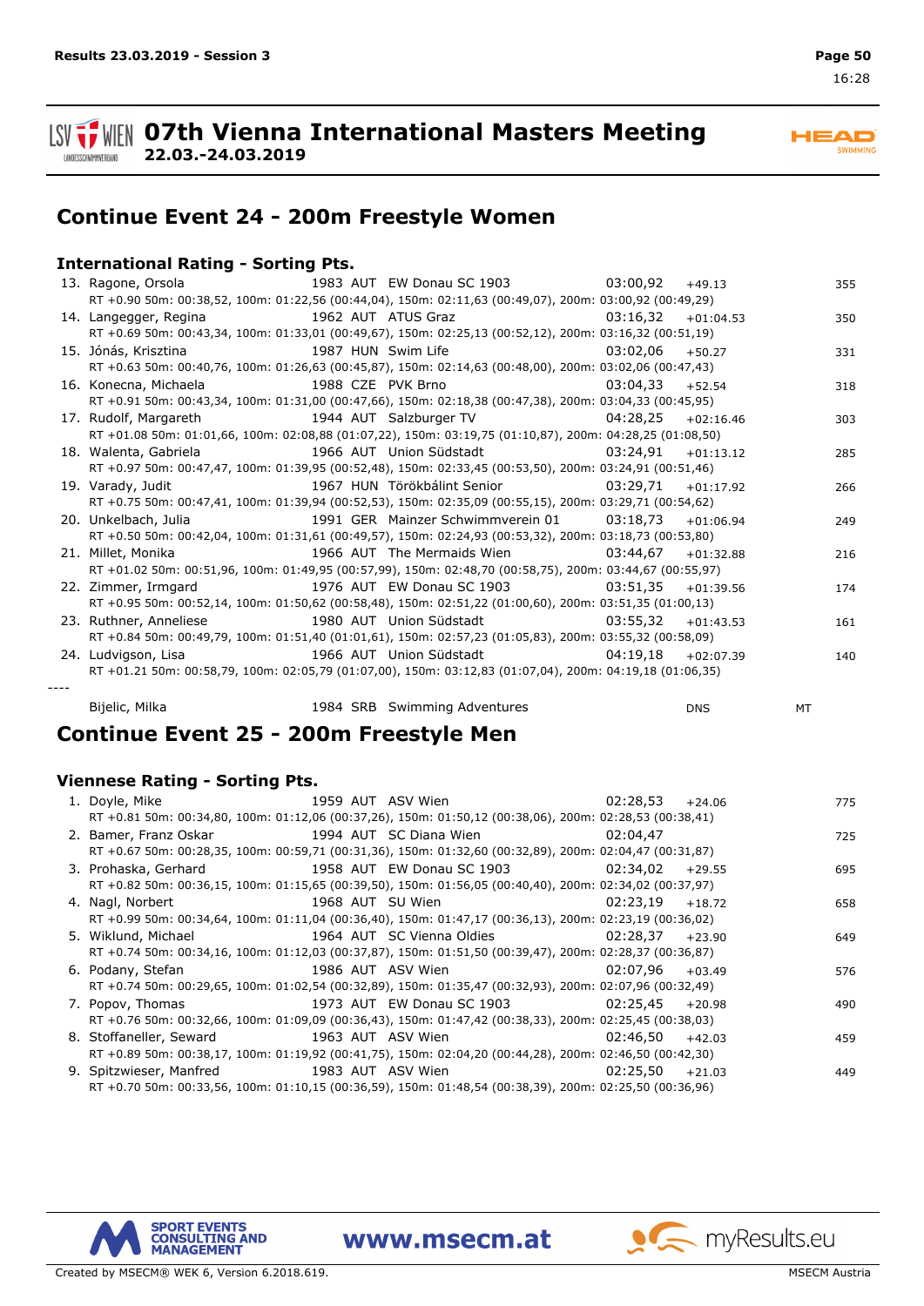# 07th Vienna International Masters Meeting

**22.03.-24.03.2019**

## Continue Event 24 - 200m Freestyle Women

### International Rating - Sorting Pts.

13. Ragone, Orsola 1983 AUT EW Donau SC 1903 03:00,92 +49.13 355
    RT +0.90 50m: 00:38,52, 100m: 01:22,56 (00:44,04), 150m: 02:11,63 (00:49,07), 200m: 03:00,92 (00:49,29)
14. Langegger, Regina 1962 AUT ATUS Graz 03:16,32 +01:04.53 350
    RT +0.69 50m: 00:43,34, 100m: 01:33,01 (00:49,67), 150m: 02:25,13 (00:52,12), 200m: 03:16,32 (00:51,19)
15. Jónás, Krisztina 1987 HUN Swim Life 03:02,06 +50.27 331
    RT +0.63 50m: 00:40,76, 100m: 01:26,63 (00:45,87), 150m: 02:14,63 (00:48,00), 200m: 03:02,06 (00:47,43)
16. Konecna, Michaela 1988 CZE PVK Brno 03:04,33 +52.54 318
    RT +0.91 50m: 00:43,34, 100m: 01:31,00 (00:47,66), 150m: 02:18,38 (00:47,38), 200m: 03:04,33 (00:45,95)
17. Rudolf, Margareth 1944 AUT Salzburger TV 04:28,25 +02:16.46 303
    RT +01.08 50m: 01:01,66, 100m: 02:08,88 (01:07,22), 150m: 03:19,75 (01:10,87), 200m: 04:28,25 (01:08,50)
18. Walenta, Gabriela 1966 AUT Union Südstadt 03:24,91 +01:13.12 285
    RT +0.97 50m: 00:47,47, 100m: 01:39,95 (00:52,48), 150m: 02:33,45 (00:53,50), 200m: 03:24,91 (00:51,46)
19. Varady, Judit 1967 HUN Törökbálint Senior 03:29,71 +01:17.92 266
    RT +0.75 50m: 00:47,41, 100m: 01:39,94 (00:52,53), 150m: 02:35,09 (00:55,15), 200m: 03:29,71 (00:54,62)
20. Unkelbach, Julia 1991 GER Mainzer Schwimmverein 01 03:18,73 +01:06.94 249
    RT +0.50 50m: 00:42,04, 100m: 01:31,61 (00:49,57), 150m: 02:24,93 (00:53,32), 200m: 03:18,73 (00:53,80)
21. Millet, Monika 1966 AUT The Mermaids Wien 03:44,67 +01:32.88 216
    RT +01.02 50m: 00:51,96, 100m: 01:49,95 (00:57,99), 150m: 02:48,70 (00:58,75), 200m: 03:44,67 (00:55,97)
22. Zimmer, Irmgard 1976 AUT EW Donau SC 1903 03:51,35 +01:39.56 174
    RT +0.95 50m: 00:52,14, 100m: 01:50,62 (00:58,48), 150m: 02:51,22 (01:00,60), 200m: 03:51,35 (01:00,13)
23. Ruthner, Anneliese 1980 AUT Union Südstadt 03:55,32 +01:43.53 161
    RT +0.84 50m: 00:49,79, 100m: 01:51,40 (01:01,61), 150m: 02:57,23 (01:05,83), 200m: 03:55,32 (00:58,09)
24. Ludvigson, Lisa 1966 AUT Union Südstadt 04:19,18 +02:07.39 140
    RT +01.21 50m: 00:58,79, 100m: 02:05,79 (01:07,00), 150m: 03:12,83 (01:07,04), 200m: 04:19,18 (01:06,35)

----

Bijelic, Milka 1984 SRB Swimming Adventures DNS MT

## Continue Event 25 - 200m Freestyle Men

### Viennese Rating - Sorting Pts.

1. Doyle, Mike 1959 AUT ASV Wien 02:28,53 +24.06 775
   RT +0.81 50m: 00:34,80, 100m: 01:12,06 (00:37,26), 150m: 01:50,12 (00:38,06), 200m: 02:28,53 (00:38,41)
2. Bamer, Franz Oskar 1994 AUT SC Diana Wien 02:04,47 725
   RT +0.67 50m: 00:28,35, 100m: 00:59,71 (00:31,36), 150m: 01:32,60 (00:32,89), 200m: 02:04,47 (00:31,87)
3. Prohaska, Gerhard 1958 AUT EW Donau SC 1903 02:34,02 +29.55 695
   RT +0.82 50m: 00:36,15, 100m: 01:15,65 (00:39,50), 150m: 01:56,05 (00:40,40), 200m: 02:34,02 (00:37,97)
4. Nagl, Norbert 1968 AUT SU Wien 02:23,19 +18.72 658
   RT +0.99 50m: 00:34,64, 100m: 01:11,04 (00:36,40), 150m: 01:47,17 (00:36,13), 200m: 02:23,19 (00:36,02)
5. Wiklund, Michael 1964 AUT SC Vienna Oldies 02:28,37 +23.90 649
   RT +0.74 50m: 00:34,16, 100m: 01:12,03 (00:37,87), 150m: 01:51,50 (00:39,47), 200m: 02:28,37 (00:36,87)
6. Podany, Stefan 1986 AUT ASV Wien 02:07,96 +03.49 576
   RT +0.74 50m: 00:29,65, 100m: 01:02,54 (00:32,89), 150m: 01:35,47 (00:32,93), 200m: 02:07,96 (00:32,49)
7. Popov, Thomas 1973 AUT EW Donau SC 1903 02:25,45 +20.98 490
   RT +0.76 50m: 00:32,66, 100m: 01:09,09 (00:36,43), 150m: 01:47,42 (00:38,33), 200m: 02:25,45 (00:38,03)
8. Stoffaneller, Seward 1963 AUT ASV Wien 02:46,50 +42.03 459
   RT +0.89 50m: 00:38,17, 100m: 01:19,92 (00:41,75), 150m: 02:04,20 (00:44,28), 200m: 02:46,50 (00:42,30)
9. Spitzwieser, Manfred 1983 AUT ASV Wien 02:25,50 +21.03 449
   RT +0.70 50m: 00:33,56, 100m: 01:10,15 (00:36,59), 150m: 01:48,54 (00:38,39), 200m: 02:25,50 (00:36,96)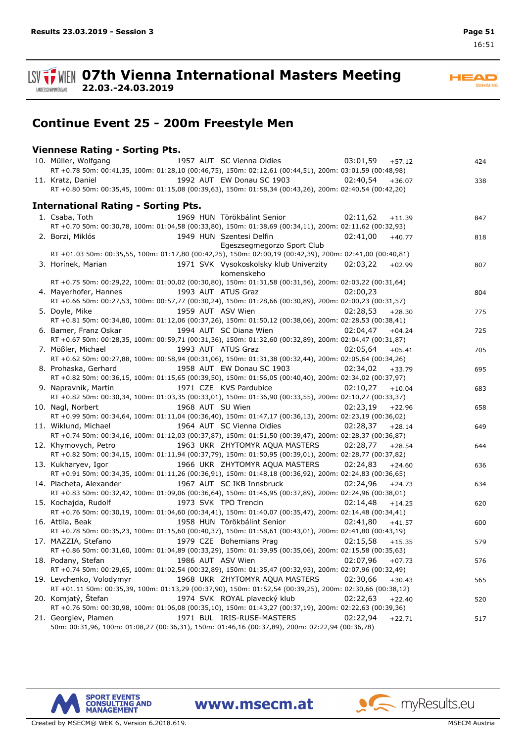# 07th Vienna International Masters Meeting

**22.03.-24.03.2019**

## Continue Event 25 - 200m Freestyle Men

### Viennese Rating - Sorting Pts.

10. Müller, Wolfgang 1957 AUT SC Vienna Oldies 03:01,59 +57.12 424
    RT +0.78 50m: 00:41,35, 100m: 01:28,10 (00:46,75), 150m: 02:12,61 (00:44,51), 200m: 03:01,59 (00:48,98)
11. Kratz, Daniel 1992 AUT EW Donau SC 1903 02:40,54 +36.07 338
    RT +0.80 50m: 00:35,45, 100m: 01:15,08 (00:39,63), 150m: 01:58,34 (00:43,26), 200m: 02:40,54 (00:42,20)

### International Rating - Sorting Pts.

1. Csaba, Toth 1969 HUN Törökbálint Senior 02:11,62 +11.39 847
   RT +0.70 50m: 00:30,78, 100m: 01:04,58 (00:33,80), 150m: 01:38,69 (00:34,11), 200m: 02:11,62 (00:32,93)
2. Borzi, Miklós 1949 HUN Szentesi Delfin Egeszsegmegorzo Sport Club 02:41,00 +40.77 818
   RT +01.03 50m: 00:35,55, 100m: 01:17,80 (00:42,25), 150m: 02:00,19 (00:42,39), 200m: 02:41,00 (00:40,81)
3. Horínek, Marian 1971 SVK Vysokoskolsky klub Univerzity komenskeho 02:03,22 +02.99 807
   RT +0.75 50m: 00:29,22, 100m: 01:00,02 (00:30,80), 150m: 01:31,58 (00:31,56), 200m: 02:03,22 (00:31,64)
4. Mayerhofer, Hannes 1993 AUT ATUS Graz 02:00,23 804
   RT +0.66 50m: 00:27,53, 100m: 00:57,77 (00:30,24), 150m: 01:28,66 (00:30,89), 200m: 02:00,23 (00:31,57)
5. Doyle, Mike 1959 AUT ASV Wien 02:28,53 +28.30 775
   RT +0.81 50m: 00:34,80, 100m: 01:12,06 (00:37,26), 150m: 01:50,12 (00:38,06), 200m: 02:28,53 (00:38,41)
6. Bamer, Franz Oskar 1994 AUT SC Diana Wien 02:04,47 +04.24 725
   RT +0.67 50m: 00:28,35, 100m: 00:59,71 (00:31,36), 150m: 01:32,60 (00:32,89), 200m: 02:04,47 (00:31,87)
7. Mößler, Michael 1993 AUT ATUS Graz 02:05,64 +05.41 705
   RT +0.62 50m: 00:27,88, 100m: 00:58,94 (00:31,06), 150m: 01:31,38 (00:32,44), 200m: 02:05,64 (00:34,26)
8. Prohaska, Gerhard 1958 AUT EW Donau SC 1903 02:34,02 +33.79 695
   RT +0.82 50m: 00:36,15, 100m: 01:15,65 (00:39,50), 150m: 01:56,05 (00:40,40), 200m: 02:34,02 (00:37,97)
9. Napravnik, Martin 1971 CZE KVS Pardubice 02:10,27 +10.04 683
   RT +0.82 50m: 00:30,34, 100m: 01:03,35 (00:33,01), 150m: 01:36,90 (00:33,55), 200m: 02:10,27 (00:33,37)
10. Nagl, Norbert 1968 AUT SU Wien 02:23,19 +22.96 658
    RT +0.99 50m: 00:34,64, 100m: 01:11,04 (00:36,40), 150m: 01:47,17 (00:36,13), 200m: 02:23,19 (00:36,02)
11. Wiklund, Michael 1964 AUT SC Vienna Oldies 02:28,37 +28.14 649
    RT +0.74 50m: 00:34,16, 100m: 01:12,03 (00:37,87), 150m: 01:51,50 (00:39,47), 200m: 02:28,37 (00:36,87)
12. Khymovych, Petro 1963 UKR ZHYTOMYR AQUA MASTERS 02:28,77 +28.54 644
    RT +0.82 50m: 00:34,15, 100m: 01:11,94 (00:37,79), 150m: 01:50,95 (00:39,01), 200m: 02:28,77 (00:37,82)
13. Kukharyev, Igor 1966 UKR ZHYTOMYR AQUA MASTERS 02:24,83 +24.60 636
    RT +0.91 50m: 00:34,35, 100m: 01:11,26 (00:36,91), 150m: 01:48,18 (00:36,92), 200m: 02:24,83 (00:36,65)
14. Placheta, Alexander 1967 AUT SC IKB Innsbruck 02:24,96 +24.73 634
    RT +0.83 50m: 00:32,42, 100m: 01:09,06 (00:36,64), 150m: 01:46,95 (00:37,89), 200m: 02:24,96 (00:38,01)
15. Kochajda, Rudolf 1973 SVK TPO Trencin 02:14,48 +14.25 620
    RT +0.76 50m: 00:30,19, 100m: 01:04,60 (00:34,41), 150m: 01:40,07 (00:35,47), 200m: 02:14,48 (00:34,41)
16. Attila, Beak 1958 HUN Törökbálint Senior 02:41,80 +41.57 600
    RT +0.78 50m: 00:35,23, 100m: 01:15,60 (00:40,37), 150m: 01:58,61 (00:43,01), 200m: 02:41,80 (00:43,19)
17. MAZZIA, Stefano 1979 CZE Bohemians Prag 02:15,58 +15.35 579
    RT +0.86 50m: 00:31,60, 100m: 01:04,89 (00:33,29), 150m: 01:39,95 (00:35,06), 200m: 02:15,58 (00:35,63)
18. Podany, Stefan 1986 AUT ASV Wien 02:07,96 +07.73 576
    RT +0.74 50m: 00:29,65, 100m: 01:02,54 (00:32,89), 150m: 01:35,47 (00:32,93), 200m: 02:07,96 (00:32,49)
19. Levchenko, Volodymyr 1968 UKR ZHYTOMYR AQUA MASTERS 02:30,66 +30.43 565
    RT +01.11 50m: 00:35,39, 100m: 01:13,29 (00:37,90), 150m: 01:52,54 (00:39,25), 200m: 02:30,66 (00:38,12)
20. Komjatý, Štefan 1974 SVK ROYAL plavecký klub 02:22,63 +22.40 520
    RT +0.76 50m: 00:30,98, 100m: 01:06,08 (00:35,10), 150m: 01:43,27 (00:37,19), 200m: 02:22,63 (00:39,36)
21. Georgiev, Plamen 1971 BUL IRIS-RUSE-MASTERS 02:22,94 +22.71 517
    50m: 00:31,96, 100m: 01:08,27 (00:36,31), 150m: 01:46,16 (00:37,89), 200m: 02:22,94 (00:36,78)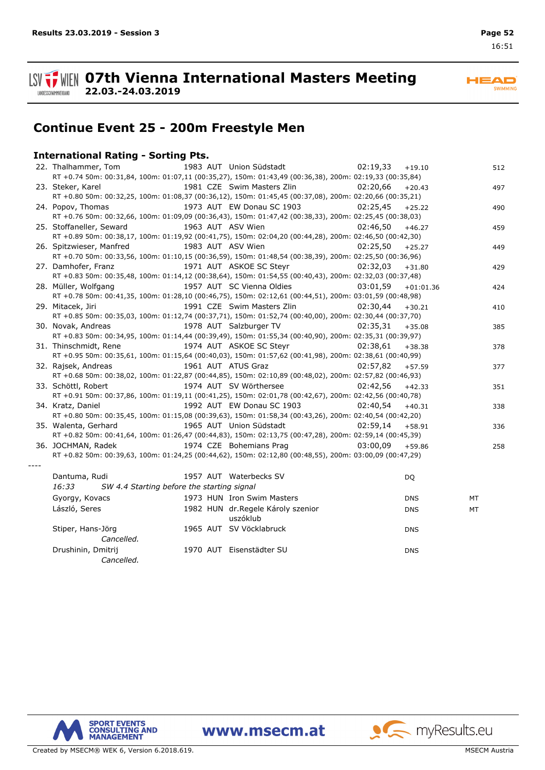# 07th Vienna International Masters Meeting

**22.03.-24.03.2019**

## Continue Event 25 - 200m Freestyle Men

### International Rating - Sorting Pts.

| Rank | Name | YoB | Nat | Club | Time | Diff | | Pts |
|---|---|---|---|---|---|---|---|---|
| 22. | Thalhammer, Tom | 1983 | AUT | Union Südstadt | 02:19,33 | +19.10 | | 512 |
| | RT +0.74 50m: 00:31,84, 100m: 01:07,11 (00:35,27), 150m: 01:43,49 (00:36,38), 200m: 02:19,33 (00:35,84) | | | | | | | |
| 23. | Steker, Karel | 1981 | CZE | Swim Masters Zlin | 02:20,66 | +20.43 | | 497 |
| | RT +0.80 50m: 00:32,25, 100m: 01:08,37 (00:36,12), 150m: 01:45,45 (00:37,08), 200m: 02:20,66 (00:35,21) | | | | | | | |
| 24. | Popov, Thomas | 1973 | AUT | EW Donau SC 1903 | 02:25,45 | +25.22 | | 490 |
| | RT +0.76 50m: 00:32,66, 100m: 01:09,09 (00:36,43), 150m: 01:47,42 (00:38,33), 200m: 02:25,45 (00:38,03) | | | | | | | |
| 25. | Stoffaneller, Seward | 1963 | AUT | ASV Wien | 02:46,50 | +46.27 | | 459 |
| | RT +0.89 50m: 00:38,17, 100m: 01:19,92 (00:41,75), 150m: 02:04,20 (00:44,28), 200m: 02:46,50 (00:42,30) | | | | | | | |
| 26. | Spitzwieser, Manfred | 1983 | AUT | ASV Wien | 02:25,50 | +25.27 | | 449 |
| | RT +0.70 50m: 00:33,56, 100m: 01:10,15 (00:36,59), 150m: 01:48,54 (00:38,39), 200m: 02:25,50 (00:36,96) | | | | | | | |
| 27. | Damhofer, Franz | 1971 | AUT | ASKOE SC Steyr | 02:32,03 | +31.80 | | 429 |
| | RT +0.83 50m: 00:35,48, 100m: 01:14,12 (00:38,64), 150m: 01:54,55 (00:40,43), 200m: 02:32,03 (00:37,48) | | | | | | | |
| 28. | Müller, Wolfgang | 1957 | AUT | SC Vienna Oldies | 03:01,59 | +01:01.36 | | 424 |
| | RT +0.78 50m: 00:41,35, 100m: 01:28,10 (00:46,75), 150m: 02:12,61 (00:44,51), 200m: 03:01,59 (00:48,98) | | | | | | | |
| 29. | Mitacek, Jiri | 1991 | CZE | Swim Masters Zlin | 02:30,44 | +30.21 | | 410 |
| | RT +0.85 50m: 00:35,03, 100m: 01:12,74 (00:37,71), 150m: 01:52,74 (00:40,00), 200m: 02:30,44 (00:37,70) | | | | | | | |
| 30. | Novak, Andreas | 1978 | AUT | Salzburger TV | 02:35,31 | +35.08 | | 385 |
| | RT +0.83 50m: 00:34,95, 100m: 01:14,44 (00:39,49), 150m: 01:55,34 (00:40,90), 200m: 02:35,31 (00:39,97) | | | | | | | |
| 31. | Thinschmidt, Rene | 1974 | AUT | ASKOE SC Steyr | 02:38,61 | +38.38 | | 378 |
| | RT +0.95 50m: 00:35,61, 100m: 01:15,64 (00:40,03), 150m: 01:57,62 (00:41,98), 200m: 02:38,61 (00:40,99) | | | | | | | |
| 32. | Rajsek, Andreas | 1961 | AUT | ATUS Graz | 02:57,82 | +57.59 | | 377 |
| | RT +0.68 50m: 00:38,02, 100m: 01:22,87 (00:44,85), 150m: 02:10,89 (00:48,02), 200m: 02:57,82 (00:46,93) | | | | | | | |
| 33. | Schöttl, Robert | 1974 | AUT | SV Wörthersee | 02:42,56 | +42.33 | | 351 |
| | RT +0.91 50m: 00:37,86, 100m: 01:19,11 (00:41,25), 150m: 02:01,78 (00:42,67), 200m: 02:42,56 (00:40,78) | | | | | | | |
| 34. | Kratz, Daniel | 1992 | AUT | EW Donau SC 1903 | 02:40,54 | +40.31 | | 338 |
| | RT +0.80 50m: 00:35,45, 100m: 01:15,08 (00:39,63), 150m: 01:58,34 (00:43,26), 200m: 02:40,54 (00:42,20) | | | | | | | |
| 35. | Walenta, Gerhard | 1965 | AUT | Union Südstadt | 02:59,14 | +58.91 | | 336 |
| | RT +0.82 50m: 00:41,64, 100m: 01:26,47 (00:44,83), 150m: 02:13,75 (00:47,28), 200m: 02:59,14 (00:45,39) | | | | | | | |
| 36. | JOCHMAN, Radek | 1974 | CZE | Bohemians Prag | 03:00,09 | +59.86 | | 258 |
| | RT +0.82 50m: 00:39,63, 100m: 01:24,25 (00:44,62), 150m: 02:12,80 (00:48,55), 200m: 03:00,09 (00:47,29) | | | | | | | |

----

| Name | YoB | Nat | Club | Status | |
|---|---|---|---|---|---|
| Dantuma, Rudi | 1957 | AUT | Waterbecks SV | DQ | |
| *16:33 SW 4.4 Starting before the starting signal* | | | | | |
| Gyorgy, Kovacs | 1973 | HUN | Iron Swim Masters | DNS | MT |
| László, Seres | 1982 | HUN | dr.Regele Károly szenior uszóklub | DNS | MT |
| Stiper, Hans-Jörg *Cancelled.* | 1965 | AUT | SV Vöcklabruck | DNS | |
| Drushinin, Dmitrij *Cancelled.* | 1970 | AUT | Eisenstädter SU | DNS | |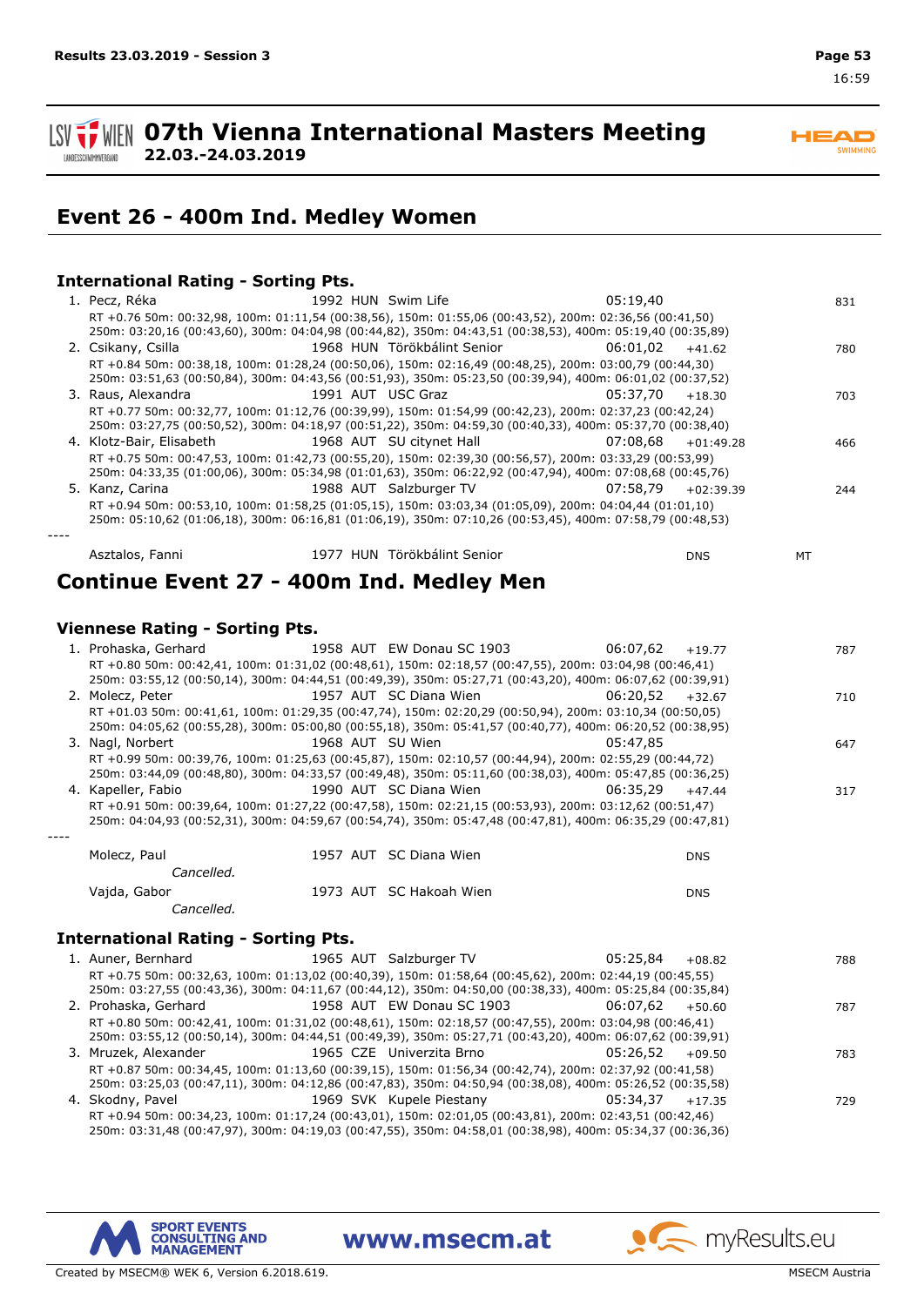# 07th Vienna International Masters Meeting

**22.03.-24.03.2019**

## Event 26 - 400m Ind. Medley Women

### International Rating - Sorting Pts.

1. Pecz, Réka — 1992 HUN Swim Life — 05:19,40 — 831
   RT +0.76 50m: 00:32,98, 100m: 01:11,54 (00:38,56), 150m: 01:55,06 (00:43,52), 200m: 02:36,56 (00:41,50)
   250m: 03:20,16 (00:43,60), 300m: 04:04,98 (00:44,82), 350m: 04:43,51 (00:38,53), 400m: 05:19,40 (00:35,89)
2. Csikany, Csilla — 1968 HUN Törökbálint Senior — 06:01,02 +41.62 — 780
   RT +0.84 50m: 00:38,18, 100m: 01:28,24 (00:50,06), 150m: 02:16,49 (00:48,25), 200m: 03:00,79 (00:44,30)
   250m: 03:51,63 (00:50,84), 300m: 04:43,56 (00:51,93), 350m: 05:23,50 (00:39,94), 400m: 06:01,02 (00:37,52)
3. Raus, Alexandra — 1991 AUT USC Graz — 05:37,70 +18.30 — 703
   RT +0.77 50m: 00:32,77, 100m: 01:12,76 (00:39,99), 150m: 01:54,99 (00:42,23), 200m: 02:37,23 (00:42,24)
   250m: 03:27,75 (00:50,52), 300m: 04:18,97 (00:51,22), 350m: 04:59,30 (00:40,33), 400m: 05:37,70 (00:38,40)
4. Klotz-Bair, Elisabeth — 1968 AUT SU citynet Hall — 07:08,68 +01:49.28 — 466
   RT +0.75 50m: 00:47,53, 100m: 01:42,73 (00:55,20), 150m: 02:39,30 (00:56,57), 200m: 03:33,29 (00:53,99)
   250m: 04:33,35 (01:00,06), 300m: 05:34,98 (01:01,63), 350m: 06:22,92 (00:47,94), 400m: 07:08,68 (00:45,76)
5. Kanz, Carina — 1988 AUT Salzburger TV — 07:58,79 +02:39.39 — 244
   RT +0.94 50m: 00:53,10, 100m: 01:58,25 (01:05,15), 150m: 03:03,34 (01:05,09), 200m: 04:04,44 (01:01,10)
   250m: 05:10,62 (01:06,18), 300m: 06:16,81 (01:06,19), 350m: 07:10,26 (00:53,45), 400m: 07:58,79 (00:48,53)

----

Asztalos, Fanni — 1977 HUN Törökbálint Senior — DNS — MT

## Continue Event 27 - 400m Ind. Medley Men

### Viennese Rating - Sorting Pts.

1. Prohaska, Gerhard — 1958 AUT EW Donau SC 1903 — 06:07,62 +19.77 — 787
   RT +0.80 50m: 00:42,41, 100m: 01:31,02 (00:48,61), 150m: 02:18,57 (00:47,55), 200m: 03:04,98 (00:46,41)
   250m: 03:55,12 (00:50,14), 300m: 04:44,51 (00:49,39), 350m: 05:27,71 (00:43,20), 400m: 06:07,62 (00:39,91)
2. Molecz, Peter — 1957 AUT SC Diana Wien — 06:20,52 +32.67 — 710
   RT +01.03 50m: 00:41,61, 100m: 01:29,35 (00:47,74), 150m: 02:20,29 (00:50,94), 200m: 03:10,34 (00:50,05)
   250m: 04:05,62 (00:55,28), 300m: 05:00,80 (00:55,18), 350m: 05:41,57 (00:40,77), 400m: 06:20,52 (00:38,95)
3. Nagl, Norbert — 1968 AUT SU Wien — 05:47,85 — 647
   RT +0.99 50m: 00:39,76, 100m: 01:25,63 (00:45,87), 150m: 02:10,57 (00:44,94), 200m: 02:55,29 (00:44,72)
   250m: 03:44,09 (00:48,80), 300m: 04:33,57 (00:49,48), 350m: 05:11,60 (00:38,03), 400m: 05:47,85 (00:36,25)
4. Kapeller, Fabio — 1990 AUT SC Diana Wien — 06:35,29 +47.44 — 317
   RT +0.91 50m: 00:39,64, 100m: 01:27,22 (00:47,58), 150m: 02:21,15 (00:53,93), 200m: 03:12,62 (00:51,47)
   250m: 04:04,93 (00:52,31), 300m: 04:59,67 (00:54,74), 350m: 05:47,48 (00:47,81), 400m: 06:35,29 (00:47,81)

----

Molecz, Paul — 1957 AUT SC Diana Wien — DNS
*Cancelled.*

Vajda, Gabor — 1973 AUT SC Hakoah Wien — DNS
*Cancelled.*

### International Rating - Sorting Pts.

1. Auner, Bernhard — 1965 AUT Salzburger TV — 05:25,84 +08.82 — 788
   RT +0.75 50m: 00:32,63, 100m: 01:13,02 (00:40,39), 150m: 01:58,64 (00:45,62), 200m: 02:44,19 (00:45,55)
   250m: 03:27,55 (00:43,36), 300m: 04:11,67 (00:44,12), 350m: 04:50,00 (00:38,33), 400m: 05:25,84 (00:35,84)
2. Prohaska, Gerhard — 1958 AUT EW Donau SC 1903 — 06:07,62 +50.60 — 787
   RT +0.80 50m: 00:42,41, 100m: 01:31,02 (00:48,61), 150m: 02:18,57 (00:47,55), 200m: 03:04,98 (00:46,41)
   250m: 03:55,12 (00:50,14), 300m: 04:44,51 (00:49,39), 350m: 05:27,71 (00:43,20), 400m: 06:07,62 (00:39,91)
3. Mruzek, Alexander — 1965 CZE Univerzita Brno — 05:26,52 +09.50 — 783
   RT +0.87 50m: 00:34,45, 100m: 01:13,60 (00:39,15), 150m: 01:56,34 (00:42,74), 200m: 02:37,92 (00:41,58)
   250m: 03:25,03 (00:47,11), 300m: 04:12,86 (00:47,83), 350m: 04:50,94 (00:38,08), 400m: 05:26,52 (00:35,58)
4. Skodny, Pavel — 1969 SVK Kupele Piestany — 05:34,37 +17.35 — 729
   RT +0.94 50m: 00:34,23, 100m: 01:17,24 (00:43,01), 150m: 02:01,05 (00:43,81), 200m: 02:43,51 (00:42,46)
   250m: 03:31,48 (00:47,97), 300m: 04:19,03 (00:47,55), 350m: 04:58,01 (00:38,98), 400m: 05:34,37 (00:36,36)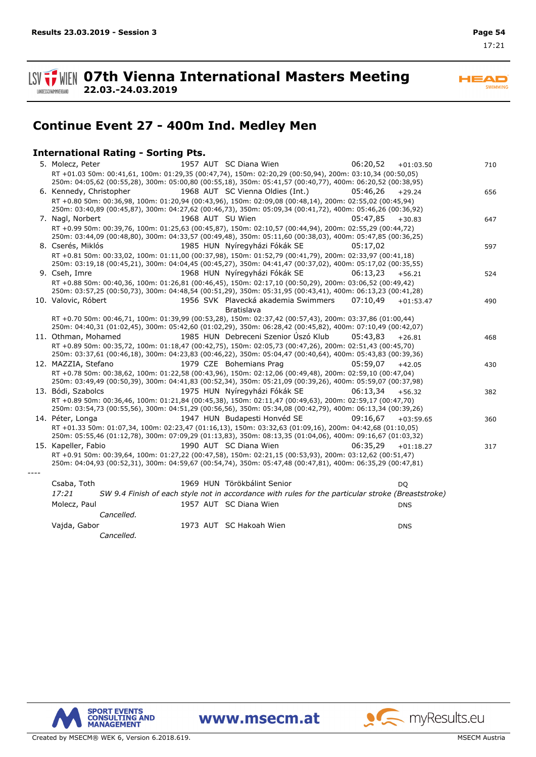# 07th Vienna International Masters Meeting

**22.03.-24.03.2019**

## Continue Event 27 - 400m Ind. Medley Men

### International Rating - Sorting Pts.

| Rank | Name | YoB | Nat | Club | Time | Diff | Pts |
|---|---|---|---|---|---|---|---|
| 5. | Molecz, Peter | 1957 | AUT | SC Diana Wien | 06:20,52 | +01:03.50 | 710 |
| | RT +01.03 50m: 00:41,61, 100m: 01:29,35 (00:47,74), 150m: 02:20,29 (00:50,94), 200m: 03:10,34 (00:50,05) 250m: 04:05,62 (00:55,28), 300m: 05:00,80 (00:55,18), 350m: 05:41,57 (00:40,77), 400m: 06:20,52 (00:38,95) | | | | | | |
| 6. | Kennedy, Christopher | 1968 | AUT | SC Vienna Oldies (Int.) | 05:46,26 | +29.24 | 656 |
| | RT +0.80 50m: 00:36,98, 100m: 01:20,94 (00:43,96), 150m: 02:09,08 (00:48,14), 200m: 02:55,02 (00:45,94) 250m: 03:40,89 (00:45,87), 300m: 04:27,62 (00:46,73), 350m: 05:09,34 (00:41,72), 400m: 05:46,26 (00:36,92) | | | | | | |
| 7. | Nagl, Norbert | 1968 | AUT | SU Wien | 05:47,85 | +30.83 | 647 |
| | RT +0.99 50m: 00:39,76, 100m: 01:25,63 (00:45,87), 150m: 02:10,57 (00:44,94), 200m: 02:55,29 (00:44,72) 250m: 03:44,09 (00:48,80), 300m: 04:33,57 (00:49,48), 350m: 05:11,60 (00:38,03), 400m: 05:47,85 (00:36,25) | | | | | | |
| 8. | Cserés, Miklós | 1985 | HUN | Nyíregyházi Fókák SE | 05:17,02 | | 597 |
| | RT +0.81 50m: 00:33,02, 100m: 01:11,00 (00:37,98), 150m: 01:52,79 (00:41,79), 200m: 02:33,97 (00:41,18) 250m: 03:19,18 (00:45,21), 300m: 04:04,45 (00:45,27), 350m: 04:41,47 (00:37,02), 400m: 05:17,02 (00:35,55) | | | | | | |
| 9. | Cseh, Imre | 1968 | HUN | Nyíregyházi Fókák SE | 06:13,23 | +56.21 | 524 |
| | RT +0.88 50m: 00:40,36, 100m: 01:26,81 (00:46,45), 150m: 02:17,10 (00:50,29), 200m: 03:06,52 (00:49,42) 250m: 03:57,25 (00:50,73), 300m: 04:48,54 (00:51,29), 350m: 05:31,95 (00:43,41), 400m: 06:13,23 (00:41,28) | | | | | | |
| 10. | Valovic, Róbert | 1956 | SVK | Plavecká akademia Swimmers Bratislava | 07:10,49 | +01:53.47 | 490 |
| | RT +0.70 50m: 00:46,71, 100m: 01:39,99 (00:53,28), 150m: 02:37,42 (00:57,43), 200m: 03:37,86 (01:00,44) 250m: 04:40,31 (01:02,45), 300m: 05:42,60 (01:02,29), 350m: 06:28,42 (00:45,82), 400m: 07:10,49 (00:42,07) | | | | | | |
| 11. | Othman, Mohamed | 1985 | HUN | Debreceni Szenior Úszó Klub | 05:43,83 | +26.81 | 468 |
| | RT +0.89 50m: 00:35,72, 100m: 01:18,47 (00:42,75), 150m: 02:05,73 (00:47,26), 200m: 02:51,43 (00:45,70) 250m: 03:37,61 (00:46,18), 300m: 04:23,83 (00:46,22), 350m: 05:04,47 (00:40,64), 400m: 05:43,83 (00:39,36) | | | | | | |
| 12. | MAZZIA, Stefano | 1979 | CZE | Bohemians Prag | 05:59,07 | +42.05 | 430 |
| | RT +0.78 50m: 00:38,62, 100m: 01:22,58 (00:43,96), 150m: 02:12,06 (00:49,48), 200m: 02:59,10 (00:47,04) 250m: 03:49,49 (00:50,39), 300m: 04:41,83 (00:52,34), 350m: 05:21,09 (00:39,26), 400m: 05:59,07 (00:37,98) | | | | | | |
| 13. | Bódi, Szabolcs | 1975 | HUN | Nyíregyházi Fókák SE | 06:13,34 | +56.32 | 382 |
| | RT +0.89 50m: 00:36,46, 100m: 01:21,84 (00:45,38), 150m: 02:11,47 (00:49,63), 200m: 02:59,17 (00:47,70) 250m: 03:54,73 (00:55,56), 300m: 04:51,29 (00:56,56), 350m: 05:34,08 (00:42,79), 400m: 06:13,34 (00:39,26) | | | | | | |
| 14. | Péter, Longa | 1947 | HUN | Budapesti Honvéd SE | 09:16,67 | +03:59.65 | 360 |
| | RT +01.33 50m: 01:07,34, 100m: 02:23,47 (01:16,13), 150m: 03:32,63 (01:09,16), 200m: 04:42,68 (01:10,05) 250m: 05:55,46 (01:12,78), 300m: 07:09,29 (01:13,83), 350m: 08:13,35 (01:04,06), 400m: 09:16,67 (01:03,32) | | | | | | |
| 15. | Kapeller, Fabio | 1990 | AUT | SC Diana Wien | 06:35,29 | +01:18.27 | 317 |
| | RT +0.91 50m: 00:39,64, 100m: 01:27,22 (00:47,58), 150m: 02:21,15 (00:53,93), 200m: 03:12,62 (00:51,47) 250m: 04:04,93 (00:52,31), 300m: 04:59,67 (00:54,74), 350m: 05:47,48 (00:47,81), 400m: 06:35,29 (00:47,81) | | | | | | |
| ---- | | | | | | | |
| | Csaba, Toth | 1969 | HUN | Törökbálint Senior | | DQ | |
| | *17:21 SW 9.4 Finish of each style not in accordance with rules for the particular stroke (Breaststroke)* | | | | | | |
| | Molecz, Paul | 1957 | AUT | SC Diana Wien | | DNS | |
| | *Cancelled.* | | | | | | |
| | Vajda, Gabor | 1973 | AUT | SC Hakoah Wien | | DNS | |
| | *Cancelled.* | | | | | | |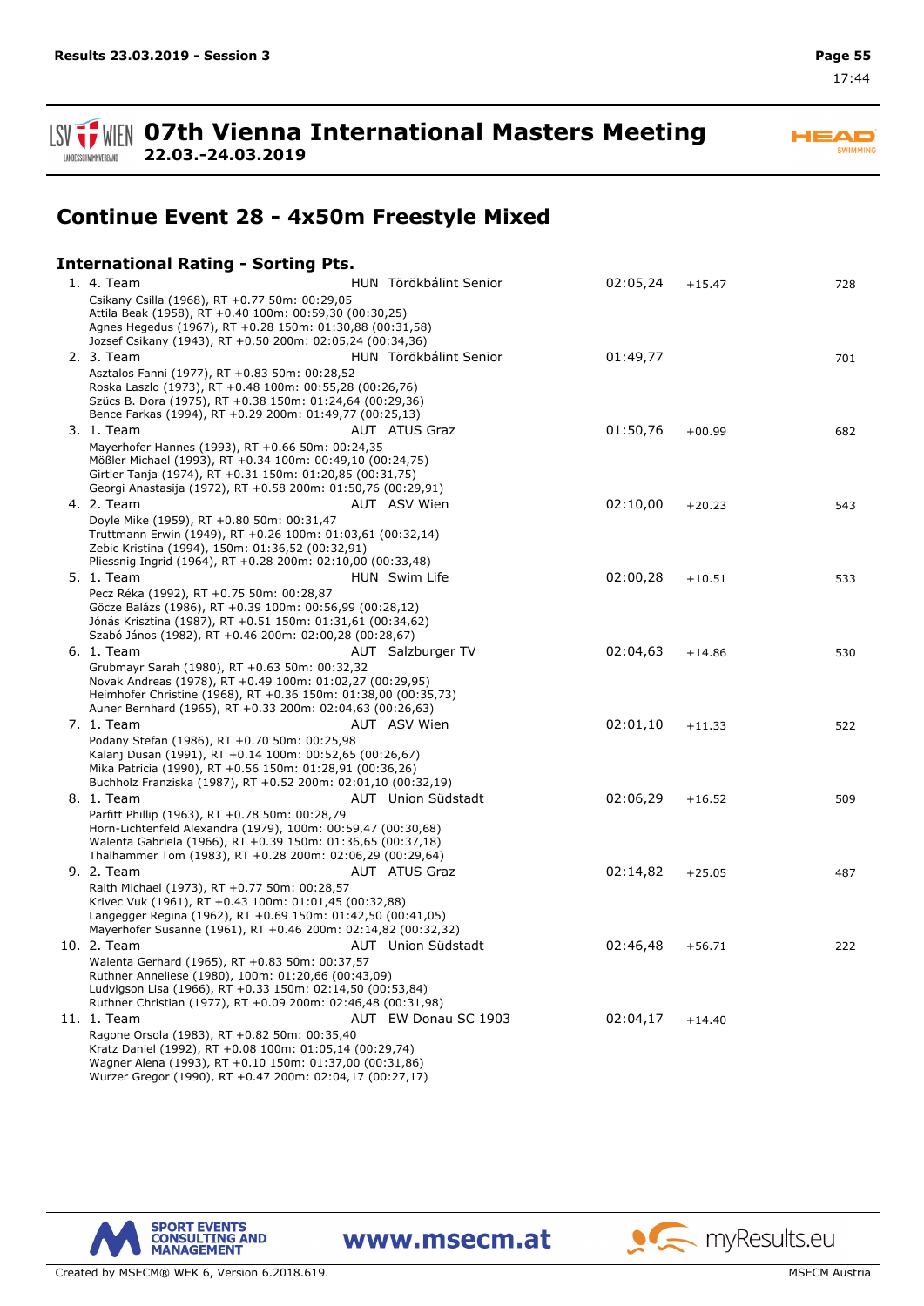## Continue Event 28 - 4x50m Freestyle Mixed

### International Rating - Sorting Pts.

1. 4. Team HUN Törökbálint Senior 02:05,24 +15.47 728
   Csikany Csilla (1968), RT +0.77 50m: 00:29,05
   Attila Beak (1958), RT +0.40 100m: 00:59,30 (00:30,25)
   Agnes Hegedus (1967), RT +0.28 150m: 01:30,88 (00:31,58)
   Jozsef Csikany (1943), RT +0.50 200m: 02:05,24 (00:34,36)
2. 3. Team HUN Törökbálint Senior 01:49,77 701
   Asztalos Fanni (1977), RT +0.83 50m: 00:28,52
   Roska Laszlo (1973), RT +0.48 100m: 00:55,28 (00:26,76)
   Szücs B. Dora (1975), RT +0.38 150m: 01:24,64 (00:29,36)
   Bence Farkas (1994), RT +0.29 200m: 01:49,77 (00:25,13)
3. 1. Team AUT ATUS Graz 01:50,76 +00.99 682
   Mayerhofer Hannes (1993), RT +0.66 50m: 00:24,35
   Mößler Michael (1993), RT +0.34 100m: 00:49,10 (00:24,75)
   Girtler Tanja (1974), RT +0.31 150m: 01:20,85 (00:31,75)
   Georgi Anastasija (1972), RT +0.58 200m: 01:50,76 (00:29,91)
4. 2. Team AUT ASV Wien 02:10,00 +20.23 543
   Doyle Mike (1959), RT +0.80 50m: 00:31,47
   Truttmann Erwin (1949), RT +0.26 100m: 01:03,61 (00:32,14)
   Zebic Kristina (1994), 150m: 01:36,52 (00:32,91)
   Pliessnig Ingrid (1964), RT +0.28 200m: 02:10,00 (00:33,48)
5. 1. Team HUN Swim Life 02:00,28 +10.51 533
   Pecz Réka (1992), RT +0.75 50m: 00:28,87
   Göcze Balázs (1986), RT +0.39 100m: 00:56,99 (00:28,12)
   Jónás Krisztina (1987), RT +0.51 150m: 01:31,61 (00:34,62)
   Szabó János (1982), RT +0.46 200m: 02:00,28 (00:28,67)
6. 1. Team AUT Salzburger TV 02:04,63 +14.86 530
   Grubmayr Sarah (1980), RT +0.63 50m: 00:32,32
   Novak Andreas (1978), RT +0.49 100m: 01:02,27 (00:29,95)
   Heimhofer Christine (1968), RT +0.36 150m: 01:38,00 (00:35,73)
   Auner Bernhard (1965), RT +0.33 200m: 02:04,63 (00:26,63)
7. 1. Team AUT ASV Wien 02:01,10 +11.33 522
   Podany Stefan (1986), RT +0.70 50m: 00:25,98
   Kalanj Dusan (1991), RT +0.14 100m: 00:52,65 (00:26,67)
   Mika Patricia (1990), RT +0.56 150m: 01:28,91 (00:36,26)
   Buchholz Franziska (1987), RT +0.52 200m: 02:01,10 (00:32,19)
8. 1. Team AUT Union Südstadt 02:06,29 +16.52 509
   Parfitt Phillip (1963), RT +0.78 50m: 00:28,79
   Horn-Lichtenfeld Alexandra (1979), 100m: 00:59,47 (00:30,68)
   Walenta Gabriela (1966), RT +0.39 150m: 01:36,65 (00:37,18)
   Thalhammer Tom (1983), RT +0.28 200m: 02:06,29 (00:29,64)
9. 2. Team AUT ATUS Graz 02:14,82 +25.05 487
   Raith Michael (1973), RT +0.77 50m: 00:28,57
   Krivec Vuk (1961), RT +0.43 100m: 01:01,45 (00:32,88)
   Langegger Regina (1962), RT +0.69 150m: 01:42,50 (00:41,05)
   Mayerhofer Susanne (1961), RT +0.46 200m: 02:14,82 (00:32,32)
10. 2. Team AUT Union Südstadt 02:46,48 +56.71 222
    Walenta Gerhard (1965), RT +0.83 50m: 00:37,57
    Ruthner Anneliese (1980), 100m: 01:20,66 (00:43,09)
    Ludvigson Lisa (1966), RT +0.33 150m: 02:14,50 (00:53,84)
    Ruthner Christian (1977), RT +0.09 200m: 02:46,48 (00:31,98)
11. 1. Team AUT EW Donau SC 1903 02:04,17 +14.40
    Ragone Orsola (1983), RT +0.82 50m: 00:35,40
    Kratz Daniel (1992), RT +0.08 100m: 01:05,14 (00:29,74)
    Wagner Alena (1993), RT +0.10 150m: 01:37,00 (00:31,86)
    Wurzer Gregor (1990), RT +0.47 200m: 02:04,17 (00:27,17)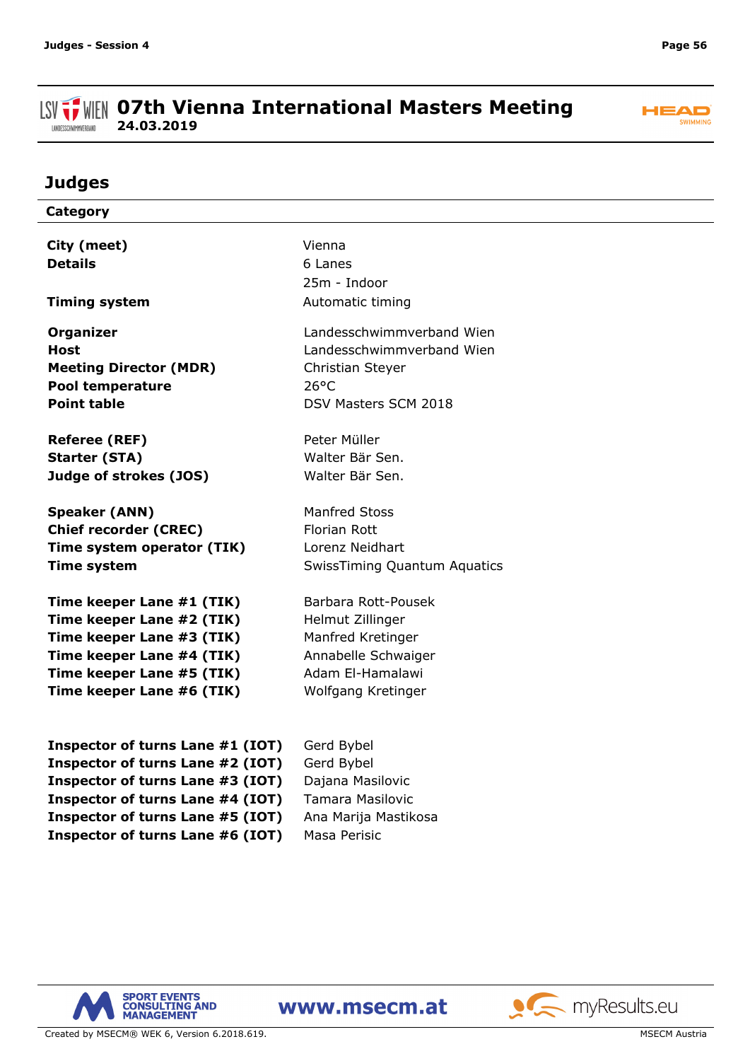# 07th Vienna International Masters Meeting

**24.03.2019**

## Judges

| Category | |
|---|---|
| **City (meet)** | Vienna |
| **Details** | 6 Lanes |
| | 25m - Indoor |
| **Timing system** | Automatic timing |
| **Organizer** | Landesschwimmverband Wien |
| **Host** | Landesschwimmverband Wien |
| **Meeting Director (MDR)** | Christian Steyer |
| **Pool temperature** | 26°C |
| **Point table** | DSV Masters SCM 2018 |
| **Referee (REF)** | Peter Müller |
| **Starter (STA)** | Walter Bär Sen. |
| **Judge of strokes (JOS)** | Walter Bär Sen. |
| **Speaker (ANN)** | Manfred Stoss |
| **Chief recorder (CREC)** | Florian Rott |
| **Time system operator (TIK)** | Lorenz Neidhart |
| **Time system** | SwissTiming Quantum Aquatics |
| **Time keeper Lane #1 (TIK)** | Barbara Rott-Pousek |
| **Time keeper Lane #2 (TIK)** | Helmut Zillinger |
| **Time keeper Lane #3 (TIK)** | Manfred Kretinger |
| **Time keeper Lane #4 (TIK)** | Annabelle Schwaiger |
| **Time keeper Lane #5 (TIK)** | Adam El-Hamalawi |
| **Time keeper Lane #6 (TIK)** | Wolfgang Kretinger |
| **Inspector of turns Lane #1 (IOT)** | Gerd Bybel |
| **Inspector of turns Lane #2 (IOT)** | Gerd Bybel |
| **Inspector of turns Lane #3 (IOT)** | Dajana Masilovic |
| **Inspector of turns Lane #4 (IOT)** | Tamara Masilovic |
| **Inspector of turns Lane #5 (IOT)** | Ana Marija Mastikosa |
| **Inspector of turns Lane #6 (IOT)** | Masa Perisic |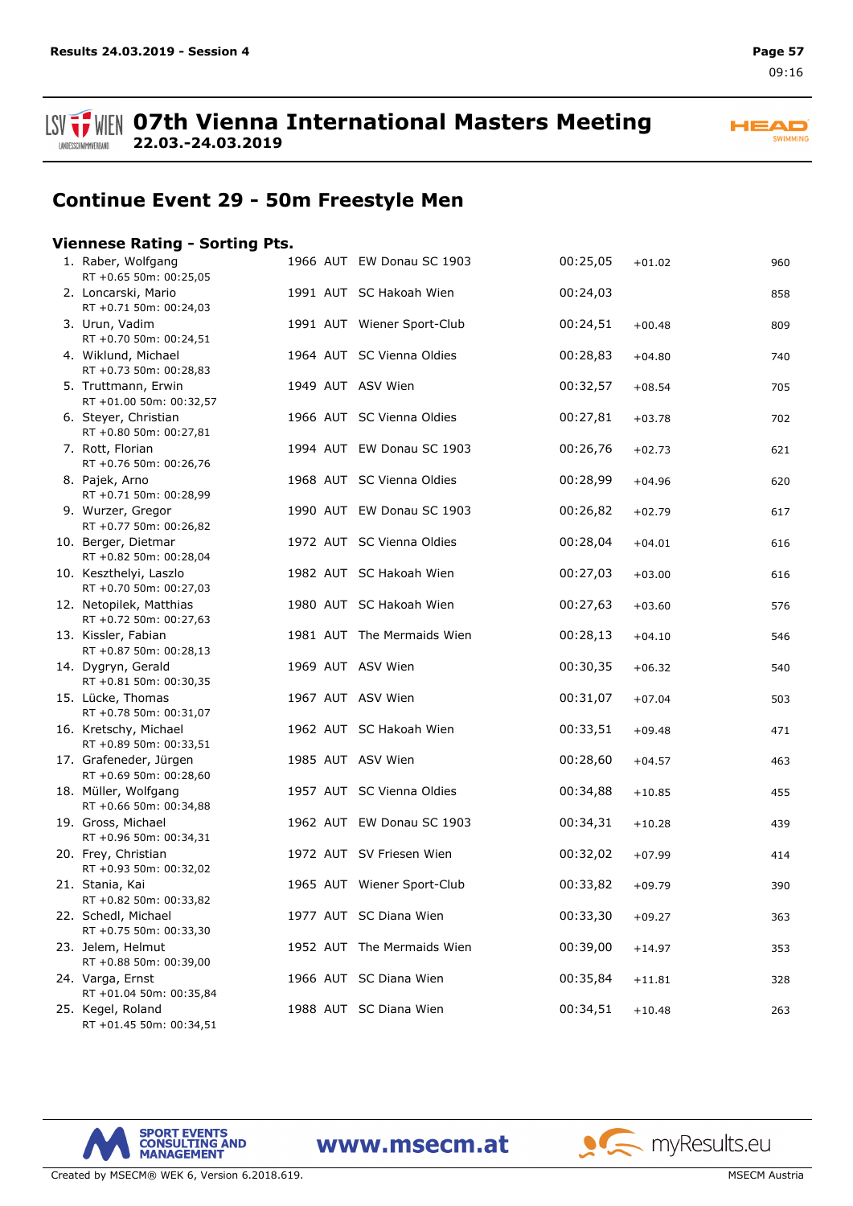# 07th Vienna International Masters Meeting

**22.03.-24.03.2019**

## Continue Event 29 - 50m Freestyle Men

### Viennese Rating - Sorting Pts.

| Rank | Name | Year | Nat | Club | Time | Diff | Pts |
|---|---|---|---|---|---|---|---|
| 1. | Raber, Wolfgang<br>RT +0.65 50m: 00:25,05 | 1966 | AUT | EW Donau SC 1903 | 00:25,05 | +01.02 | 960 |
| 2. | Loncarski, Mario<br>RT +0.71 50m: 00:24,03 | 1991 | AUT | SC Hakoah Wien | 00:24,03 | | 858 |
| 3. | Urun, Vadim<br>RT +0.70 50m: 00:24,51 | 1991 | AUT | Wiener Sport-Club | 00:24,51 | +00.48 | 809 |
| 4. | Wiklund, Michael<br>RT +0.73 50m: 00:28,83 | 1964 | AUT | SC Vienna Oldies | 00:28,83 | +04.80 | 740 |
| 5. | Truttmann, Erwin<br>RT +01.00 50m: 00:32,57 | 1949 | AUT | ASV Wien | 00:32,57 | +08.54 | 705 |
| 6. | Steyer, Christian<br>RT +0.80 50m: 00:27,81 | 1966 | AUT | SC Vienna Oldies | 00:27,81 | +03.78 | 702 |
| 7. | Rott, Florian<br>RT +0.76 50m: 00:26,76 | 1994 | AUT | EW Donau SC 1903 | 00:26,76 | +02.73 | 621 |
| 8. | Pajek, Arno<br>RT +0.71 50m: 00:28,99 | 1968 | AUT | SC Vienna Oldies | 00:28,99 | +04.96 | 620 |
| 9. | Wurzer, Gregor<br>RT +0.77 50m: 00:26,82 | 1990 | AUT | EW Donau SC 1903 | 00:26,82 | +02.79 | 617 |
| 10. | Berger, Dietmar<br>RT +0.82 50m: 00:28,04 | 1972 | AUT | SC Vienna Oldies | 00:28,04 | +04.01 | 616 |
| 10. | Keszthelyi, Laszlo<br>RT +0.70 50m: 00:27,03 | 1982 | AUT | SC Hakoah Wien | 00:27,03 | +03.00 | 616 |
| 12. | Netopilek, Matthias<br>RT +0.72 50m: 00:27,63 | 1980 | AUT | SC Hakoah Wien | 00:27,63 | +03.60 | 576 |
| 13. | Kissler, Fabian<br>RT +0.87 50m: 00:28,13 | 1981 | AUT | The Mermaids Wien | 00:28,13 | +04.10 | 546 |
| 14. | Dygryn, Gerald<br>RT +0.81 50m: 00:30,35 | 1969 | AUT | ASV Wien | 00:30,35 | +06.32 | 540 |
| 15. | Lücke, Thomas<br>RT +0.78 50m: 00:31,07 | 1967 | AUT | ASV Wien | 00:31,07 | +07.04 | 503 |
| 16. | Kretschy, Michael<br>RT +0.89 50m: 00:33,51 | 1962 | AUT | SC Hakoah Wien | 00:33,51 | +09.48 | 471 |
| 17. | Grafeneder, Jürgen<br>RT +0.69 50m: 00:28,60 | 1985 | AUT | ASV Wien | 00:28,60 | +04.57 | 463 |
| 18. | Müller, Wolfgang<br>RT +0.66 50m: 00:34,88 | 1957 | AUT | SC Vienna Oldies | 00:34,88 | +10.85 | 455 |
| 19. | Gross, Michael<br>RT +0.96 50m: 00:34,31 | 1962 | AUT | EW Donau SC 1903 | 00:34,31 | +10.28 | 439 |
| 20. | Frey, Christian<br>RT +0.93 50m: 00:32,02 | 1972 | AUT | SV Friesen Wien | 00:32,02 | +07.99 | 414 |
| 21. | Stania, Kai<br>RT +0.82 50m: 00:33,82 | 1965 | AUT | Wiener Sport-Club | 00:33,82 | +09.79 | 390 |
| 22. | Schedl, Michael<br>RT +0.75 50m: 00:33,30 | 1977 | AUT | SC Diana Wien | 00:33,30 | +09.27 | 363 |
| 23. | Jelem, Helmut<br>RT +0.88 50m: 00:39,00 | 1952 | AUT | The Mermaids Wien | 00:39,00 | +14.97 | 353 |
| 24. | Varga, Ernst<br>RT +01.04 50m: 00:35,84 | 1966 | AUT | SC Diana Wien | 00:35,84 | +11.81 | 328 |
| 25. | Kegel, Roland<br>RT +01.45 50m: 00:34,51 | 1988 | AUT | SC Diana Wien | 00:34,51 | +10.48 | 263 |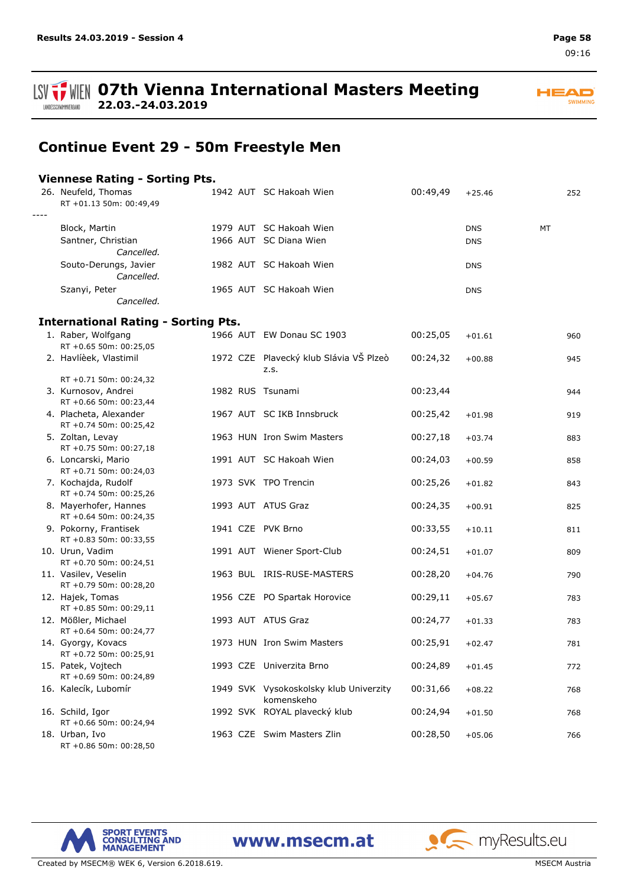# 07th Vienna International Masters Meeting

**22.03.-24.03.2019**

## Continue Event 29 - 50m Freestyle Men

### Viennese Rating - Sorting Pts.

| Rank | Name | YoB | Nat | Club | Time | Diff | | Pts |
|---|---|---|---|---|---|---|---|---|
| 26. | Neufeld, Thomas<br>RT +01.13 50m: 00:49,49 | 1942 | AUT | SC Hakoah Wien | 00:49,49 | +25.46 | | 252 |
| ---- | | | | | | | | |
| | Block, Martin | 1979 | AUT | SC Hakoah Wien | | DNS | MT | |
| | Santner, Christian<br>*Cancelled.* | 1966 | AUT | SC Diana Wien | | DNS | | |
| | Souto-Derungs, Javier<br>*Cancelled.* | 1982 | AUT | SC Hakoah Wien | | DNS | | |
| | Szanyi, Peter<br>*Cancelled.* | 1965 | AUT | SC Hakoah Wien | | DNS | | |

### International Rating - Sorting Pts.

| Rank | Name | YoB | Nat | Club | Time | Diff | Pts |
|---|---|---|---|---|---|---|---|
| 1. | Raber, Wolfgang<br>RT +0.65 50m: 00:25,05 | 1966 | AUT | EW Donau SC 1903 | 00:25,05 | +01.61 | 960 |
| 2. | Havlíèek, Vlastimil<br>RT +0.71 50m: 00:24,32 | 1972 | CZE | Plavecký klub Slávia VŠ Plzeò z.s. | 00:24,32 | +00.88 | 945 |
| 3. | Kurnosov, Andrei<br>RT +0.66 50m: 00:23,44 | 1982 | RUS | Tsunami | 00:23,44 | | 944 |
| 4. | Placheta, Alexander<br>RT +0.74 50m: 00:25,42 | 1967 | AUT | SC IKB Innsbruck | 00:25,42 | +01.98 | 919 |
| 5. | Zoltan, Levay<br>RT +0.75 50m: 00:27,18 | 1963 | HUN | Iron Swim Masters | 00:27,18 | +03.74 | 883 |
| 6. | Loncarski, Mario<br>RT +0.71 50m: 00:24,03 | 1991 | AUT | SC Hakoah Wien | 00:24,03 | +00.59 | 858 |
| 7. | Kochajda, Rudolf<br>RT +0.74 50m: 00:25,26 | 1973 | SVK | TPO Trencin | 00:25,26 | +01.82 | 843 |
| 8. | Mayerhofer, Hannes<br>RT +0.64 50m: 00:24,35 | 1993 | AUT | ATUS Graz | 00:24,35 | +00.91 | 825 |
| 9. | Pokorny, Frantisek<br>RT +0.83 50m: 00:33,55 | 1941 | CZE | PVK Brno | 00:33,55 | +10.11 | 811 |
| 10. | Urun, Vadim<br>RT +0.70 50m: 00:24,51 | 1991 | AUT | Wiener Sport-Club | 00:24,51 | +01.07 | 809 |
| 11. | Vasilev, Veselin<br>RT +0.79 50m: 00:28,20 | 1963 | BUL | IRIS-RUSE-MASTERS | 00:28,20 | +04.76 | 790 |
| 12. | Hajek, Tomas<br>RT +0.85 50m: 00:29,11 | 1956 | CZE | PO Spartak Horovice | 00:29,11 | +05.67 | 783 |
| 12. | Mößler, Michael<br>RT +0.64 50m: 00:24,77 | 1993 | AUT | ATUS Graz | 00:24,77 | +01.33 | 783 |
| 14. | Gyorgy, Kovacs<br>RT +0.72 50m: 00:25,91 | 1973 | HUN | Iron Swim Masters | 00:25,91 | +02.47 | 781 |
| 15. | Patek, Vojtech<br>RT +0.69 50m: 00:24,89 | 1993 | CZE | Univerzita Brno | 00:24,89 | +01.45 | 772 |
| 16. | Kalecík, Lubomír | 1949 | SVK | Vysokoskolsky klub Univerzity komenskeho | 00:31,66 | +08.22 | 768 |
| 16. | Schild, Igor<br>RT +0.66 50m: 00:24,94 | 1992 | SVK | ROYAL plavecký klub | 00:24,94 | +01.50 | 768 |
| 18. | Urban, Ivo<br>RT +0.86 50m: 00:28,50 | 1963 | CZE | Swim Masters Zlin | 00:28,50 | +05.06 | 766 |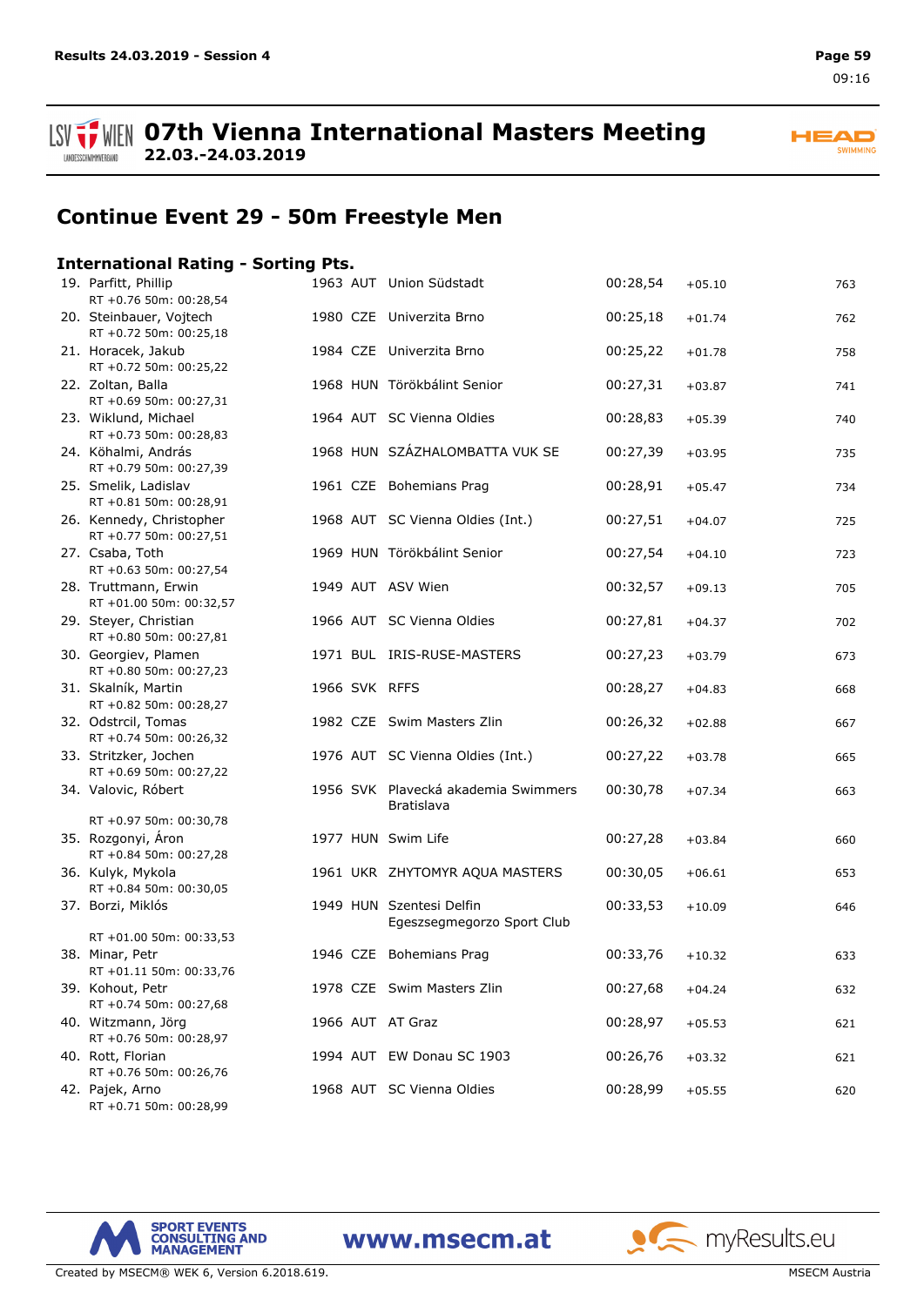## Continue Event 29 - 50m Freestyle Men

### International Rating - Sorting Pts.

| Rank | Name | YOB | Nat | Club | Time | Diff | Pts |
|---|---|---|---|---|---|---|---|
| 19. | Parfitt, Phillip<br>RT +0.76 50m: 00:28,54 | 1963 | AUT | Union Südstadt | 00:28,54 | +05.10 | 763 |
| 20. | Steinbauer, Vojtech<br>RT +0.72 50m: 00:25,18 | 1980 | CZE | Univerzita Brno | 00:25,18 | +01.74 | 762 |
| 21. | Horacek, Jakub<br>RT +0.72 50m: 00:25,22 | 1984 | CZE | Univerzita Brno | 00:25,22 | +01.78 | 758 |
| 22. | Zoltan, Balla<br>RT +0.69 50m: 00:27,31 | 1968 | HUN | Törökbálint Senior | 00:27,31 | +03.87 | 741 |
| 23. | Wiklund, Michael<br>RT +0.73 50m: 00:28,83 | 1964 | AUT | SC Vienna Oldies | 00:28,83 | +05.39 | 740 |
| 24. | Köhalmi, András<br>RT +0.79 50m: 00:27,39 | 1968 | HUN | SZÁZHALOMBATTA VUK SE | 00:27,39 | +03.95 | 735 |
| 25. | Smelik, Ladislav<br>RT +0.81 50m: 00:28,91 | 1961 | CZE | Bohemians Prag | 00:28,91 | +05.47 | 734 |
| 26. | Kennedy, Christopher<br>RT +0.77 50m: 00:27,51 | 1968 | AUT | SC Vienna Oldies (Int.) | 00:27,51 | +04.07 | 725 |
| 27. | Csaba, Toth<br>RT +0.63 50m: 00:27,54 | 1969 | HUN | Törökbálint Senior | 00:27,54 | +04.10 | 723 |
| 28. | Truttmann, Erwin<br>RT +01.00 50m: 00:32,57 | 1949 | AUT | ASV Wien | 00:32,57 | +09.13 | 705 |
| 29. | Steyer, Christian<br>RT +0.80 50m: 00:27,81 | 1966 | AUT | SC Vienna Oldies | 00:27,81 | +04.37 | 702 |
| 30. | Georgiev, Plamen<br>RT +0.80 50m: 00:27,23 | 1971 | BUL | IRIS-RUSE-MASTERS | 00:27,23 | +03.79 | 673 |
| 31. | Skalník, Martin<br>RT +0.82 50m: 00:28,27 | 1966 | SVK | RFFS | 00:28,27 | +04.83 | 668 |
| 32. | Odstrcil, Tomas<br>RT +0.74 50m: 00:26,32 | 1982 | CZE | Swim Masters Zlin | 00:26,32 | +02.88 | 667 |
| 33. | Stritzker, Jochen<br>RT +0.69 50m: 00:27,22 | 1976 | AUT | SC Vienna Oldies (Int.) | 00:27,22 | +03.78 | 665 |
| 34. | Valovic, Róbert<br>RT +0.97 50m: 00:30,78 | 1956 | SVK | Plavecká akademia Swimmers Bratislava | 00:30,78 | +07.34 | 663 |
| 35. | Rozgonyi, Áron<br>RT +0.84 50m: 00:27,28 | 1977 | HUN | Swim Life | 00:27,28 | +03.84 | 660 |
| 36. | Kulyk, Mykola<br>RT +0.84 50m: 00:30,05 | 1961 | UKR | ZHYTOMYR AQUA MASTERS | 00:30,05 | +06.61 | 653 |
| 37. | Borzi, Miklós<br>RT +01.00 50m: 00:33,53 | 1949 | HUN | Szentesi Delfin Egeszsegmegorzo Sport Club | 00:33,53 | +10.09 | 646 |
| 38. | Minar, Petr<br>RT +01.11 50m: 00:33,76 | 1946 | CZE | Bohemians Prag | 00:33,76 | +10.32 | 633 |
| 39. | Kohout, Petr<br>RT +0.74 50m: 00:27,68 | 1978 | CZE | Swim Masters Zlin | 00:27,68 | +04.24 | 632 |
| 40. | Witzmann, Jörg<br>RT +0.76 50m: 00:28,97 | 1966 | AUT | AT Graz | 00:28,97 | +05.53 | 621 |
| 40. | Rott, Florian<br>RT +0.76 50m: 00:26,76 | 1994 | AUT | EW Donau SC 1903 | 00:26,76 | +03.32 | 621 |
| 42. | Pajek, Arno<br>RT +0.71 50m: 00:28,99 | 1968 | AUT | SC Vienna Oldies | 00:28,99 | +05.55 | 620 |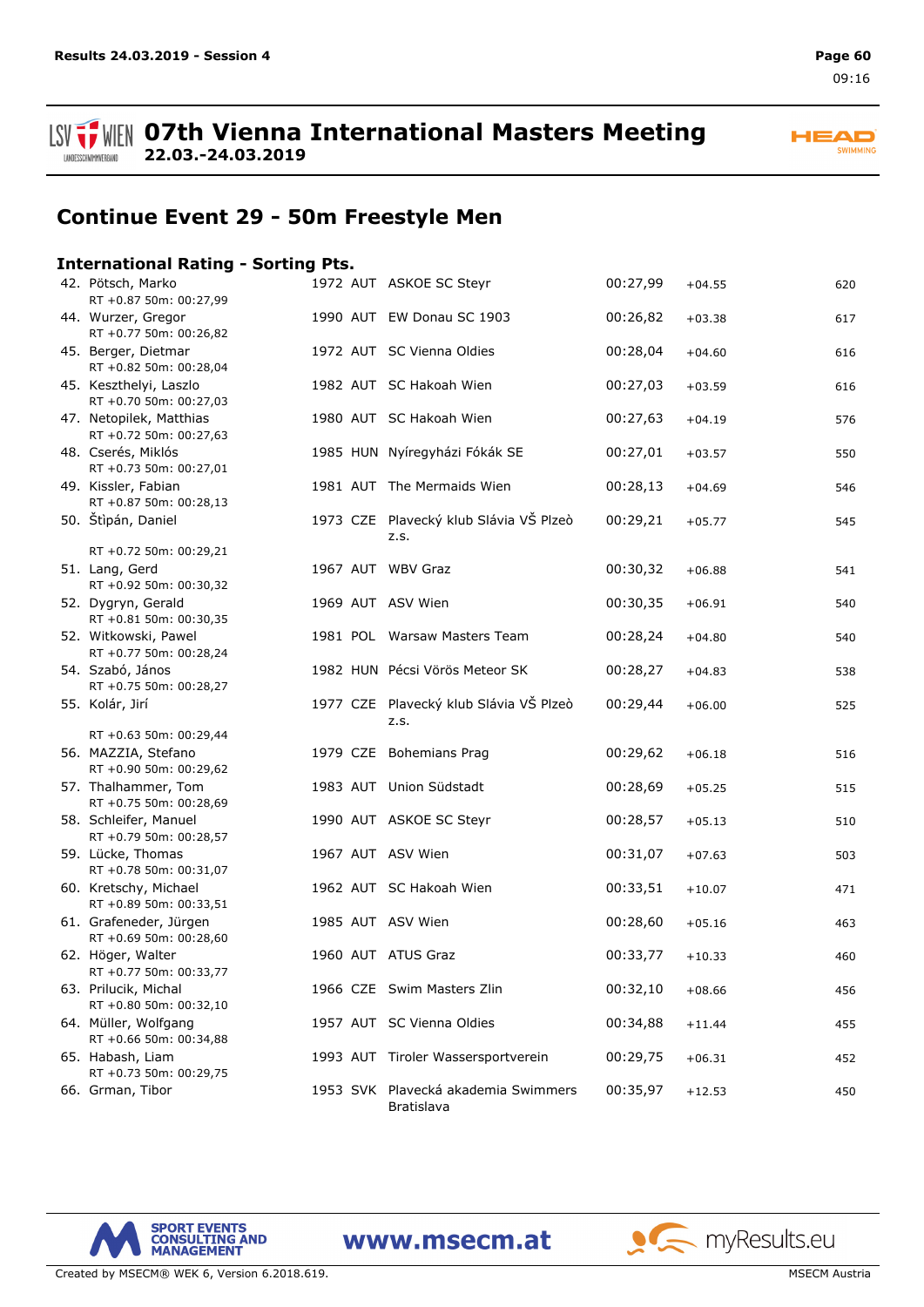# 07th Vienna International Masters Meeting

**22.03.-24.03.2019**

## Continue Event 29 - 50m Freestyle Men

### International Rating - Sorting Pts.

| Rank | Name | YOB | Nat | Club | Time | Diff | Pts |
|---|---|---|---|---|---|---|---|
| 42. | Pötsch, Marko<br>RT +0.87 50m: 00:27,99 | 1972 | AUT | ASKOE SC Steyr | 00:27,99 | +04.55 | 620 |
| 44. | Wurzer, Gregor<br>RT +0.77 50m: 00:26,82 | 1990 | AUT | EW Donau SC 1903 | 00:26,82 | +03.38 | 617 |
| 45. | Berger, Dietmar<br>RT +0.82 50m: 00:28,04 | 1972 | AUT | SC Vienna Oldies | 00:28,04 | +04.60 | 616 |
| 45. | Keszthelyi, Laszlo<br>RT +0.70 50m: 00:27,03 | 1982 | AUT | SC Hakoah Wien | 00:27,03 | +03.59 | 616 |
| 47. | Netopilek, Matthias<br>RT +0.72 50m: 00:27,63 | 1980 | AUT | SC Hakoah Wien | 00:27,63 | +04.19 | 576 |
| 48. | Cserés, Miklós<br>RT +0.73 50m: 00:27,01 | 1985 | HUN | Nyíregyházi Fókák SE | 00:27,01 | +03.57 | 550 |
| 49. | Kissler, Fabian<br>RT +0.87 50m: 00:28,13 | 1981 | AUT | The Mermaids Wien | 00:28,13 | +04.69 | 546 |
| 50. | Štìpán, Daniel<br>RT +0.72 50m: 00:29,21 | 1973 | CZE | Plavecký klub Slávia VŠ Plzeò z.s. | 00:29,21 | +05.77 | 545 |
| 51. | Lang, Gerd<br>RT +0.92 50m: 00:30,32 | 1967 | AUT | WBV Graz | 00:30,32 | +06.88 | 541 |
| 52. | Dygryn, Gerald<br>RT +0.81 50m: 00:30,35 | 1969 | AUT | ASV Wien | 00:30,35 | +06.91 | 540 |
| 52. | Witkowski, Pawel<br>RT +0.77 50m: 00:28,24 | 1981 | POL | Warsaw Masters Team | 00:28,24 | +04.80 | 540 |
| 54. | Szabó, János<br>RT +0.75 50m: 00:28,27 | 1982 | HUN | Pécsi Vörös Meteor SK | 00:28,27 | +04.83 | 538 |
| 55. | Kolár, Jirí<br>RT +0.63 50m: 00:29,44 | 1977 | CZE | Plavecký klub Slávia VŠ Plzeò z.s. | 00:29,44 | +06.00 | 525 |
| 56. | MAZZIA, Stefano<br>RT +0.90 50m: 00:29,62 | 1979 | CZE | Bohemians Prag | 00:29,62 | +06.18 | 516 |
| 57. | Thalhammer, Tom<br>RT +0.75 50m: 00:28,69 | 1983 | AUT | Union Südstadt | 00:28,69 | +05.25 | 515 |
| 58. | Schleifer, Manuel<br>RT +0.79 50m: 00:28,57 | 1990 | AUT | ASKOE SC Steyr | 00:28,57 | +05.13 | 510 |
| 59. | Lücke, Thomas<br>RT +0.78 50m: 00:31,07 | 1967 | AUT | ASV Wien | 00:31,07 | +07.63 | 503 |
| 60. | Kretschy, Michael<br>RT +0.89 50m: 00:33,51 | 1962 | AUT | SC Hakoah Wien | 00:33,51 | +10.07 | 471 |
| 61. | Grafeneder, Jürgen<br>RT +0.69 50m: 00:28,60 | 1985 | AUT | ASV Wien | 00:28,60 | +05.16 | 463 |
| 62. | Höger, Walter<br>RT +0.77 50m: 00:33,77 | 1960 | AUT | ATUS Graz | 00:33,77 | +10.33 | 460 |
| 63. | Prilucik, Michal<br>RT +0.80 50m: 00:32,10 | 1966 | CZE | Swim Masters Zlin | 00:32,10 | +08.66 | 456 |
| 64. | Müller, Wolfgang<br>RT +0.66 50m: 00:34,88 | 1957 | AUT | SC Vienna Oldies | 00:34,88 | +11.44 | 455 |
| 65. | Habash, Liam<br>RT +0.73 50m: 00:29,75 | 1993 | AUT | Tiroler Wassersportverein | 00:29,75 | +06.31 | 452 |
| 66. | Grman, Tibor | 1953 | SVK | Plavecká akademia Swimmers Bratislava | 00:35,97 | +12.53 | 450 |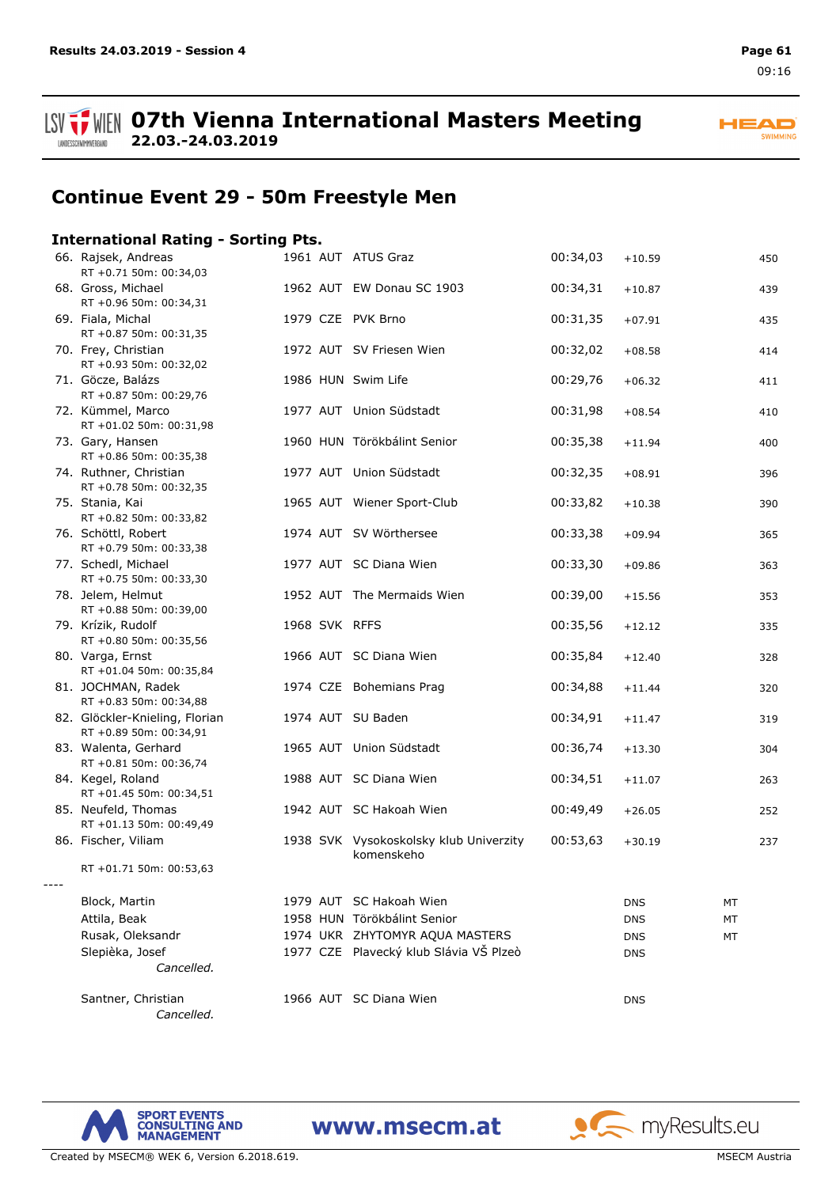# 07th Vienna International Masters Meeting

**22.03.-24.03.2019**

## Continue Event 29 - 50m Freestyle Men

### International Rating - Sorting Pts.

| Place | Name | YoB | Nat | Club | Time | Diff | | Pts |
|---|---|---|---|---|---|---|---|---|
| 66. | Rajsek, Andreas<br>RT +0.71 50m: 00:34,03 | 1961 | AUT | ATUS Graz | 00:34,03 | +10.59 | | 450 |
| 68. | Gross, Michael<br>RT +0.96 50m: 00:34,31 | 1962 | AUT | EW Donau SC 1903 | 00:34,31 | +10.87 | | 439 |
| 69. | Fiala, Michal<br>RT +0.87 50m: 00:31,35 | 1979 | CZE | PVK Brno | 00:31,35 | +07.91 | | 435 |
| 70. | Frey, Christian<br>RT +0.93 50m: 00:32,02 | 1972 | AUT | SV Friesen Wien | 00:32,02 | +08.58 | | 414 |
| 71. | Göcze, Balázs<br>RT +0.87 50m: 00:29,76 | 1986 | HUN | Swim Life | 00:29,76 | +06.32 | | 411 |
| 72. | Kümmel, Marco<br>RT +01.02 50m: 00:31,98 | 1977 | AUT | Union Südstadt | 00:31,98 | +08.54 | | 410 |
| 73. | Gary, Hansen<br>RT +0.86 50m: 00:35,38 | 1960 | HUN | Törökbálint Senior | 00:35,38 | +11.94 | | 400 |
| 74. | Ruthner, Christian<br>RT +0.78 50m: 00:32,35 | 1977 | AUT | Union Südstadt | 00:32,35 | +08.91 | | 396 |
| 75. | Stania, Kai<br>RT +0.82 50m: 00:33,82 | 1965 | AUT | Wiener Sport-Club | 00:33,82 | +10.38 | | 390 |
| 76. | Schöttl, Robert<br>RT +0.79 50m: 00:33,38 | 1974 | AUT | SV Wörthersee | 00:33,38 | +09.94 | | 365 |
| 77. | Schedl, Michael<br>RT +0.75 50m: 00:33,30 | 1977 | AUT | SC Diana Wien | 00:33,30 | +09.86 | | 363 |
| 78. | Jelem, Helmut<br>RT +0.88 50m: 00:39,00 | 1952 | AUT | The Mermaids Wien | 00:39,00 | +15.56 | | 353 |
| 79. | Krízik, Rudolf<br>RT +0.80 50m: 00:35,56 | 1968 | SVK | RFFS | 00:35,56 | +12.12 | | 335 |
| 80. | Varga, Ernst<br>RT +01.04 50m: 00:35,84 | 1966 | AUT | SC Diana Wien | 00:35,84 | +12.40 | | 328 |
| 81. | JOCHMAN, Radek<br>RT +0.83 50m: 00:34,88 | 1974 | CZE | Bohemians Prag | 00:34,88 | +11.44 | | 320 |
| 82. | Glöckler-Knieling, Florian<br>RT +0.89 50m: 00:34,91 | 1974 | AUT | SU Baden | 00:34,91 | +11.47 | | 319 |
| 83. | Walenta, Gerhard<br>RT +0.81 50m: 00:36,74 | 1965 | AUT | Union Südstadt | 00:36,74 | +13.30 | | 304 |
| 84. | Kegel, Roland<br>RT +01.45 50m: 00:34,51 | 1988 | AUT | SC Diana Wien | 00:34,51 | +11.07 | | 263 |
| 85. | Neufeld, Thomas<br>RT +01.13 50m: 00:49,49 | 1942 | AUT | SC Hakoah Wien | 00:49,49 | +26.05 | | 252 |
| 86. | Fischer, Viliam<br>RT +01.71 50m: 00:53,63 | 1938 | SVK | Vysokoskolsky klub Univerzity komenskeho | 00:53,63 | +30.19 | | 237 |
| ---- | | | | | | | | |
| | Block, Martin | 1979 | AUT | SC Hakoah Wien | | DNS | MT | |
| | Attila, Beak | 1958 | HUN | Törökbálint Senior | | DNS | MT | |
| | Rusak, Oleksandr | 1974 | UKR | ZHYTOMYR AQUA MASTERS | | DNS | MT | |
| | Slepièka, Josef<br>*Cancelled.* | 1977 | CZE | Plavecký klub Slávia VŠ Plzeò | | DNS | | |
| | Santner, Christian<br>*Cancelled.* | 1966 | AUT | SC Diana Wien | | DNS | | |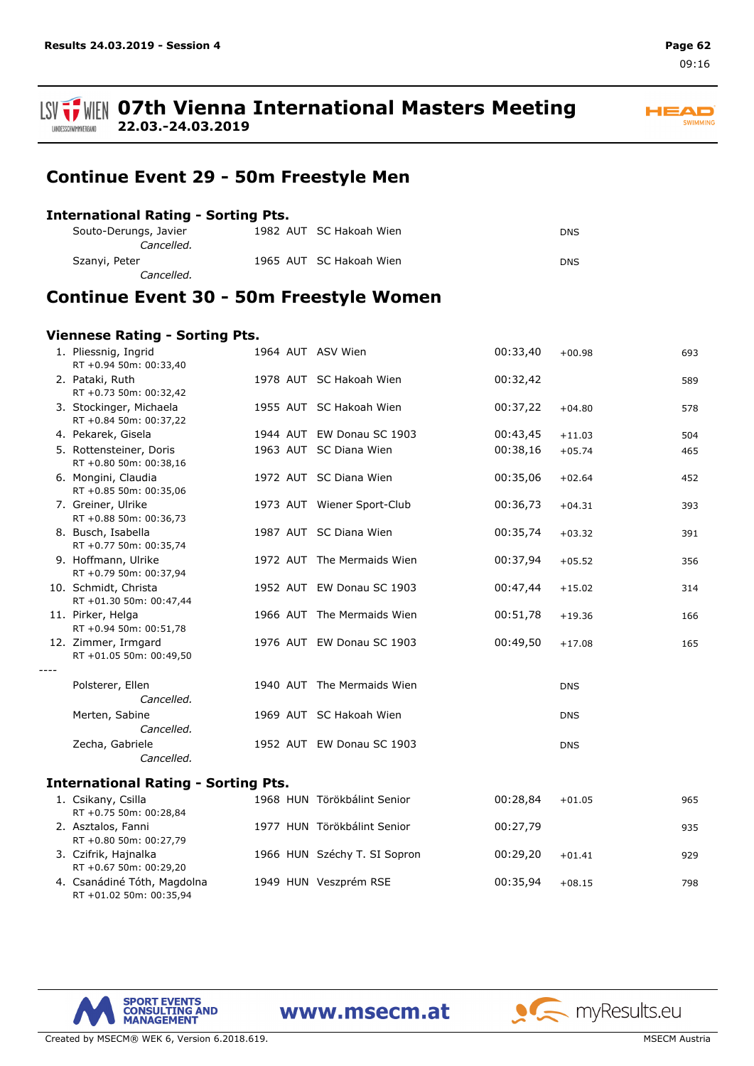# 07th Vienna International Masters Meeting

**22.03.-24.03.2019**

## Continue Event 29 - 50m Freestyle Men

### International Rating - Sorting Pts.

| | Name | Year | Nat | Club | Time | Diff | Pts |
|---|---|---|---|---|---|---|---|
| | Souto-Derungs, Javier *Cancelled.* | 1982 | AUT | SC Hakoah Wien | | DNS | |
| | Szanyi, Peter *Cancelled.* | 1965 | AUT | SC Hakoah Wien | | DNS | |

## Continue Event 30 - 50m Freestyle Women

### Viennese Rating - Sorting Pts.

| | Name | Year | Nat | Club | Time | Diff | Pts |
|---|---|---|---|---|---|---|---|
| 1. | Pliessnig, Ingrid RT +0.94 50m: 00:33,40 | 1964 | AUT | ASV Wien | 00:33,40 | +00.98 | 693 |
| 2. | Pataki, Ruth RT +0.73 50m: 00:32,42 | 1978 | AUT | SC Hakoah Wien | 00:32,42 | | 589 |
| 3. | Stockinger, Michaela RT +0.84 50m: 00:37,22 | 1955 | AUT | SC Hakoah Wien | 00:37,22 | +04.80 | 578 |
| 4. | Pekarek, Gisela | 1944 | AUT | EW Donau SC 1903 | 00:43,45 | +11.03 | 504 |
| 5. | Rottensteiner, Doris RT +0.80 50m: 00:38,16 | 1963 | AUT | SC Diana Wien | 00:38,16 | +05.74 | 465 |
| 6. | Mongini, Claudia RT +0.85 50m: 00:35,06 | 1972 | AUT | SC Diana Wien | 00:35,06 | +02.64 | 452 |
| 7. | Greiner, Ulrike RT +0.88 50m: 00:36,73 | 1973 | AUT | Wiener Sport-Club | 00:36,73 | +04.31 | 393 |
| 8. | Busch, Isabella RT +0.77 50m: 00:35,74 | 1987 | AUT | SC Diana Wien | 00:35,74 | +03.32 | 391 |
| 9. | Hoffmann, Ulrike RT +0.79 50m: 00:37,94 | 1972 | AUT | The Mermaids Wien | 00:37,94 | +05.52 | 356 |
| 10. | Schmidt, Christa RT +01.30 50m: 00:47,44 | 1952 | AUT | EW Donau SC 1903 | 00:47,44 | +15.02 | 314 |
| 11. | Pirker, Helga RT +0.94 50m: 00:51,78 | 1966 | AUT | The Mermaids Wien | 00:51,78 | +19.36 | 166 |
| 12. | Zimmer, Irmgard RT +01.05 50m: 00:49,50 | 1976 | AUT | EW Donau SC 1903 | 00:49,50 | +17.08 | 165 |
| ---- | | | | | | | |
| | Polsterer, Ellen *Cancelled.* | 1940 | AUT | The Mermaids Wien | | DNS | |
| | Merten, Sabine *Cancelled.* | 1969 | AUT | SC Hakoah Wien | | DNS | |
| | Zecha, Gabriele *Cancelled.* | 1952 | AUT | EW Donau SC 1903 | | DNS | |

### International Rating - Sorting Pts.

| | Name | Year | Nat | Club | Time | Diff | Pts |
|---|---|---|---|---|---|---|---|
| 1. | Csikany, Csilla RT +0.75 50m: 00:28,84 | 1968 | HUN | Törökbálint Senior | 00:28,84 | +01.05 | 965 |
| 2. | Asztalos, Fanni RT +0.80 50m: 00:27,79 | 1977 | HUN | Törökbálint Senior | 00:27,79 | | 935 |
| 3. | Czifrik, Hajnalka RT +0.67 50m: 00:29,20 | 1966 | HUN | Széchy T. SI Sopron | 00:29,20 | +01.41 | 929 |
| 4. | Csanádiné Tóth, Magdolna RT +01.02 50m: 00:35,94 | 1949 | HUN | Veszprém RSE | 00:35,94 | +08.15 | 798 |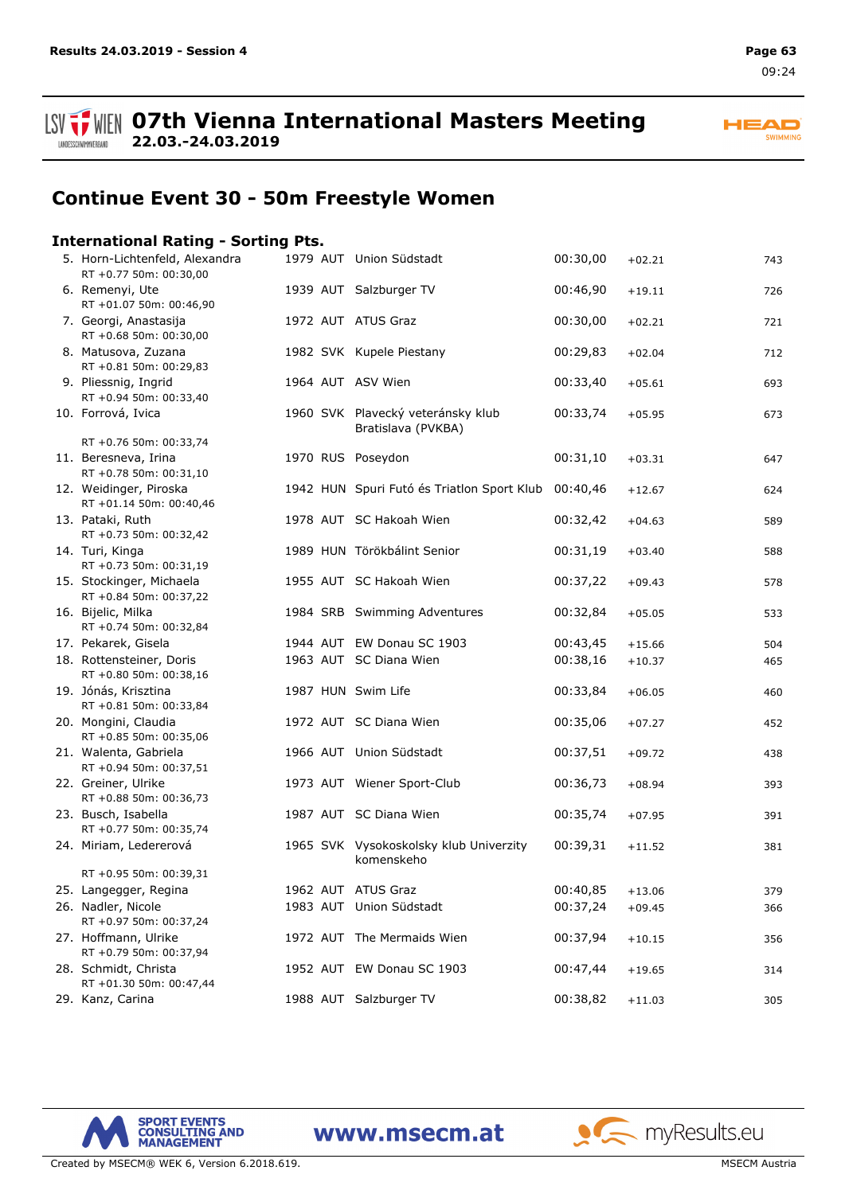## Continue Event 30 - 50m Freestyle Women

### International Rating - Sorting Pts.

| Place | Name | YoB | Nat | Club | Time | Diff | Pts |
|---|---|---|---|---|---|---|---|
| 5. | Horn-Lichtenfeld, Alexandra<br>RT +0.77 50m: 00:30,00 | 1979 | AUT | Union Südstadt | 00:30,00 | +02.21 | 743 |
| 6. | Remenyi, Ute<br>RT +01.07 50m: 00:46,90 | 1939 | AUT | Salzburger TV | 00:46,90 | +19.11 | 726 |
| 7. | Georgi, Anastasija<br>RT +0.68 50m: 00:30,00 | 1972 | AUT | ATUS Graz | 00:30,00 | +02.21 | 721 |
| 8. | Matusova, Zuzana<br>RT +0.81 50m: 00:29,83 | 1982 | SVK | Kupele Piestany | 00:29,83 | +02.04 | 712 |
| 9. | Pliessnig, Ingrid<br>RT +0.94 50m: 00:33,40 | 1964 | AUT | ASV Wien | 00:33,40 | +05.61 | 693 |
| 10. | Forrová, Ivica<br>RT +0.76 50m: 00:33,74 | 1960 | SVK | Plavecký veteránsky klub Bratislava (PVKBA) | 00:33,74 | +05.95 | 673 |
| 11. | Beresneva, Irina<br>RT +0.78 50m: 00:31,10 | 1970 | RUS | Poseydon | 00:31,10 | +03.31 | 647 |
| 12. | Weidinger, Piroska<br>RT +01.14 50m: 00:40,46 | 1942 | HUN | Spuri Futó és Triatlon Sport Klub | 00:40,46 | +12.67 | 624 |
| 13. | Pataki, Ruth<br>RT +0.73 50m: 00:32,42 | 1978 | AUT | SC Hakoah Wien | 00:32,42 | +04.63 | 589 |
| 14. | Turi, Kinga<br>RT +0.73 50m: 00:31,19 | 1989 | HUN | Törökbálint Senior | 00:31,19 | +03.40 | 588 |
| 15. | Stockinger, Michaela<br>RT +0.84 50m: 00:37,22 | 1955 | AUT | SC Hakoah Wien | 00:37,22 | +09.43 | 578 |
| 16. | Bijelic, Milka<br>RT +0.74 50m: 00:32,84 | 1984 | SRB | Swimming Adventures | 00:32,84 | +05.05 | 533 |
| 17. | Pekarek, Gisela | 1944 | AUT | EW Donau SC 1903 | 00:43,45 | +15.66 | 504 |
| 18. | Rottensteiner, Doris<br>RT +0.80 50m: 00:38,16 | 1963 | AUT | SC Diana Wien | 00:38,16 | +10.37 | 465 |
| 19. | Jónás, Krisztina<br>RT +0.81 50m: 00:33,84 | 1987 | HUN | Swim Life | 00:33,84 | +06.05 | 460 |
| 20. | Mongini, Claudia<br>RT +0.85 50m: 00:35,06 | 1972 | AUT | SC Diana Wien | 00:35,06 | +07.27 | 452 |
| 21. | Walenta, Gabriela<br>RT +0.94 50m: 00:37,51 | 1966 | AUT | Union Südstadt | 00:37,51 | +09.72 | 438 |
| 22. | Greiner, Ulrike<br>RT +0.88 50m: 00:36,73 | 1973 | AUT | Wiener Sport-Club | 00:36,73 | +08.94 | 393 |
| 23. | Busch, Isabella<br>RT +0.77 50m: 00:35,74 | 1987 | AUT | SC Diana Wien | 00:35,74 | +07.95 | 391 |
| 24. | Miriam, Ledererová<br>RT +0.95 50m: 00:39,31 | 1965 | SVK | Vysokoskolsky klub Univerzity komenskeho | 00:39,31 | +11.52 | 381 |
| 25. | Langegger, Regina | 1962 | AUT | ATUS Graz | 00:40,85 | +13.06 | 379 |
| 26. | Nadler, Nicole<br>RT +0.97 50m: 00:37,24 | 1983 | AUT | Union Südstadt | 00:37,24 | +09.45 | 366 |
| 27. | Hoffmann, Ulrike<br>RT +0.79 50m: 00:37,94 | 1972 | AUT | The Mermaids Wien | 00:37,94 | +10.15 | 356 |
| 28. | Schmidt, Christa<br>RT +01.30 50m: 00:47,44 | 1952 | AUT | EW Donau SC 1903 | 00:47,44 | +19.65 | 314 |
| 29. | Kanz, Carina | 1988 | AUT | Salzburger TV | 00:38,82 | +11.03 | 305 |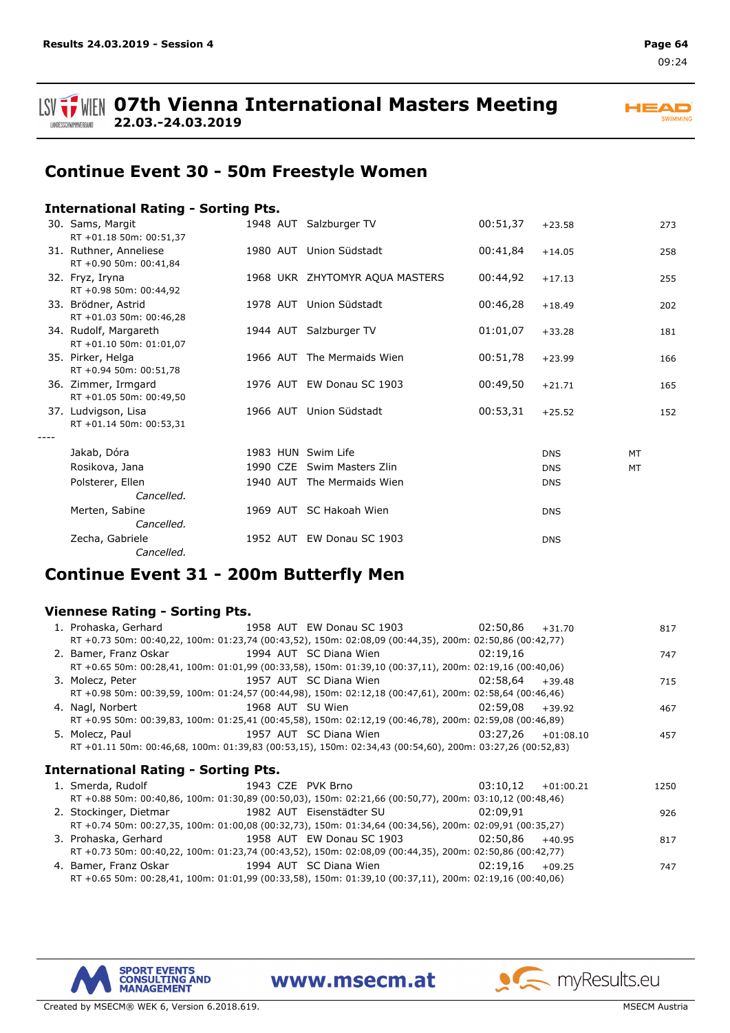# 07th Vienna International Masters Meeting
**22.03.-24.03.2019**

## Continue Event 30 - 50m Freestyle Women

### International Rating - Sorting Pts.

| Rank | Name | YOB | Nat | Club | Time | Diff | | Pts |
|---|---|---|---|---|---|---|---|---|
| 30. | Sams, Margit<br>RT +01.18 50m: 00:51,37 | 1948 | AUT | Salzburger TV | 00:51,37 | +23.58 | | 273 |
| 31. | Ruthner, Anneliese<br>RT +0.90 50m: 00:41,84 | 1980 | AUT | Union Südstadt | 00:41,84 | +14.05 | | 258 |
| 32. | Fryz, Iryna<br>RT +0.98 50m: 00:44,92 | 1968 | UKR | ZHYTOMYR AQUA MASTERS | 00:44,92 | +17.13 | | 255 |
| 33. | Brödner, Astrid<br>RT +01.03 50m: 00:46,28 | 1978 | AUT | Union Südstadt | 00:46,28 | +18.49 | | 202 |
| 34. | Rudolf, Margareth<br>RT +01.10 50m: 01:01,07 | 1944 | AUT | Salzburger TV | 01:01,07 | +33.28 | | 181 |
| 35. | Pirker, Helga<br>RT +0.94 50m: 00:51,78 | 1966 | AUT | The Mermaids Wien | 00:51,78 | +23.99 | | 166 |
| 36. | Zimmer, Irmgard<br>RT +01.05 50m: 00:49,50 | 1976 | AUT | EW Donau SC 1903 | 00:49,50 | +21.71 | | 165 |
| 37. | Ludvigson, Lisa<br>RT +01.14 50m: 00:53,31 | 1966 | AUT | Union Südstadt | 00:53,31 | +25.52 | | 152 |
| ---- | | | | | | | | |
| | Jakab, Dóra | 1983 | HUN | Swim Life | | DNS | MT | |
| | Rosikova, Jana | 1990 | CZE | Swim Masters Zlin | | DNS | MT | |
| | Polsterer, Ellen<br>*Cancelled.* | 1940 | AUT | The Mermaids Wien | | DNS | | |
| | Merten, Sabine<br>*Cancelled.* | 1969 | AUT | SC Hakoah Wien | | DNS | | |
| | Zecha, Gabriele<br>*Cancelled.* | 1952 | AUT | EW Donau SC 1903 | | DNS | | |

## Continue Event 31 - 200m Butterfly Men

### Viennese Rating - Sorting Pts.

| Rank | Name | YOB | Nat | Club | Time | Diff | Pts |
|---|---|---|---|---|---|---|---|
| 1. | Prohaska, Gerhard<br>RT +0.73 50m: 00:40,22, 100m: 01:23,74 (00:43,52), 150m: 02:08,09 (00:44,35), 200m: 02:50,86 (00:42,77) | 1958 | AUT | EW Donau SC 1903 | 02:50,86 | +31.70 | 817 |
| 2. | Bamer, Franz Oskar<br>RT +0.65 50m: 00:28,41, 100m: 01:01,99 (00:33,58), 150m: 01:39,10 (00:37,11), 200m: 02:19,16 (00:40,06) | 1994 | AUT | SC Diana Wien | 02:19,16 | | 747 |
| 3. | Molecz, Peter<br>RT +0.98 50m: 00:39,59, 100m: 01:24,57 (00:44,98), 150m: 02:12,18 (00:47,61), 200m: 02:58,64 (00:46,46) | 1957 | AUT | SC Diana Wien | 02:58,64 | +39.48 | 715 |
| 4. | Nagl, Norbert<br>RT +0.95 50m: 00:39,83, 100m: 01:25,41 (00:45,58), 150m: 02:12,19 (00:46,78), 200m: 02:59,08 (00:46,89) | 1968 | AUT | SU Wien | 02:59,08 | +39.92 | 467 |
| 5. | Molecz, Paul<br>RT +01.11 50m: 00:46,68, 100m: 01:39,83 (00:53,15), 150m: 02:34,43 (00:54,60), 200m: 03:27,26 (00:52,83) | 1957 | AUT | SC Diana Wien | 03:27,26 | +01:08.10 | 457 |

### International Rating - Sorting Pts.

| Rank | Name | YOB | Nat | Club | Time | Diff | Pts |
|---|---|---|---|---|---|---|---|
| 1. | Smerda, Rudolf<br>RT +0.88 50m: 00:40,86, 100m: 01:30,89 (00:50,03), 150m: 02:21,66 (00:50,77), 200m: 03:10,12 (00:48,46) | 1943 | CZE | PVK Brno | 03:10,12 | +01:00.21 | 1250 |
| 2. | Stockinger, Dietmar<br>RT +0.74 50m: 00:27,35, 100m: 01:00,08 (00:32,73), 150m: 01:34,64 (00:34,56), 200m: 02:09,91 (00:35,27) | 1982 | AUT | Eisenstädter SU | 02:09,91 | | 926 |
| 3. | Prohaska, Gerhard<br>RT +0.73 50m: 00:40,22, 100m: 01:23,74 (00:43,52), 150m: 02:08,09 (00:44,35), 200m: 02:50,86 (00:42,77) | 1958 | AUT | EW Donau SC 1903 | 02:50,86 | +40.95 | 817 |
| 4. | Bamer, Franz Oskar<br>RT +0.65 50m: 00:28,41, 100m: 01:01,99 (00:33,58), 150m: 01:39,10 (00:37,11), 200m: 02:19,16 (00:40,06) | 1994 | AUT | SC Diana Wien | 02:19,16 | +09.25 | 747 |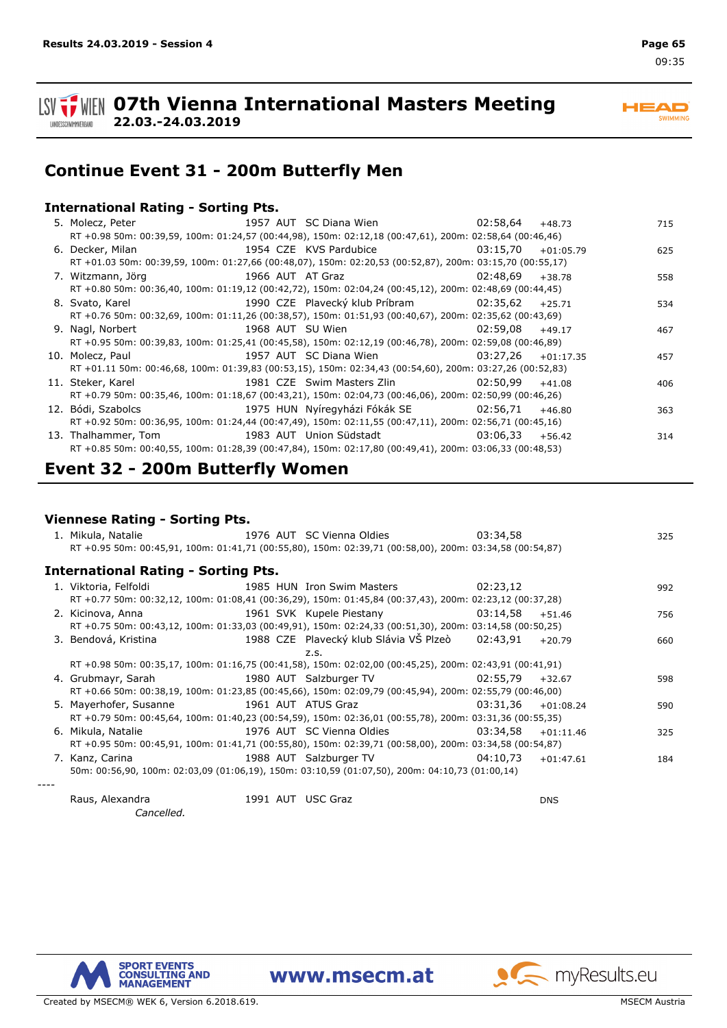# 07th Vienna International Masters Meeting

**22.03.-24.03.2019**

## Continue Event 31 - 200m Butterfly Men

### International Rating - Sorting Pts.

| Rank | Name | YoB | Nat | Club | Time | Diff | Pts |
|---|---|---|---|---|---|---|---|
| 5. | Molecz, Peter | 1957 | AUT | SC Diana Wien | 02:58,64 | +48.73 | 715 |
| | RT +0.98 50m: 00:39,59, 100m: 01:24,57 (00:44,98), 150m: 02:12,18 (00:47,61), 200m: 02:58,64 (00:46,46) | | | | | | |
| 6. | Decker, Milan | 1954 | CZE | KVS Pardubice | 03:15,70 | +01:05.79 | 625 |
| | RT +01.03 50m: 00:39,59, 100m: 01:27,66 (00:48,07), 150m: 02:20,53 (00:52,87), 200m: 03:15,70 (00:55,17) | | | | | | |
| 7. | Witzmann, Jörg | 1966 | AUT | AT Graz | 02:48,69 | +38.78 | 558 |
| | RT +0.80 50m: 00:36,40, 100m: 01:19,12 (00:42,72), 150m: 02:04,24 (00:45,12), 200m: 02:48,69 (00:44,45) | | | | | | |
| 8. | Svato, Karel | 1990 | CZE | Plavecký klub Príbram | 02:35,62 | +25.71 | 534 |
| | RT +0.76 50m: 00:32,69, 100m: 01:11,26 (00:38,57), 150m: 01:51,93 (00:40,67), 200m: 02:35,62 (00:43,69) | | | | | | |
| 9. | Nagl, Norbert | 1968 | AUT | SU Wien | 02:59,08 | +49.17 | 467 |
| | RT +0.95 50m: 00:39,83, 100m: 01:25,41 (00:45,58), 150m: 02:12,19 (00:46,78), 200m: 02:59,08 (00:46,89) | | | | | | |
| 10. | Molecz, Paul | 1957 | AUT | SC Diana Wien | 03:27,26 | +01:17.35 | 457 |
| | RT +01.11 50m: 00:46,68, 100m: 01:39,83 (00:53,15), 150m: 02:34,43 (00:54,60), 200m: 03:27,26 (00:52,83) | | | | | | |
| 11. | Steker, Karel | 1981 | CZE | Swim Masters Zlin | 02:50,99 | +41.08 | 406 |
| | RT +0.79 50m: 00:35,46, 100m: 01:18,67 (00:43,21), 150m: 02:04,73 (00:46,06), 200m: 02:50,99 (00:46,26) | | | | | | |
| 12. | Bódi, Szabolcs | 1975 | HUN | Nyíregyházi Fókák SE | 02:56,71 | +46.80 | 363 |
| | RT +0.92 50m: 00:36,95, 100m: 01:24,44 (00:47,49), 150m: 02:11,55 (00:47,11), 200m: 02:56,71 (00:45,16) | | | | | | |
| 13. | Thalhammer, Tom | 1983 | AUT | Union Südstadt | 03:06,33 | +56.42 | 314 |
| | RT +0.85 50m: 00:40,55, 100m: 01:28,39 (00:47,84), 150m: 02:17,80 (00:49,41), 200m: 03:06,33 (00:48,53) | | | | | | |

## Event 32 - 200m Butterfly Women

### Viennese Rating - Sorting Pts.

| Rank | Name | YoB | Nat | Club | Time | Diff | Pts |
|---|---|---|---|---|---|---|---|
| 1. | Mikula, Natalie | 1976 | AUT | SC Vienna Oldies | 03:34,58 | | 325 |
| | RT +0.95 50m: 00:45,91, 100m: 01:41,71 (00:55,80), 150m: 02:39,71 (00:58,00), 200m: 03:34,58 (00:54,87) | | | | | | |

### International Rating - Sorting Pts.

| Rank | Name | YoB | Nat | Club | Time | Diff | Pts |
|---|---|---|---|---|---|---|---|
| 1. | Viktoria, Felfoldi | 1985 | HUN | Iron Swim Masters | 02:23,12 | | 992 |
| | RT +0.77 50m: 00:32,12, 100m: 01:08,41 (00:36,29), 150m: 01:45,84 (00:37,43), 200m: 02:23,12 (00:37,28) | | | | | | |
| 2. | Kicinova, Anna | 1961 | SVK | Kupele Piestany | 03:14,58 | +51.46 | 756 |
| | RT +0.75 50m: 00:43,12, 100m: 01:33,03 (00:49,91), 150m: 02:24,33 (00:51,30), 200m: 03:14,58 (00:50,25) | | | | | | |
| 3. | Bendová, Kristina | 1988 | CZE | Plavecký klub Slávia VŠ Plzeò z.s. | 02:43,91 | +20.79 | 660 |
| | RT +0.98 50m: 00:35,17, 100m: 01:16,75 (00:41,58), 150m: 02:02,00 (00:45,25), 200m: 02:43,91 (00:41,91) | | | | | | |
| 4. | Grubmayr, Sarah | 1980 | AUT | Salzburger TV | 02:55,79 | +32.67 | 598 |
| | RT +0.66 50m: 00:38,19, 100m: 01:23,85 (00:45,66), 150m: 02:09,79 (00:45,94), 200m: 02:55,79 (00:46,00) | | | | | | |
| 5. | Mayerhofer, Susanne | 1961 | AUT | ATUS Graz | 03:31,36 | +01:08.24 | 590 |
| | RT +0.79 50m: 00:45,64, 100m: 01:40,23 (00:54,59), 150m: 02:36,01 (00:55,78), 200m: 03:31,36 (00:55,35) | | | | | | |
| 6. | Mikula, Natalie | 1976 | AUT | SC Vienna Oldies | 03:34,58 | +01:11.46 | 325 |
| | RT +0.95 50m: 00:45,91, 100m: 01:41,71 (00:55,80), 150m: 02:39,71 (00:58,00), 200m: 03:34,58 (00:54,87) | | | | | | |
| 7. | Kanz, Carina | 1988 | AUT | Salzburger TV | 04:10,73 | +01:47.61 | 184 |
| | 50m: 00:56,90, 100m: 02:03,09 (01:06,19), 150m: 03:10,59 (01:07,50), 200m: 04:10,73 (01:00,14) | | | | | | |
| ---- | Raus, Alexandra | 1991 | AUT | USC Graz | | DNS | |
| | *Cancelled.* | | | | | | |

Created by MSECM® WEK 6, Version 6.2018.619. MSECM Austria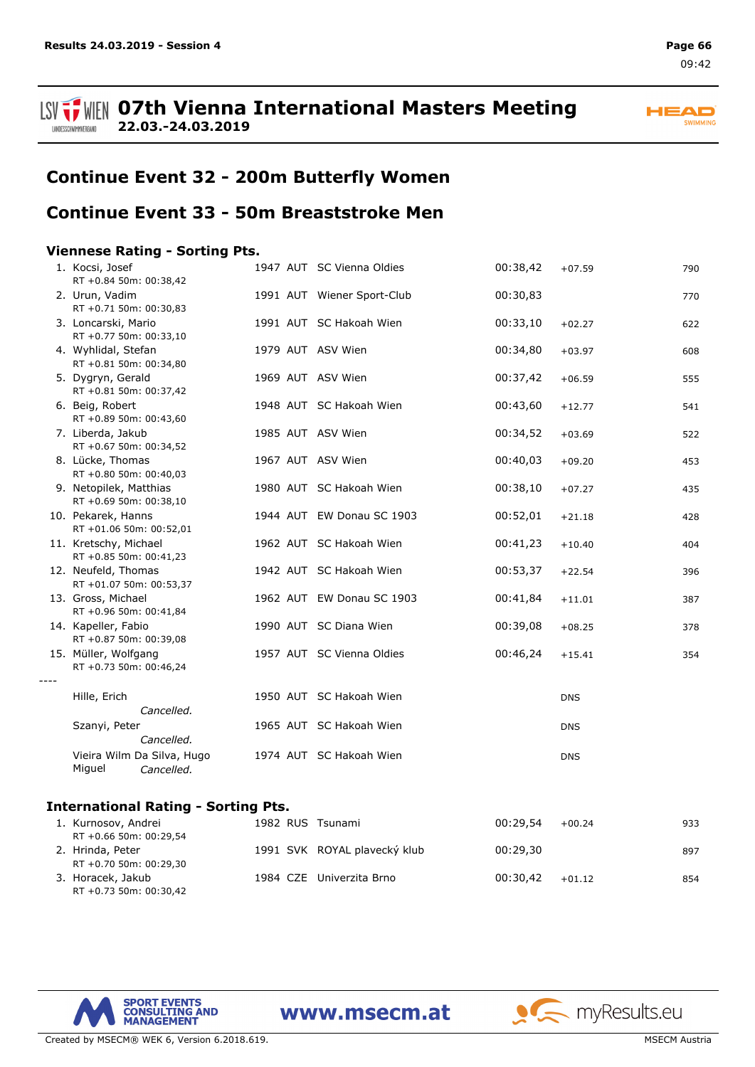# Continue Event 32 - 200m Butterfly Women

# Continue Event 33 - 50m Breaststroke Men

### Viennese Rating - Sorting Pts.

| Rank | Name | Year | Nat | Club | Time | Diff | Pts |
|---|---|---|---|---|---|---|---|
| 1. | Kocsi, Josef<br>RT +0.84 50m: 00:38,42 | 1947 | AUT | SC Vienna Oldies | 00:38,42 | +07.59 | 790 |
| 2. | Urun, Vadim<br>RT +0.71 50m: 00:30,83 | 1991 | AUT | Wiener Sport-Club | 00:30,83 | | 770 |
| 3. | Loncarski, Mario<br>RT +0.77 50m: 00:33,10 | 1991 | AUT | SC Hakoah Wien | 00:33,10 | +02.27 | 622 |
| 4. | Wyhlidal, Stefan<br>RT +0.81 50m: 00:34,80 | 1979 | AUT | ASV Wien | 00:34,80 | +03.97 | 608 |
| 5. | Dygryn, Gerald<br>RT +0.81 50m: 00:37,42 | 1969 | AUT | ASV Wien | 00:37,42 | +06.59 | 555 |
| 6. | Beig, Robert<br>RT +0.89 50m: 00:43,60 | 1948 | AUT | SC Hakoah Wien | 00:43,60 | +12.77 | 541 |
| 7. | Liberda, Jakub<br>RT +0.67 50m: 00:34,52 | 1985 | AUT | ASV Wien | 00:34,52 | +03.69 | 522 |
| 8. | Lücke, Thomas<br>RT +0.80 50m: 00:40,03 | 1967 | AUT | ASV Wien | 00:40,03 | +09.20 | 453 |
| 9. | Netopilek, Matthias<br>RT +0.69 50m: 00:38,10 | 1980 | AUT | SC Hakoah Wien | 00:38,10 | +07.27 | 435 |
| 10. | Pekarek, Hanns<br>RT +01.06 50m: 00:52,01 | 1944 | AUT | EW Donau SC 1903 | 00:52,01 | +21.18 | 428 |
| 11. | Kretschy, Michael<br>RT +0.85 50m: 00:41,23 | 1962 | AUT | SC Hakoah Wien | 00:41,23 | +10.40 | 404 |
| 12. | Neufeld, Thomas<br>RT +01.07 50m: 00:53,37 | 1942 | AUT | SC Hakoah Wien | 00:53,37 | +22.54 | 396 |
| 13. | Gross, Michael<br>RT +0.96 50m: 00:41,84 | 1962 | AUT | EW Donau SC 1903 | 00:41,84 | +11.01 | 387 |
| 14. | Kapeller, Fabio<br>RT +0.87 50m: 00:39,08 | 1990 | AUT | SC Diana Wien | 00:39,08 | +08.25 | 378 |
| 15. | Müller, Wolfgang<br>RT +0.73 50m: 00:46,24 | 1957 | AUT | SC Vienna Oldies | 00:46,24 | +15.41 | 354 |
| ---- | | | | | | | |
| | Hille, Erich<br>*Cancelled.* | 1950 | AUT | SC Hakoah Wien | | DNS | |
| | Szanyi, Peter<br>*Cancelled.* | 1965 | AUT | SC Hakoah Wien | | DNS | |
| | Vieira Wilm Da Silva, Hugo Miguel<br>*Cancelled.* | 1974 | AUT | SC Hakoah Wien | | DNS | |

### International Rating - Sorting Pts.

| Rank | Name | Year | Nat | Club | Time | Diff | Pts |
|---|---|---|---|---|---|---|---|
| 1. | Kurnosov, Andrei<br>RT +0.66 50m: 00:29,54 | 1982 | RUS | Tsunami | 00:29,54 | +00.24 | 933 |
| 2. | Hrinda, Peter<br>RT +0.70 50m: 00:29,30 | 1991 | SVK | ROYAL plavecký klub | 00:29,30 | | 897 |
| 3. | Horacek, Jakub<br>RT +0.73 50m: 00:30,42 | 1984 | CZE | Univerzita Brno | 00:30,42 | +01.12 | 854 |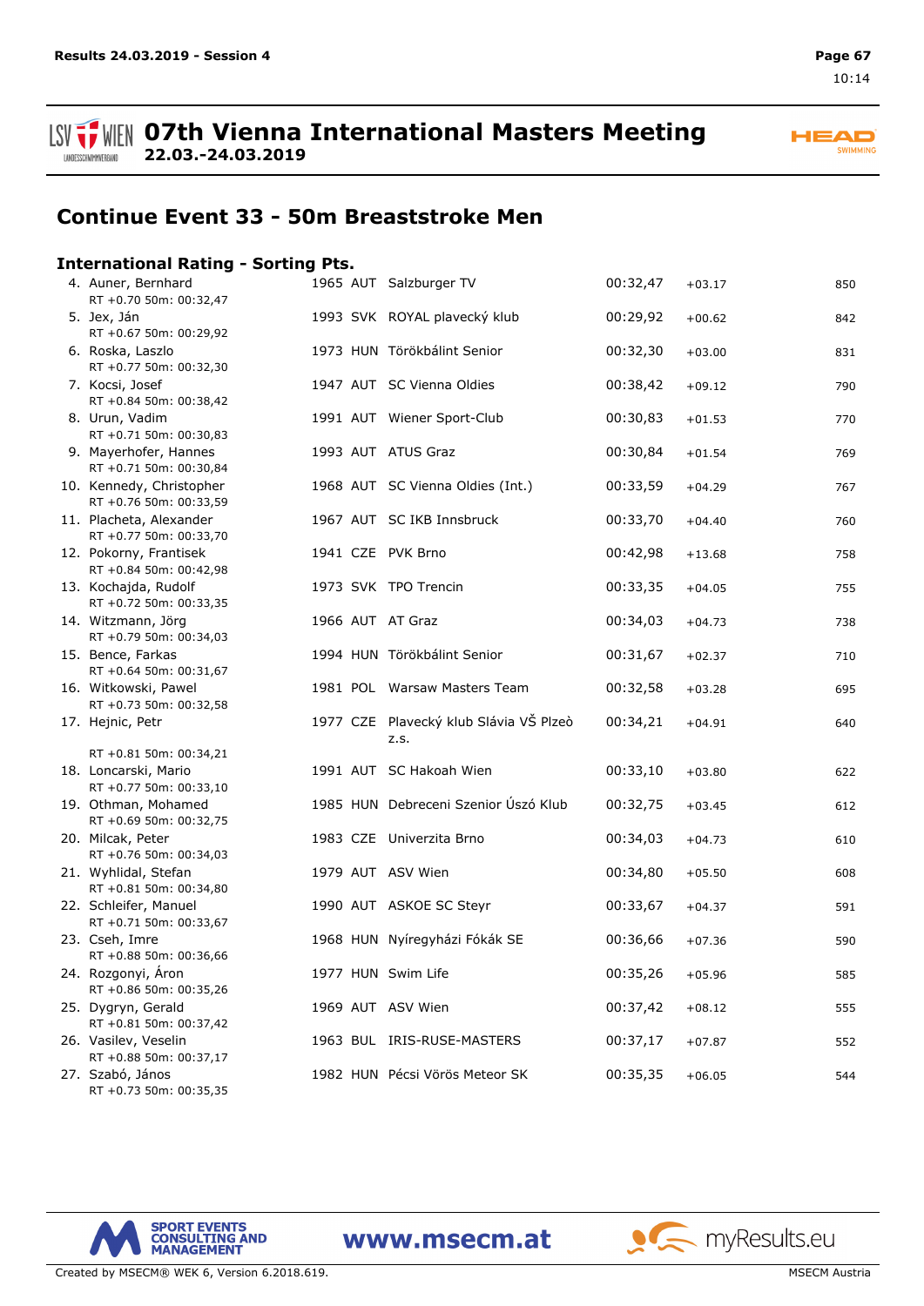# Continue Event 33 - 50m Breaststroke Men

## International Rating - Sorting Pts.

| Rank | Name | YoB | Nat | Club | Time | Diff | Pts |
|---|---|---|---|---|---|---|---|
| 4. | Auner, Bernhard<br>RT +0.70 50m: 00:32,47 | 1965 | AUT | Salzburger TV | 00:32,47 | +03.17 | 850 |
| 5. | Jex, Ján<br>RT +0.67 50m: 00:29,92 | 1993 | SVK | ROYAL plavecký klub | 00:29,92 | +00.62 | 842 |
| 6. | Roska, Laszlo<br>RT +0.77 50m: 00:32,30 | 1973 | HUN | Törökbálint Senior | 00:32,30 | +03.00 | 831 |
| 7. | Kocsi, Josef<br>RT +0.84 50m: 00:38,42 | 1947 | AUT | SC Vienna Oldies | 00:38,42 | +09.12 | 790 |
| 8. | Urun, Vadim<br>RT +0.71 50m: 00:30,83 | 1991 | AUT | Wiener Sport-Club | 00:30,83 | +01.53 | 770 |
| 9. | Mayerhofer, Hannes<br>RT +0.71 50m: 00:30,84 | 1993 | AUT | ATUS Graz | 00:30,84 | +01.54 | 769 |
| 10. | Kennedy, Christopher<br>RT +0.76 50m: 00:33,59 | 1968 | AUT | SC Vienna Oldies (Int.) | 00:33,59 | +04.29 | 767 |
| 11. | Placheta, Alexander<br>RT +0.77 50m: 00:33,70 | 1967 | AUT | SC IKB Innsbruck | 00:33,70 | +04.40 | 760 |
| 12. | Pokorny, Frantisek<br>RT +0.84 50m: 00:42,98 | 1941 | CZE | PVK Brno | 00:42,98 | +13.68 | 758 |
| 13. | Kochajda, Rudolf<br>RT +0.72 50m: 00:33,35 | 1973 | SVK | TPO Trencin | 00:33,35 | +04.05 | 755 |
| 14. | Witzmann, Jörg<br>RT +0.79 50m: 00:34,03 | 1966 | AUT | AT Graz | 00:34,03 | +04.73 | 738 |
| 15. | Bence, Farkas<br>RT +0.64 50m: 00:31,67 | 1994 | HUN | Törökbálint Senior | 00:31,67 | +02.37 | 710 |
| 16. | Witkowski, Pawel<br>RT +0.73 50m: 00:32,58 | 1981 | POL | Warsaw Masters Team | 00:32,58 | +03.28 | 695 |
| 17. | Hejnic, Petr<br>RT +0.81 50m: 00:34,21 | 1977 | CZE | Plavecký klub Slávia VŠ Plzeò z.s. | 00:34,21 | +04.91 | 640 |
| 18. | Loncarski, Mario<br>RT +0.77 50m: 00:33,10 | 1991 | AUT | SC Hakoah Wien | 00:33,10 | +03.80 | 622 |
| 19. | Othman, Mohamed<br>RT +0.69 50m: 00:32,75 | 1985 | HUN | Debreceni Szenior Úszó Klub | 00:32,75 | +03.45 | 612 |
| 20. | Milcak, Peter<br>RT +0.76 50m: 00:34,03 | 1983 | CZE | Univerzita Brno | 00:34,03 | +04.73 | 610 |
| 21. | Wyhlidal, Stefan<br>RT +0.81 50m: 00:34,80 | 1979 | AUT | ASV Wien | 00:34,80 | +05.50 | 608 |
| 22. | Schleifer, Manuel<br>RT +0.71 50m: 00:33,67 | 1990 | AUT | ASKOE SC Steyr | 00:33,67 | +04.37 | 591 |
| 23. | Cseh, Imre<br>RT +0.88 50m: 00:36,66 | 1968 | HUN | Nyíregyházi Fókák SE | 00:36,66 | +07.36 | 590 |
| 24. | Rozgonyi, Áron<br>RT +0.86 50m: 00:35,26 | 1977 | HUN | Swim Life | 00:35,26 | +05.96 | 585 |
| 25. | Dygryn, Gerald<br>RT +0.81 50m: 00:37,42 | 1969 | AUT | ASV Wien | 00:37,42 | +08.12 | 555 |
| 26. | Vasilev, Veselin<br>RT +0.88 50m: 00:37,17 | 1963 | BUL | IRIS-RUSE-MASTERS | 00:37,17 | +07.87 | 552 |
| 27. | Szabó, János<br>RT +0.73 50m: 00:35,35 | 1982 | HUN | Pécsi Vörös Meteor SK | 00:35,35 | +06.05 | 544 |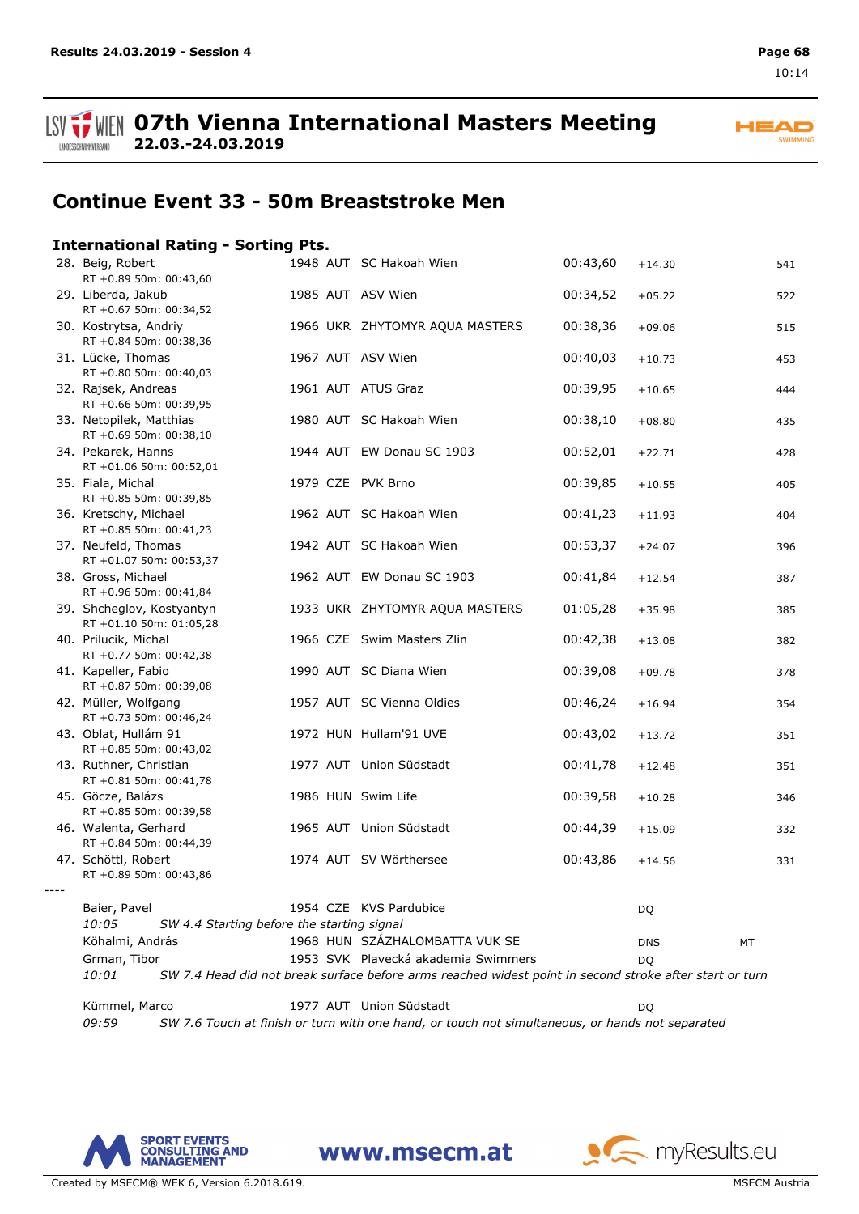# 07th Vienna International Masters Meeting
**22.03.-24.03.2019**

## Continue Event 33 - 50m Breaststroke Men

### International Rating - Sorting Pts.

| Rank | Name | YoB | Nation | Club | Time | Diff | Pts |
|---|---|---|---|---|---|---|---|
| 28. | Beig, Robert<br>RT +0.89 50m: 00:43,60 | 1948 | AUT | SC Hakoah Wien | 00:43,60 | +14.30 | 541 |
| 29. | Liberda, Jakub<br>RT +0.67 50m: 00:34,52 | 1985 | AUT | ASV Wien | 00:34,52 | +05.22 | 522 |
| 30. | Kostrytsa, Andriy<br>RT +0.84 50m: 00:38,36 | 1966 | UKR | ZHYTOMYR AQUA MASTERS | 00:38,36 | +09.06 | 515 |
| 31. | Lücke, Thomas<br>RT +0.80 50m: 00:40,03 | 1967 | AUT | ASV Wien | 00:40,03 | +10.73 | 453 |
| 32. | Rajsek, Andreas<br>RT +0.66 50m: 00:39,95 | 1961 | AUT | ATUS Graz | 00:39,95 | +10.65 | 444 |
| 33. | Netopilek, Matthias<br>RT +0.69 50m: 00:38,10 | 1980 | AUT | SC Hakoah Wien | 00:38,10 | +08.80 | 435 |
| 34. | Pekarek, Hanns<br>RT +01.06 50m: 00:52,01 | 1944 | AUT | EW Donau SC 1903 | 00:52,01 | +22.71 | 428 |
| 35. | Fiala, Michal<br>RT +0.85 50m: 00:39,85 | 1979 | CZE | PVK Brno | 00:39,85 | +10.55 | 405 |
| 36. | Kretschy, Michael<br>RT +0.85 50m: 00:41,23 | 1962 | AUT | SC Hakoah Wien | 00:41,23 | +11.93 | 404 |
| 37. | Neufeld, Thomas<br>RT +01.07 50m: 00:53,37 | 1942 | AUT | SC Hakoah Wien | 00:53,37 | +24.07 | 396 |
| 38. | Gross, Michael<br>RT +0.96 50m: 00:41,84 | 1962 | AUT | EW Donau SC 1903 | 00:41,84 | +12.54 | 387 |
| 39. | Shcheglov, Kostyantyn<br>RT +01.10 50m: 01:05,28 | 1933 | UKR | ZHYTOMYR AQUA MASTERS | 01:05,28 | +35.98 | 385 |
| 40. | Prilucik, Michal<br>RT +0.77 50m: 00:42,38 | 1966 | CZE | Swim Masters Zlin | 00:42,38 | +13.08 | 382 |
| 41. | Kapeller, Fabio<br>RT +0.87 50m: 00:39,08 | 1990 | AUT | SC Diana Wien | 00:39,08 | +09.78 | 378 |
| 42. | Müller, Wolfgang<br>RT +0.73 50m: 00:46,24 | 1957 | AUT | SC Vienna Oldies | 00:46,24 | +16.94 | 354 |
| 43. | Oblat, Hullám 91<br>RT +0.85 50m: 00:43,02 | 1972 | HUN | Hullam'91 UVE | 00:43,02 | +13.72 | 351 |
| 43. | Ruthner, Christian<br>RT +0.81 50m: 00:41,78 | 1977 | AUT | Union Südstadt | 00:41,78 | +12.48 | 351 |
| 45. | Göcze, Balázs<br>RT +0.85 50m: 00:39,58 | 1986 | HUN | Swim Life | 00:39,58 | +10.28 | 346 |
| 46. | Walenta, Gerhard<br>RT +0.84 50m: 00:44,39 | 1965 | AUT | Union Südstadt | 00:44,39 | +15.09 | 332 |
| 47. | Schöttl, Robert<br>RT +0.89 50m: 00:43,86 | 1974 | AUT | SV Wörthersee | 00:43,86 | +14.56 | 331 |

----

| Name | YoB | Nation | Club | Status | |
|---|---|---|---|---|---|
| Baier, Pavel | 1954 | CZE | KVS Pardubice | DQ | |
| Köhalmi, András | 1968 | HUN | SZÁZHALOMBATTA VUK SE | DNS | MT |
| Grman, Tibor | 1953 | SVK | Plavecká akademia Swimmers | DQ | |
| Kümmel, Marco | 1977 | AUT | Union Südstadt | DQ | |

Baier, Pavel — *10:05 SW 4.4 Starting before the starting signal*

Grman, Tibor — *10:01 SW 7.4 Head did not break surface before arms reached widest point in second stroke after start or turn*

Kümmel, Marco — *09:59 SW 7.6 Touch at finish or turn with one hand, or touch not simultaneous, or hands not separated*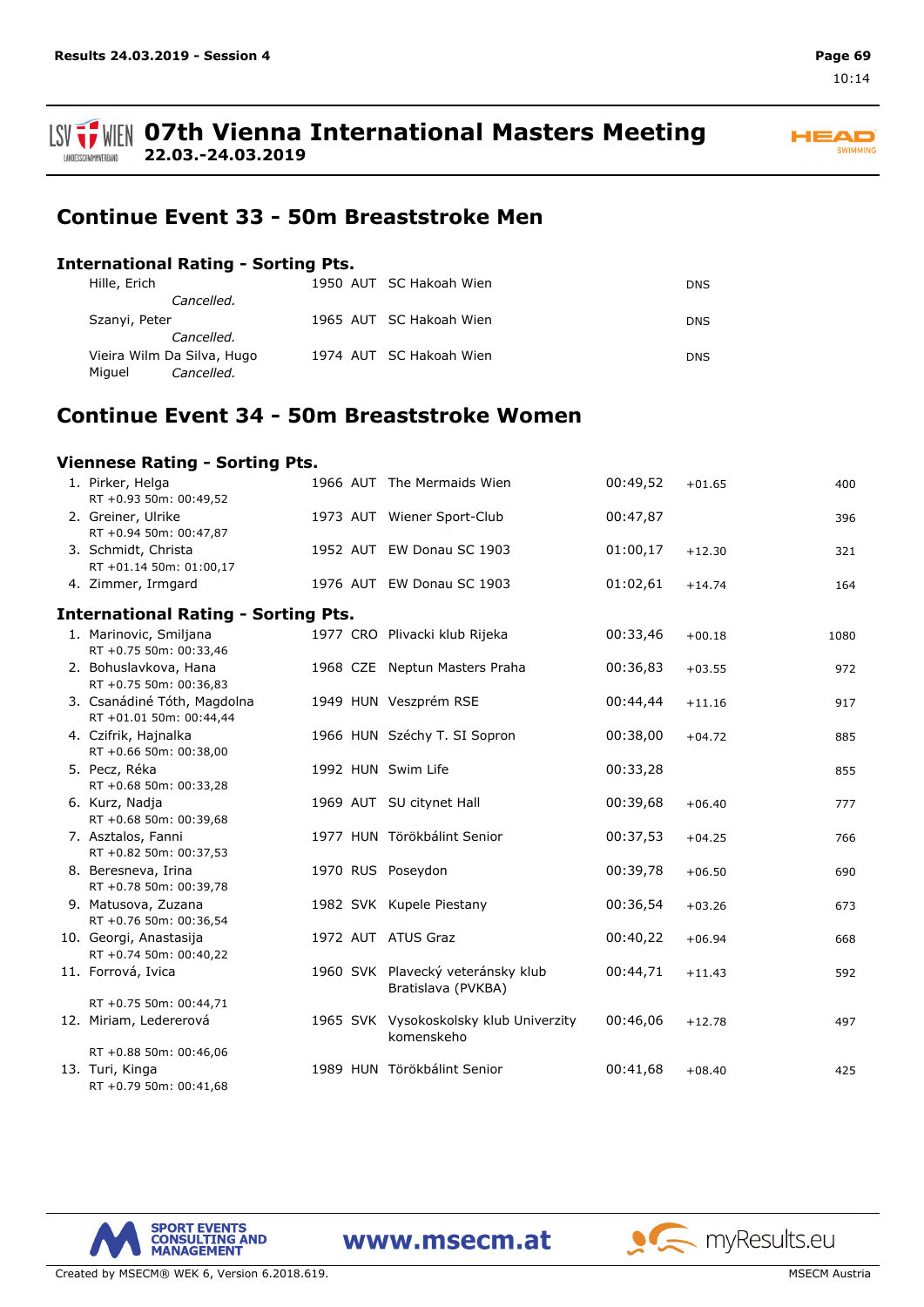# 07th Vienna International Masters Meeting

**22.03.-24.03.2019**

## Continue Event 33 - 50m Breaststroke Men

### International Rating - Sorting Pts.

| Name | YoB | Nat | Club | | | |
|---|---|---|---|---|---|---|
| Hille, Erich *Cancelled.* | 1950 | AUT | SC Hakoah Wien | | | DNS |
| Szanyi, Peter *Cancelled.* | 1965 | AUT | SC Hakoah Wien | | | DNS |
| Vieira Wilm Da Silva, Hugo Miguel *Cancelled.* | 1974 | AUT | SC Hakoah Wien | | | DNS |

## Continue Event 34 - 50m Breaststroke Women

### Viennese Rating - Sorting Pts.

| Rank | Name | YoB | Nat | Club | Time | Diff | Pts |
|---|---|---|---|---|---|---|---|
| 1. | Pirker, Helga<br>RT +0.93 50m: 00:49,52 | 1966 | AUT | The Mermaids Wien | 00:49,52 | +01.65 | 400 |
| 2. | Greiner, Ulrike<br>RT +0.94 50m: 00:47,87 | 1973 | AUT | Wiener Sport-Club | 00:47,87 | | 396 |
| 3. | Schmidt, Christa<br>RT +01.14 50m: 01:00,17 | 1952 | AUT | EW Donau SC 1903 | 01:00,17 | +12.30 | 321 |
| 4. | Zimmer, Irmgard | 1976 | AUT | EW Donau SC 1903 | 01:02,61 | +14.74 | 164 |

### International Rating - Sorting Pts.

| Rank | Name | YoB | Nat | Club | Time | Diff | Pts |
|---|---|---|---|---|---|---|---|
| 1. | Marinovic, Smiljana<br>RT +0.75 50m: 00:33,46 | 1977 | CRO | Plivacki klub Rijeka | 00:33,46 | +00.18 | 1080 |
| 2. | Bohuslavkova, Hana<br>RT +0.75 50m: 00:36,83 | 1968 | CZE | Neptun Masters Praha | 00:36,83 | +03.55 | 972 |
| 3. | Csanádiné Tóth, Magdolna<br>RT +01.01 50m: 00:44,44 | 1949 | HUN | Veszprém RSE | 00:44,44 | +11.16 | 917 |
| 4. | Czifrik, Hajnalka<br>RT +0.66 50m: 00:38,00 | 1966 | HUN | Széchy T. SI Sopron | 00:38,00 | +04.72 | 885 |
| 5. | Pecz, Réka<br>RT +0.68 50m: 00:33,28 | 1992 | HUN | Swim Life | 00:33,28 | | 855 |
| 6. | Kurz, Nadja<br>RT +0.68 50m: 00:39,68 | 1969 | AUT | SU citynet Hall | 00:39,68 | +06.40 | 777 |
| 7. | Asztalos, Fanni<br>RT +0.82 50m: 00:37,53 | 1977 | HUN | Törökbálint Senior | 00:37,53 | +04.25 | 766 |
| 8. | Beresneva, Irina<br>RT +0.78 50m: 00:39,78 | 1970 | RUS | Poseydon | 00:39,78 | +06.50 | 690 |
| 9. | Matusova, Zuzana<br>RT +0.76 50m: 00:36,54 | 1982 | SVK | Kupele Piestany | 00:36,54 | +03.26 | 673 |
| 10. | Georgi, Anastasija<br>RT +0.74 50m: 00:40,22 | 1972 | AUT | ATUS Graz | 00:40,22 | +06.94 | 668 |
| 11. | Forrová, Ivica<br>RT +0.75 50m: 00:44,71 | 1960 | SVK | Plavecký veteránsky klub Bratislava (PVKBA) | 00:44,71 | +11.43 | 592 |
| 12. | Miriam, Ledererová<br>RT +0.88 50m: 00:46,06 | 1965 | SVK | Vysokoskolsky klub Univerzity komenskeho | 00:46,06 | +12.78 | 497 |
| 13. | Turi, Kinga<br>RT +0.79 50m: 00:41,68 | 1989 | HUN | Törökbálint Senior | 00:41,68 | +08.40 | 425 |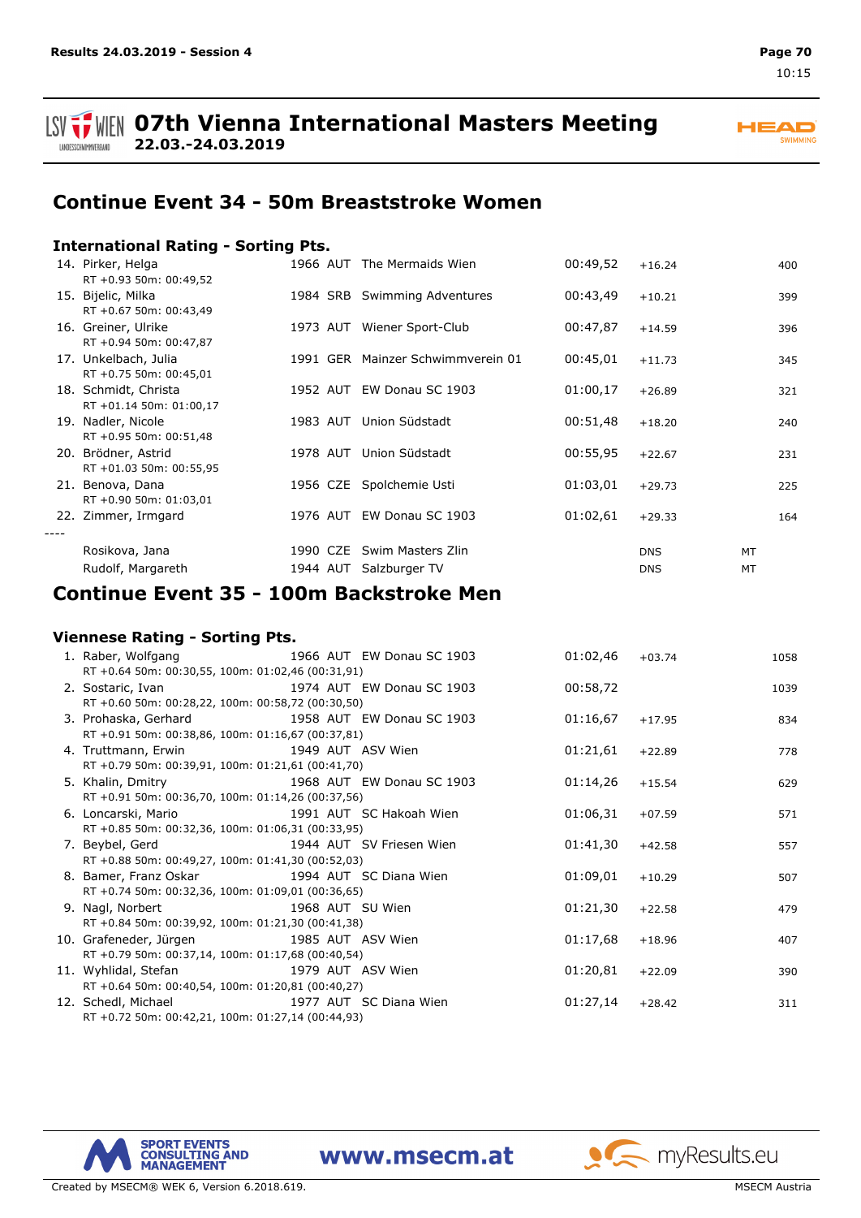## Continue Event 34 - 50m Breaststroke Women

### International Rating - Sorting Pts.

| Rank | Name | YOB | Nat | Club | Time | Diff | | Pts |
|---|---|---|---|---|---|---|---|---|
| 14. | Pirker, Helga<br>RT +0.93 50m: 00:49,52 | 1966 | AUT | The Mermaids Wien | 00:49,52 | +16.24 | | 400 |
| 15. | Bijelic, Milka<br>RT +0.67 50m: 00:43,49 | 1984 | SRB | Swimming Adventures | 00:43,49 | +10.21 | | 399 |
| 16. | Greiner, Ulrike<br>RT +0.94 50m: 00:47,87 | 1973 | AUT | Wiener Sport-Club | 00:47,87 | +14.59 | | 396 |
| 17. | Unkelbach, Julia<br>RT +0.75 50m: 00:45,01 | 1991 | GER | Mainzer Schwimmverein 01 | 00:45,01 | +11.73 | | 345 |
| 18. | Schmidt, Christa<br>RT +01.14 50m: 01:00,17 | 1952 | AUT | EW Donau SC 1903 | 01:00,17 | +26.89 | | 321 |
| 19. | Nadler, Nicole<br>RT +0.95 50m: 00:51,48 | 1983 | AUT | Union Südstadt | 00:51,48 | +18.20 | | 240 |
| 20. | Brödner, Astrid<br>RT +01.03 50m: 00:55,95 | 1978 | AUT | Union Südstadt | 00:55,95 | +22.67 | | 231 |
| 21. | Benova, Dana<br>RT +0.90 50m: 01:03,01 | 1956 | CZE | Spolchemie Usti | 01:03,01 | +29.73 | | 225 |
| 22. | Zimmer, Irmgard | 1976 | AUT | EW Donau SC 1903 | 01:02,61 | +29.33 | | 164 |
| ---- | | | | | | | | |
| | Rosikova, Jana | 1990 | CZE | Swim Masters Zlin | | DNS | MT | |
| | Rudolf, Margareth | 1944 | AUT | Salzburger TV | | DNS | MT | |

## Continue Event 35 - 100m Backstroke Men

### Viennese Rating - Sorting Pts.

| Rank | Name | YOB | Nat | Club | Time | Diff | Pts |
|---|---|---|---|---|---|---|---|
| 1. | Raber, Wolfgang<br>RT +0.64 50m: 00:30,55, 100m: 01:02,46 (00:31,91) | 1966 | AUT | EW Donau SC 1903 | 01:02,46 | +03.74 | 1058 |
| 2. | Sostaric, Ivan<br>RT +0.60 50m: 00:28,22, 100m: 00:58,72 (00:30,50) | 1974 | AUT | EW Donau SC 1903 | 00:58,72 | | 1039 |
| 3. | Prohaska, Gerhard<br>RT +0.91 50m: 00:38,86, 100m: 01:16,67 (00:37,81) | 1958 | AUT | EW Donau SC 1903 | 01:16,67 | +17.95 | 834 |
| 4. | Truttmann, Erwin<br>RT +0.79 50m: 00:39,91, 100m: 01:21,61 (00:41,70) | 1949 | AUT | ASV Wien | 01:21,61 | +22.89 | 778 |
| 5. | Khalin, Dmitry<br>RT +0.91 50m: 00:36,70, 100m: 01:14,26 (00:37,56) | 1968 | AUT | EW Donau SC 1903 | 01:14,26 | +15.54 | 629 |
| 6. | Loncarski, Mario<br>RT +0.85 50m: 00:32,36, 100m: 01:06,31 (00:33,95) | 1991 | AUT | SC Hakoah Wien | 01:06,31 | +07.59 | 571 |
| 7. | Beybel, Gerd<br>RT +0.88 50m: 00:49,27, 100m: 01:41,30 (00:52,03) | 1944 | AUT | SV Friesen Wien | 01:41,30 | +42.58 | 557 |
| 8. | Bamer, Franz Oskar<br>RT +0.74 50m: 00:32,36, 100m: 01:09,01 (00:36,65) | 1994 | AUT | SC Diana Wien | 01:09,01 | +10.29 | 507 |
| 9. | Nagl, Norbert<br>RT +0.84 50m: 00:39,92, 100m: 01:21,30 (00:41,38) | 1968 | AUT | SU Wien | 01:21,30 | +22.58 | 479 |
| 10. | Grafeneder, Jürgen<br>RT +0.79 50m: 00:37,14, 100m: 01:17,68 (00:40,54) | 1985 | AUT | ASV Wien | 01:17,68 | +18.96 | 407 |
| 11. | Wyhlidal, Stefan<br>RT +0.64 50m: 00:40,54, 100m: 01:20,81 (00:40,27) | 1979 | AUT | ASV Wien | 01:20,81 | +22.09 | 390 |
| 12. | Schedl, Michael<br>RT +0.72 50m: 00:42,21, 100m: 01:27,14 (00:44,93) | 1977 | AUT | SC Diana Wien | 01:27,14 | +28.42 | 311 |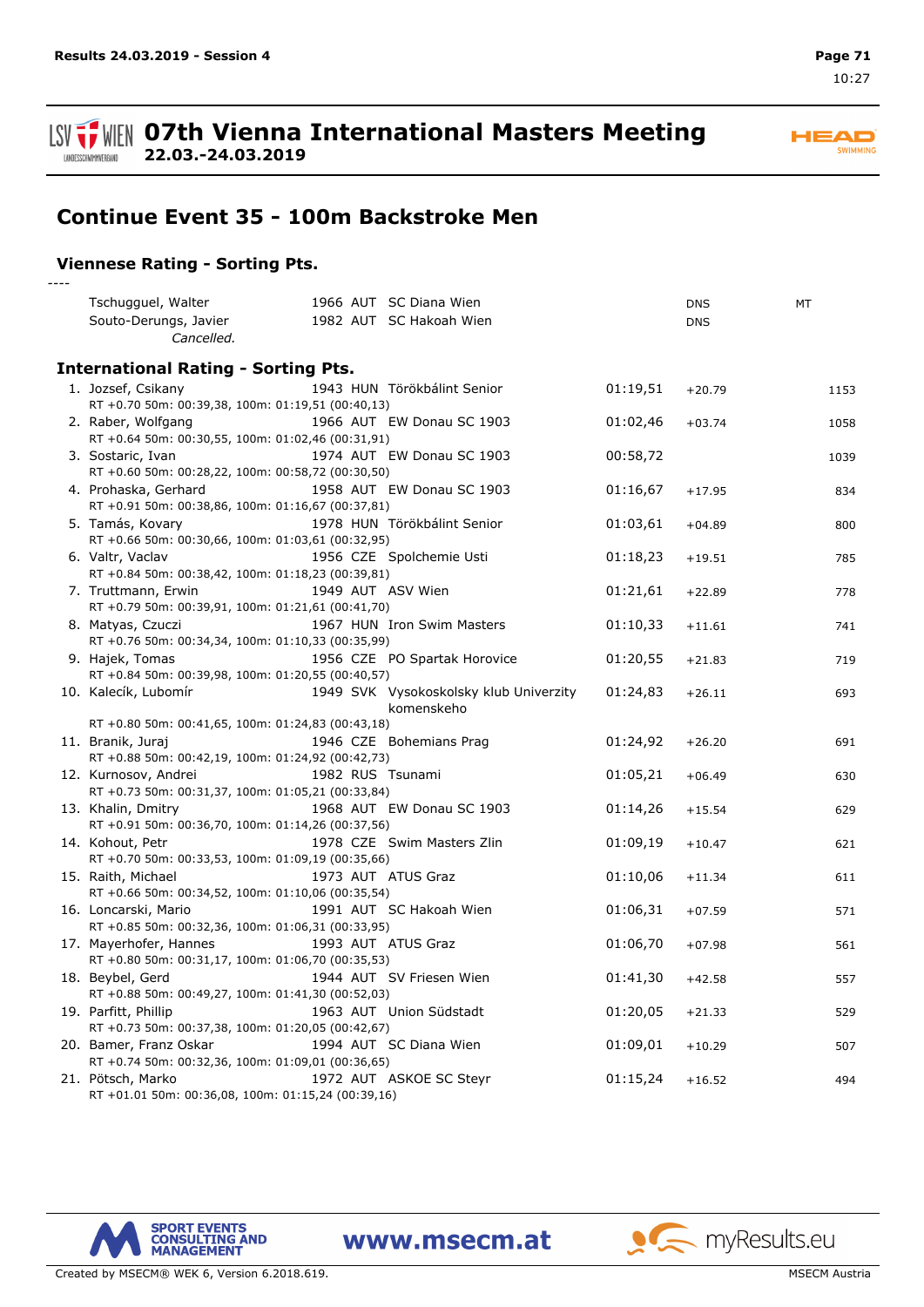# 07th Vienna International Masters Meeting

**22.03.-24.03.2019**

## Continue Event 35 - 100m Backstroke Men

### Viennese Rating - Sorting Pts.

----

| | Name | YoB | Nat | Club | Time | Diff | Pts. |
|---|---|---|---|---|---|---|---|
| | Tschugguel, Walter | 1966 | AUT | SC Diana Wien | | DNS | MT |
| | Souto-Derungs, Javier | 1982 | AUT | SC Hakoah Wien | | DNS | |
| | *Cancelled.* | | | | | | |

### International Rating - Sorting Pts.

| Rank | Name | YoB | Nat | Club | Time | Diff | Pts. |
|---|---|---|---|---|---|---|---|
| 1. | Jozsef, Csikany | 1943 | HUN | Törökbálint Senior | 01:19,51 | +20.79 | 1153 |
| | RT +0.70 50m: 00:39,38, 100m: 01:19,51 (00:40,13) | | | | | | |
| 2. | Raber, Wolfgang | 1966 | AUT | EW Donau SC 1903 | 01:02,46 | +03.74 | 1058 |
| | RT +0.64 50m: 00:30,55, 100m: 01:02,46 (00:31,91) | | | | | | |
| 3. | Sostaric, Ivan | 1974 | AUT | EW Donau SC 1903 | 00:58,72 | | 1039 |
| | RT +0.60 50m: 00:28,22, 100m: 00:58,72 (00:30,50) | | | | | | |
| 4. | Prohaska, Gerhard | 1958 | AUT | EW Donau SC 1903 | 01:16,67 | +17.95 | 834 |
| | RT +0.91 50m: 00:38,86, 100m: 01:16,67 (00:37,81) | | | | | | |
| 5. | Tamás, Kovary | 1978 | HUN | Törökbálint Senior | 01:03,61 | +04.89 | 800 |
| | RT +0.66 50m: 00:30,66, 100m: 01:03,61 (00:32,95) | | | | | | |
| 6. | Valtr, Vaclav | 1956 | CZE | Spolchemie Usti | 01:18,23 | +19.51 | 785 |
| | RT +0.84 50m: 00:38,42, 100m: 01:18,23 (00:39,81) | | | | | | |
| 7. | Truttmann, Erwin | 1949 | AUT | ASV Wien | 01:21,61 | +22.89 | 778 |
| | RT +0.79 50m: 00:39,91, 100m: 01:21,61 (00:41,70) | | | | | | |
| 8. | Matyas, Czuczi | 1967 | HUN | Iron Swim Masters | 01:10,33 | +11.61 | 741 |
| | RT +0.76 50m: 00:34,34, 100m: 01:10,33 (00:35,99) | | | | | | |
| 9. | Hajek, Tomas | 1956 | CZE | PO Spartak Horovice | 01:20,55 | +21.83 | 719 |
| | RT +0.84 50m: 00:39,98, 100m: 01:20,55 (00:40,57) | | | | | | |
| 10. | Kalecík, Lubomír | 1949 | SVK | Vysokoskolsky klub Univerzity komenskeho | 01:24,83 | +26.11 | 693 |
| | RT +0.80 50m: 00:41,65, 100m: 01:24,83 (00:43,18) | | | | | | |
| 11. | Branik, Juraj | 1946 | CZE | Bohemians Prag | 01:24,92 | +26.20 | 691 |
| | RT +0.88 50m: 00:42,19, 100m: 01:24,92 (00:42,73) | | | | | | |
| 12. | Kurnosov, Andrei | 1982 | RUS | Tsunami | 01:05,21 | +06.49 | 630 |
| | RT +0.73 50m: 00:31,37, 100m: 01:05,21 (00:33,84) | | | | | | |
| 13. | Khalin, Dmitry | 1968 | AUT | EW Donau SC 1903 | 01:14,26 | +15.54 | 629 |
| | RT +0.91 50m: 00:36,70, 100m: 01:14,26 (00:37,56) | | | | | | |
| 14. | Kohout, Petr | 1978 | CZE | Swim Masters Zlin | 01:09,19 | +10.47 | 621 |
| | RT +0.70 50m: 00:33,53, 100m: 01:09,19 (00:35,66) | | | | | | |
| 15. | Raith, Michael | 1973 | AUT | ATUS Graz | 01:10,06 | +11.34 | 611 |
| | RT +0.66 50m: 00:34,52, 100m: 01:10,06 (00:35,54) | | | | | | |
| 16. | Loncarski, Mario | 1991 | AUT | SC Hakoah Wien | 01:06,31 | +07.59 | 571 |
| | RT +0.85 50m: 00:32,36, 100m: 01:06,31 (00:33,95) | | | | | | |
| 17. | Mayerhofer, Hannes | 1993 | AUT | ATUS Graz | 01:06,70 | +07.98 | 561 |
| | RT +0.80 50m: 00:31,17, 100m: 01:06,70 (00:35,53) | | | | | | |
| 18. | Beybel, Gerd | 1944 | AUT | SV Friesen Wien | 01:41,30 | +42.58 | 557 |
| | RT +0.88 50m: 00:49,27, 100m: 01:41,30 (00:52,03) | | | | | | |
| 19. | Parfitt, Phillip | 1963 | AUT | Union Südstadt | 01:20,05 | +21.33 | 529 |
| | RT +0.73 50m: 00:37,38, 100m: 01:20,05 (00:42,67) | | | | | | |
| 20. | Bamer, Franz Oskar | 1994 | AUT | SC Diana Wien | 01:09,01 | +10.29 | 507 |
| | RT +0.74 50m: 00:32,36, 100m: 01:09,01 (00:36,65) | | | | | | |
| 21. | Pötsch, Marko | 1972 | AUT | ASKOE SC Steyr | 01:15,24 | +16.52 | 494 |
| | RT +01.01 50m: 00:36,08, 100m: 01:15,24 (00:39,16) | | | | | | |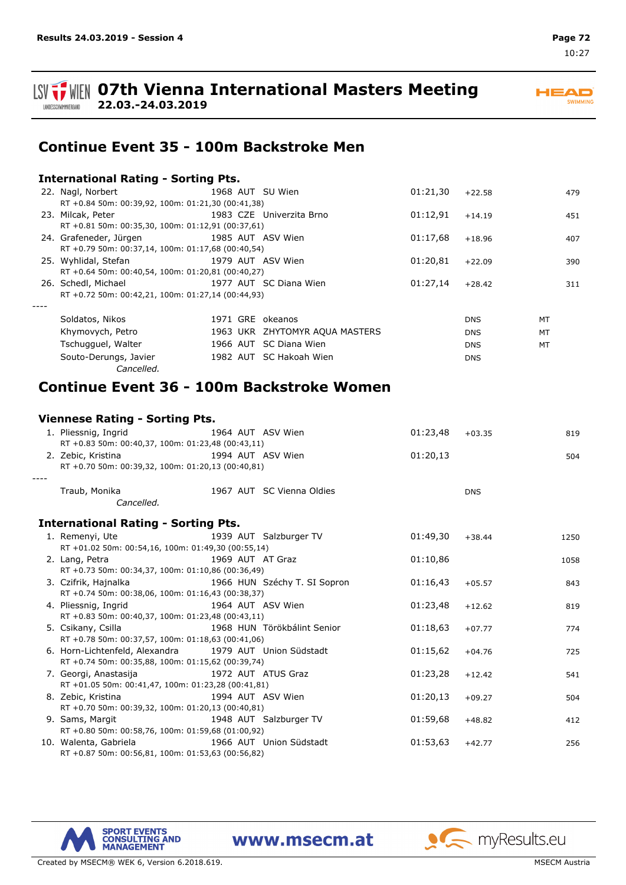# 07th Vienna International Masters Meeting

**22.03.-24.03.2019**

## Continue Event 35 - 100m Backstroke Men

### International Rating - Sorting Pts.

| Rank | Name | YOB | Nat | Club | Time | Diff | | Pts |
|---|---|---|---|---|---|---|---|---|
| 22. | Nagl, Norbert | 1968 | AUT | SU Wien | 01:21,30 | +22.58 | | 479 |
| | RT +0.84 50m: 00:39,92, 100m: 01:21,30 (00:41,38) | | | | | | | |
| 23. | Milcak, Peter | 1983 | CZE | Univerzita Brno | 01:12,91 | +14.19 | | 451 |
| | RT +0.81 50m: 00:35,30, 100m: 01:12,91 (00:37,61) | | | | | | | |
| 24. | Grafeneder, Jürgen | 1985 | AUT | ASV Wien | 01:17,68 | +18.96 | | 407 |
| | RT +0.79 50m: 00:37,14, 100m: 01:17,68 (00:40,54) | | | | | | | |
| 25. | Wyhlidal, Stefan | 1979 | AUT | ASV Wien | 01:20,81 | +22.09 | | 390 |
| | RT +0.64 50m: 00:40,54, 100m: 01:20,81 (00:40,27) | | | | | | | |
| 26. | Schedl, Michael | 1977 | AUT | SC Diana Wien | 01:27,14 | +28.42 | | 311 |
| | RT +0.72 50m: 00:42,21, 100m: 01:27,14 (00:44,93) | | | | | | | |
| ---- | | | | | | | | |
| | Soldatos, Nikos | 1971 | GRE | okeanos | | DNS | MT | |
| | Khymovych, Petro | 1963 | UKR | ZHYTOMYR AQUA MASTERS | | DNS | MT | |
| | Tschugguel, Walter | 1966 | AUT | SC Diana Wien | | DNS | MT | |
| | Souto-Derungs, Javier | 1982 | AUT | SC Hakoah Wien | | DNS | | |
| | *Cancelled.* | | | | | | | |

## Continue Event 36 - 100m Backstroke Women

### Viennese Rating - Sorting Pts.

| Rank | Name | YOB | Nat | Club | Time | Diff | Pts |
|---|---|---|---|---|---|---|---|
| 1. | Pliessnig, Ingrid | 1964 | AUT | ASV Wien | 01:23,48 | +03.35 | 819 |
| | RT +0.83 50m: 00:40,37, 100m: 01:23,48 (00:43,11) | | | | | | |
| 2. | Zebic, Kristina | 1994 | AUT | ASV Wien | 01:20,13 | | 504 |
| | RT +0.70 50m: 00:39,32, 100m: 01:20,13 (00:40,81) | | | | | | |
| ---- | | | | | | | |
| | Traub, Monika | 1967 | AUT | SC Vienna Oldies | | DNS | |
| | *Cancelled.* | | | | | | |

### International Rating - Sorting Pts.

| Rank | Name | YOB | Nat | Club | Time | Diff | Pts |
|---|---|---|---|---|---|---|---|
| 1. | Remenyi, Ute | 1939 | AUT | Salzburger TV | 01:49,30 | +38.44 | 1250 |
| | RT +01.02 50m: 00:54,16, 100m: 01:49,30 (00:55,14) | | | | | | |
| 2. | Lang, Petra | 1969 | AUT | AT Graz | 01:10,86 | | 1058 |
| | RT +0.73 50m: 00:34,37, 100m: 01:10,86 (00:36,49) | | | | | | |
| 3. | Czifrik, Hajnalka | 1966 | HUN | Széchy T. SI Sopron | 01:16,43 | +05.57 | 843 |
| | RT +0.74 50m: 00:38,06, 100m: 01:16,43 (00:38,37) | | | | | | |
| 4. | Pliessnig, Ingrid | 1964 | AUT | ASV Wien | 01:23,48 | +12.62 | 819 |
| | RT +0.83 50m: 00:40,37, 100m: 01:23,48 (00:43,11) | | | | | | |
| 5. | Csikany, Csilla | 1968 | HUN | Törökbálint Senior | 01:18,63 | +07.77 | 774 |
| | RT +0.78 50m: 00:37,57, 100m: 01:18,63 (00:41,06) | | | | | | |
| 6. | Horn-Lichtenfeld, Alexandra | 1979 | AUT | Union Südstadt | 01:15,62 | +04.76 | 725 |
| | RT +0.74 50m: 00:35,88, 100m: 01:15,62 (00:39,74) | | | | | | |
| 7. | Georgi, Anastasija | 1972 | AUT | ATUS Graz | 01:23,28 | +12.42 | 541 |
| | RT +01.05 50m: 00:41,47, 100m: 01:23,28 (00:41,81) | | | | | | |
| 8. | Zebic, Kristina | 1994 | AUT | ASV Wien | 01:20,13 | +09.27 | 504 |
| | RT +0.70 50m: 00:39,32, 100m: 01:20,13 (00:40,81) | | | | | | |
| 9. | Sams, Margit | 1948 | AUT | Salzburger TV | 01:59,68 | +48.82 | 412 |
| | RT +0.80 50m: 00:58,76, 100m: 01:59,68 (01:00,92) | | | | | | |
| 10. | Walenta, Gabriela | 1966 | AUT | Union Südstadt | 01:53,63 | +42.77 | 256 |
| | RT +0.87 50m: 00:56,81, 100m: 01:53,63 (00:56,82) | | | | | | |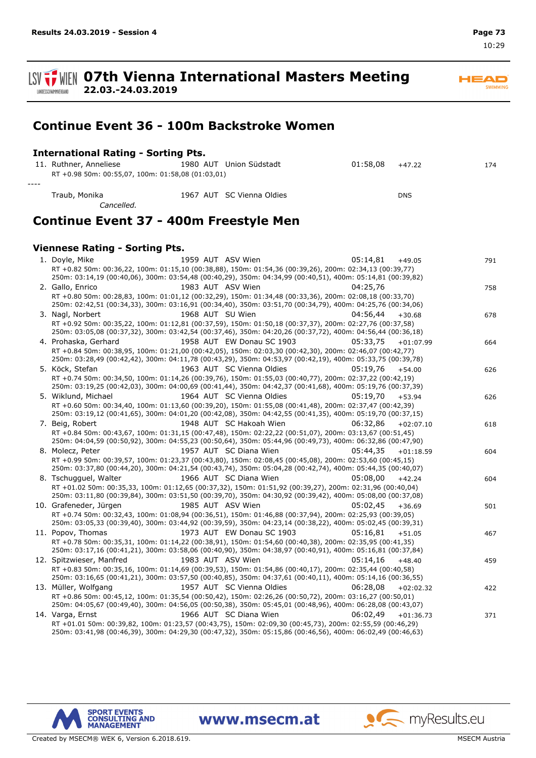## Continue Event 36 - 100m Backstroke Women

### International Rating - Sorting Pts.

11. Ruthner, Anneliese 1980 AUT Union Südstadt 01:58,08 +47.22 174
    RT +0.98 50m: 00:55,07, 100m: 01:58,08 (01:03,01)

----

Traub, Monika 1967 AUT SC Vienna Oldies DNS
*Cancelled.*

## Continue Event 37 - 400m Freestyle Men

### Viennese Rating - Sorting Pts.

1. Doyle, Mike 1959 AUT ASV Wien 05:14,81 +49.05 791
   RT +0.82 50m: 00:36,22, 100m: 01:15,10 (00:38,88), 150m: 01:54,36 (00:39,26), 200m: 02:34,13 (00:39,77)
   250m: 03:14,19 (00:40,06), 300m: 03:54,48 (00:40,29), 350m: 04:34,99 (00:40,51), 400m: 05:14,81 (00:39,82)
2. Gallo, Enrico 1983 AUT ASV Wien 04:25,76 758
   RT +0.80 50m: 00:28,83, 100m: 01:01,12 (00:32,29), 150m: 01:34,48 (00:33,36), 200m: 02:08,18 (00:33,70)
   250m: 02:42,51 (00:34,33), 300m: 03:16,91 (00:34,40), 350m: 03:51,70 (00:34,79), 400m: 04:25,76 (00:34,06)
3. Nagl, Norbert 1968 AUT SU Wien 04:56,44 +30.68 678
   RT +0.92 50m: 00:35,22, 100m: 01:12,81 (00:37,59), 150m: 01:50,18 (00:37,37), 200m: 02:27,76 (00:37,58)
   250m: 03:05,08 (00:37,32), 300m: 03:42,54 (00:37,46), 350m: 04:20,26 (00:37,72), 400m: 04:56,44 (00:36,18)
4. Prohaska, Gerhard 1958 AUT EW Donau SC 1903 05:33,75 +01:07.99 664
   RT +0.84 50m: 00:38,95, 100m: 01:21,00 (00:42,05), 150m: 02:03,30 (00:42,30), 200m: 02:46,07 (00:42,77)
   250m: 03:28,49 (00:42,42), 300m: 04:11,78 (00:43,29), 350m: 04:53,97 (00:42,19), 400m: 05:33,75 (00:39,78)
5. Köck, Stefan 1963 AUT SC Vienna Oldies 05:19,76 +54.00 626
   RT +0.74 50m: 00:34,50, 100m: 01:14,26 (00:39,76), 150m: 01:55,03 (00:40,77), 200m: 02:37,22 (00:42,19)
   250m: 03:19,25 (00:42,03), 300m: 04:00,69 (00:41,44), 350m: 04:42,37 (00:41,68), 400m: 05:19,76 (00:37,39)
5. Wiklund, Michael 1964 AUT SC Vienna Oldies 05:19,70 +53.94 626
   RT +0.60 50m: 00:34,40, 100m: 01:13,60 (00:39,20), 150m: 01:55,08 (00:41,48), 200m: 02:37,47 (00:42,39)
   250m: 03:19,12 (00:41,65), 300m: 04:01,20 (00:42,08), 350m: 04:42,55 (00:41,35), 400m: 05:19,70 (00:37,15)
7. Beig, Robert 1948 AUT SC Hakoah Wien 06:32,86 +02:07.10 618
   RT +0.84 50m: 00:43,67, 100m: 01:31,15 (00:47,48), 150m: 02:22,22 (00:51,07), 200m: 03:13,67 (00:51,45)
   250m: 04:04,59 (00:50,92), 300m: 04:55,23 (00:50,64), 350m: 05:44,96 (00:49,73), 400m: 06:32,86 (00:47,90)
8. Molecz, Peter 1957 AUT SC Diana Wien 05:44,35 +01:18.59 604
   RT +0.99 50m: 00:39,57, 100m: 01:23,37 (00:43,80), 150m: 02:08,45 (00:45,08), 200m: 02:53,60 (00:45,15)
   250m: 03:37,80 (00:44,20), 300m: 04:21,54 (00:43,74), 350m: 05:04,28 (00:42,74), 400m: 05:44,35 (00:40,07)
8. Tschugguel, Walter 1966 AUT SC Diana Wien 05:08,00 +42.24 604
   RT +01.02 50m: 00:35,33, 100m: 01:12,65 (00:37,32), 150m: 01:51,92 (00:39,27), 200m: 02:31,96 (00:40,04)
   250m: 03:11,80 (00:39,84), 300m: 03:51,50 (00:39,70), 350m: 04:30,92 (00:39,42), 400m: 05:08,00 (00:37,08)
10. Grafeneder, Jürgen 1985 AUT ASV Wien 05:02,45 +36.69 501
    RT +0.74 50m: 00:32,43, 100m: 01:08,94 (00:36,51), 150m: 01:46,88 (00:37,94), 200m: 02:25,93 (00:39,05)
    250m: 03:05,33 (00:39,40), 300m: 03:44,92 (00:39,59), 350m: 04:23,14 (00:38,22), 400m: 05:02,45 (00:39,31)
11. Popov, Thomas 1973 AUT EW Donau SC 1903 05:16,81 +51.05 467
    RT +0.78 50m: 00:35,31, 100m: 01:14,22 (00:38,91), 150m: 01:54,60 (00:40,38), 200m: 02:35,95 (00:41,35)
    250m: 03:17,16 (00:41,21), 300m: 03:58,06 (00:40,90), 350m: 04:38,97 (00:40,91), 400m: 05:16,81 (00:37,84)
12. Spitzwieser, Manfred 1983 AUT ASV Wien 05:14,16 +48.40 459
    RT +0.83 50m: 00:35,16, 100m: 01:14,69 (00:39,53), 150m: 01:54,86 (00:40,17), 200m: 02:35,44 (00:40,58)
    250m: 03:16,65 (00:41,21), 300m: 03:57,50 (00:40,85), 350m: 04:37,61 (00:40,11), 400m: 05:14,16 (00:36,55)
13. Müller, Wolfgang 1957 AUT SC Vienna Oldies 06:28,08 +02:02.32 422
    RT +0.86 50m: 00:45,12, 100m: 01:35,54 (00:50,42), 150m: 02:26,26 (00:50,72), 200m: 03:16,27 (00:50,01)
    250m: 04:05,67 (00:49,40), 300m: 04:56,05 (00:50,38), 350m: 05:45,01 (00:48,96), 400m: 06:28,08 (00:43,07)
14. Varga, Ernst 1966 AUT SC Diana Wien 06:02,49 +01:36.73 371
    RT +01.01 50m: 00:39,82, 100m: 01:23,57 (00:43,75), 150m: 02:09,30 (00:45,73), 200m: 02:55,59 (00:46,29)
    250m: 03:41,98 (00:46,39), 300m: 04:29,30 (00:47,32), 350m: 05:15,86 (00:46,56), 400m: 06:02,49 (00:46,63)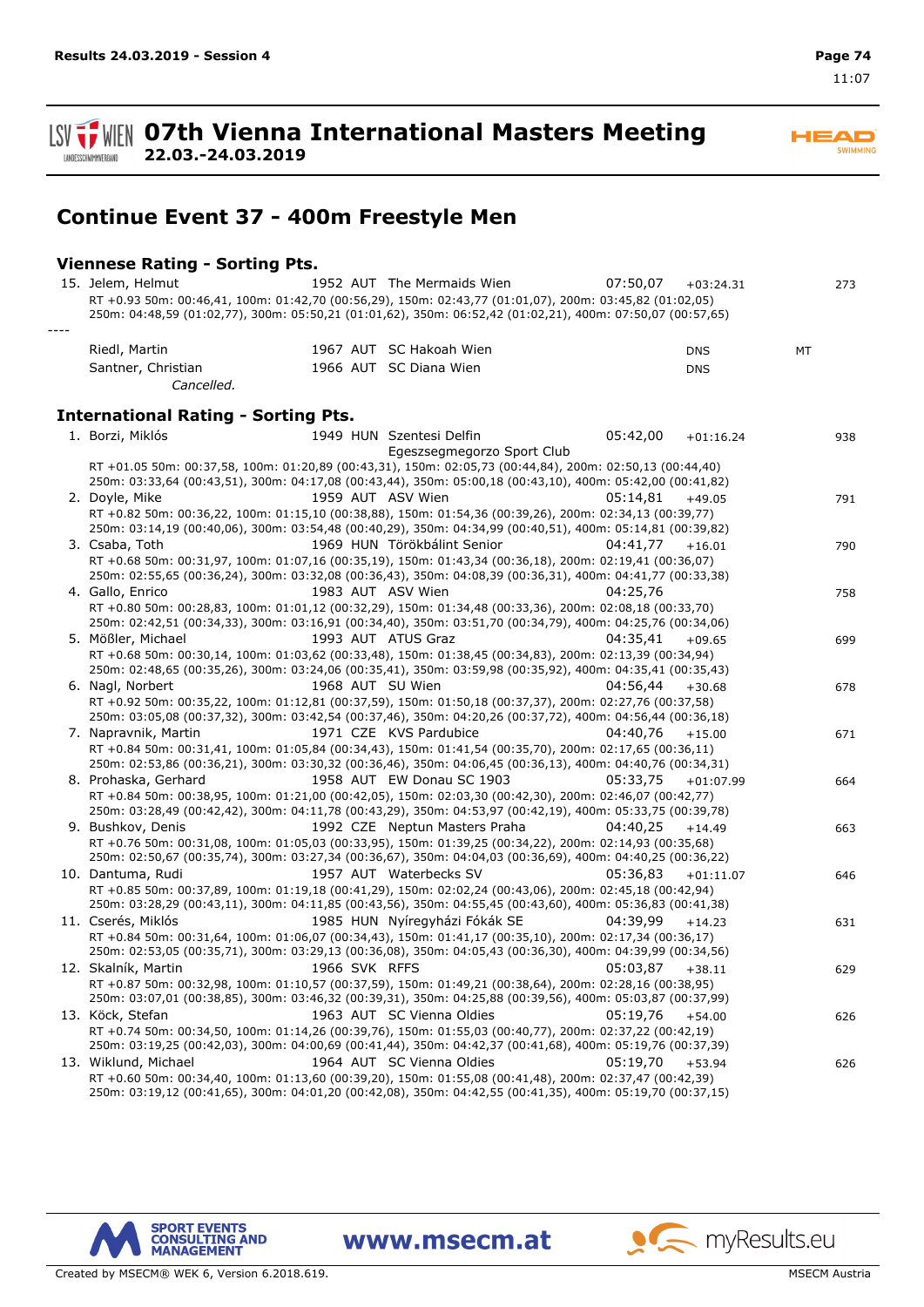# 07th Vienna International Masters Meeting

22.03.-24.03.2019

## Continue Event 37 - 400m Freestyle Men

### Viennese Rating - Sorting Pts.

15. Jelem, Helmut — 1952 AUT The Mermaids Wien — 07:50,07 — +03:24.31 — 273
    RT +0.93 50m: 00:46,41, 100m: 01:42,70 (00:56,29), 150m: 02:43,77 (01:01,07), 200m: 03:45,82 (01:02,05)
    250m: 04:48,59 (01:02,77), 300m: 05:50,21 (01:01,62), 350m: 06:52,42 (01:02,21), 400m: 07:50,07 (00:57,65)

----

Riedl, Martin — 1967 AUT SC Hakoah Wien — DNS — MT

Santner, Christian — 1966 AUT SC Diana Wien — DNS

*Cancelled.*

### International Rating - Sorting Pts.

1. Borzi, Miklós — 1949 HUN Szentesi Delfin Egeszsegmegorzo Sport Club — 05:42,00 — +01:16.24 — 938
   RT +01.05 50m: 00:37,58, 100m: 01:20,89 (00:43,31), 150m: 02:05,73 (00:44,84), 200m: 02:50,13 (00:44,40)
   250m: 03:33,64 (00:43,51), 300m: 04:17,08 (00:43,44), 350m: 05:00,18 (00:43,10), 400m: 05:42,00 (00:41,82)
2. Doyle, Mike — 1959 AUT ASV Wien — 05:14,81 — +49.05 — 791
   RT +0.82 50m: 00:36,22, 100m: 01:15,10 (00:38,88), 150m: 01:54,36 (00:39,26), 200m: 02:34,13 (00:39,77)
   250m: 03:14,19 (00:40,06), 300m: 03:54,48 (00:40,29), 350m: 04:34,99 (00:40,51), 400m: 05:14,81 (00:39,82)
3. Csaba, Toth — 1969 HUN Törökbálint Senior — 04:41,77 — +16.01 — 790
   RT +0.68 50m: 00:31,97, 100m: 01:07,16 (00:35,19), 150m: 01:43,34 (00:36,18), 200m: 02:19,41 (00:36,07)
   250m: 02:55,65 (00:36,24), 300m: 03:32,08 (00:36,43), 350m: 04:08,39 (00:36,31), 400m: 04:41,77 (00:33,38)
4. Gallo, Enrico — 1983 AUT ASV Wien — 04:25,76 — 758
   RT +0.80 50m: 00:28,83, 100m: 01:01,12 (00:32,29), 150m: 01:34,48 (00:33,36), 200m: 02:08,18 (00:33,70)
   250m: 02:42,51 (00:34,33), 300m: 03:16,91 (00:34,40), 350m: 03:51,70 (00:34,79), 400m: 04:25,76 (00:34,06)
5. Mößler, Michael — 1993 AUT ATUS Graz — 04:35,41 — +09.65 — 699
   RT +0.68 50m: 00:30,14, 100m: 01:03,62 (00:33,48), 150m: 01:38,45 (00:34,83), 200m: 02:13,39 (00:34,94)
   250m: 02:48,65 (00:35,26), 300m: 03:24,06 (00:35,41), 350m: 03:59,98 (00:35,92), 400m: 04:35,41 (00:35,43)
6. Nagl, Norbert — 1968 AUT SU Wien — 04:56,44 — +30.68 — 678
   RT +0.92 50m: 00:35,22, 100m: 01:12,81 (00:37,59), 150m: 01:50,18 (00:37,37), 200m: 02:27,76 (00:37,58)
   250m: 03:05,08 (00:37,32), 300m: 03:42,54 (00:37,46), 350m: 04:20,26 (00:37,72), 400m: 04:56,44 (00:36,18)
7. Napravnik, Martin — 1971 CZE KVS Pardubice — 04:40,76 — +15.00 — 671
   RT +0.84 50m: 00:31,41, 100m: 01:05,84 (00:34,43), 150m: 01:41,54 (00:35,70), 200m: 02:17,65 (00:36,11)
   250m: 02:53,86 (00:36,21), 300m: 03:30,32 (00:36,46), 350m: 04:06,45 (00:36,13), 400m: 04:40,76 (00:34,31)
8. Prohaska, Gerhard — 1958 AUT EW Donau SC 1903 — 05:33,75 — +01:07.99 — 664
   RT +0.84 50m: 00:38,95, 100m: 01:21,00 (00:42,05), 150m: 02:03,30 (00:42,30), 200m: 02:46,07 (00:42,77)
   250m: 03:28,49 (00:42,42), 300m: 04:11,78 (00:43,29), 350m: 04:53,97 (00:42,19), 400m: 05:33,75 (00:39,78)
9. Bushkov, Denis — 1992 CZE Neptun Masters Praha — 04:40,25 — +14.49 — 663
   RT +0.76 50m: 00:31,08, 100m: 01:05,03 (00:33,95), 150m: 01:39,25 (00:34,22), 200m: 02:14,93 (00:35,68)
   250m: 02:50,67 (00:35,74), 300m: 03:27,34 (00:36,67), 350m: 04:04,03 (00:36,69), 400m: 04:40,25 (00:36,22)
10. Dantuma, Rudi — 1957 AUT Waterbecks SV — 05:36,83 — +01:11.07 — 646
    RT +0.85 50m: 00:37,89, 100m: 01:19,18 (00:41,29), 150m: 02:02,24 (00:43,06), 200m: 02:45,18 (00:42,94)
    250m: 03:28,29 (00:43,11), 300m: 04:11,85 (00:43,56), 350m: 04:55,45 (00:43,60), 400m: 05:36,83 (00:41,38)
11. Cserés, Miklós — 1985 HUN Nyíregyházi Fókák SE — 04:39,99 — +14.23 — 631
    RT +0.84 50m: 00:31,64, 100m: 01:06,07 (00:34,43), 150m: 01:41,17 (00:35,10), 200m: 02:17,34 (00:36,17)
    250m: 02:53,05 (00:35,71), 300m: 03:29,13 (00:36,08), 350m: 04:05,43 (00:36,30), 400m: 04:39,99 (00:34,56)
12. Skalník, Martin — 1966 SVK RFFS — 05:03,87 — +38.11 — 629
    RT +0.87 50m: 00:32,98, 100m: 01:10,57 (00:37,59), 150m: 01:49,21 (00:38,64), 200m: 02:28,16 (00:38,95)
    250m: 03:07,01 (00:38,85), 300m: 03:46,32 (00:39,31), 350m: 04:25,88 (00:39,56), 400m: 05:03,87 (00:37,99)
13. Köck, Stefan — 1963 AUT SC Vienna Oldies — 05:19,76 — +54.00 — 626
    RT +0.74 50m: 00:34,50, 100m: 01:14,26 (00:39,76), 150m: 01:55,03 (00:40,77), 200m: 02:37,22 (00:42,19)
    250m: 03:19,25 (00:42,03), 300m: 04:00,69 (00:41,44), 350m: 04:42,37 (00:41,68), 400m: 05:19,76 (00:37,39)
13. Wiklund, Michael — 1964 AUT SC Vienna Oldies — 05:19,70 — +53.94 — 626
    RT +0.60 50m: 00:34,40, 100m: 01:13,60 (00:39,20), 150m: 01:55,08 (00:41,48), 200m: 02:37,47 (00:42,39)
    250m: 03:19,12 (00:41,65), 300m: 04:01,20 (00:42,08), 350m: 04:42,55 (00:41,35), 400m: 05:19,70 (00:37,15)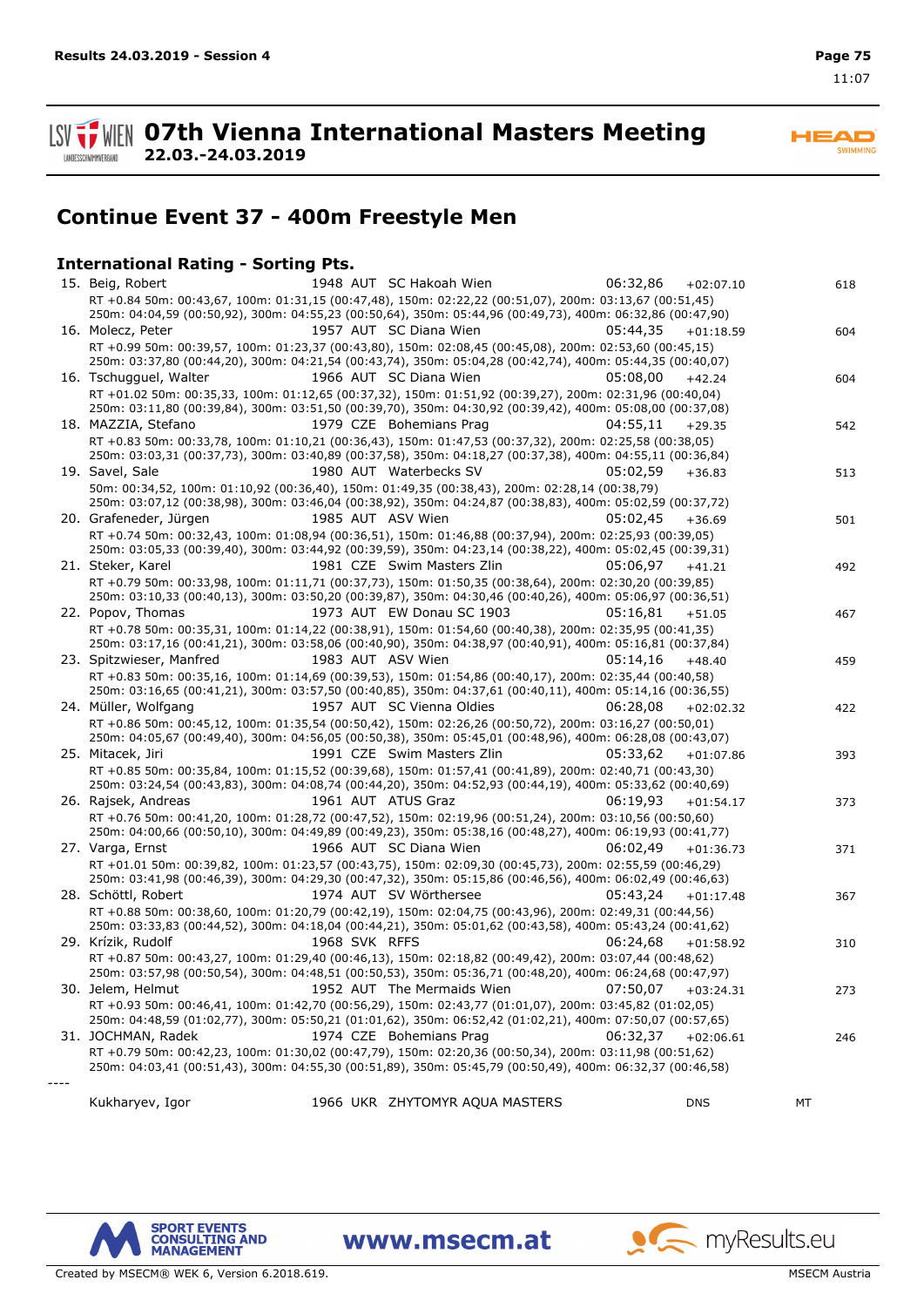# 07th Vienna International Masters Meeting

**22.03.-24.03.2019**

## Continue Event 37 - 400m Freestyle Men

### International Rating - Sorting Pts.

15. Beig, Robert 1948 AUT SC Hakoah Wien 06:32,86 +02:07.10 618
RT +0.84 50m: 00:43,67, 100m: 01:31,15 (00:47,48), 150m: 02:22,22 (00:51,07), 200m: 03:13,67 (00:51,45)
250m: 04:04,59 (00:50,92), 300m: 04:55,23 (00:50,64), 350m: 05:44,96 (00:49,73), 400m: 06:32,86 (00:47,90)

16. Molecz, Peter 1957 AUT SC Diana Wien 05:44,35 +01:18.59 604
RT +0.99 50m: 00:39,57, 100m: 01:23,37 (00:43,80), 150m: 02:08,45 (00:45,08), 200m: 02:53,60 (00:45,15)
250m: 03:37,80 (00:44,20), 300m: 04:21,54 (00:43,74), 350m: 05:04,28 (00:42,74), 400m: 05:44,35 (00:40,07)

16. Tschugguel, Walter 1966 AUT SC Diana Wien 05:08,00 +42.24 604
RT +01.02 50m: 00:35,33, 100m: 01:12,65 (00:37,32), 150m: 01:51,92 (00:39,27), 200m: 02:31,96 (00:40,04)
250m: 03:11,80 (00:39,84), 300m: 03:51,50 (00:39,70), 350m: 04:30,92 (00:39,42), 400m: 05:08,00 (00:37,08)

18. MAZZIA, Stefano 1979 CZE Bohemians Prag 04:55,11 +29.35 542
RT +0.83 50m: 00:33,78, 100m: 01:10,21 (00:36,43), 150m: 01:47,53 (00:37,32), 200m: 02:25,58 (00:38,05)
250m: 03:03,31 (00:37,73), 300m: 03:40,89 (00:37,58), 350m: 04:18,27 (00:37,38), 400m: 04:55,11 (00:36,84)

19. Savel, Sale 1980 AUT Waterbecks SV 05:02,59 +36.83 513
50m: 00:34,52, 100m: 01:10,92 (00:36,40), 150m: 01:49,35 (00:38,43), 200m: 02:28,14 (00:38,79)
250m: 03:07,12 (00:38,98), 300m: 03:46,04 (00:38,92), 350m: 04:24,87 (00:38,83), 400m: 05:02,59 (00:37,72)

20. Grafeneder, Jürgen 1985 AUT ASV Wien 05:02,45 +36.69 501
RT +0.74 50m: 00:32,43, 100m: 01:08,94 (00:36,51), 150m: 01:46,88 (00:37,94), 200m: 02:25,93 (00:39,05)
250m: 03:05,33 (00:39,40), 300m: 03:44,92 (00:39,59), 350m: 04:23,14 (00:38,22), 400m: 05:02,45 (00:39,31)

21. Steker, Karel 1981 CZE Swim Masters Zlin 05:06,97 +41.21 492
RT +0.79 50m: 00:33,98, 100m: 01:11,71 (00:37,73), 150m: 01:50,35 (00:38,64), 200m: 02:30,20 (00:39,85)
250m: 03:10,33 (00:40,13), 300m: 03:50,20 (00:39,87), 350m: 04:30,46 (00:40,26), 400m: 05:06,97 (00:36,51)

22. Popov, Thomas 1973 AUT EW Donau SC 1903 05:16,81 +51.05 467
RT +0.78 50m: 00:35,31, 100m: 01:14,22 (00:38,91), 150m: 01:54,60 (00:40,38), 200m: 02:35,95 (00:41,35)
250m: 03:17,16 (00:41,21), 300m: 03:58,06 (00:40,90), 350m: 04:38,97 (00:40,91), 400m: 05:16,81 (00:37,84)

23. Spitzwieser, Manfred 1983 AUT ASV Wien 05:14,16 +48.40 459
RT +0.83 50m: 00:35,16, 100m: 01:14,69 (00:39,53), 150m: 01:54,86 (00:40,17), 200m: 02:35,44 (00:40,58)
250m: 03:16,65 (00:41,21), 300m: 03:57,50 (00:40,85), 350m: 04:37,61 (00:40,11), 400m: 05:14,16 (00:36,55)

24. Müller, Wolfgang 1957 AUT SC Vienna Oldies 06:28,08 +02:02.32 422
RT +0.86 50m: 00:45,12, 100m: 01:35,54 (00:50,42), 150m: 02:26,26 (00:50,72), 200m: 03:16,27 (00:50,01)
250m: 04:05,67 (00:49,40), 300m: 04:56,05 (00:50,38), 350m: 05:45,01 (00:48,96), 400m: 06:28,08 (00:43,07)

25. Mitacek, Jiri 1991 CZE Swim Masters Zlin 05:33,62 +01:07.86 393
RT +0.85 50m: 00:35,84, 100m: 01:15,52 (00:39,68), 150m: 01:57,41 (00:41,89), 200m: 02:40,71 (00:43,30)
250m: 03:24,54 (00:43,83), 300m: 04:08,74 (00:44,20), 350m: 04:52,93 (00:44,19), 400m: 05:33,62 (00:40,69)

26. Rajsek, Andreas 1961 AUT ATUS Graz 06:19,93 +01:54.17 373
RT +0.76 50m: 00:41,20, 100m: 01:28,72 (00:47,52), 150m: 02:19,96 (00:51,24), 200m: 03:10,56 (00:50,60)
250m: 04:00,66 (00:50,10), 300m: 04:49,89 (00:49,23), 350m: 05:38,16 (00:48,27), 400m: 06:19,93 (00:41,77)

27. Varga, Ernst 1966 AUT SC Diana Wien 06:02,49 +01:36.73 371
RT +01.01 50m: 00:39,82, 100m: 01:23,57 (00:43,75), 150m: 02:09,30 (00:45,73), 200m: 02:55,59 (00:46,29)
250m: 03:41,98 (00:46,39), 300m: 04:29,30 (00:47,32), 350m: 05:15,86 (00:46,56), 400m: 06:02,49 (00:46,63)

28. Schöttl, Robert 1974 AUT SV Wörthersee 05:43,24 +01:17.48 367
RT +0.88 50m: 00:38,60, 100m: 01:20,79 (00:42,19), 150m: 02:04,75 (00:43,96), 200m: 02:49,31 (00:44,56)
250m: 03:33,83 (00:44,52), 300m: 04:18,04 (00:44,21), 350m: 05:01,62 (00:43,58), 400m: 05:43,24 (00:41,62)

29. Krízik, Rudolf 1968 SVK RFFS 06:24,68 +01:58.92 310
RT +0.87 50m: 00:43,27, 100m: 01:29,40 (00:46,13), 150m: 02:18,82 (00:49,42), 200m: 03:07,44 (00:48,62)
250m: 03:57,98 (00:50,54), 300m: 04:48,51 (00:50,53), 350m: 05:36,71 (00:48,20), 400m: 06:24,68 (00:47,97)

30. Jelem, Helmut 1952 AUT The Mermaids Wien 07:50,07 +03:24.31 273
RT +0.93 50m: 00:46,41, 100m: 01:42,70 (00:56,29), 150m: 02:43,77 (01:01,07), 200m: 03:45,82 (01:02,05)
250m: 04:48,59 (01:02,77), 300m: 05:50,21 (01:01,62), 350m: 06:52,42 (01:02,21), 400m: 07:50,07 (00:57,65)

31. JOCHMAN, Radek 1974 CZE Bohemians Prag 06:32,37 +02:06.61 246
RT +0.79 50m: 00:42,23, 100m: 01:30,02 (00:47,79), 150m: 02:20,36 (00:50,34), 200m: 03:11,98 (00:51,62)
250m: 04:03,41 (00:51,43), 300m: 04:55,30 (00:51,89), 350m: 05:45,79 (00:50,49), 400m: 06:32,37 (00:46,58)

----

Kukharyev, Igor 1966 UKR ZHYTOMYR AQUA MASTERS DNS MT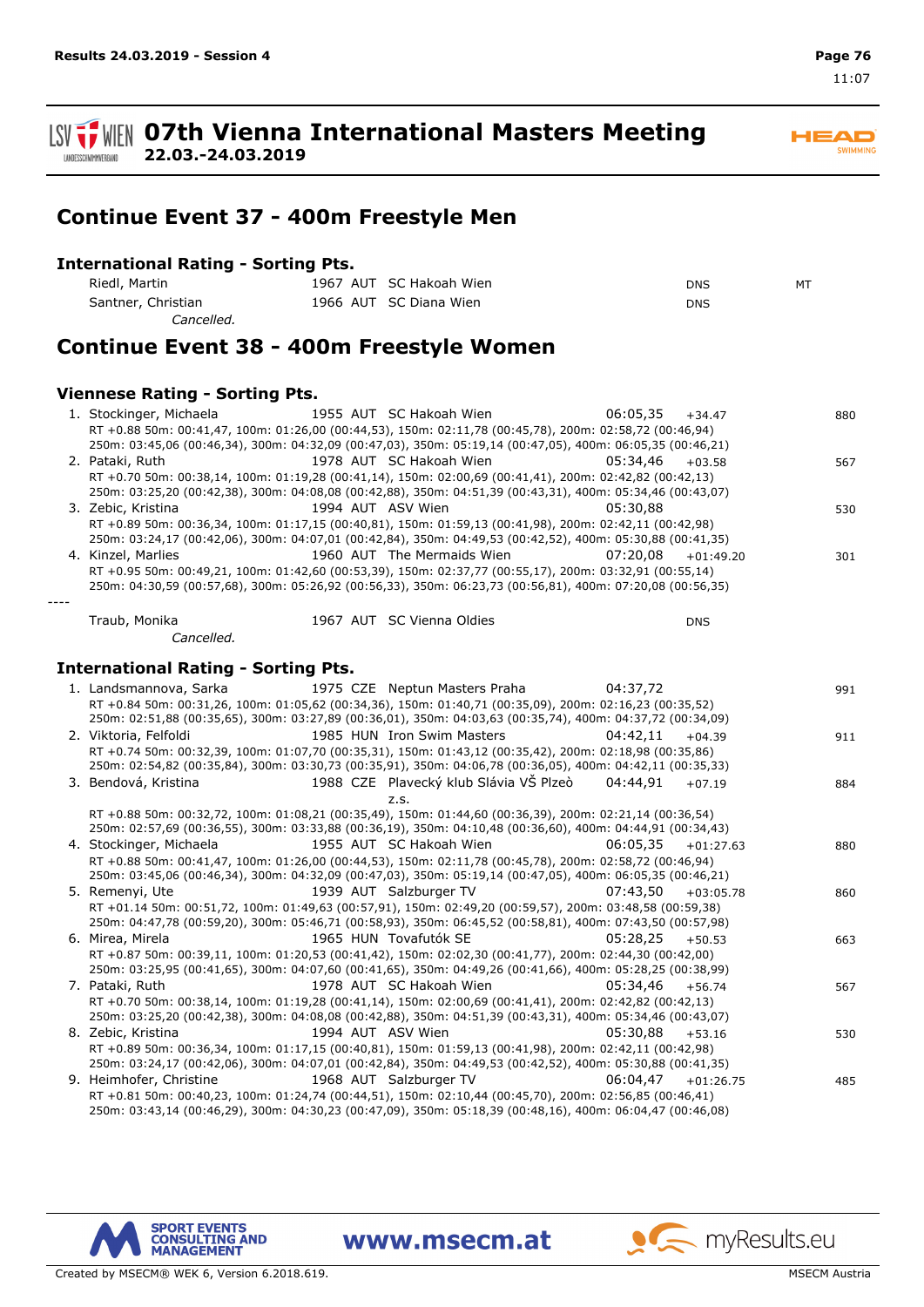# 07th Vienna International Masters Meeting

**22.03.-24.03.2019**

## Continue Event 37 - 400m Freestyle Men

### International Rating - Sorting Pts.

| | Name | YoB | Nat | Club | Time | Diff | Pts |
|---|---|---|---|---|---|---|---|
| | Riedl, Martin | 1967 | AUT | SC Hakoah Wien | DNS | | MT |
| | Santner, Christian | 1966 | AUT | SC Diana Wien | DNS | | |

*Cancelled.*

## Continue Event 38 - 400m Freestyle Women

### Viennese Rating - Sorting Pts.

1. Stockinger, Michaela — 1955 AUT SC Hakoah Wien — 06:05,35 — +34.47 — 880
   RT +0.88 50m: 00:41,47, 100m: 01:26,00 (00:44,53), 150m: 02:11,78 (00:45,78), 200m: 02:58,72 (00:46,94)
   250m: 03:45,06 (00:46,34), 300m: 04:32,09 (00:47,03), 350m: 05:19,14 (00:47,05), 400m: 06:05,35 (00:46,21)
2. Pataki, Ruth — 1978 AUT SC Hakoah Wien — 05:34,46 — +03.58 — 567
   RT +0.70 50m: 00:38,14, 100m: 01:19,28 (00:41,14), 150m: 02:00,69 (00:41,41), 200m: 02:42,82 (00:42,13)
   250m: 03:25,20 (00:42,38), 300m: 04:08,08 (00:42,88), 350m: 04:51,39 (00:43,31), 400m: 05:34,46 (00:43,07)
3. Zebic, Kristina — 1994 AUT ASV Wien — 05:30,88 — 530
   RT +0.89 50m: 00:36,34, 100m: 01:17,15 (00:40,81), 150m: 01:59,13 (00:41,98), 200m: 02:42,11 (00:42,98)
   250m: 03:24,17 (00:42,06), 300m: 04:07,01 (00:42,84), 350m: 04:49,53 (00:42,52), 400m: 05:30,88 (00:41,35)
4. Kinzel, Marlies — 1960 AUT The Mermaids Wien — 07:20,08 — +01:49.20 — 301
   RT +0.95 50m: 00:49,21, 100m: 01:42,60 (00:53,39), 150m: 02:37,77 (00:55,17), 200m: 03:32,91 (00:55,14)
   250m: 04:30,59 (00:57,68), 300m: 05:26,92 (00:56,33), 350m: 06:23,73 (00:56,81), 400m: 07:20,08 (00:56,35)

----

Traub, Monika — 1967 AUT SC Vienna Oldies — DNS

*Cancelled.*

### International Rating - Sorting Pts.

1. Landsmannova, Sarka — 1975 CZE Neptun Masters Praha — 04:37,72 — 991
   RT +0.84 50m: 00:31,26, 100m: 01:05,62 (00:34,36), 150m: 01:40,71 (00:35,09), 200m: 02:16,23 (00:35,52)
   250m: 02:51,88 (00:35,65), 300m: 03:27,89 (00:36,01), 350m: 04:03,63 (00:35,74), 400m: 04:37,72 (00:34,09)
2. Viktoria, Felfoldi — 1985 HUN Iron Swim Masters — 04:42,11 — +04.39 — 911
   RT +0.74 50m: 00:32,39, 100m: 01:07,70 (00:35,31), 150m: 01:43,12 (00:35,42), 200m: 02:18,98 (00:35,86)
   250m: 02:54,82 (00:35,84), 300m: 03:30,73 (00:35,91), 350m: 04:06,78 (00:36,05), 400m: 04:42,11 (00:35,33)
3. Bendová, Kristina — 1988 CZE Plavecký klub Slávia VŠ Plzeò z.s. — 04:44,91 — +07.19 — 884
   RT +0.88 50m: 00:32,72, 100m: 01:08,21 (00:35,49), 150m: 01:44,60 (00:36,39), 200m: 02:21,14 (00:36,54)
   250m: 02:57,69 (00:36,55), 300m: 03:33,88 (00:36,19), 350m: 04:10,48 (00:36,60), 400m: 04:44,91 (00:34,43)
4. Stockinger, Michaela — 1955 AUT SC Hakoah Wien — 06:05,35 — +01:27.63 — 880
   RT +0.88 50m: 00:41,47, 100m: 01:26,00 (00:44,53), 150m: 02:11,78 (00:45,78), 200m: 02:58,72 (00:46,94)
   250m: 03:45,06 (00:46,34), 300m: 04:32,09 (00:47,03), 350m: 05:19,14 (00:47,05), 400m: 06:05,35 (00:46,21)
5. Remenyi, Ute — 1939 AUT Salzburger TV — 07:43,50 — +03:05.78 — 860
   RT +01.14 50m: 00:51,72, 100m: 01:49,63 (00:57,91), 150m: 02:49,20 (00:59,57), 200m: 03:48,58 (00:59,38)
   250m: 04:47,78 (00:59,20), 300m: 05:46,71 (00:58,93), 350m: 06:45,52 (00:58,81), 400m: 07:43,50 (00:57,98)
6. Mirea, Mirela — 1965 HUN Tovafutók SE — 05:28,25 — +50.53 — 663
   RT +0.87 50m: 00:39,11, 100m: 01:20,53 (00:41,42), 150m: 02:02,30 (00:41,77), 200m: 02:44,30 (00:42,00)
   250m: 03:25,95 (00:41,65), 300m: 04:07,60 (00:41,65), 350m: 04:49,26 (00:41,66), 400m: 05:28,25 (00:38,99)
7. Pataki, Ruth — 1978 AUT SC Hakoah Wien — 05:34,46 — +56.74 — 567
   RT +0.70 50m: 00:38,14, 100m: 01:19,28 (00:41,14), 150m: 02:00,69 (00:41,41), 200m: 02:42,82 (00:42,13)
   250m: 03:25,20 (00:42,38), 300m: 04:08,08 (00:42,88), 350m: 04:51,39 (00:43,31), 400m: 05:34,46 (00:43,07)
8. Zebic, Kristina — 1994 AUT ASV Wien — 05:30,88 — +53.16 — 530
   RT +0.89 50m: 00:36,34, 100m: 01:17,15 (00:40,81), 150m: 01:59,13 (00:41,98), 200m: 02:42,11 (00:42,98)
   250m: 03:24,17 (00:42,06), 300m: 04:07,01 (00:42,84), 350m: 04:49,53 (00:42,52), 400m: 05:30,88 (00:41,35)
9. Heimhofer, Christine — 1968 AUT Salzburger TV — 06:04,47 — +01:26.75 — 485
   RT +0.81 50m: 00:40,23, 100m: 01:24,74 (00:44,51), 150m: 02:10,44 (00:45,70), 200m: 02:56,85 (00:46,41)
   250m: 03:43,14 (00:46,29), 300m: 04:30,23 (00:47,09), 350m: 05:18,39 (00:48,16), 400m: 06:04,47 (00:46,08)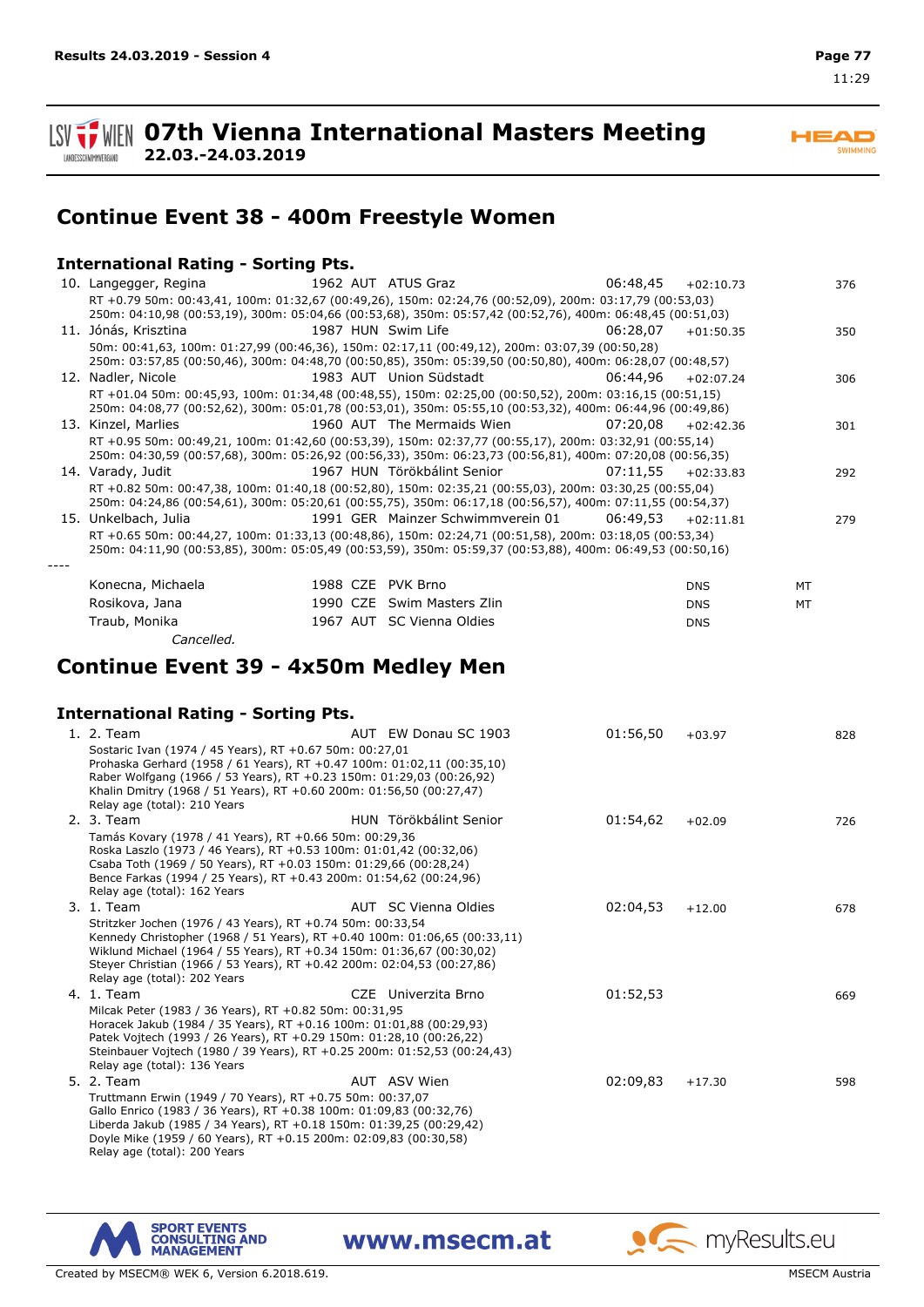# 07th Vienna International Masters Meeting
**22.03.-24.03.2019**

## Continue Event 38 - 400m Freestyle Women

### International Rating - Sorting Pts.

10. Langegger, Regina 1962 AUT ATUS Graz 06:48,45 +02:10.73 376
RT +0.79 50m: 00:43,41, 100m: 01:32,67 (00:49,26), 150m: 02:24,76 (00:52,09), 200m: 03:17,79 (00:53,03)
250m: 04:10,98 (00:53,19), 300m: 05:04,66 (00:53,68), 350m: 05:57,42 (00:52,76), 400m: 06:48,45 (00:51,03)

11. Jónás, Krisztina 1987 HUN Swim Life 06:28,07 +01:50.35 350
50m: 00:41,63, 100m: 01:27,99 (00:46,36), 150m: 02:17,11 (00:49,12), 200m: 03:07,39 (00:50,28)
250m: 03:57,85 (00:50,46), 300m: 04:48,70 (00:50,85), 350m: 05:39,50 (00:50,80), 400m: 06:28,07 (00:48,57)

12. Nadler, Nicole 1983 AUT Union Südstadt 06:44,96 +02:07.24 306
RT +01.04 50m: 00:45,93, 100m: 01:34,48 (00:48,55), 150m: 02:25,00 (00:50,52), 200m: 03:16,15 (00:51,15)
250m: 04:08,77 (00:52,62), 300m: 05:01,78 (00:53,01), 350m: 05:55,10 (00:53,32), 400m: 06:44,96 (00:49,86)

13. Kinzel, Marlies 1960 AUT The Mermaids Wien 07:20,08 +02:42.36 301
RT +0.95 50m: 00:49,21, 100m: 01:42,60 (00:53,39), 150m: 02:37,77 (00:55,17), 200m: 03:32,91 (00:55,14)
250m: 04:30,59 (00:57,68), 300m: 05:26,92 (00:56,33), 350m: 06:23,73 (00:56,81), 400m: 07:20,08 (00:56,35)

14. Varady, Judit 1967 HUN Törökbálint Senior 07:11,55 +02:33.83 292
RT +0.82 50m: 00:47,38, 100m: 01:40,18 (00:52,80), 150m: 02:35,21 (00:55,03), 200m: 03:30,25 (00:55,04)
250m: 04:24,86 (00:54,61), 300m: 05:20,61 (00:55,75), 350m: 06:17,18 (00:56,57), 400m: 07:11,55 (00:54,37)

15. Unkelbach, Julia 1991 GER Mainzer Schwimmverein 01 06:49,53 +02:11.81 279
RT +0.65 50m: 00:44,27, 100m: 01:33,13 (00:48,86), 150m: 02:24,71 (00:51,58), 200m: 03:18,05 (00:53,34)
250m: 04:11,90 (00:53,85), 300m: 05:05,49 (00:53,59), 350m: 05:59,37 (00:53,88), 400m: 06:49,53 (00:50,16)

----

Konecna, Michaela 1988 CZE PVK Brno DNS MT
Rosikova, Jana 1990 CZE Swim Masters Zlin DNS MT
Traub, Monika 1967 AUT SC Vienna Oldies DNS
*Cancelled.*

## Continue Event 39 - 4x50m Medley Men

### International Rating - Sorting Pts.

1. 2. Team AUT EW Donau SC 1903 01:56,50 +03.97 828
Sostaric Ivan (1974 / 45 Years), RT +0.67 50m: 00:27,01
Prohaska Gerhard (1958 / 61 Years), RT +0.47 100m: 01:02,11 (00:35,10)
Raber Wolfgang (1966 / 53 Years), RT +0.23 150m: 01:29,03 (00:26,92)
Khalin Dmitry (1968 / 51 Years), RT +0.60 200m: 01:56,50 (00:27,47)
Relay age (total): 210 Years

2. 3. Team HUN Törökbálint Senior 01:54,62 +02.09 726
Tamás Kovary (1978 / 41 Years), RT +0.66 50m: 00:29,36
Roska Laszlo (1973 / 46 Years), RT +0.53 100m: 01:01,42 (00:32,06)
Csaba Toth (1969 / 50 Years), RT +0.03 150m: 01:29,66 (00:28,24)
Bence Farkas (1994 / 25 Years), RT +0.43 200m: 01:54,62 (00:24,96)
Relay age (total): 162 Years

3. 1. Team AUT SC Vienna Oldies 02:04,53 +12.00 678
Stritzker Jochen (1976 / 43 Years), RT +0.74 50m: 00:33,54
Kennedy Christopher (1968 / 51 Years), RT +0.40 100m: 01:06,65 (00:33,11)
Wiklund Michael (1964 / 55 Years), RT +0.34 150m: 01:36,67 (00:30,02)
Steyer Christian (1966 / 53 Years), RT +0.42 200m: 02:04,53 (00:27,86)
Relay age (total): 202 Years

4. 1. Team CZE Univerzita Brno 01:52,53 669
Milcak Peter (1983 / 36 Years), RT +0.82 50m: 00:31,95
Horacek Jakub (1984 / 35 Years), RT +0.16 100m: 01:01,88 (00:29,93)
Patek Vojtech (1993 / 26 Years), RT +0.29 150m: 01:28,10 (00:26,22)
Steinbauer Vojtech (1980 / 39 Years), RT +0.25 200m: 01:52,53 (00:24,43)
Relay age (total): 136 Years

5. 2. Team AUT ASV Wien 02:09,83 +17.30 598
Truttmann Erwin (1949 / 70 Years), RT +0.75 50m: 00:37,07
Gallo Enrico (1983 / 36 Years), RT +0.38 100m: 01:09,83 (00:32,76)
Liberda Jakub (1985 / 34 Years), RT +0.18 150m: 01:39,25 (00:29,42)
Doyle Mike (1959 / 60 Years), RT +0.15 200m: 02:09,83 (00:30,58)
Relay age (total): 200 Years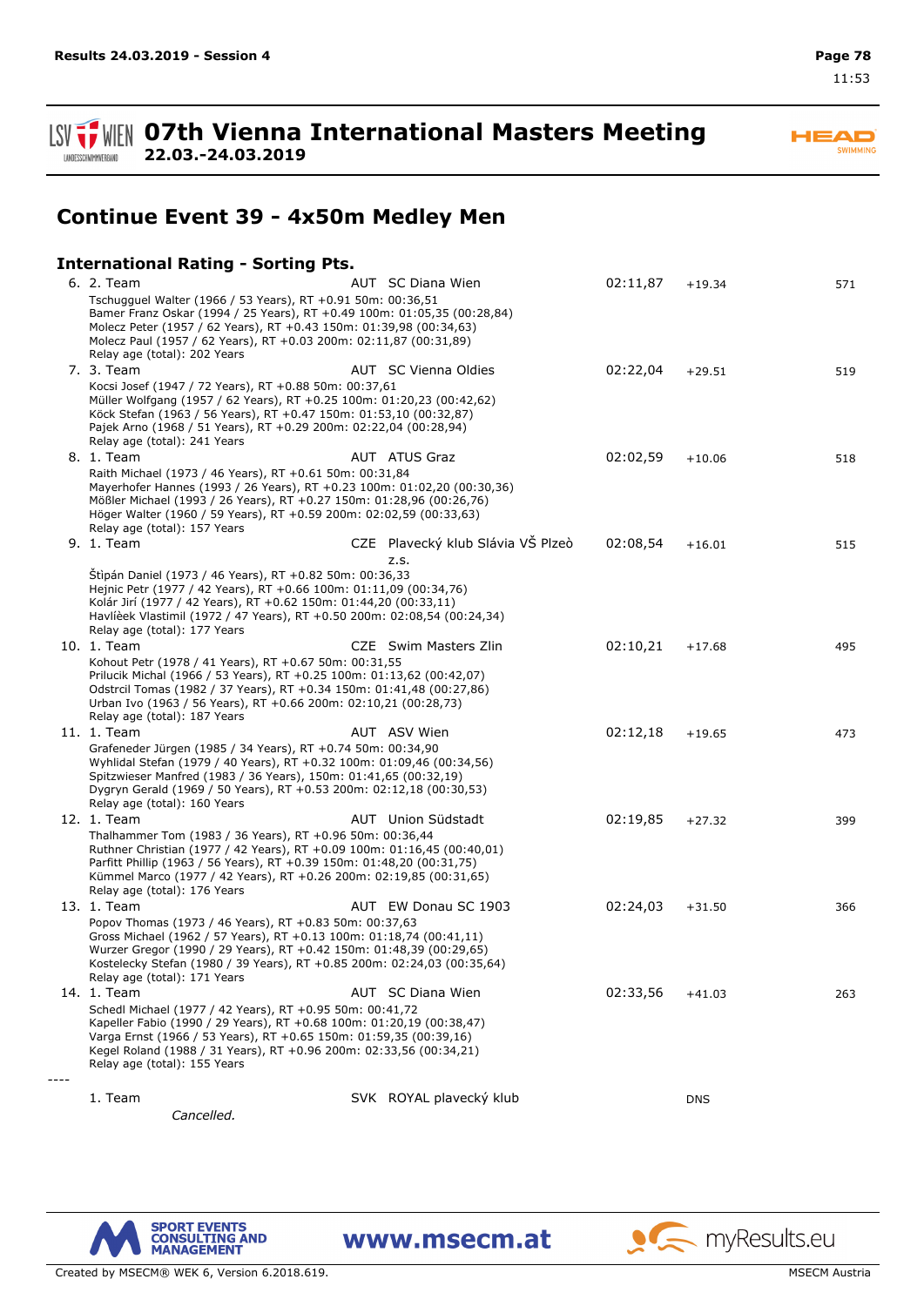# 07th Vienna International Masters Meeting

**22.03.-24.03.2019**

## Continue Event 39 - 4x50m Medley Men

### International Rating - Sorting Pts.

6. 2. Team — AUT SC Diana Wien — 02:11,87 — +19.34 — 571
   Tschugguel Walter (1966 / 53 Years), RT +0.91 50m: 00:36,51
   Bamer Franz Oskar (1994 / 25 Years), RT +0.49 100m: 01:05,35 (00:28,84)
   Molecz Peter (1957 / 62 Years), RT +0.43 150m: 01:39,98 (00:34,63)
   Molecz Paul (1957 / 62 Years), RT +0.03 200m: 02:11,87 (00:31,89)
   Relay age (total): 202 Years

7. 3. Team — AUT SC Vienna Oldies — 02:22,04 — +29.51 — 519
   Kocsi Josef (1947 / 72 Years), RT +0.88 50m: 00:37,61
   Müller Wolfgang (1957 / 62 Years), RT +0.25 100m: 01:20,23 (00:42,62)
   Köck Stefan (1963 / 56 Years), RT +0.47 150m: 01:53,10 (00:32,87)
   Pajek Arno (1968 / 51 Years), RT +0.29 200m: 02:22,04 (00:28,94)
   Relay age (total): 241 Years

8. 1. Team — AUT ATUS Graz — 02:02,59 — +10.06 — 518
   Raith Michael (1973 / 46 Years), RT +0.61 50m: 00:31,84
   Mayerhofer Hannes (1993 / 26 Years), RT +0.23 100m: 01:02,20 (00:30,36)
   Mößler Michael (1993 / 26 Years), RT +0.27 150m: 01:28,96 (00:26,76)
   Höger Walter (1960 / 59 Years), RT +0.59 200m: 02:02,59 (00:33,63)
   Relay age (total): 157 Years

9. 1. Team — CZE Plavecký klub Slávia VŠ Plzeò z.s. — 02:08,54 — +16.01 — 515
   Štipán Daniel (1973 / 46 Years), RT +0.82 50m: 00:36,33
   Hejnic Petr (1977 / 42 Years), RT +0.66 100m: 01:11,09 (00:34,76)
   Kolár Jirí (1977 / 42 Years), RT +0.62 150m: 01:44,20 (00:33,11)
   Havlíèek Vlastimil (1972 / 47 Years), RT +0.50 200m: 02:08,54 (00:24,34)
   Relay age (total): 177 Years

10. 1. Team — CZE Swim Masters Zlin — 02:10,21 — +17.68 — 495
    Kohout Petr (1978 / 41 Years), RT +0.67 50m: 00:31,55
    Prilucik Michal (1966 / 53 Years), RT +0.25 100m: 01:13,62 (00:42,07)
    Odstrcil Tomas (1982 / 37 Years), RT +0.34 150m: 01:41,48 (00:27,86)
    Urban Ivo (1963 / 56 Years), RT +0.66 200m: 02:10,21 (00:28,73)
    Relay age (total): 187 Years

11. 1. Team — AUT ASV Wien — 02:12,18 — +19.65 — 473
    Grafeneder Jürgen (1985 / 34 Years), RT +0.74 50m: 00:34,90
    Wyhlidal Stefan (1979 / 40 Years), RT +0.32 100m: 01:09,46 (00:34,56)
    Spitzwieser Manfred (1983 / 36 Years), 150m: 01:41,65 (00:32,19)
    Dygryn Gerald (1969 / 50 Years), RT +0.53 200m: 02:12,18 (00:30,53)
    Relay age (total): 160 Years

12. 1. Team — AUT Union Südstadt — 02:19,85 — +27.32 — 399
    Thalhammer Tom (1983 / 36 Years), RT +0.96 50m: 00:36,44
    Ruthner Christian (1977 / 42 Years), RT +0.09 100m: 01:16,45 (00:40,01)
    Parfitt Phillip (1963 / 56 Years), RT +0.39 150m: 01:48,20 (00:31,75)
    Kümmel Marco (1977 / 42 Years), RT +0.26 200m: 02:19,85 (00:31,65)
    Relay age (total): 176 Years

13. 1. Team — AUT EW Donau SC 1903 — 02:24,03 — +31.50 — 366
    Popov Thomas (1973 / 46 Years), RT +0.83 50m: 00:37,63
    Gross Michael (1962 / 57 Years), RT +0.13 100m: 01:18,74 (00:41,11)
    Wurzer Gregor (1990 / 29 Years), RT +0.42 150m: 01:48,39 (00:29,65)
    Kostelecky Stefan (1980 / 39 Years), RT +0.85 200m: 02:24,03 (00:35,64)
    Relay age (total): 171 Years

14. 1. Team — AUT SC Diana Wien — 02:33,56 — +41.03 — 263
    Schedl Michael (1977 / 42 Years), RT +0.95 50m: 00:41,72
    Kapeller Fabio (1990 / 29 Years), RT +0.68 100m: 01:20,19 (00:38,47)
    Varga Ernst (1966 / 53 Years), RT +0.65 150m: 01:59,35 (00:39,16)
    Kegel Roland (1988 / 31 Years), RT +0.96 200m: 02:33,56 (00:34,21)
    Relay age (total): 155 Years

----

1. Team — SVK ROYAL plavecký klub — DNS
   *Cancelled.*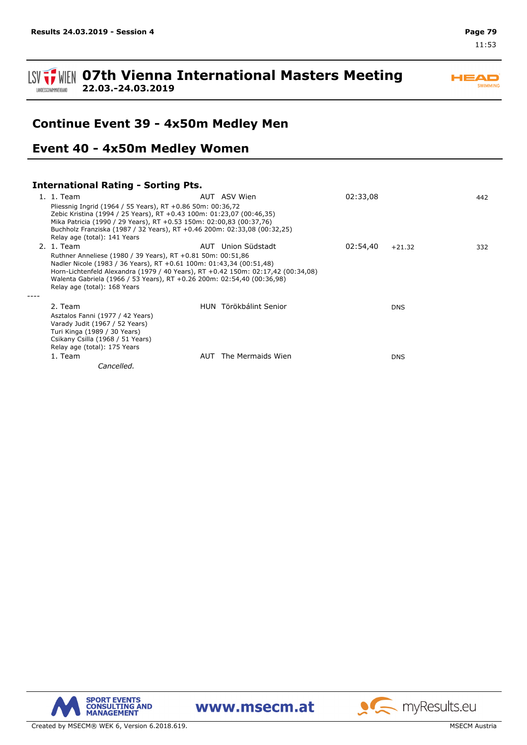## Continue Event 39 - 4x50m Medley Men

## Event 40 - 4x50m Medley Women

### International Rating - Sorting Pts.

1. 1. Team — AUT ASV Wien — 02:33,08 — 442
   Pliessnig Ingrid (1964 / 55 Years), RT +0.86 50m: 00:36,72
   Zebic Kristina (1994 / 25 Years), RT +0.43 100m: 01:23,07 (00:46,35)
   Mika Patricia (1990 / 29 Years), RT +0.53 150m: 02:00,83 (00:37,76)
   Buchholz Franziska (1987 / 32 Years), RT +0.46 200m: 02:33,08 (00:32,25)
   Relay age (total): 141 Years
2. 1. Team — AUT Union Südstadt — 02:54,40 — +21.32 — 332
   Ruthner Anneliese (1980 / 39 Years), RT +0.81 50m: 00:51,86
   Nadler Nicole (1983 / 36 Years), RT +0.61 100m: 01:43,34 (00:51,48)
   Horn-Lichtenfeld Alexandra (1979 / 40 Years), RT +0.42 150m: 02:17,42 (00:34,08)
   Walenta Gabriela (1966 / 53 Years), RT +0.26 200m: 02:54,40 (00:36,98)
   Relay age (total): 168 Years

----

- 2. Team — HUN Törökbálint Senior — DNS
  Asztalos Fanni (1977 / 42 Years)
  Varady Judit (1967 / 52 Years)
  Turi Kinga (1989 / 30 Years)
  Csikany Csilla (1968 / 51 Years)
  Relay age (total): 175 Years
- 1. Team — AUT The Mermaids Wien — DNS
  *Cancelled.*